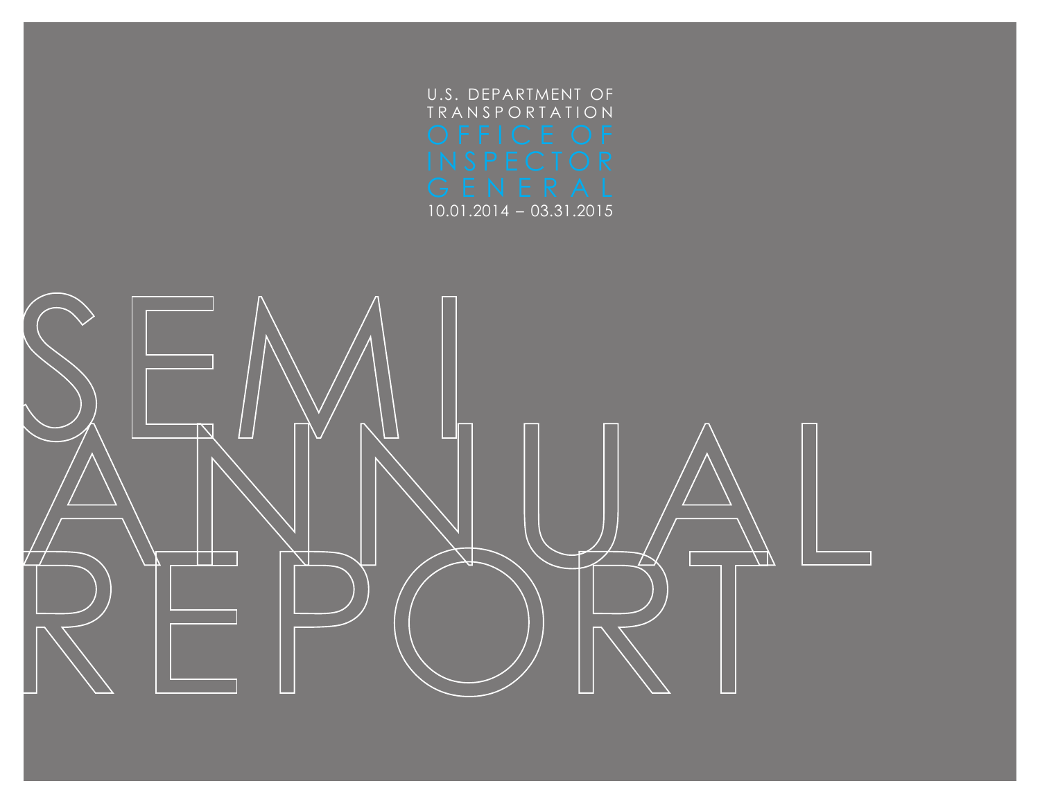U.S. DEPARTMENT OF TRANSPORTATION

OFFICE OF INSPECTOR GENERAL

10.01.2014 – 03.31.2015

# SEMI ANNUAL REPORT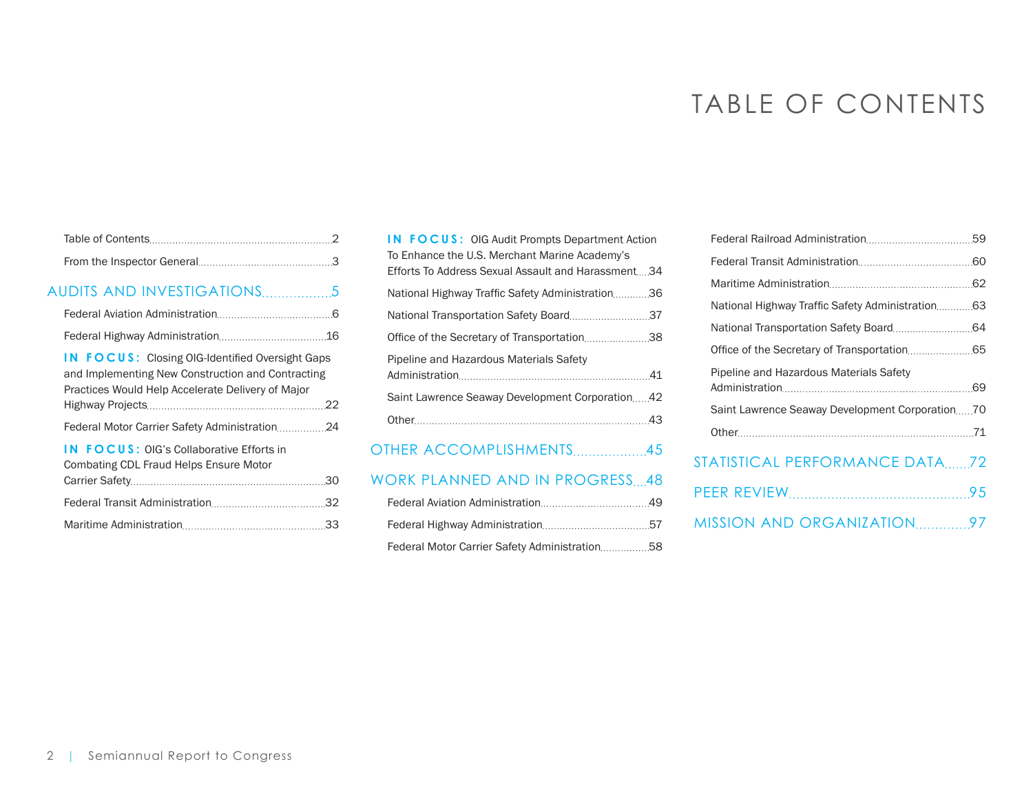# TABLE OF CONTENTS

Table of Contents ........ 2

From the Inspector General ........ 3

## AUDITS AND INVESTIGATIONS ........ 5

Federal Aviation Administration ........ 6

Federal Highway Administration ........ 16

**IN FOCUS:** Closing OIG-Identified Oversight Gaps and Implementing New Construction and Contracting Practices Would Help Accelerate Delivery of Major Highway Projects ........ 22

Federal Motor Carrier Safety Administration ........ 24

**IN FOCUS:** OIG's Collaborative Efforts in Combating CDL Fraud Helps Ensure Motor Carrier Safety ........ 30

Federal Transit Administration ........ 32

Maritime Administration ........ 33

**IN FOCUS:** OIG Audit Prompts Department Action To Enhance the U.S. Merchant Marine Academy's Efforts To Address Sexual Assault and Harassment ........ 34

National Highway Traffic Safety Administration ........ 36

National Transportation Safety Board ........ 37

Office of the Secretary of Transportation ........ 38

Pipeline and Hazardous Materials Safety Administration ........ 41

Saint Lawrence Seaway Development Corporation ........ 42

Other ........ 43

## OTHER ACCOMPLISHMENTS ........ 45

## WORK PLANNED AND IN PROGRESS ........ 48

Federal Aviation Administration ........ 49

Federal Highway Administration ........ 57

Federal Motor Carrier Safety Administration ........ 58

Federal Railroad Administration ........ 59

Federal Transit Administration ........ 60

Maritime Administration ........ 62

National Highway Traffic Safety Administration ........ 63

National Transportation Safety Board ........ 64

Office of the Secretary of Transportation ........ 65

Pipeline and Hazardous Materials Safety Administration ........ 69

Saint Lawrence Seaway Development Corporation ........ 70

Other ........ 71

## STATISTICAL PERFORMANCE DATA ........ 72

## PEER REVIEW ........ 95

## MISSION AND ORGANIZATION ........ 97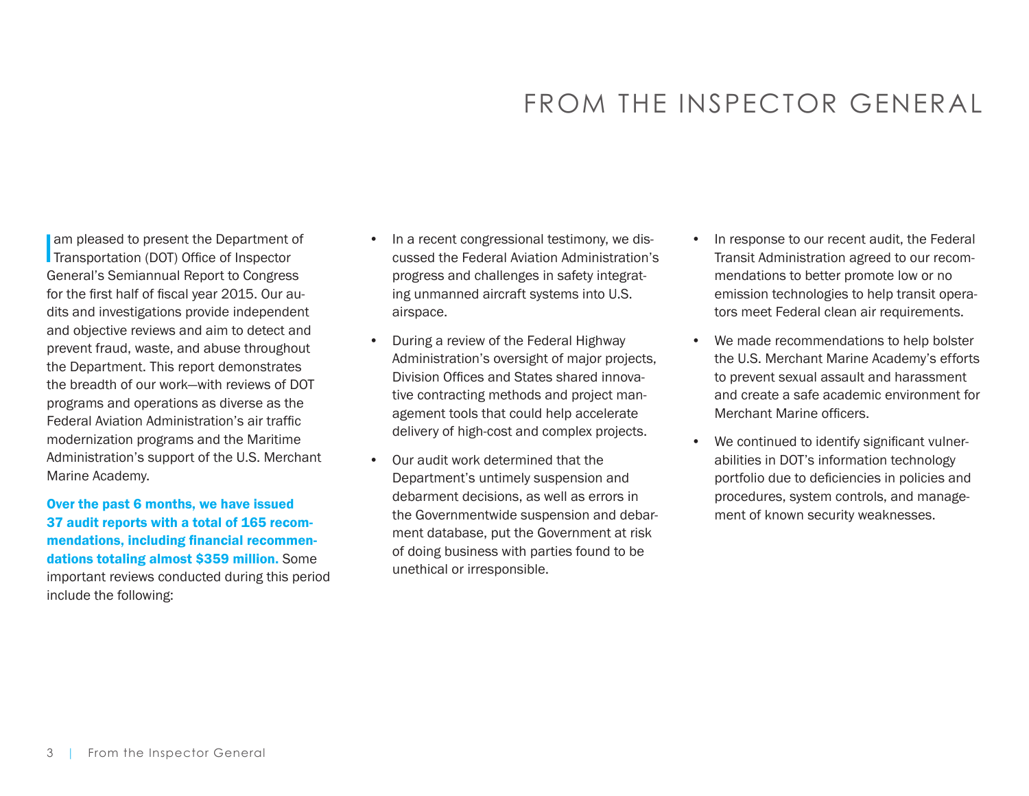# FROM THE INSPECTOR GENERAL

I am pleased to present the Department of Transportation (DOT) Office of Inspector General's Semiannual Report to Congress for the first half of fiscal year 2015. Our audits and investigations provide independent and objective reviews and aim to detect and prevent fraud, waste, and abuse throughout the Department. This report demonstrates the breadth of our work—with reviews of DOT programs and operations as diverse as the Federal Aviation Administration's air traffic modernization programs and the Maritime Administration's support of the U.S. Merchant Marine Academy.

**Over the past 6 months, we have issued 37 audit reports with a total of 165 recommendations, including financial recommendations totaling almost $359 million.** Some important reviews conducted during this period include the following:

- In a recent congressional testimony, we discussed the Federal Aviation Administration's progress and challenges in safety integrating unmanned aircraft systems into U.S. airspace.
- During a review of the Federal Highway Administration's oversight of major projects, Division Offices and States shared innovative contracting methods and project management tools that could help accelerate delivery of high-cost and complex projects.
- Our audit work determined that the Department's untimely suspension and debarment decisions, as well as errors in the Governmentwide suspension and debarment database, put the Government at risk of doing business with parties found to be unethical or irresponsible.
- In response to our recent audit, the Federal Transit Administration agreed to our recommendations to better promote low or no emission technologies to help transit operators meet Federal clean air requirements.
- We made recommendations to help bolster the U.S. Merchant Marine Academy's efforts to prevent sexual assault and harassment and create a safe academic environment for Merchant Marine officers.
- We continued to identify significant vulnerabilities in DOT's information technology portfolio due to deficiencies in policies and procedures, system controls, and management of known security weaknesses.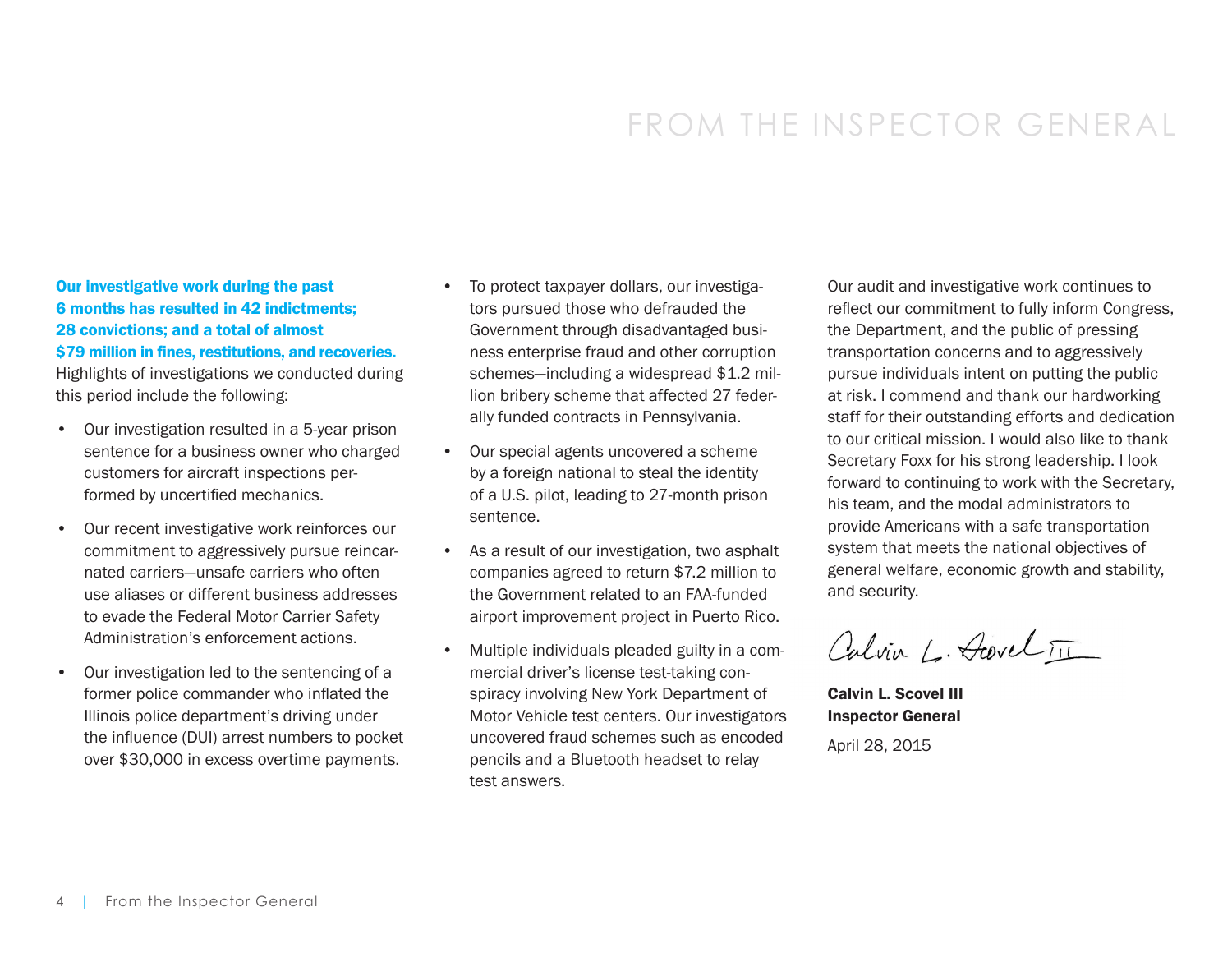# FROM THE INSPECTOR GENERAL

**Our investigative work during the past 6 months has resulted in 42 indictments; 28 convictions; and a total of almost $79 million in fines, restitutions, and recoveries.** Highlights of investigations we conducted during this period include the following:

- Our investigation resulted in a 5-year prison sentence for a business owner who charged customers for aircraft inspections performed by uncertified mechanics.
- Our recent investigative work reinforces our commitment to aggressively pursue reincarnated carriers—unsafe carriers who often use aliases or different business addresses to evade the Federal Motor Carrier Safety Administration's enforcement actions.
- Our investigation led to the sentencing of a former police commander who inflated the Illinois police department's driving under the influence (DUI) arrest numbers to pocket over $30,000 in excess overtime payments.
- To protect taxpayer dollars, our investigators pursued those who defrauded the Government through disadvantaged business enterprise fraud and other corruption schemes—including a widespread $1.2 million bribery scheme that affected 27 federally funded contracts in Pennsylvania.
- Our special agents uncovered a scheme by a foreign national to steal the identity of a U.S. pilot, leading to 27-month prison sentence.
- As a result of our investigation, two asphalt companies agreed to return $7.2 million to the Government related to an FAA-funded airport improvement project in Puerto Rico.
- Multiple individuals pleaded guilty in a commercial driver's license test-taking conspiracy involving New York Department of Motor Vehicle test centers. Our investigators uncovered fraud schemes such as encoded pencils and a Bluetooth headset to relay test answers.

Our audit and investigative work continues to reflect our commitment to fully inform Congress, the Department, and the public of pressing transportation concerns and to aggressively pursue individuals intent on putting the public at risk. I commend and thank our hardworking staff for their outstanding efforts and dedication to our critical mission. I would also like to thank Secretary Foxx for his strong leadership. I look forward to continuing to work with the Secretary, his team, and the modal administrators to provide Americans with a safe transportation system that meets the national objectives of general welfare, economic growth and stability, and security.

Calvin L. Scovel III

**Calvin L. Scovel III**
**Inspector General**

April 28, 2015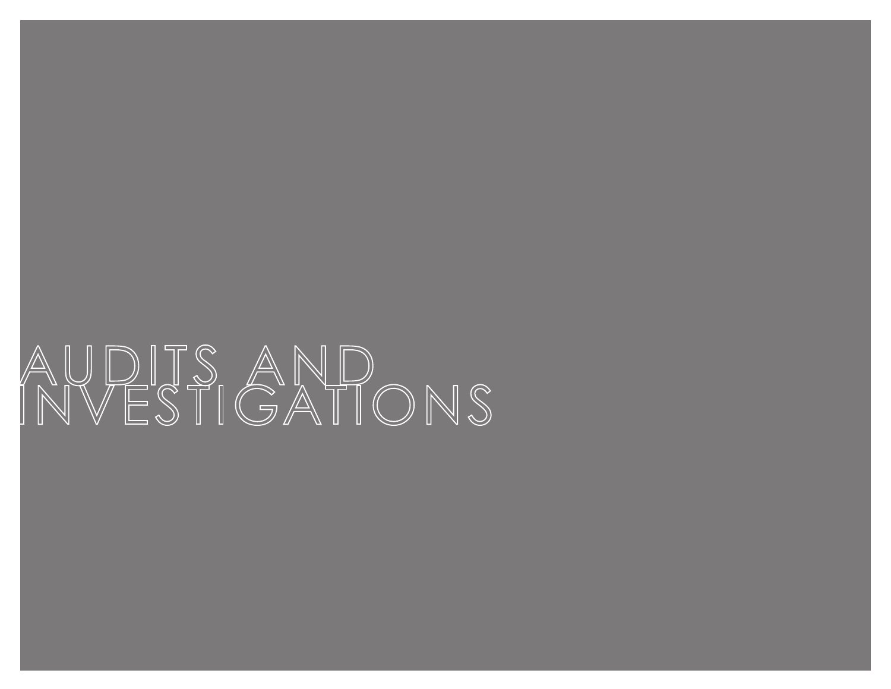# AUDITS AND INVESTIGATIONS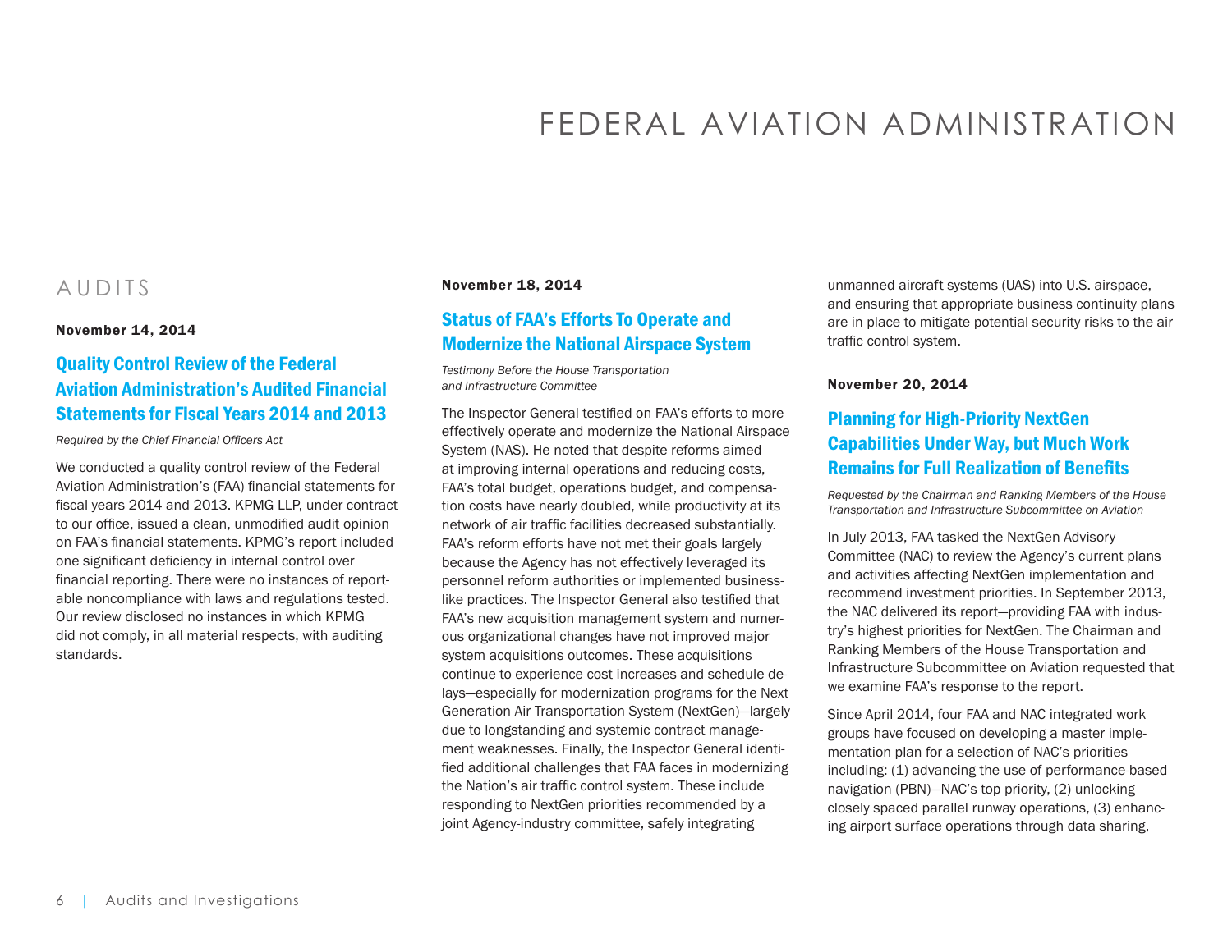# FEDERAL AVIATION ADMINISTRATION

## AUDITS

**November 14, 2014**

### Quality Control Review of the Federal Aviation Administration's Audited Financial Statements for Fiscal Years 2014 and 2013

*Required by the Chief Financial Officers Act*

We conducted a quality control review of the Federal Aviation Administration's (FAA) financial statements for fiscal years 2014 and 2013. KPMG LLP, under contract to our office, issued a clean, unmodified audit opinion on FAA's financial statements. KPMG's report included one significant deficiency in internal control over financial reporting. There were no instances of reportable noncompliance with laws and regulations tested. Our review disclosed no instances in which KPMG did not comply, in all material respects, with auditing standards.

**November 18, 2014**

### Status of FAA's Efforts To Operate and Modernize the National Airspace System

*Testimony Before the House Transportation and Infrastructure Committee*

The Inspector General testified on FAA's efforts to more effectively operate and modernize the National Airspace System (NAS). He noted that despite reforms aimed at improving internal operations and reducing costs, FAA's total budget, operations budget, and compensation costs have nearly doubled, while productivity at its network of air traffic facilities decreased substantially. FAA's reform efforts have not met their goals largely because the Agency has not effectively leveraged its personnel reform authorities or implemented business-like practices. The Inspector General also testified that FAA's new acquisition management system and numerous organizational changes have not improved major system acquisitions outcomes. These acquisitions continue to experience cost increases and schedule delays—especially for modernization programs for the Next Generation Air Transportation System (NextGen)—largely due to longstanding and systemic contract management weaknesses. Finally, the Inspector General identified additional challenges that FAA faces in modernizing the Nation's air traffic control system. These include responding to NextGen priorities recommended by a joint Agency-industry committee, safely integrating unmanned aircraft systems (UAS) into U.S. airspace, and ensuring that appropriate business continuity plans are in place to mitigate potential security risks to the air traffic control system.

**November 20, 2014**

### Planning for High-Priority NextGen Capabilities Under Way, but Much Work Remains for Full Realization of Benefits

*Requested by the Chairman and Ranking Members of the House Transportation and Infrastructure Subcommittee on Aviation*

In July 2013, FAA tasked the NextGen Advisory Committee (NAC) to review the Agency's current plans and activities affecting NextGen implementation and recommend investment priorities. In September 2013, the NAC delivered its report—providing FAA with industry's highest priorities for NextGen. The Chairman and Ranking Members of the House Transportation and Infrastructure Subcommittee on Aviation requested that we examine FAA's response to the report.

Since April 2014, four FAA and NAC integrated work groups have focused on developing a master implementation plan for a selection of NAC's priorities including: (1) advancing the use of performance-based navigation (PBN)—NAC's top priority, (2) unlocking closely spaced parallel runway operations, (3) enhancing airport surface operations through data sharing,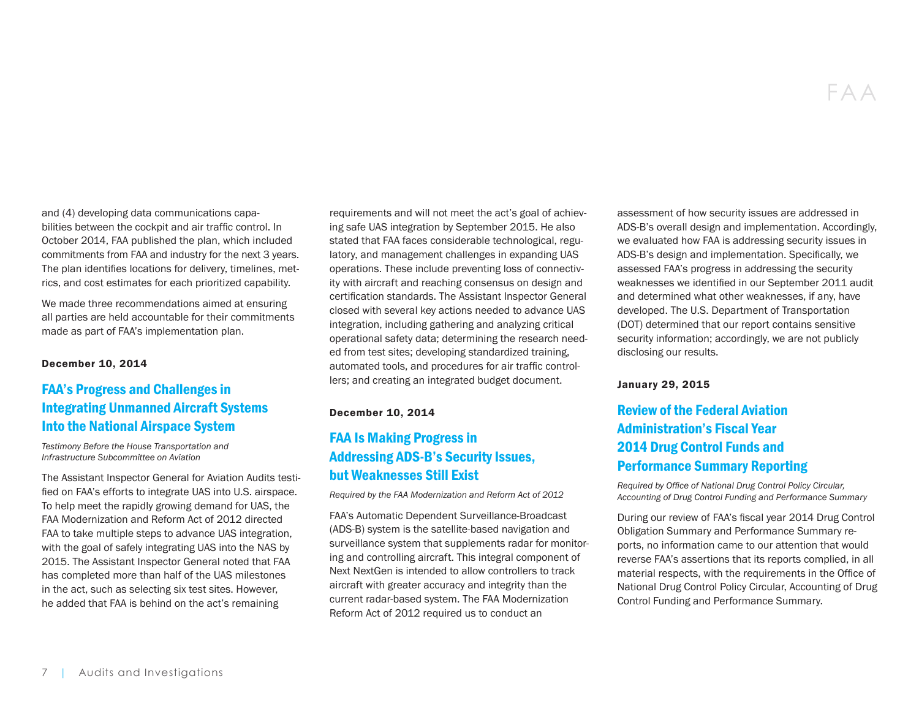and (4) developing data communications capabilities between the cockpit and air traffic control. In October 2014, FAA published the plan, which included commitments from FAA and industry for the next 3 years. The plan identifies locations for delivery, timelines, metrics, and cost estimates for each prioritized capability.

We made three recommendations aimed at ensuring all parties are held accountable for their commitments made as part of FAA's implementation plan.

**December 10, 2014**

## FAA's Progress and Challenges in Integrating Unmanned Aircraft Systems Into the National Airspace System

*Testimony Before the House Transportation and Infrastructure Subcommittee on Aviation*

The Assistant Inspector General for Aviation Audits testified on FAA's efforts to integrate UAS into U.S. airspace. To help meet the rapidly growing demand for UAS, the FAA Modernization and Reform Act of 2012 directed FAA to take multiple steps to advance UAS integration, with the goal of safely integrating UAS into the NAS by 2015. The Assistant Inspector General noted that FAA has completed more than half of the UAS milestones in the act, such as selecting six test sites. However, he added that FAA is behind on the act's remaining requirements and will not meet the act's goal of achieving safe UAS integration by September 2015. He also stated that FAA faces considerable technological, regulatory, and management challenges in expanding UAS operations. These include preventing loss of connectivity with aircraft and reaching consensus on design and certification standards. The Assistant Inspector General closed with several key actions needed to advance UAS integration, including gathering and analyzing critical operational safety data; determining the research needed from test sites; developing standardized training, automated tools, and procedures for air traffic controllers; and creating an integrated budget document.

**December 10, 2014**

## FAA Is Making Progress in Addressing ADS-B's Security Issues, but Weaknesses Still Exist

*Required by the FAA Modernization and Reform Act of 2012*

FAA's Automatic Dependent Surveillance-Broadcast (ADS-B) system is the satellite-based navigation and surveillance system that supplements radar for monitoring and controlling aircraft. This integral component of Next NextGen is intended to allow controllers to track aircraft with greater accuracy and integrity than the current radar-based system. The FAA Modernization Reform Act of 2012 required us to conduct an assessment of how security issues are addressed in ADS-B's overall design and implementation. Accordingly, we evaluated how FAA is addressing security issues in ADS-B's design and implementation. Specifically, we assessed FAA's progress in addressing the security weaknesses we identified in our September 2011 audit and determined what other weaknesses, if any, have developed. The U.S. Department of Transportation (DOT) determined that our report contains sensitive security information; accordingly, we are not publicly disclosing our results.

**January 29, 2015**

## Review of the Federal Aviation Administration's Fiscal Year 2014 Drug Control Funds and Performance Summary Reporting

*Required by Office of National Drug Control Policy Circular, Accounting of Drug Control Funding and Performance Summary*

During our review of FAA's fiscal year 2014 Drug Control Obligation Summary and Performance Summary reports, no information came to our attention that would reverse FAA's assertions that its reports complied, in all material respects, with the requirements in the Office of National Drug Control Policy Circular, Accounting of Drug Control Funding and Performance Summary.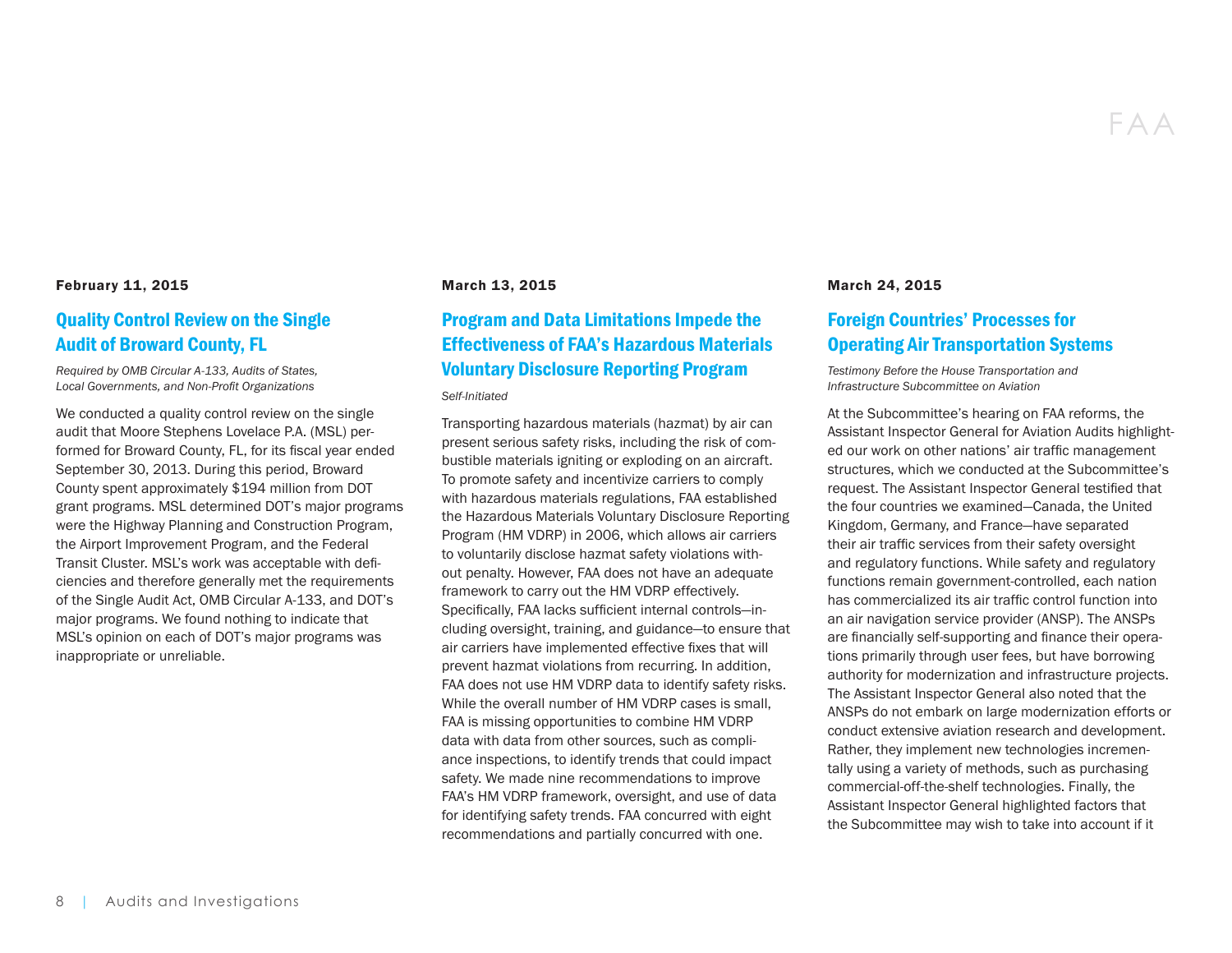# FAA

**February 11, 2015**

## Quality Control Review on the Single Audit of Broward County, FL

*Required by OMB Circular A-133, Audits of States, Local Governments, and Non-Profit Organizations*

We conducted a quality control review on the single audit that Moore Stephens Lovelace P.A. (MSL) performed for Broward County, FL, for its fiscal year ended September 30, 2013. During this period, Broward County spent approximately $194 million from DOT grant programs. MSL determined DOT's major programs were the Highway Planning and Construction Program, the Airport Improvement Program, and the Federal Transit Cluster. MSL's work was acceptable with deficiencies and therefore generally met the requirements of the Single Audit Act, OMB Circular A-133, and DOT's major programs. We found nothing to indicate that MSL's opinion on each of DOT's major programs was inappropriate or unreliable.

**March 13, 2015**

## Program and Data Limitations Impede the Effectiveness of FAA's Hazardous Materials Voluntary Disclosure Reporting Program

*Self-Initiated*

Transporting hazardous materials (hazmat) by air can present serious safety risks, including the risk of combustible materials igniting or exploding on an aircraft. To promote safety and incentivize carriers to comply with hazardous materials regulations, FAA established the Hazardous Materials Voluntary Disclosure Reporting Program (HM VDRP) in 2006, which allows air carriers to voluntarily disclose hazmat safety violations without penalty. However, FAA does not have an adequate framework to carry out the HM VDRP effectively. Specifically, FAA lacks sufficient internal controls—including oversight, training, and guidance—to ensure that air carriers have implemented effective fixes that will prevent hazmat violations from recurring. In addition, FAA does not use HM VDRP data to identify safety risks. While the overall number of HM VDRP cases is small, FAA is missing opportunities to combine HM VDRP data with data from other sources, such as compliance inspections, to identify trends that could impact safety. We made nine recommendations to improve FAA's HM VDRP framework, oversight, and use of data for identifying safety trends. FAA concurred with eight recommendations and partially concurred with one.

**March 24, 2015**

## Foreign Countries' Processes for Operating Air Transportation Systems

*Testimony Before the House Transportation and Infrastructure Subcommittee on Aviation*

At the Subcommittee's hearing on FAA reforms, the Assistant Inspector General for Aviation Audits highlighted our work on other nations' air traffic management structures, which we conducted at the Subcommittee's request. The Assistant Inspector General testified that the four countries we examined—Canada, the United Kingdom, Germany, and France—have separated their air traffic services from their safety oversight and regulatory functions. While safety and regulatory functions remain government-controlled, each nation has commercialized its air traffic control function into an air navigation service provider (ANSP). The ANSPs are financially self-supporting and finance their operations primarily through user fees, but have borrowing authority for modernization and infrastructure projects. The Assistant Inspector General also noted that the ANSPs do not embark on large modernization efforts or conduct extensive aviation research and development. Rather, they implement new technologies incrementally using a variety of methods, such as purchasing commercial-off-the-shelf technologies. Finally, the Assistant Inspector General highlighted factors that the Subcommittee may wish to take into account if it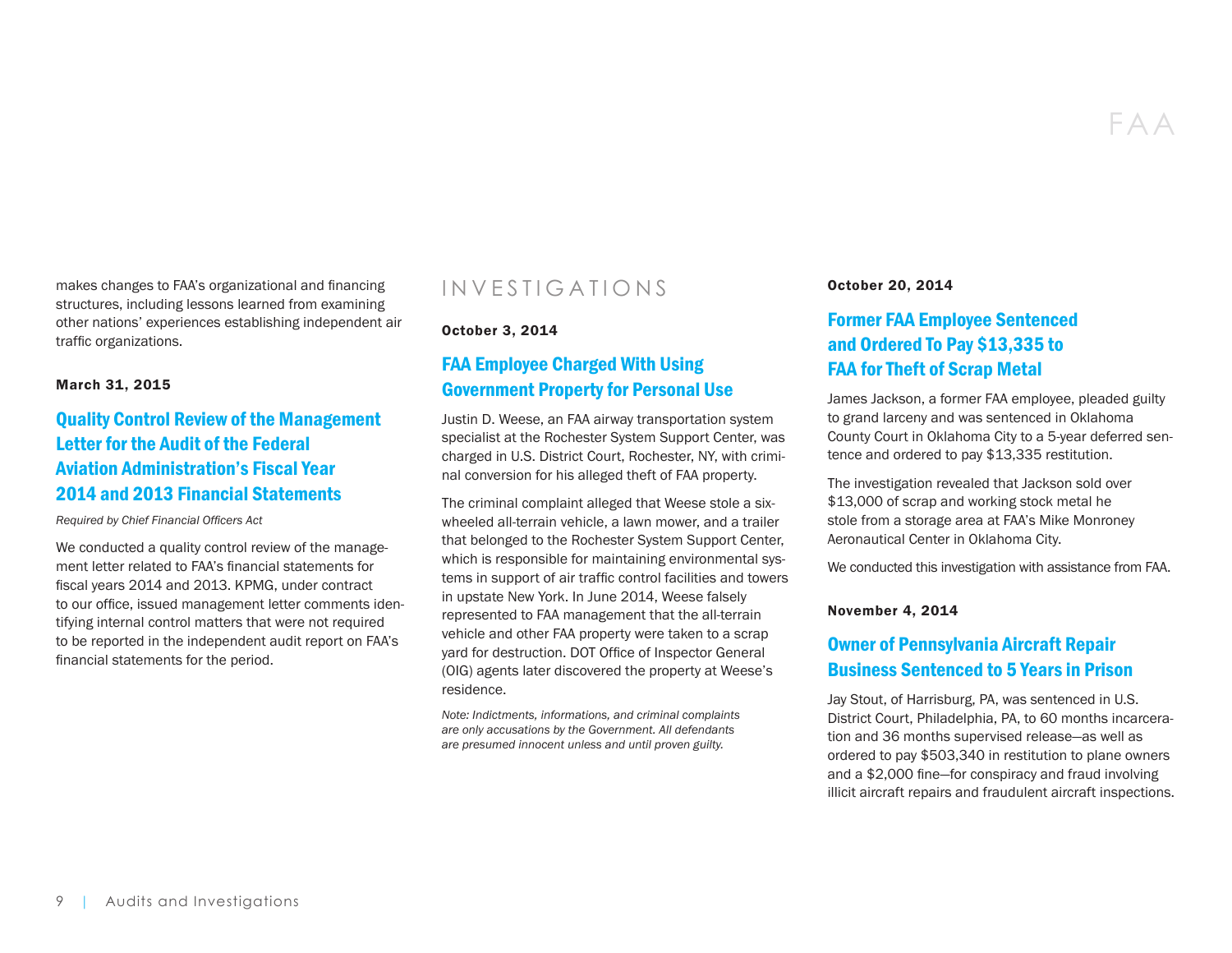makes changes to FAA's organizational and financing structures, including lessons learned from examining other nations' experiences establishing independent air traffic organizations.

**March 31, 2015**

### Quality Control Review of the Management Letter for the Audit of the Federal Aviation Administration's Fiscal Year 2014 and 2013 Financial Statements

*Required by Chief Financial Officers Act*

We conducted a quality control review of the management letter related to FAA's financial statements for fiscal years 2014 and 2013. KPMG, under contract to our office, issued management letter comments identifying internal control matters that were not required to be reported in the independent audit report on FAA's financial statements for the period.

## INVESTIGATIONS

**October 3, 2014**

### FAA Employee Charged With Using Government Property for Personal Use

Justin D. Weese, an FAA airway transportation system specialist at the Rochester System Support Center, was charged in U.S. District Court, Rochester, NY, with criminal conversion for his alleged theft of FAA property.

The criminal complaint alleged that Weese stole a six-wheeled all-terrain vehicle, a lawn mower, and a trailer that belonged to the Rochester System Support Center, which is responsible for maintaining environmental systems in support of air traffic control facilities and towers in upstate New York. In June 2014, Weese falsely represented to FAA management that the all-terrain vehicle and other FAA property were taken to a scrap yard for destruction. DOT Office of Inspector General (OIG) agents later discovered the property at Weese's residence.

*Note: Indictments, informations, and criminal complaints are only accusations by the Government. All defendants are presumed innocent unless and until proven guilty.*

**October 20, 2014**

### Former FAA Employee Sentenced and Ordered To Pay $13,335 to FAA for Theft of Scrap Metal

James Jackson, a former FAA employee, pleaded guilty to grand larceny and was sentenced in Oklahoma County Court in Oklahoma City to a 5-year deferred sentence and ordered to pay $13,335 restitution.

The investigation revealed that Jackson sold over $13,000 of scrap and working stock metal he stole from a storage area at FAA's Mike Monroney Aeronautical Center in Oklahoma City.

We conducted this investigation with assistance from FAA.

**November 4, 2014**

### Owner of Pennsylvania Aircraft Repair Business Sentenced to 5 Years in Prison

Jay Stout, of Harrisburg, PA, was sentenced in U.S. District Court, Philadelphia, PA, to 60 months incarceration and 36 months supervised release—as well as ordered to pay $503,340 in restitution to plane owners and a $2,000 fine—for conspiracy and fraud involving illicit aircraft repairs and fraudulent aircraft inspections.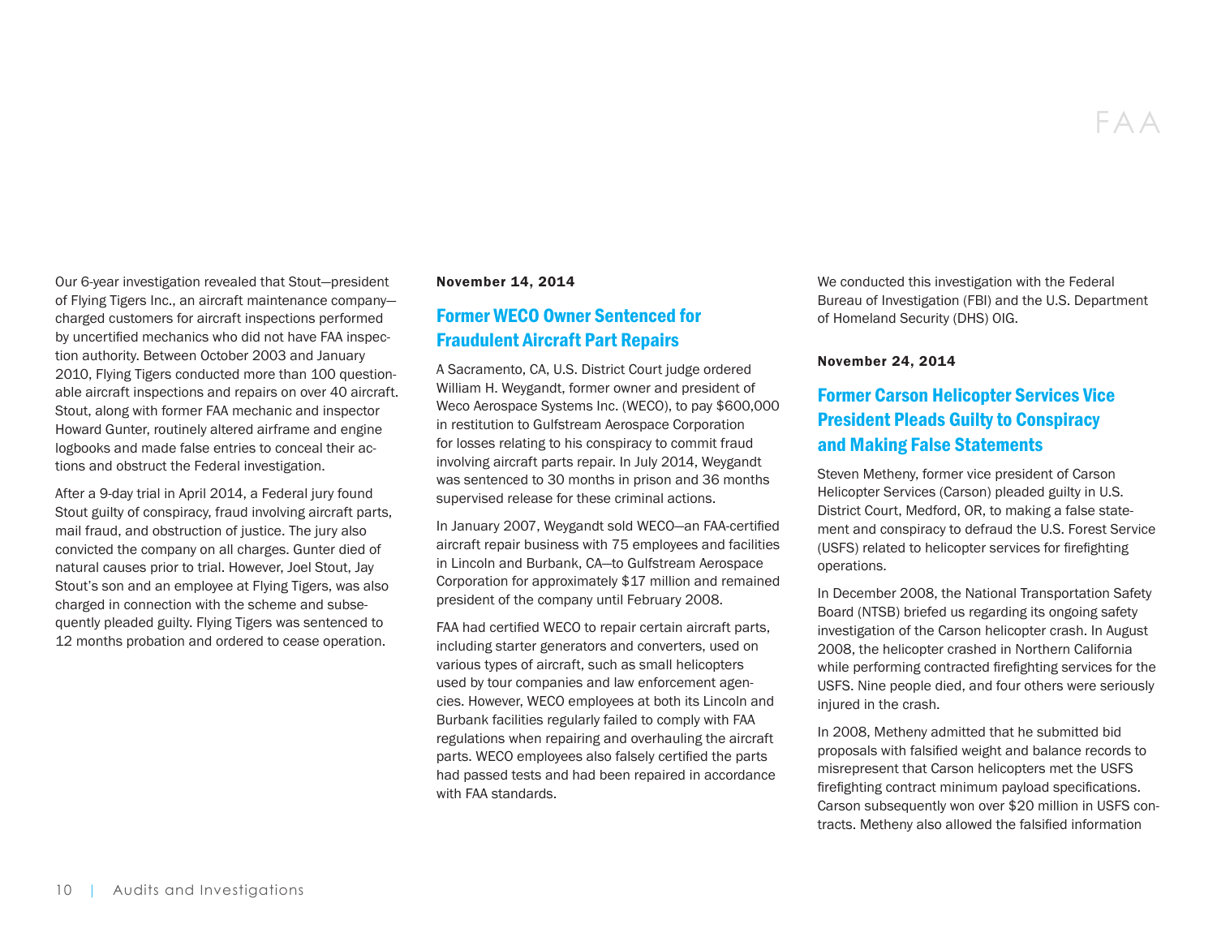Our 6-year investigation revealed that Stout—president of Flying Tigers Inc., an aircraft maintenance company—charged customers for aircraft inspections performed by uncertified mechanics who did not have FAA inspection authority. Between October 2003 and January 2010, Flying Tigers conducted more than 100 questionable aircraft inspections and repairs on over 40 aircraft. Stout, along with former FAA mechanic and inspector Howard Gunter, routinely altered airframe and engine logbooks and made false entries to conceal their actions and obstruct the Federal investigation.

After a 9-day trial in April 2014, a Federal jury found Stout guilty of conspiracy, fraud involving aircraft parts, mail fraud, and obstruction of justice. The jury also convicted the company on all charges. Gunter died of natural causes prior to trial. However, Joel Stout, Jay Stout's son and an employee at Flying Tigers, was also charged in connection with the scheme and subsequently pleaded guilty. Flying Tigers was sentenced to 12 months probation and ordered to cease operation.

**November 14, 2014**

## Former WECO Owner Sentenced for Fraudulent Aircraft Part Repairs

A Sacramento, CA, U.S. District Court judge ordered William H. Weygandt, former owner and president of Weco Aerospace Systems Inc. (WECO), to pay $600,000 in restitution to Gulfstream Aerospace Corporation for losses relating to his conspiracy to commit fraud involving aircraft parts repair. In July 2014, Weygandt was sentenced to 30 months in prison and 36 months supervised release for these criminal actions.

In January 2007, Weygandt sold WECO—an FAA-certified aircraft repair business with 75 employees and facilities in Lincoln and Burbank, CA—to Gulfstream Aerospace Corporation for approximately $17 million and remained president of the company until February 2008.

FAA had certified WECO to repair certain aircraft parts, including starter generators and converters, used on various types of aircraft, such as small helicopters used by tour companies and law enforcement agencies. However, WECO employees at both its Lincoln and Burbank facilities regularly failed to comply with FAA regulations when repairing and overhauling the aircraft parts. WECO employees also falsely certified the parts had passed tests and had been repaired in accordance with FAA standards.

We conducted this investigation with the Federal Bureau of Investigation (FBI) and the U.S. Department of Homeland Security (DHS) OIG.

**November 24, 2014**

## Former Carson Helicopter Services Vice President Pleads Guilty to Conspiracy and Making False Statements

Steven Metheny, former vice president of Carson Helicopter Services (Carson) pleaded guilty in U.S. District Court, Medford, OR, to making a false statement and conspiracy to defraud the U.S. Forest Service (USFS) related to helicopter services for firefighting operations.

In December 2008, the National Transportation Safety Board (NTSB) briefed us regarding its ongoing safety investigation of the Carson helicopter crash. In August 2008, the helicopter crashed in Northern California while performing contracted firefighting services for the USFS. Nine people died, and four others were seriously injured in the crash.

In 2008, Metheny admitted that he submitted bid proposals with falsified weight and balance records to misrepresent that Carson helicopters met the USFS firefighting contract minimum payload specifications. Carson subsequently won over $20 million in USFS contracts. Metheny also allowed the falsified information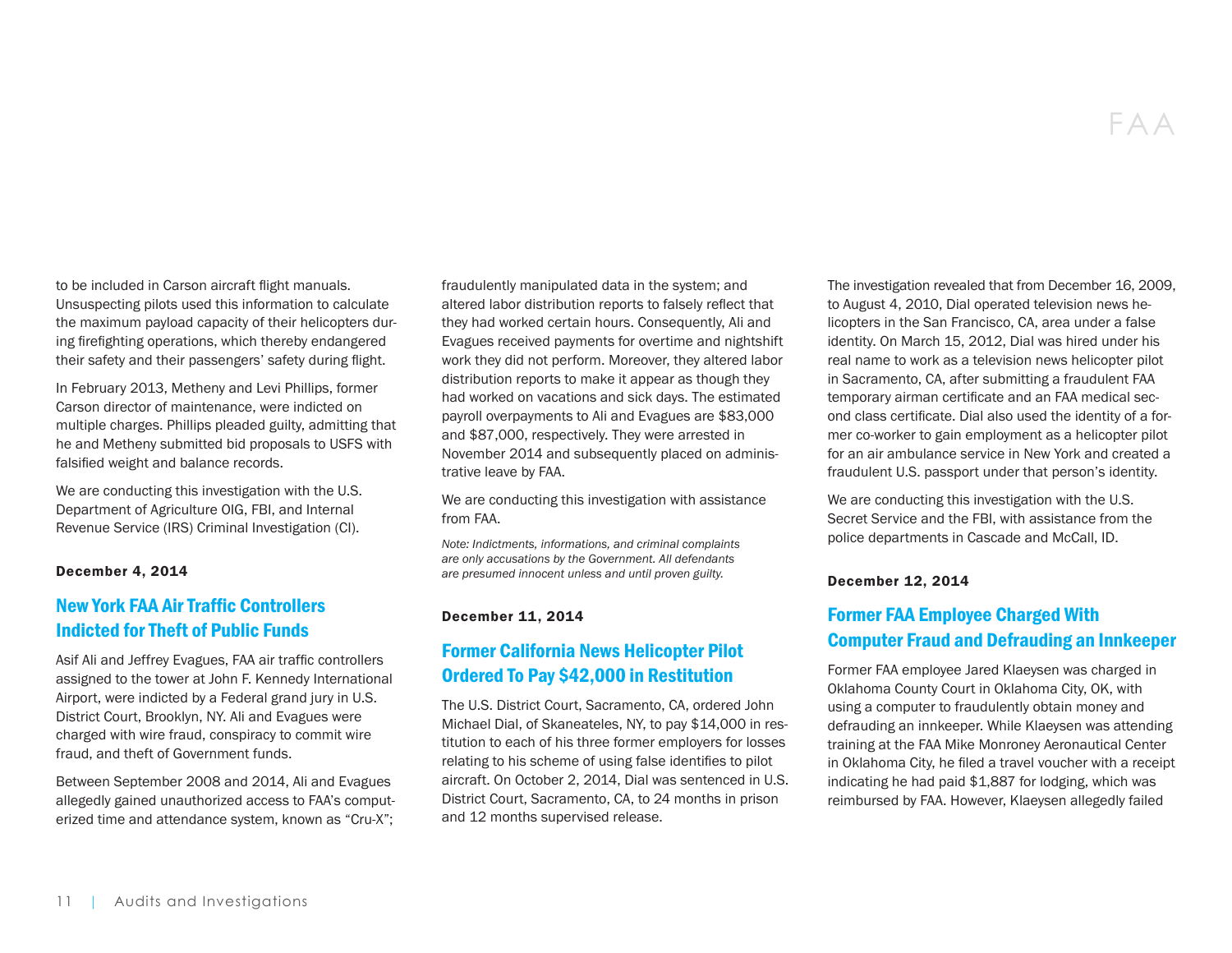to be included in Carson aircraft flight manuals. Unsuspecting pilots used this information to calculate the maximum payload capacity of their helicopters during firefighting operations, which thereby endangered their safety and their passengers' safety during flight.

In February 2013, Metheny and Levi Phillips, former Carson director of maintenance, were indicted on multiple charges. Phillips pleaded guilty, admitting that he and Metheny submitted bid proposals to USFS with falsified weight and balance records.

We are conducting this investigation with the U.S. Department of Agriculture OIG, FBI, and Internal Revenue Service (IRS) Criminal Investigation (CI).

**December 4, 2014**

## New York FAA Air Traffic Controllers Indicted for Theft of Public Funds

Asif Ali and Jeffrey Evagues, FAA air traffic controllers assigned to the tower at John F. Kennedy International Airport, were indicted by a Federal grand jury in U.S. District Court, Brooklyn, NY. Ali and Evagues were charged with wire fraud, conspiracy to commit wire fraud, and theft of Government funds.

Between September 2008 and 2014, Ali and Evagues allegedly gained unauthorized access to FAA's computerized time and attendance system, known as "Cru-X"; fraudulently manipulated data in the system; and altered labor distribution reports to falsely reflect that they had worked certain hours. Consequently, Ali and Evagues received payments for overtime and nightshift work they did not perform. Moreover, they altered labor distribution reports to make it appear as though they had worked on vacations and sick days. The estimated payroll overpayments to Ali and Evagues are $83,000 and $87,000, respectively. They were arrested in November 2014 and subsequently placed on administrative leave by FAA.

We are conducting this investigation with assistance from FAA.

*Note: Indictments, informations, and criminal complaints are only accusations by the Government. All defendants are presumed innocent unless and until proven guilty.*

**December 11, 2014**

## Former California News Helicopter Pilot Ordered To Pay $42,000 in Restitution

The U.S. District Court, Sacramento, CA, ordered John Michael Dial, of Skaneateles, NY, to pay $14,000 in restitution to each of his three former employers for losses relating to his scheme of using false identifies to pilot aircraft. On October 2, 2014, Dial was sentenced in U.S. District Court, Sacramento, CA, to 24 months in prison and 12 months supervised release.

The investigation revealed that from December 16, 2009, to August 4, 2010, Dial operated television news helicopters in the San Francisco, CA, area under a false identity. On March 15, 2012, Dial was hired under his real name to work as a television news helicopter pilot in Sacramento, CA, after submitting a fraudulent FAA temporary airman certificate and an FAA medical second class certificate. Dial also used the identity of a former co-worker to gain employment as a helicopter pilot for an air ambulance service in New York and created a fraudulent U.S. passport under that person's identity.

We are conducting this investigation with the U.S. Secret Service and the FBI, with assistance from the police departments in Cascade and McCall, ID.

**December 12, 2014**

## Former FAA Employee Charged With Computer Fraud and Defrauding an Innkeeper

Former FAA employee Jared Klaeysen was charged in Oklahoma County Court in Oklahoma City, OK, with using a computer to fraudulently obtain money and defrauding an innkeeper. While Klaeysen was attending training at the FAA Mike Monroney Aeronautical Center in Oklahoma City, he filed a travel voucher with a receipt indicating he had paid $1,887 for lodging, which was reimbursed by FAA. However, Klaeysen allegedly failed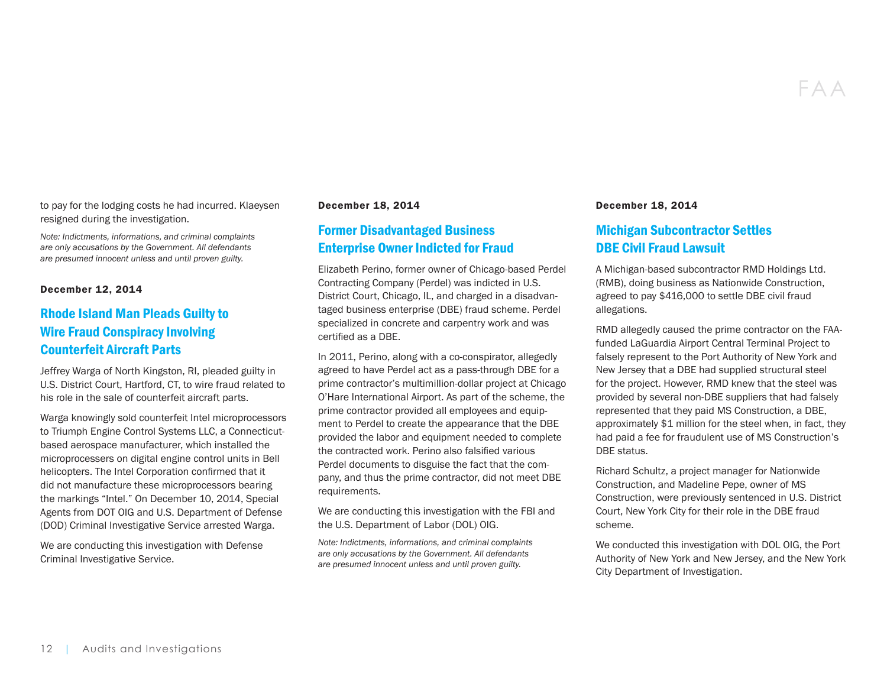to pay for the lodging costs he had incurred. Klaeysen resigned during the investigation.

*Note: Indictments, informations, and criminal complaints are only accusations by the Government. All defendants are presumed innocent unless and until proven guilty.*

**December 12, 2014**

## Rhode Island Man Pleads Guilty to Wire Fraud Conspiracy Involving Counterfeit Aircraft Parts

Jeffrey Warga of North Kingston, RI, pleaded guilty in U.S. District Court, Hartford, CT, to wire fraud related to his role in the sale of counterfeit aircraft parts.

Warga knowingly sold counterfeit Intel microprocessors to Triumph Engine Control Systems LLC, a Connecticut-based aerospace manufacturer, which installed the microprocessers on digital engine control units in Bell helicopters. The Intel Corporation confirmed that it did not manufacture these microprocessors bearing the markings "Intel." On December 10, 2014, Special Agents from DOT OIG and U.S. Department of Defense (DOD) Criminal Investigative Service arrested Warga.

We are conducting this investigation with Defense Criminal Investigative Service.

**December 18, 2014**

## Former Disadvantaged Business Enterprise Owner Indicted for Fraud

Elizabeth Perino, former owner of Chicago-based Perdel Contracting Company (Perdel) was indicted in U.S. District Court, Chicago, IL, and charged in a disadvantaged business enterprise (DBE) fraud scheme. Perdel specialized in concrete and carpentry work and was certified as a DBE.

In 2011, Perino, along with a co-conspirator, allegedly agreed to have Perdel act as a pass-through DBE for a prime contractor's multimillion-dollar project at Chicago O'Hare International Airport. As part of the scheme, the prime contractor provided all employees and equipment to Perdel to create the appearance that the DBE provided the labor and equipment needed to complete the contracted work. Perino also falsified various Perdel documents to disguise the fact that the company, and thus the prime contractor, did not meet DBE requirements.

We are conducting this investigation with the FBI and the U.S. Department of Labor (DOL) OIG.

*Note: Indictments, informations, and criminal complaints are only accusations by the Government. All defendants are presumed innocent unless and until proven guilty.*

**December 18, 2014**

## Michigan Subcontractor Settles DBE Civil Fraud Lawsuit

A Michigan-based subcontractor RMD Holdings Ltd. (RMB), doing business as Nationwide Construction, agreed to pay $416,000 to settle DBE civil fraud allegations.

RMD allegedly caused the prime contractor on the FAA-funded LaGuardia Airport Central Terminal Project to falsely represent to the Port Authority of New York and New Jersey that a DBE had supplied structural steel for the project. However, RMD knew that the steel was provided by several non-DBE suppliers that had falsely represented that they paid MS Construction, a DBE, approximately $1 million for the steel when, in fact, they had paid a fee for fraudulent use of MS Construction's DBE status.

Richard Schultz, a project manager for Nationwide Construction, and Madeline Pepe, owner of MS Construction, were previously sentenced in U.S. District Court, New York City for their role in the DBE fraud scheme.

We conducted this investigation with DOL OIG, the Port Authority of New York and New Jersey, and the New York City Department of Investigation.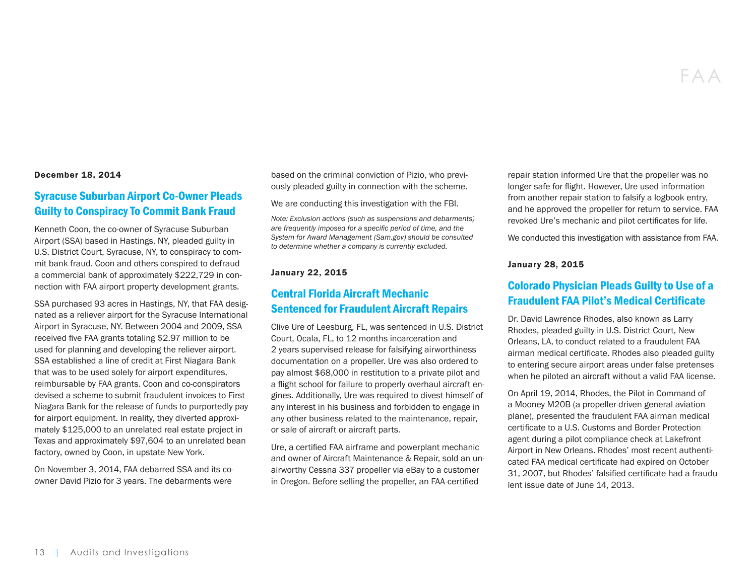**December 18, 2014**

## Syracuse Suburban Airport Co-Owner Pleads Guilty to Conspiracy To Commit Bank Fraud

Kenneth Coon, the co-owner of Syracuse Suburban Airport (SSA) based in Hastings, NY, pleaded guilty in U.S. District Court, Syracuse, NY, to conspiracy to commit bank fraud. Coon and others conspired to defraud a commercial bank of approximately $222,729 in connection with FAA airport property development grants.

SSA purchased 93 acres in Hastings, NY, that FAA designated as a reliever airport for the Syracuse International Airport in Syracuse, NY. Between 2004 and 2009, SSA received five FAA grants totaling $2.97 million to be used for planning and developing the reliever airport. SSA established a line of credit at First Niagara Bank that was to be used solely for airport expenditures, reimbursable by FAA grants. Coon and co-conspirators devised a scheme to submit fraudulent invoices to First Niagara Bank for the release of funds to purportedly pay for airport equipment. In reality, they diverted approximately $125,000 to an unrelated real estate project in Texas and approximately $97,604 to an unrelated bean factory, owned by Coon, in upstate New York.

On November 3, 2014, FAA debarred SSA and its co-owner David Pizio for 3 years. The debarments were based on the criminal conviction of Pizio, who previously pleaded guilty in connection with the scheme.

We are conducting this investigation with the FBI.

*Note: Exclusion actions (such as suspensions and debarments) are frequently imposed for a specific period of time, and the System for Award Management (Sam.gov) should be consulted to determine whether a company is currently excluded.*

**January 22, 2015**

## Central Florida Aircraft Mechanic Sentenced for Fraudulent Aircraft Repairs

Clive Ure of Leesburg, FL, was sentenced in U.S. District Court, Ocala, FL, to 12 months incarceration and 2 years supervised release for falsifying airworthiness documentation on a propeller. Ure was also ordered to pay almost $68,000 in restitution to a private pilot and a flight school for failure to properly overhaul aircraft engines. Additionally, Ure was required to divest himself of any interest in his business and forbidden to engage in any other business related to the maintenance, repair, or sale of aircraft or aircraft parts.

Ure, a certified FAA airframe and powerplant mechanic and owner of Aircraft Maintenance & Repair, sold an unairworthy Cessna 337 propeller via eBay to a customer in Oregon. Before selling the propeller, an FAA-certified repair station informed Ure that the propeller was no longer safe for flight. However, Ure used information from another repair station to falsify a logbook entry, and he approved the propeller for return to service. FAA revoked Ure's mechanic and pilot certificates for life.

We conducted this investigation with assistance from FAA.

**January 28, 2015**

## Colorado Physician Pleads Guilty to Use of a Fraudulent FAA Pilot's Medical Certificate

Dr. David Lawrence Rhodes, also known as Larry Rhodes, pleaded guilty in U.S. District Court, New Orleans, LA, to conduct related to a fraudulent FAA airman medical certificate. Rhodes also pleaded guilty to entering secure airport areas under false pretenses when he piloted an aircraft without a valid FAA license.

On April 19, 2014, Rhodes, the Pilot in Command of a Mooney M20B (a propeller-driven general aviation plane), presented the fraudulent FAA airman medical certificate to a U.S. Customs and Border Protection agent during a pilot compliance check at Lakefront Airport in New Orleans. Rhodes' most recent authenticated FAA medical certificate had expired on October 31, 2007, but Rhodes' falsified certificate had a fraudulent issue date of June 14, 2013.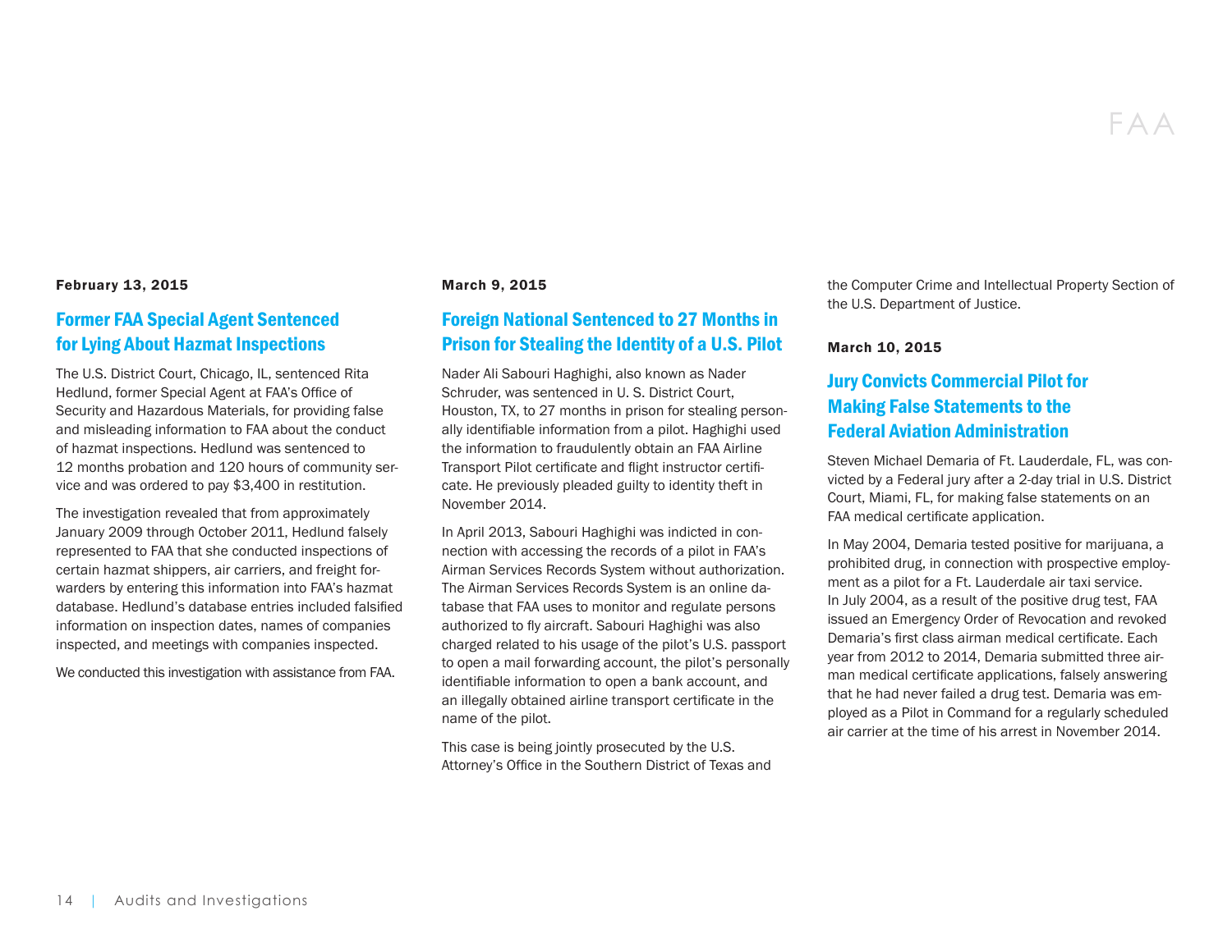**February 13, 2015**

## Former FAA Special Agent Sentenced for Lying About Hazmat Inspections

The U.S. District Court, Chicago, IL, sentenced Rita Hedlund, former Special Agent at FAA's Office of Security and Hazardous Materials, for providing false and misleading information to FAA about the conduct of hazmat inspections. Hedlund was sentenced to 12 months probation and 120 hours of community service and was ordered to pay $3,400 in restitution.

The investigation revealed that from approximately January 2009 through October 2011, Hedlund falsely represented to FAA that she conducted inspections of certain hazmat shippers, air carriers, and freight forwarders by entering this information into FAA's hazmat database. Hedlund's database entries included falsified information on inspection dates, names of companies inspected, and meetings with companies inspected.

We conducted this investigation with assistance from FAA.

**March 9, 2015**

## Foreign National Sentenced to 27 Months in Prison for Stealing the Identity of a U.S. Pilot

Nader Ali Sabouri Haghighi, also known as Nader Schruder, was sentenced in U. S. District Court, Houston, TX, to 27 months in prison for stealing personally identifiable information from a pilot. Haghighi used the information to fraudulently obtain an FAA Airline Transport Pilot certificate and flight instructor certificate. He previously pleaded guilty to identity theft in November 2014.

In April 2013, Sabouri Haghighi was indicted in connection with accessing the records of a pilot in FAA's Airman Services Records System without authorization. The Airman Services Records System is an online database that FAA uses to monitor and regulate persons authorized to fly aircraft. Sabouri Haghighi was also charged related to his usage of the pilot's U.S. passport to open a mail forwarding account, the pilot's personally identifiable information to open a bank account, and an illegally obtained airline transport certificate in the name of the pilot.

This case is being jointly prosecuted by the U.S. Attorney's Office in the Southern District of Texas and the Computer Crime and Intellectual Property Section of the U.S. Department of Justice.

**March 10, 2015**

## Jury Convicts Commercial Pilot for Making False Statements to the Federal Aviation Administration

Steven Michael Demaria of Ft. Lauderdale, FL, was convicted by a Federal jury after a 2-day trial in U.S. District Court, Miami, FL, for making false statements on an FAA medical certificate application.

In May 2004, Demaria tested positive for marijuana, a prohibited drug, in connection with prospective employment as a pilot for a Ft. Lauderdale air taxi service. In July 2004, as a result of the positive drug test, FAA issued an Emergency Order of Revocation and revoked Demaria's first class airman medical certificate. Each year from 2012 to 2014, Demaria submitted three airman medical certificate applications, falsely answering that he had never failed a drug test. Demaria was employed as a Pilot in Command for a regularly scheduled air carrier at the time of his arrest in November 2014.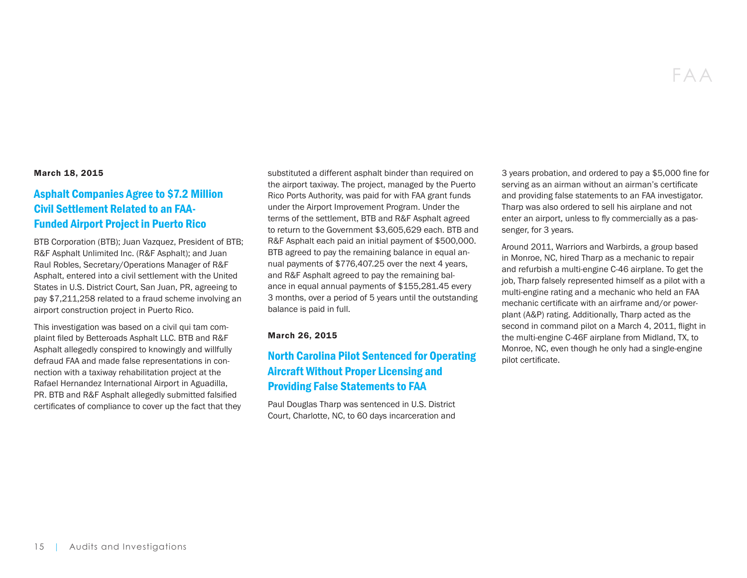## FAA

**March 18, 2015**

### Asphalt Companies Agree to $7.2 Million Civil Settlement Related to an FAA-Funded Airport Project in Puerto Rico

BTB Corporation (BTB); Juan Vazquez, President of BTB; R&F Asphalt Unlimited Inc. (R&F Asphalt); and Juan Raul Robles, Secretary/Operations Manager of R&F Asphalt, entered into a civil settlement with the United States in U.S. District Court, San Juan, PR, agreeing to pay $7,211,258 related to a fraud scheme involving an airport construction project in Puerto Rico.

This investigation was based on a civil qui tam complaint filed by Betteroads Asphalt LLC. BTB and R&F Asphalt allegedly conspired to knowingly and willfully defraud FAA and made false representations in connection with a taxiway rehabilitation project at the Rafael Hernandez International Airport in Aguadilla, PR. BTB and R&F Asphalt allegedly submitted falsified certificates of compliance to cover up the fact that they substituted a different asphalt binder than required on the airport taxiway. The project, managed by the Puerto Rico Ports Authority, was paid for with FAA grant funds under the Airport Improvement Program. Under the terms of the settlement, BTB and R&F Asphalt agreed to return to the Government $3,605,629 each. BTB and R&F Asphalt each paid an initial payment of $500,000. BTB agreed to pay the remaining balance in equal annual payments of $776,407.25 over the next 4 years, and R&F Asphalt agreed to pay the remaining balance in equal annual payments of $155,281.45 every 3 months, over a period of 5 years until the outstanding balance is paid in full.

**March 26, 2015**

### North Carolina Pilot Sentenced for Operating Aircraft Without Proper Licensing and Providing False Statements to FAA

Paul Douglas Tharp was sentenced in U.S. District Court, Charlotte, NC, to 60 days incarceration and 3 years probation, and ordered to pay a $5,000 fine for serving as an airman without an airman's certificate and providing false statements to an FAA investigator. Tharp was also ordered to sell his airplane and not enter an airport, unless to fly commercially as a passenger, for 3 years.

Around 2011, Warriors and Warbirds, a group based in Monroe, NC, hired Tharp as a mechanic to repair and refurbish a multi-engine C-46 airplane. To get the job, Tharp falsely represented himself as a pilot with a multi-engine rating and a mechanic who held an FAA mechanic certificate with an airframe and/or powerplant (A&P) rating. Additionally, Tharp acted as the second in command pilot on a March 4, 2011, flight in the multi-engine C-46F airplane from Midland, TX, to Monroe, NC, even though he only had a single-engine pilot certificate.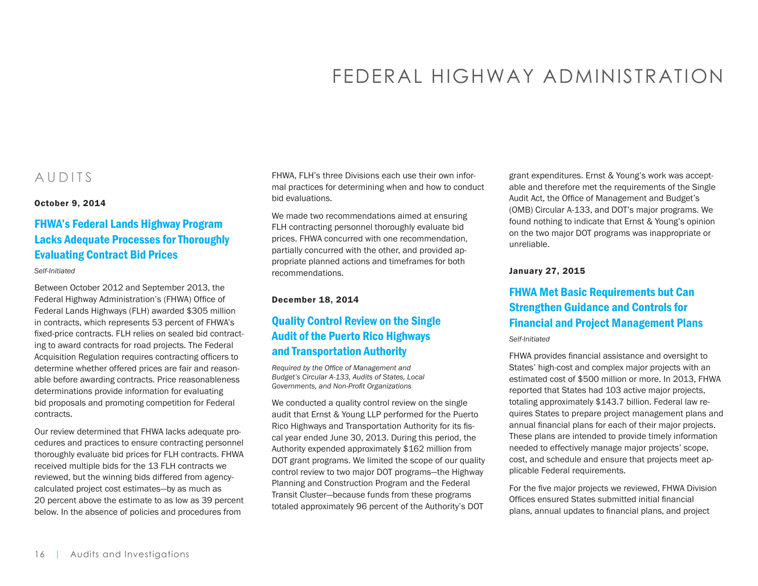# FEDERAL HIGHWAY ADMINISTRATION

## AUDITS

**October 9, 2014**

### FHWA's Federal Lands Highway Program Lacks Adequate Processes for Thoroughly Evaluating Contract Bid Prices

*Self-Initiated*

Between October 2012 and September 2013, the Federal Highway Administration's (FHWA) Office of Federal Lands Highways (FLH) awarded $305 million in contracts, which represents 53 percent of FHWA's fixed-price contracts. FLH relies on sealed bid contracting to award contracts for road projects. The Federal Acquisition Regulation requires contracting officers to determine whether offered prices are fair and reasonable before awarding contracts. Price reasonableness determinations provide information for evaluating bid proposals and promoting competition for Federal contracts.

Our review determined that FHWA lacks adequate procedures and practices to ensure contracting personnel thoroughly evaluate bid prices for FLH contracts. FHWA received multiple bids for the 13 FLH contracts we reviewed, but the winning bids differed from agency-calculated project cost estimates—by as much as 20 percent above the estimate to as low as 39 percent below. In the absence of policies and procedures from FHWA, FLH's three Divisions each use their own informal practices for determining when and how to conduct bid evaluations.

We made two recommendations aimed at ensuring FLH contracting personnel thoroughly evaluate bid prices. FHWA concurred with one recommendation, partially concurred with the other, and provided appropriate planned actions and timeframes for both recommendations.

**December 18, 2014**

### Quality Control Review on the Single Audit of the Puerto Rico Highways and Transportation Authority

*Required by the Office of Management and Budget's Circular A-133, Audits of States, Local Governments, and Non-Profit Organizations*

We conducted a quality control review on the single audit that Ernst & Young LLP performed for the Puerto Rico Highways and Transportation Authority for its fiscal year ended June 30, 2013. During this period, the Authority expended approximately $162 million from DOT grant programs. We limited the scope of our quality control review to two major DOT programs—the Highway Planning and Construction Program and the Federal Transit Cluster—because funds from these programs totaled approximately 96 percent of the Authority's DOT grant expenditures. Ernst & Young's work was acceptable and therefore met the requirements of the Single Audit Act, the Office of Management and Budget's (OMB) Circular A-133, and DOT's major programs. We found nothing to indicate that Ernst & Young's opinion on the two major DOT programs was inappropriate or unreliable.

**January 27, 2015**

### FHWA Met Basic Requirements but Can Strengthen Guidance and Controls for Financial and Project Management Plans

*Self-Initiated*

FHWA provides financial assistance and oversight to States' high-cost and complex major projects with an estimated cost of $500 million or more. In 2013, FHWA reported that States had 103 active major projects, totaling approximately $143.7 billion. Federal law requires States to prepare project management plans and annual financial plans for each of their major projects. These plans are intended to provide timely information needed to effectively manage major projects' scope, cost, and schedule and ensure that projects meet applicable Federal requirements.

For the five major projects we reviewed, FHWA Division Offices ensured States submitted initial financial plans, annual updates to financial plans, and project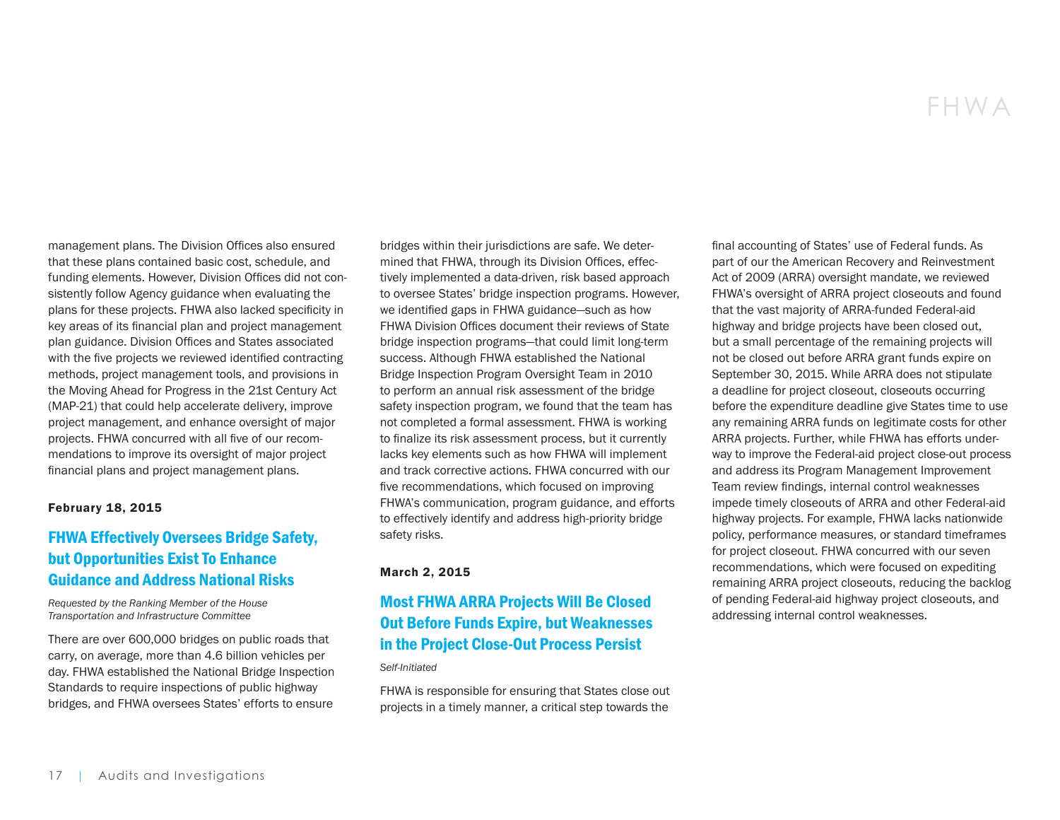management plans. The Division Offices also ensured that these plans contained basic cost, schedule, and funding elements. However, Division Offices did not consistently follow Agency guidance when evaluating the plans for these projects. FHWA also lacked specificity in key areas of its financial plan and project management plan guidance. Division Offices and States associated with the five projects we reviewed identified contracting methods, project management tools, and provisions in the Moving Ahead for Progress in the 21st Century Act (MAP-21) that could help accelerate delivery, improve project management, and enhance oversight of major projects. FHWA concurred with all five of our recommendations to improve its oversight of major project financial plans and project management plans.

**February 18, 2015**

## FHWA Effectively Oversees Bridge Safety, but Opportunities Exist To Enhance Guidance and Address National Risks

*Requested by the Ranking Member of the House Transportation and Infrastructure Committee*

There are over 600,000 bridges on public roads that carry, on average, more than 4.6 billion vehicles per day. FHWA established the National Bridge Inspection Standards to require inspections of public highway bridges, and FHWA oversees States' efforts to ensure bridges within their jurisdictions are safe. We determined that FHWA, through its Division Offices, effectively implemented a data-driven, risk based approach to oversee States' bridge inspection programs. However, we identified gaps in FHWA guidance—such as how FHWA Division Offices document their reviews of State bridge inspection programs—that could limit long-term success. Although FHWA established the National Bridge Inspection Program Oversight Team in 2010 to perform an annual risk assessment of the bridge safety inspection program, we found that the team has not completed a formal assessment. FHWA is working to finalize its risk assessment process, but it currently lacks key elements such as how FHWA will implement and track corrective actions. FHWA concurred with our five recommendations, which focused on improving FHWA's communication, program guidance, and efforts to effectively identify and address high-priority bridge safety risks.

**March 2, 2015**

## Most FHWA ARRA Projects Will Be Closed Out Before Funds Expire, but Weaknesses in the Project Close-Out Process Persist

*Self-Initiated*

FHWA is responsible for ensuring that States close out projects in a timely manner, a critical step towards the final accounting of States' use of Federal funds. As part of our the American Recovery and Reinvestment Act of 2009 (ARRA) oversight mandate, we reviewed FHWA's oversight of ARRA project closeouts and found that the vast majority of ARRA-funded Federal-aid highway and bridge projects have been closed out, but a small percentage of the remaining projects will not be closed out before ARRA grant funds expire on September 30, 2015. While ARRA does not stipulate a deadline for project closeout, closeouts occurring before the expenditure deadline give States time to use any remaining ARRA funds on legitimate costs for other ARRA projects. Further, while FHWA has efforts underway to improve the Federal-aid project close-out process and address its Program Management Improvement Team review findings, internal control weaknesses impede timely closeouts of ARRA and other Federal-aid highway projects. For example, FHWA lacks nationwide policy, performance measures, or standard timeframes for project closeout. FHWA concurred with our seven recommendations, which were focused on expediting remaining ARRA project closeouts, reducing the backlog of pending Federal-aid highway project closeouts, and addressing internal control weaknesses.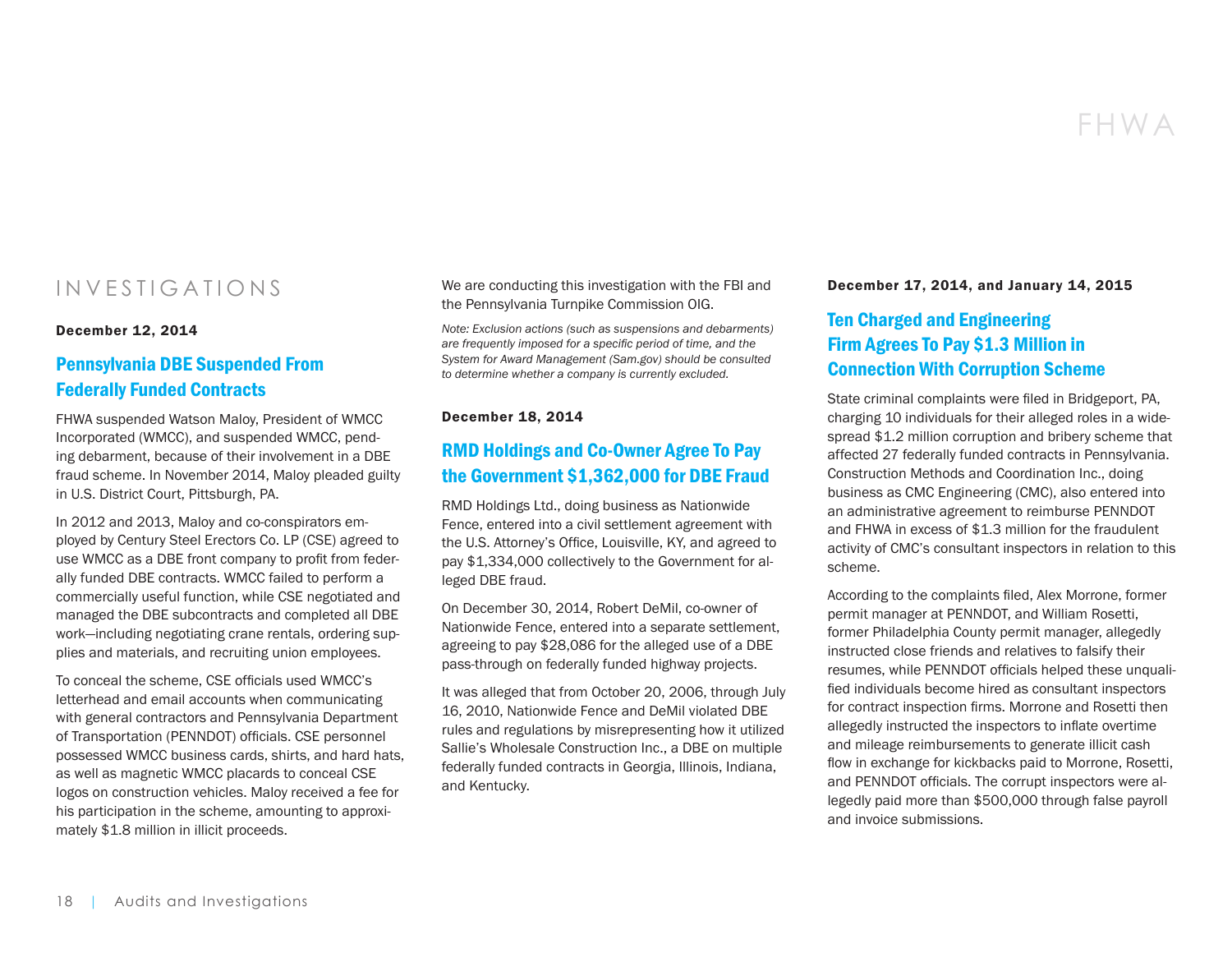# INVESTIGATIONS

**December 12, 2014**

## Pennsylvania DBE Suspended From Federally Funded Contracts

FHWA suspended Watson Maloy, President of WMCC Incorporated (WMCC), and suspended WMCC, pending debarment, because of their involvement in a DBE fraud scheme. In November 2014, Maloy pleaded guilty in U.S. District Court, Pittsburgh, PA.

In 2012 and 2013, Maloy and co-conspirators employed by Century Steel Erectors Co. LP (CSE) agreed to use WMCC as a DBE front company to profit from federally funded DBE contracts. WMCC failed to perform a commercially useful function, while CSE negotiated and managed the DBE subcontracts and completed all DBE work—including negotiating crane rentals, ordering supplies and materials, and recruiting union employees.

To conceal the scheme, CSE officials used WMCC's letterhead and email accounts when communicating with general contractors and Pennsylvania Department of Transportation (PENNDOT) officials. CSE personnel possessed WMCC business cards, shirts, and hard hats, as well as magnetic WMCC placards to conceal CSE logos on construction vehicles. Maloy received a fee for his participation in the scheme, amounting to approximately $1.8 million in illicit proceeds.

We are conducting this investigation with the FBI and the Pennsylvania Turnpike Commission OIG.

*Note: Exclusion actions (such as suspensions and debarments) are frequently imposed for a specific period of time, and the System for Award Management (Sam.gov) should be consulted to determine whether a company is currently excluded.*

**December 18, 2014**

## RMD Holdings and Co-Owner Agree To Pay the Government $1,362,000 for DBE Fraud

RMD Holdings Ltd., doing business as Nationwide Fence, entered into a civil settlement agreement with the U.S. Attorney's Office, Louisville, KY, and agreed to pay $1,334,000 collectively to the Government for alleged DBE fraud.

On December 30, 2014, Robert DeMil, co-owner of Nationwide Fence, entered into a separate settlement, agreeing to pay $28,086 for the alleged use of a DBE pass-through on federally funded highway projects.

It was alleged that from October 20, 2006, through July 16, 2010, Nationwide Fence and DeMil violated DBE rules and regulations by misrepresenting how it utilized Sallie's Wholesale Construction Inc., a DBE on multiple federally funded contracts in Georgia, Illinois, Indiana, and Kentucky.

**December 17, 2014, and January 14, 2015**

## Ten Charged and Engineering Firm Agrees To Pay $1.3 Million in Connection With Corruption Scheme

State criminal complaints were filed in Bridgeport, PA, charging 10 individuals for their alleged roles in a widespread $1.2 million corruption and bribery scheme that affected 27 federally funded contracts in Pennsylvania. Construction Methods and Coordination Inc., doing business as CMC Engineering (CMC), also entered into an administrative agreement to reimburse PENNDOT and FHWA in excess of $1.3 million for the fraudulent activity of CMC's consultant inspectors in relation to this scheme.

According to the complaints filed, Alex Morrone, former permit manager at PENNDOT, and William Rosetti, former Philadelphia County permit manager, allegedly instructed close friends and relatives to falsify their resumes, while PENNDOT officials helped these unqualified individuals become hired as consultant inspectors for contract inspection firms. Morrone and Rosetti then allegedly instructed the inspectors to inflate overtime and mileage reimbursements to generate illicit cash flow in exchange for kickbacks paid to Morrone, Rosetti, and PENNDOT officials. The corrupt inspectors were allegedly paid more than $500,000 through false payroll and invoice submissions.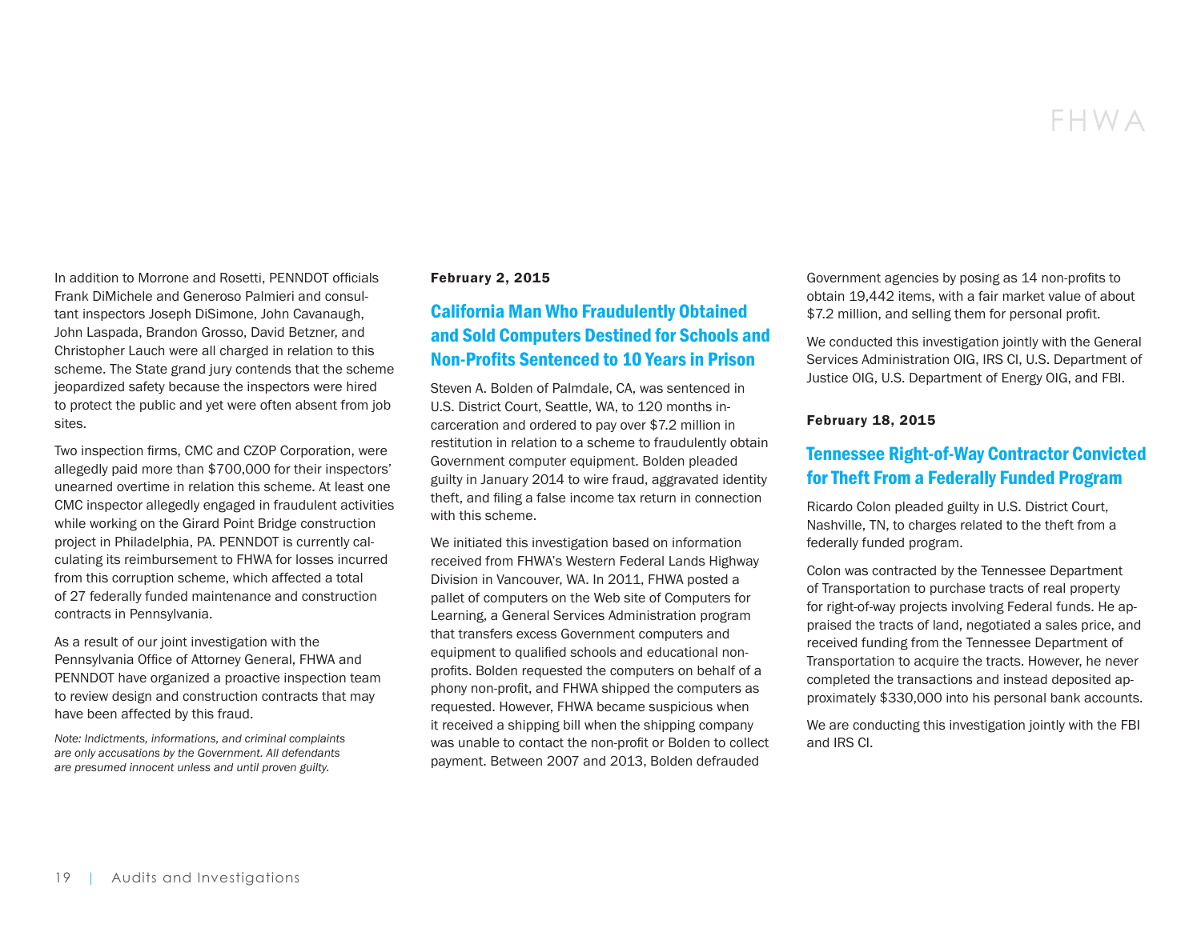In addition to Morrone and Rosetti, PENNDOT officials Frank DiMichele and Generoso Palmieri and consultant inspectors Joseph DiSimone, John Cavanaugh, John Laspada, Brandon Grosso, David Betzner, and Christopher Lauch were all charged in relation to this scheme. The State grand jury contends that the scheme jeopardized safety because the inspectors were hired to protect the public and yet were often absent from job sites.

Two inspection firms, CMC and CZOP Corporation, were allegedly paid more than $700,000 for their inspectors' unearned overtime in relation this scheme. At least one CMC inspector allegedly engaged in fraudulent activities while working on the Girard Point Bridge construction project in Philadelphia, PA. PENNDOT is currently calculating its reimbursement to FHWA for losses incurred from this corruption scheme, which affected a total of 27 federally funded maintenance and construction contracts in Pennsylvania.

As a result of our joint investigation with the Pennsylvania Office of Attorney General, FHWA and PENNDOT have organized a proactive inspection team to review design and construction contracts that may have been affected by this fraud.

*Note: Indictments, informations, and criminal complaints are only accusations by the Government. All defendants are presumed innocent unless and until proven guilty.*

**February 2, 2015**

## California Man Who Fraudulently Obtained and Sold Computers Destined for Schools and Non-Profits Sentenced to 10 Years in Prison

Steven A. Bolden of Palmdale, CA, was sentenced in U.S. District Court, Seattle, WA, to 120 months incarceration and ordered to pay over $7.2 million in restitution in relation to a scheme to fraudulently obtain Government computer equipment. Bolden pleaded guilty in January 2014 to wire fraud, aggravated identity theft, and filing a false income tax return in connection with this scheme.

We initiated this investigation based on information received from FHWA's Western Federal Lands Highway Division in Vancouver, WA. In 2011, FHWA posted a pallet of computers on the Web site of Computers for Learning, a General Services Administration program that transfers excess Government computers and equipment to qualified schools and educational non-profits. Bolden requested the computers on behalf of a phony non-profit, and FHWA shipped the computers as requested. However, FHWA became suspicious when it received a shipping bill when the shipping company was unable to contact the non-profit or Bolden to collect payment. Between 2007 and 2013, Bolden defrauded Government agencies by posing as 14 non-profits to obtain 19,442 items, with a fair market value of about $7.2 million, and selling them for personal profit.

We conducted this investigation jointly with the General Services Administration OIG, IRS CI, U.S. Department of Justice OIG, U.S. Department of Energy OIG, and FBI.

**February 18, 2015**

## Tennessee Right-of-Way Contractor Convicted for Theft From a Federally Funded Program

Ricardo Colon pleaded guilty in U.S. District Court, Nashville, TN, to charges related to the theft from a federally funded program.

Colon was contracted by the Tennessee Department of Transportation to purchase tracts of real property for right-of-way projects involving Federal funds. He appraised the tracts of land, negotiated a sales price, and received funding from the Tennessee Department of Transportation to acquire the tracts. However, he never completed the transactions and instead deposited approximately $330,000 into his personal bank accounts.

We are conducting this investigation jointly with the FBI and IRS CI.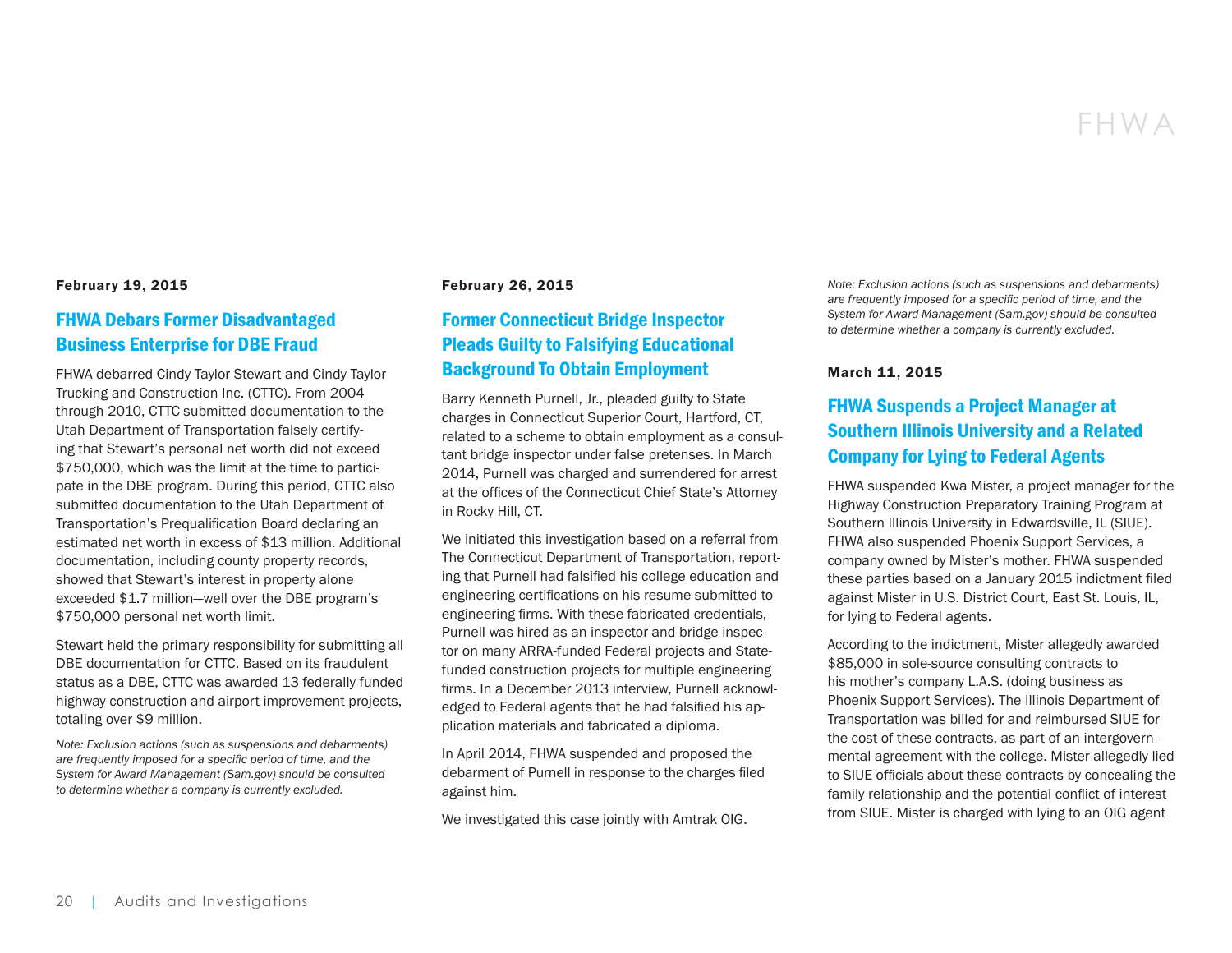February 19, 2015

## FHWA Debars Former Disadvantaged Business Enterprise for DBE Fraud

FHWA debarred Cindy Taylor Stewart and Cindy Taylor Trucking and Construction Inc. (CTTC). From 2004 through 2010, CTTC submitted documentation to the Utah Department of Transportation falsely certifying that Stewart's personal net worth did not exceed $750,000, which was the limit at the time to participate in the DBE program. During this period, CTTC also submitted documentation to the Utah Department of Transportation's Prequalification Board declaring an estimated net worth in excess of $13 million. Additional documentation, including county property records, showed that Stewart's interest in property alone exceeded $1.7 million—well over the DBE program's $750,000 personal net worth limit.

Stewart held the primary responsibility for submitting all DBE documentation for CTTC. Based on its fraudulent status as a DBE, CTTC was awarded 13 federally funded highway construction and airport improvement projects, totaling over $9 million.

*Note: Exclusion actions (such as suspensions and debarments) are frequently imposed for a specific period of time, and the System for Award Management (Sam.gov) should be consulted to determine whether a company is currently excluded.*

February 26, 2015

## Former Connecticut Bridge Inspector Pleads Guilty to Falsifying Educational Background To Obtain Employment

Barry Kenneth Purnell, Jr., pleaded guilty to State charges in Connecticut Superior Court, Hartford, CT, related to a scheme to obtain employment as a consultant bridge inspector under false pretenses. In March 2014, Purnell was charged and surrendered for arrest at the offices of the Connecticut Chief State's Attorney in Rocky Hill, CT.

We initiated this investigation based on a referral from The Connecticut Department of Transportation, reporting that Purnell had falsified his college education and engineering certifications on his resume submitted to engineering firms. With these fabricated credentials, Purnell was hired as an inspector and bridge inspector on many ARRA-funded Federal projects and State-funded construction projects for multiple engineering firms. In a December 2013 interview, Purnell acknowledged to Federal agents that he had falsified his application materials and fabricated a diploma.

In April 2014, FHWA suspended and proposed the debarment of Purnell in response to the charges filed against him.

We investigated this case jointly with Amtrak OIG.

*Note: Exclusion actions (such as suspensions and debarments) are frequently imposed for a specific period of time, and the System for Award Management (Sam.gov) should be consulted to determine whether a company is currently excluded.*

March 11, 2015

## FHWA Suspends a Project Manager at Southern Illinois University and a Related Company for Lying to Federal Agents

FHWA suspended Kwa Mister, a project manager for the Highway Construction Preparatory Training Program at Southern Illinois University in Edwardsville, IL (SIUE). FHWA also suspended Phoenix Support Services, a company owned by Mister's mother. FHWA suspended these parties based on a January 2015 indictment filed against Mister in U.S. District Court, East St. Louis, IL, for lying to Federal agents.

According to the indictment, Mister allegedly awarded $85,000 in sole-source consulting contracts to his mother's company L.A.S. (doing business as Phoenix Support Services). The Illinois Department of Transportation was billed for and reimbursed SIUE for the cost of these contracts, as part of an intergovernmental agreement with the college. Mister allegedly lied to SIUE officials about these contracts by concealing the family relationship and the potential conflict of interest from SIUE. Mister is charged with lying to an OIG agent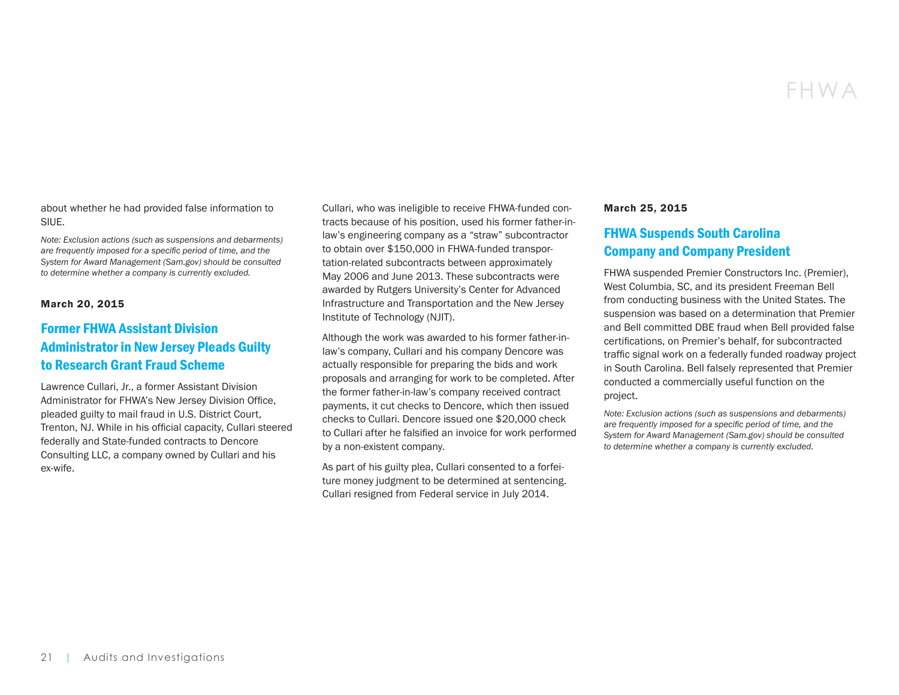about whether he had provided false information to SIUE.

*Note: Exclusion actions (such as suspensions and debarments) are frequently imposed for a specific period of time, and the System for Award Management (Sam.gov) should be consulted to determine whether a company is currently excluded.*

**March 20, 2015**

## Former FHWA Assistant Division Administrator in New Jersey Pleads Guilty to Research Grant Fraud Scheme

Lawrence Cullari, Jr., a former Assistant Division Administrator for FHWA's New Jersey Division Office, pleaded guilty to mail fraud in U.S. District Court, Trenton, NJ. While in his official capacity, Cullari steered federally and State-funded contracts to Dencore Consulting LLC, a company owned by Cullari and his ex-wife.

Cullari, who was ineligible to receive FHWA-funded contracts because of his position, used his former father-in-law's engineering company as a "straw" subcontractor to obtain over $150,000 in FHWA-funded transportation-related subcontracts between approximately May 2006 and June 2013. These subcontracts were awarded by Rutgers University's Center for Advanced Infrastructure and Transportation and the New Jersey Institute of Technology (NJIT).

Although the work was awarded to his former father-in-law's company, Cullari and his company Dencore was actually responsible for preparing the bids and work proposals and arranging for work to be completed. After the former father-in-law's company received contract payments, it cut checks to Dencore, which then issued checks to Cullari. Dencore issued one $20,000 check to Cullari after he falsified an invoice for work performed by a non-existent company.

As part of his guilty plea, Cullari consented to a forfeiture money judgment to be determined at sentencing. Cullari resigned from Federal service in July 2014.

**March 25, 2015**

## FHWA Suspends South Carolina Company and Company President

FHWA suspended Premier Constructors Inc. (Premier), West Columbia, SC, and its president Freeman Bell from conducting business with the United States. The suspension was based on a determination that Premier and Bell committed DBE fraud when Bell provided false certifications, on Premier's behalf, for subcontracted traffic signal work on a federally funded roadway project in South Carolina. Bell falsely represented that Premier conducted a commercially useful function on the project.

*Note: Exclusion actions (such as suspensions and debarments) are frequently imposed for a specific period of time, and the System for Award Management (Sam.gov) should be consulted to determine whether a company is currently excluded.*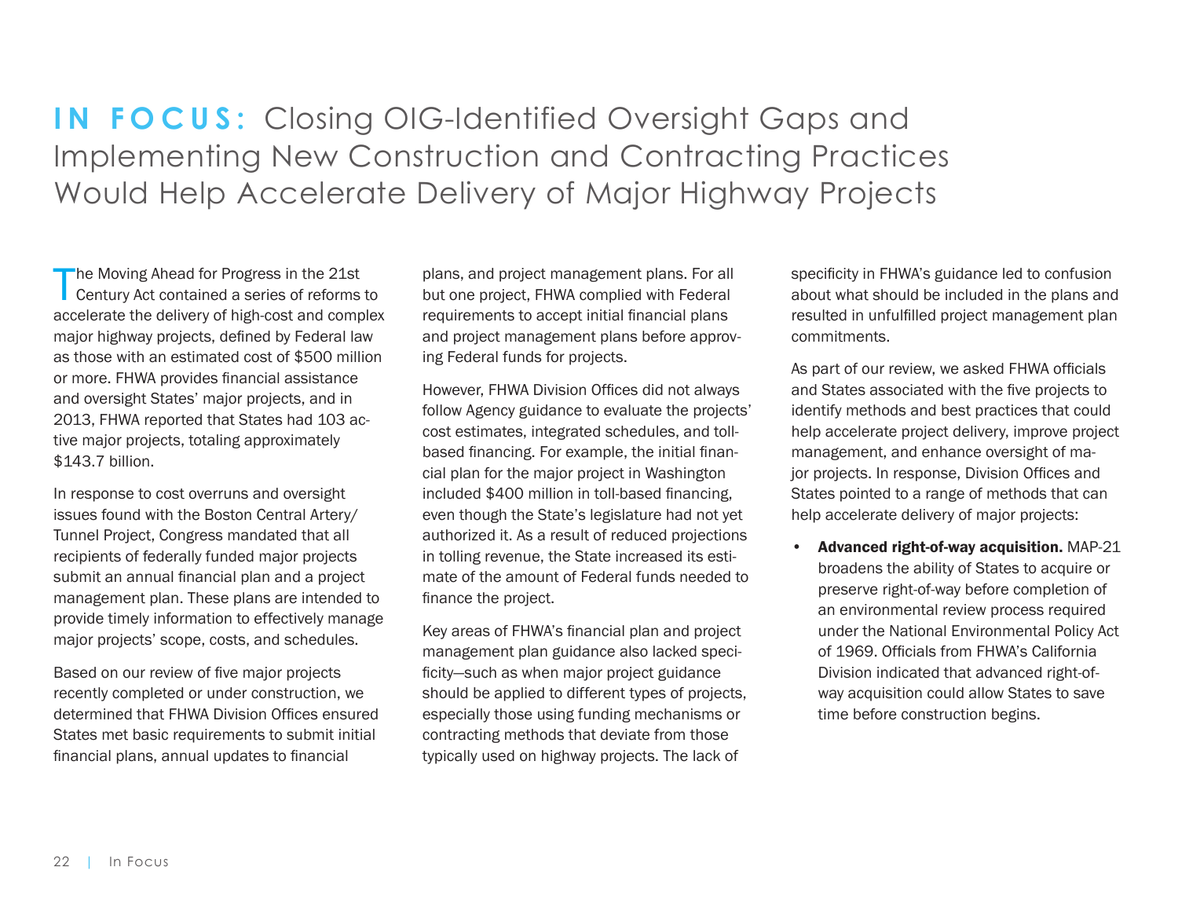# IN FOCUS: Closing OIG-Identified Oversight Gaps and Implementing New Construction and Contracting Practices Would Help Accelerate Delivery of Major Highway Projects

The Moving Ahead for Progress in the 21st Century Act contained a series of reforms to accelerate the delivery of high-cost and complex major highway projects, defined by Federal law as those with an estimated cost of $500 million or more. FHWA provides financial assistance and oversight States' major projects, and in 2013, FHWA reported that States had 103 active major projects, totaling approximately $143.7 billion.

In response to cost overruns and oversight issues found with the Boston Central Artery/Tunnel Project, Congress mandated that all recipients of federally funded major projects submit an annual financial plan and a project management plan. These plans are intended to provide timely information to effectively manage major projects' scope, costs, and schedules.

Based on our review of five major projects recently completed or under construction, we determined that FHWA Division Offices ensured States met basic requirements to submit initial financial plans, annual updates to financial plans, and project management plans. For all but one project, FHWA complied with Federal requirements to accept initial financial plans and project management plans before approving Federal funds for projects.

However, FHWA Division Offices did not always follow Agency guidance to evaluate the projects' cost estimates, integrated schedules, and toll-based financing. For example, the initial financial plan for the major project in Washington included $400 million in toll-based financing, even though the State's legislature had not yet authorized it. As a result of reduced projections in tolling revenue, the State increased its estimate of the amount of Federal funds needed to finance the project.

Key areas of FHWA's financial plan and project management plan guidance also lacked specificity—such as when major project guidance should be applied to different types of projects, especially those using funding mechanisms or contracting methods that deviate from those typically used on highway projects. The lack of specificity in FHWA's guidance led to confusion about what should be included in the plans and resulted in unfulfilled project management plan commitments.

As part of our review, we asked FHWA officials and States associated with the five projects to identify methods and best practices that could help accelerate project delivery, improve project management, and enhance oversight of major projects. In response, Division Offices and States pointed to a range of methods that can help accelerate delivery of major projects:

- **Advanced right-of-way acquisition.** MAP-21 broadens the ability of States to acquire or preserve right-of-way before completion of an environmental review process required under the National Environmental Policy Act of 1969. Officials from FHWA's California Division indicated that advanced right-of-way acquisition could allow States to save time before construction begins.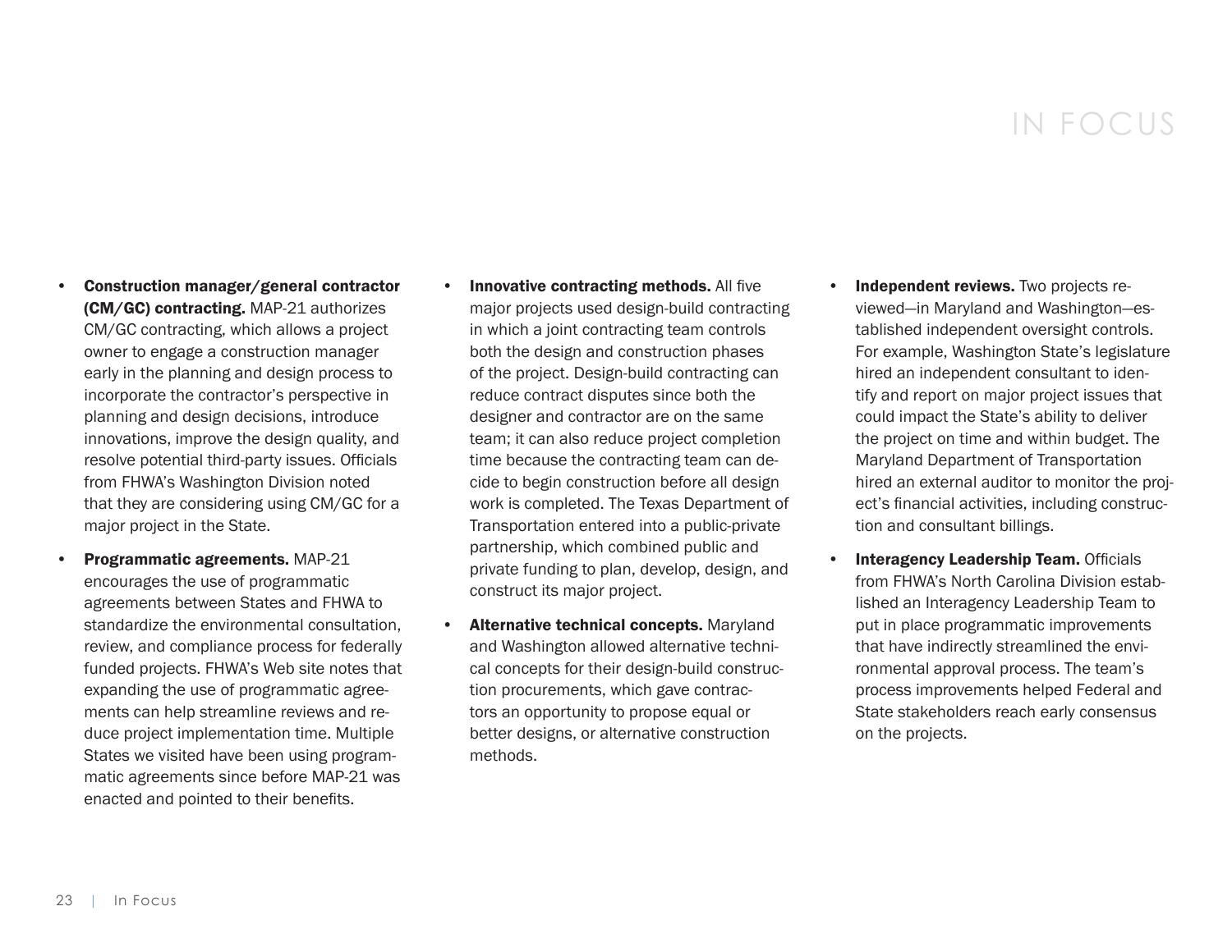- **Construction manager/general contractor (CM/GC) contracting.** MAP-21 authorizes CM/GC contracting, which allows a project owner to engage a construction manager early in the planning and design process to incorporate the contractor's perspective in planning and design decisions, introduce innovations, improve the design quality, and resolve potential third-party issues. Officials from FHWA's Washington Division noted that they are considering using CM/GC for a major project in the State.
- **Programmatic agreements.** MAP-21 encourages the use of programmatic agreements between States and FHWA to standardize the environmental consultation, review, and compliance process for federally funded projects. FHWA's Web site notes that expanding the use of programmatic agreements can help streamline reviews and reduce project implementation time. Multiple States we visited have been using programmatic agreements since before MAP-21 was enacted and pointed to their benefits.
- **Innovative contracting methods.** All five major projects used design-build contracting in which a joint contracting team controls both the design and construction phases of the project. Design-build contracting can reduce contract disputes since both the designer and contractor are on the same team; it can also reduce project completion time because the contracting team can decide to begin construction before all design work is completed. The Texas Department of Transportation entered into a public-private partnership, which combined public and private funding to plan, develop, design, and construct its major project.
- **Alternative technical concepts.** Maryland and Washington allowed alternative technical concepts for their design-build construction procurements, which gave contractors an opportunity to propose equal or better designs, or alternative construction methods.
- **Independent reviews.** Two projects reviewed—in Maryland and Washington—established independent oversight controls. For example, Washington State's legislature hired an independent consultant to identify and report on major project issues that could impact the State's ability to deliver the project on time and within budget. The Maryland Department of Transportation hired an external auditor to monitor the project's financial activities, including construction and consultant billings.
- **Interagency Leadership Team.** Officials from FHWA's North Carolina Division established an Interagency Leadership Team to put in place programmatic improvements that have indirectly streamlined the environmental approval process. The team's process improvements helped Federal and State stakeholders reach early consensus on the projects.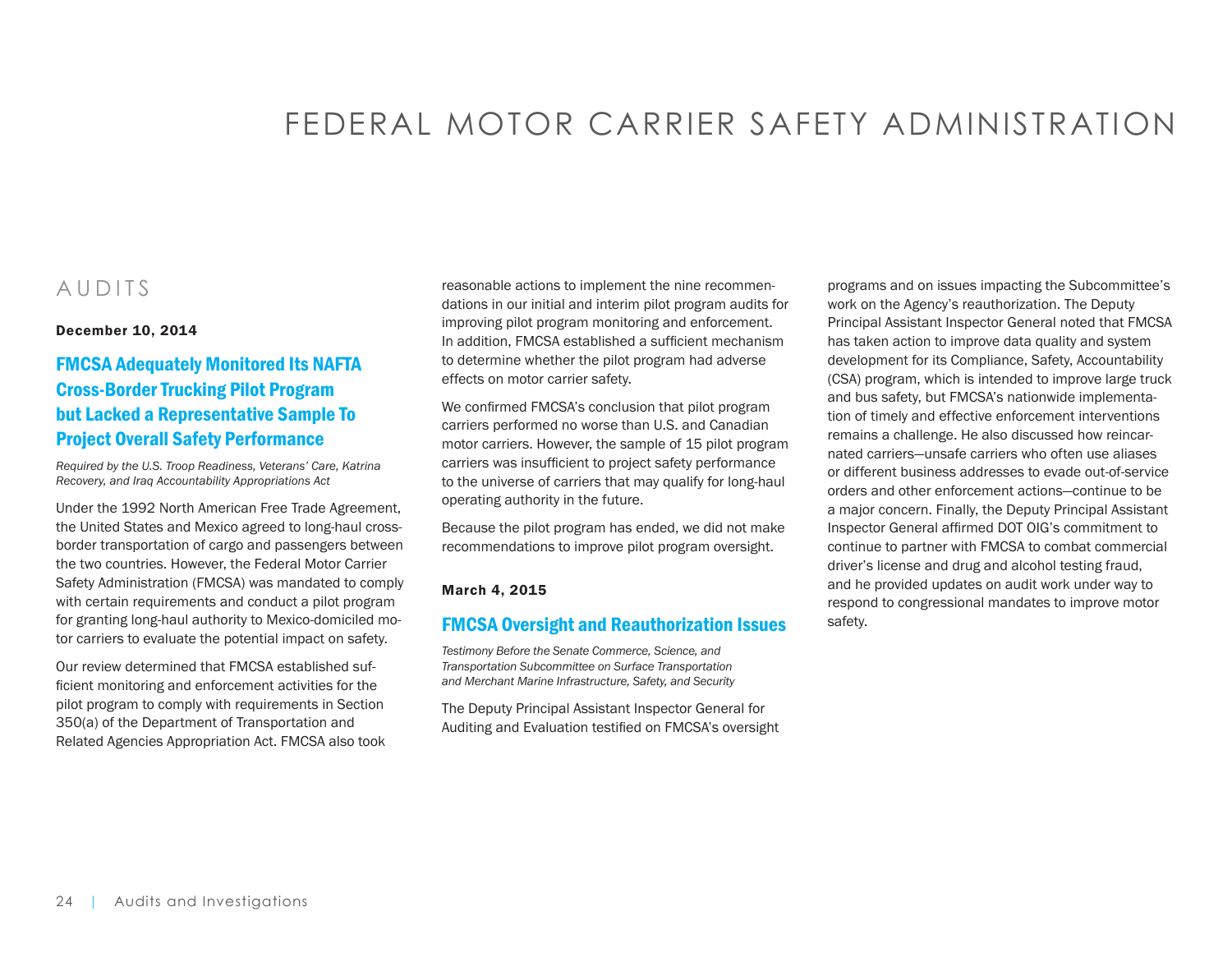# FEDERAL MOTOR CARRIER SAFETY ADMINISTRATION

## AUDITS

**December 10, 2014**

### FMCSA Adequately Monitored Its NAFTA Cross-Border Trucking Pilot Program but Lacked a Representative Sample To Project Overall Safety Performance

*Required by the U.S. Troop Readiness, Veterans' Care, Katrina Recovery, and Iraq Accountability Appropriations Act*

Under the 1992 North American Free Trade Agreement, the United States and Mexico agreed to long-haul cross-border transportation of cargo and passengers between the two countries. However, the Federal Motor Carrier Safety Administration (FMCSA) was mandated to comply with certain requirements and conduct a pilot program for granting long-haul authority to Mexico-domiciled motor carriers to evaluate the potential impact on safety.

Our review determined that FMCSA established sufficient monitoring and enforcement activities for the pilot program to comply with requirements in Section 350(a) of the Department of Transportation and Related Agencies Appropriation Act. FMCSA also took reasonable actions to implement the nine recommendations in our initial and interim pilot program audits for improving pilot program monitoring and enforcement. In addition, FMCSA established a sufficient mechanism to determine whether the pilot program had adverse effects on motor carrier safety.

We confirmed FMCSA's conclusion that pilot program carriers performed no worse than U.S. and Canadian motor carriers. However, the sample of 15 pilot program carriers was insufficient to project safety performance to the universe of carriers that may qualify for long-haul operating authority in the future.

Because the pilot program has ended, we did not make recommendations to improve pilot program oversight.

**March 4, 2015**

### FMCSA Oversight and Reauthorization Issues

*Testimony Before the Senate Commerce, Science, and Transportation Subcommittee on Surface Transportation and Merchant Marine Infrastructure, Safety, and Security*

The Deputy Principal Assistant Inspector General for Auditing and Evaluation testified on FMCSA's oversight programs and on issues impacting the Subcommittee's work on the Agency's reauthorization. The Deputy Principal Assistant Inspector General noted that FMCSA has taken action to improve data quality and system development for its Compliance, Safety, Accountability (CSA) program, which is intended to improve large truck and bus safety, but FMCSA's nationwide implementation of timely and effective enforcement interventions remains a challenge. He also discussed how reincarnated carriers—unsafe carriers who often use aliases or different business addresses to evade out-of-service orders and other enforcement actions—continue to be a major concern. Finally, the Deputy Principal Assistant Inspector General affirmed DOT OIG's commitment to continue to partner with FMCSA to combat commercial driver's license and drug and alcohol testing fraud, and he provided updates on audit work under way to respond to congressional mandates to improve motor safety.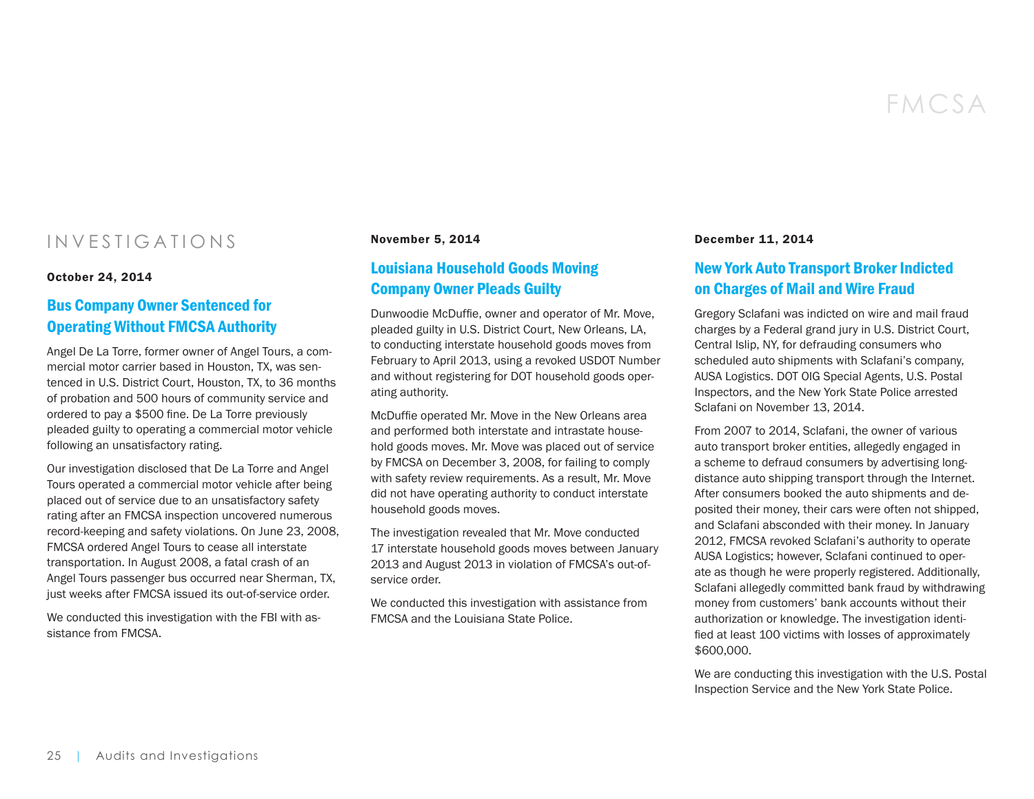# FMCSA

## INVESTIGATIONS

**October 24, 2014**

### Bus Company Owner Sentenced for Operating Without FMCSA Authority

Angel De La Torre, former owner of Angel Tours, a commercial motor carrier based in Houston, TX, was sentenced in U.S. District Court, Houston, TX, to 36 months of probation and 500 hours of community service and ordered to pay a $500 fine. De La Torre previously pleaded guilty to operating a commercial motor vehicle following an unsatisfactory rating.

Our investigation disclosed that De La Torre and Angel Tours operated a commercial motor vehicle after being placed out of service due to an unsatisfactory safety rating after an FMCSA inspection uncovered numerous record-keeping and safety violations. On June 23, 2008, FMCSA ordered Angel Tours to cease all interstate transportation. In August 2008, a fatal crash of an Angel Tours passenger bus occurred near Sherman, TX, just weeks after FMCSA issued its out-of-service order.

We conducted this investigation with the FBI with assistance from FMCSA.

**November 5, 2014**

### Louisiana Household Goods Moving Company Owner Pleads Guilty

Dunwoodie McDuffie, owner and operator of Mr. Move, pleaded guilty in U.S. District Court, New Orleans, LA, to conducting interstate household goods moves from February to April 2013, using a revoked USDOT Number and without registering for DOT household goods operating authority.

McDuffie operated Mr. Move in the New Orleans area and performed both interstate and intrastate household goods moves. Mr. Move was placed out of service by FMCSA on December 3, 2008, for failing to comply with safety review requirements. As a result, Mr. Move did not have operating authority to conduct interstate household goods moves.

The investigation revealed that Mr. Move conducted 17 interstate household goods moves between January 2013 and August 2013 in violation of FMCSA's out-of-service order.

We conducted this investigation with assistance from FMCSA and the Louisiana State Police.

**December 11, 2014**

### New York Auto Transport Broker Indicted on Charges of Mail and Wire Fraud

Gregory Sclafani was indicted on wire and mail fraud charges by a Federal grand jury in U.S. District Court, Central Islip, NY, for defrauding consumers who scheduled auto shipments with Sclafani's company, AUSA Logistics. DOT OIG Special Agents, U.S. Postal Inspectors, and the New York State Police arrested Sclafani on November 13, 2014.

From 2007 to 2014, Sclafani, the owner of various auto transport broker entities, allegedly engaged in a scheme to defraud consumers by advertising long-distance auto shipping transport through the Internet. After consumers booked the auto shipments and deposited their money, their cars were often not shipped, and Sclafani absconded with their money. In January 2012, FMCSA revoked Sclafani's authority to operate AUSA Logistics; however, Sclafani continued to operate as though he were properly registered. Additionally, Sclafani allegedly committed bank fraud by withdrawing money from customers' bank accounts without their authorization or knowledge. The investigation identified at least 100 victims with losses of approximately $600,000.

We are conducting this investigation with the U.S. Postal Inspection Service and the New York State Police.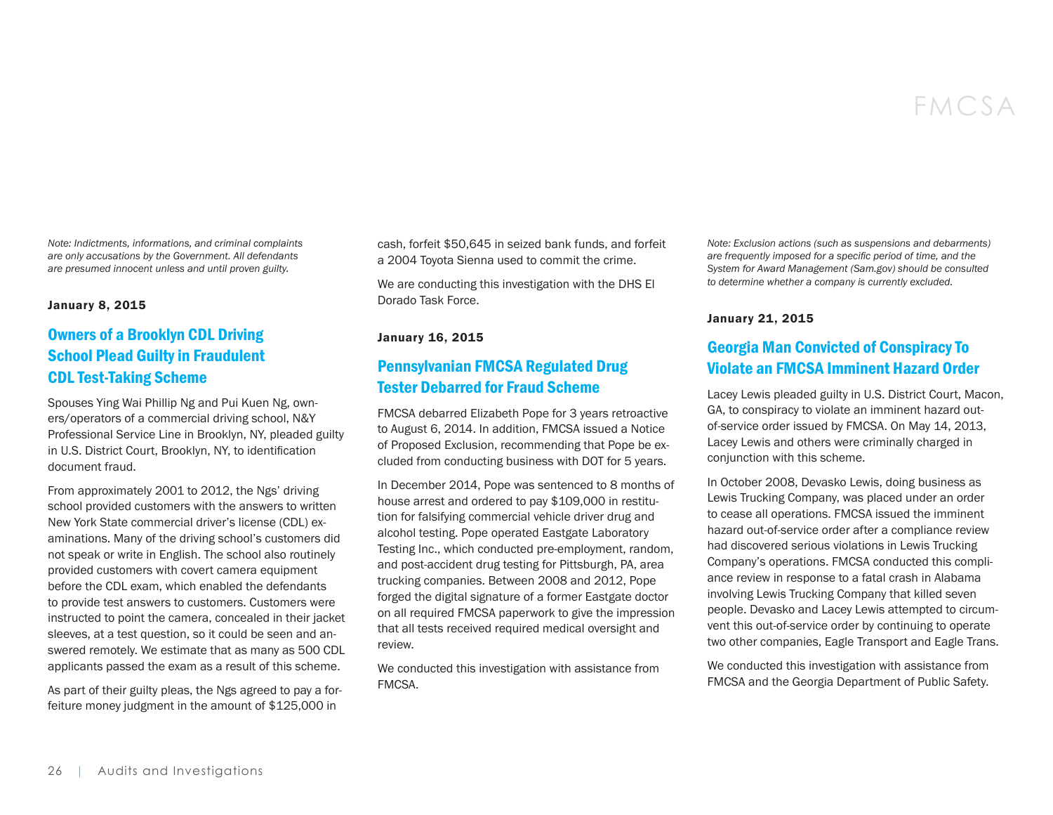*Note: Indictments, informations, and criminal complaints are only accusations by the Government. All defendants are presumed innocent unless and until proven guilty.*

**January 8, 2015**

## Owners of a Brooklyn CDL Driving School Plead Guilty in Fraudulent CDL Test-Taking Scheme

Spouses Ying Wai Phillip Ng and Pui Kuen Ng, owners/operators of a commercial driving school, N&Y Professional Service Line in Brooklyn, NY, pleaded guilty in U.S. District Court, Brooklyn, NY, to identification document fraud.

From approximately 2001 to 2012, the Ngs' driving school provided customers with the answers to written New York State commercial driver's license (CDL) examinations. Many of the driving school's customers did not speak or write in English. The school also routinely provided customers with covert camera equipment before the CDL exam, which enabled the defendants to provide test answers to customers. Customers were instructed to point the camera, concealed in their jacket sleeves, at a test question, so it could be seen and answered remotely. We estimate that as many as 500 CDL applicants passed the exam as a result of this scheme.

As part of their guilty pleas, the Ngs agreed to pay a forfeiture money judgment in the amount of $125,000 in cash, forfeit $50,645 in seized bank funds, and forfeit a 2004 Toyota Sienna used to commit the crime.

We are conducting this investigation with the DHS El Dorado Task Force.

**January 16, 2015**

## Pennsylvanian FMCSA Regulated Drug Tester Debarred for Fraud Scheme

FMCSA debarred Elizabeth Pope for 3 years retroactive to August 6, 2014. In addition, FMCSA issued a Notice of Proposed Exclusion, recommending that Pope be excluded from conducting business with DOT for 5 years.

In December 2014, Pope was sentenced to 8 months of house arrest and ordered to pay $109,000 in restitution for falsifying commercial vehicle driver drug and alcohol testing. Pope operated Eastgate Laboratory Testing Inc., which conducted pre-employment, random, and post-accident drug testing for Pittsburgh, PA, area trucking companies. Between 2008 and 2012, Pope forged the digital signature of a former Eastgate doctor on all required FMCSA paperwork to give the impression that all tests received required medical oversight and review.

We conducted this investigation with assistance from FMCSA.

*Note: Exclusion actions (such as suspensions and debarments) are frequently imposed for a specific period of time, and the System for Award Management (Sam.gov) should be consulted to determine whether a company is currently excluded.*

**January 21, 2015**

## Georgia Man Convicted of Conspiracy To Violate an FMCSA Imminent Hazard Order

Lacey Lewis pleaded guilty in U.S. District Court, Macon, GA, to conspiracy to violate an imminent hazard out-of-service order issued by FMCSA. On May 14, 2013, Lacey Lewis and others were criminally charged in conjunction with this scheme.

In October 2008, Devasko Lewis, doing business as Lewis Trucking Company, was placed under an order to cease all operations. FMCSA issued the imminent hazard out-of-service order after a compliance review had discovered serious violations in Lewis Trucking Company's operations. FMCSA conducted this compliance review in response to a fatal crash in Alabama involving Lewis Trucking Company that killed seven people. Devasko and Lacey Lewis attempted to circumvent this out-of-service order by continuing to operate two other companies, Eagle Transport and Eagle Trans.

We conducted this investigation with assistance from FMCSA and the Georgia Department of Public Safety.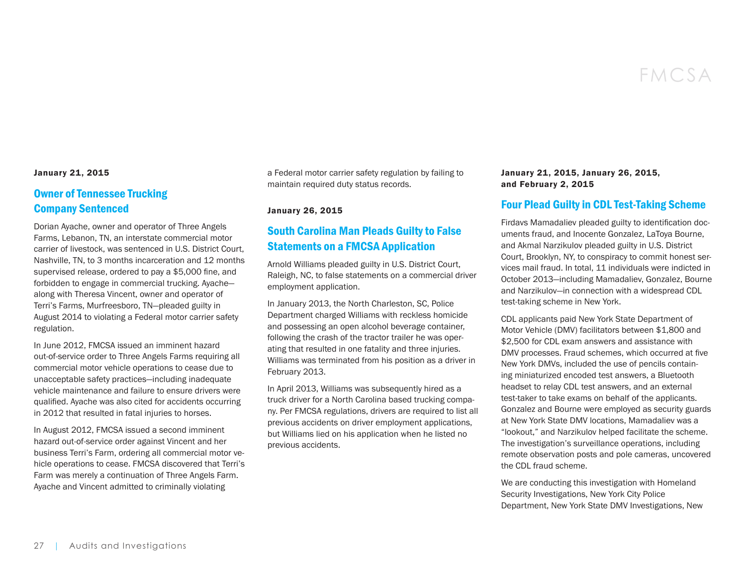**January 21, 2015**

## Owner of Tennessee Trucking Company Sentenced

Dorian Ayache, owner and operator of Three Angels Farms, Lebanon, TN, an interstate commercial motor carrier of livestock, was sentenced in U.S. District Court, Nashville, TN, to 3 months incarceration and 12 months supervised release, ordered to pay a $5,000 fine, and forbidden to engage in commercial trucking. Ayache—along with Theresa Vincent, owner and operator of Terri's Farms, Murfreesboro, TN—pleaded guilty in August 2014 to violating a Federal motor carrier safety regulation.

In June 2012, FMCSA issued an imminent hazard out-of-service order to Three Angels Farms requiring all commercial motor vehicle operations to cease due to unacceptable safety practices—including inadequate vehicle maintenance and failure to ensure drivers were qualified. Ayache was also cited for accidents occurring in 2012 that resulted in fatal injuries to horses.

In August 2012, FMCSA issued a second imminent hazard out-of-service order against Vincent and her business Terri's Farm, ordering all commercial motor vehicle operations to cease. FMCSA discovered that Terri's Farm was merely a continuation of Three Angels Farm. Ayache and Vincent admitted to criminally violating a Federal motor carrier safety regulation by failing to maintain required duty status records.

**January 26, 2015**

## South Carolina Man Pleads Guilty to False Statements on a FMCSA Application

Arnold Williams pleaded guilty in U.S. District Court, Raleigh, NC, to false statements on a commercial driver employment application.

In January 2013, the North Charleston, SC, Police Department charged Williams with reckless homicide and possessing an open alcohol beverage container, following the crash of the tractor trailer he was operating that resulted in one fatality and three injuries. Williams was terminated from his position as a driver in February 2013.

In April 2013, Williams was subsequently hired as a truck driver for a North Carolina based trucking company. Per FMCSA regulations, drivers are required to list all previous accidents on driver employment applications, but Williams lied on his application when he listed no previous accidents.

**January 21, 2015, January 26, 2015, and February 2, 2015**

## Four Plead Guilty in CDL Test-Taking Scheme

Firdavs Mamadaliev pleaded guilty to identification documents fraud, and Inocente Gonzalez, LaToya Bourne, and Akmal Narzikulov pleaded guilty in U.S. District Court, Brooklyn, NY, to conspiracy to commit honest services mail fraud. In total, 11 individuals were indicted in October 2013—including Mamadaliev, Gonzalez, Bourne and Narzikulov—in connection with a widespread CDL test-taking scheme in New York.

CDL applicants paid New York State Department of Motor Vehicle (DMV) facilitators between $1,800 and $2,500 for CDL exam answers and assistance with DMV processes. Fraud schemes, which occurred at five New York DMVs, included the use of pencils containing miniaturized encoded test answers, a Bluetooth headset to relay CDL test answers, and an external test-taker to take exams on behalf of the applicants. Gonzalez and Bourne were employed as security guards at New York State DMV locations, Mamadaliev was a "lookout," and Narzikulov helped facilitate the scheme. The investigation's surveillance operations, including remote observation posts and pole cameras, uncovered the CDL fraud scheme.

We are conducting this investigation with Homeland Security Investigations, New York City Police Department, New York State DMV Investigations, New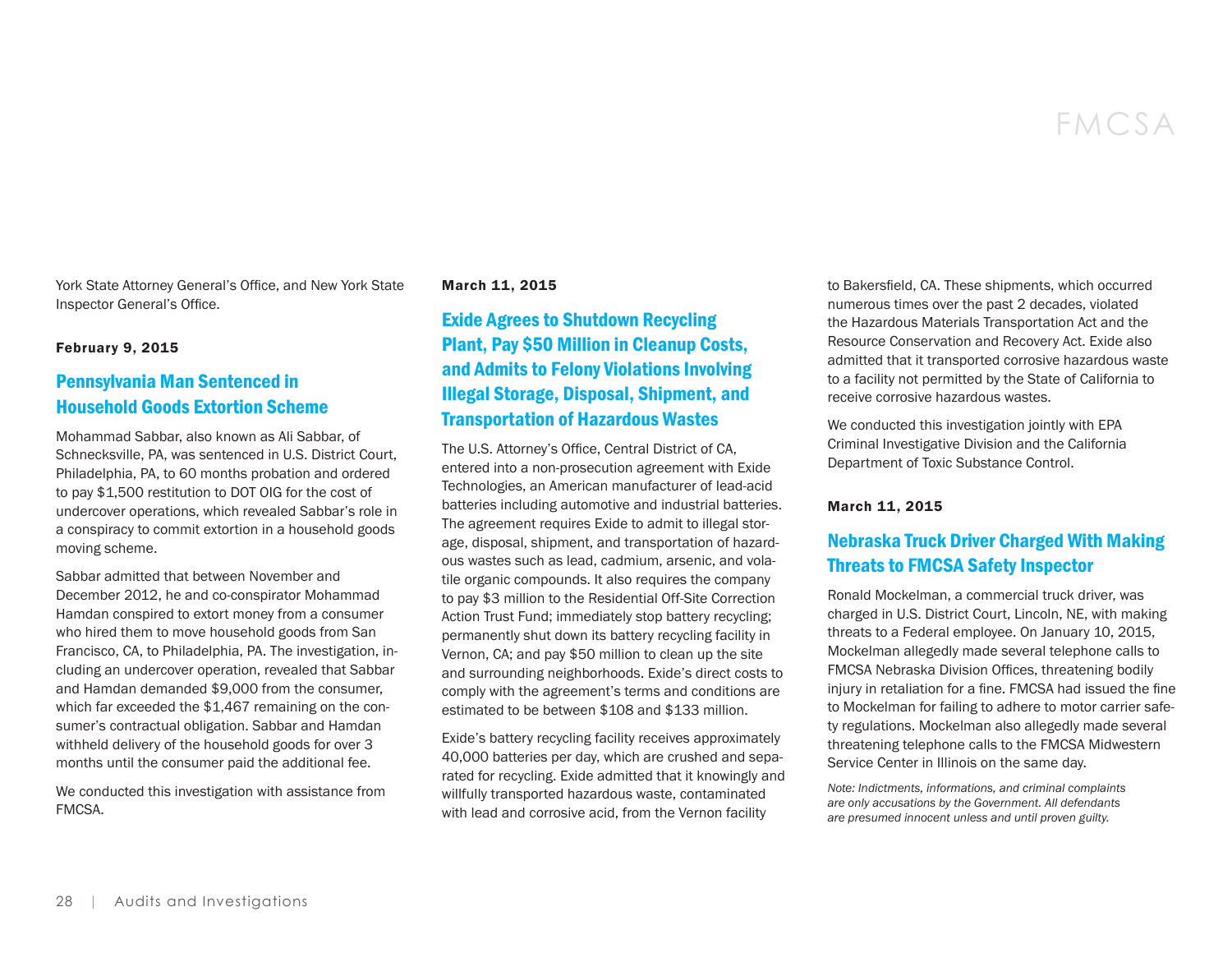York State Attorney General's Office, and New York State Inspector General's Office.

**February 9, 2015**

### Pennsylvania Man Sentenced in Household Goods Extortion Scheme

Mohammad Sabbar, also known as Ali Sabbar, of Schnecksville, PA, was sentenced in U.S. District Court, Philadelphia, PA, to 60 months probation and ordered to pay $1,500 restitution to DOT OIG for the cost of undercover operations, which revealed Sabbar's role in a conspiracy to commit extortion in a household goods moving scheme.

Sabbar admitted that between November and December 2012, he and co-conspirator Mohammad Hamdan conspired to extort money from a consumer who hired them to move household goods from San Francisco, CA, to Philadelphia, PA. The investigation, including an undercover operation, revealed that Sabbar and Hamdan demanded $9,000 from the consumer, which far exceeded the $1,467 remaining on the consumer's contractual obligation. Sabbar and Hamdan withheld delivery of the household goods for over 3 months until the consumer paid the additional fee.

We conducted this investigation with assistance from FMCSA.

**March 11, 2015**

### Exide Agrees to Shutdown Recycling Plant, Pay $50 Million in Cleanup Costs, and Admits to Felony Violations Involving Illegal Storage, Disposal, Shipment, and Transportation of Hazardous Wastes

The U.S. Attorney's Office, Central District of CA, entered into a non-prosecution agreement with Exide Technologies, an American manufacturer of lead-acid batteries including automotive and industrial batteries. The agreement requires Exide to admit to illegal storage, disposal, shipment, and transportation of hazardous wastes such as lead, cadmium, arsenic, and volatile organic compounds. It also requires the company to pay $3 million to the Residential Off-Site Correction Action Trust Fund; immediately stop battery recycling; permanently shut down its battery recycling facility in Vernon, CA; and pay $50 million to clean up the site and surrounding neighborhoods. Exide's direct costs to comply with the agreement's terms and conditions are estimated to be between $108 and $133 million.

Exide's battery recycling facility receives approximately 40,000 batteries per day, which are crushed and separated for recycling. Exide admitted that it knowingly and willfully transported hazardous waste, contaminated with lead and corrosive acid, from the Vernon facility to Bakersfield, CA. These shipments, which occurred numerous times over the past 2 decades, violated the Hazardous Materials Transportation Act and the Resource Conservation and Recovery Act. Exide also admitted that it transported corrosive hazardous waste to a facility not permitted by the State of California to receive corrosive hazardous wastes.

We conducted this investigation jointly with EPA Criminal Investigative Division and the California Department of Toxic Substance Control.

**March 11, 2015**

### Nebraska Truck Driver Charged With Making Threats to FMCSA Safety Inspector

Ronald Mockelman, a commercial truck driver, was charged in U.S. District Court, Lincoln, NE, with making threats to a Federal employee. On January 10, 2015, Mockelman allegedly made several telephone calls to FMCSA Nebraska Division Offices, threatening bodily injury in retaliation for a fine. FMCSA had issued the fine to Mockelman for failing to adhere to motor carrier safety regulations. Mockelman also allegedly made several threatening telephone calls to the FMCSA Midwestern Service Center in Illinois on the same day.

*Note: Indictments, informations, and criminal complaints are only accusations by the Government. All defendants are presumed innocent unless and until proven guilty.*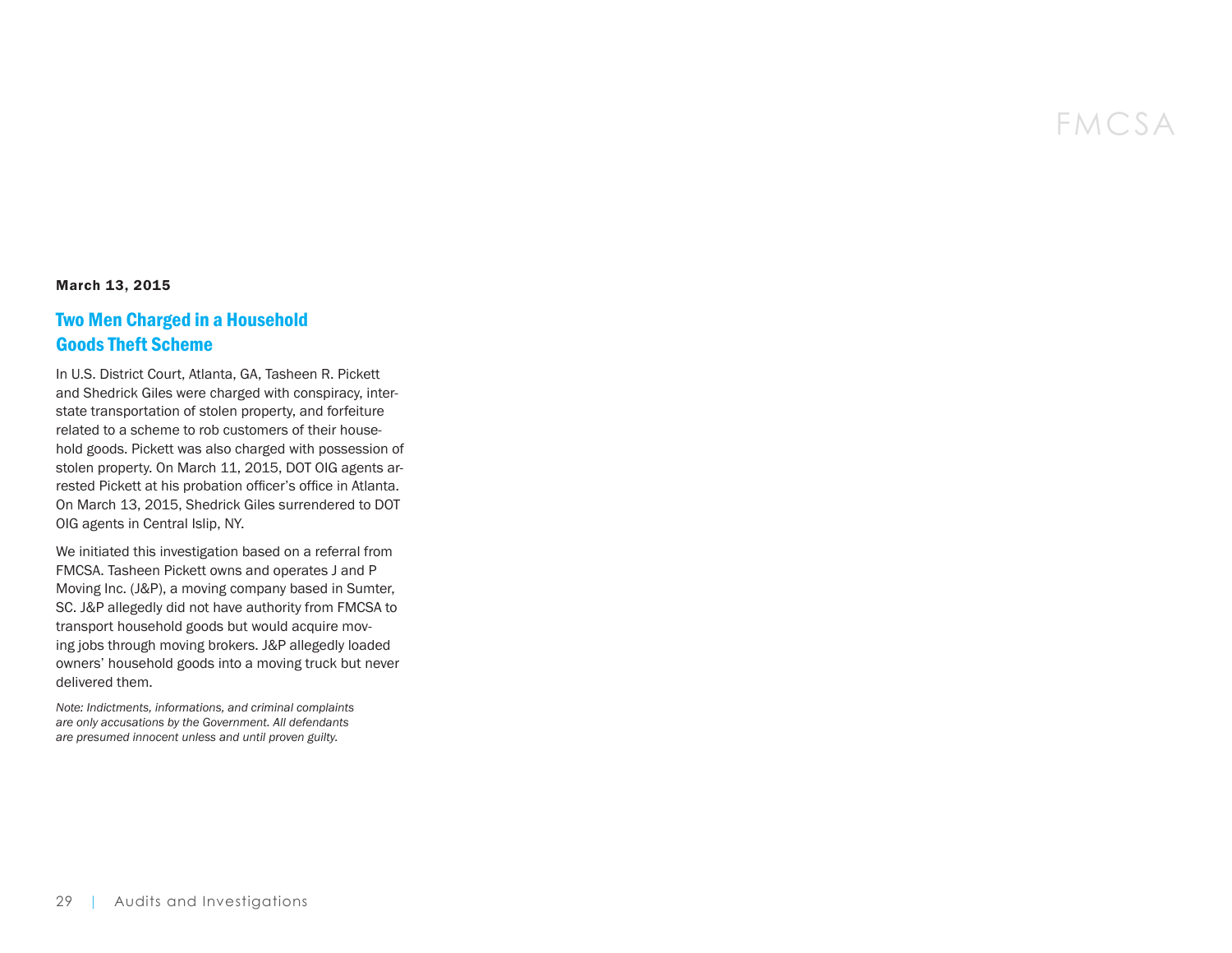**March 13, 2015**

## Two Men Charged in a Household Goods Theft Scheme

In U.S. District Court, Atlanta, GA, Tasheen R. Pickett and Shedrick Giles were charged with conspiracy, interstate transportation of stolen property, and forfeiture related to a scheme to rob customers of their household goods. Pickett was also charged with possession of stolen property. On March 11, 2015, DOT OIG agents arrested Pickett at his probation officer's office in Atlanta. On March 13, 2015, Shedrick Giles surrendered to DOT OIG agents in Central Islip, NY.

We initiated this investigation based on a referral from FMCSA. Tasheen Pickett owns and operates J and P Moving Inc. (J&P), a moving company based in Sumter, SC. J&P allegedly did not have authority from FMCSA to transport household goods but would acquire moving jobs through moving brokers. J&P allegedly loaded owners' household goods into a moving truck but never delivered them.

*Note: Indictments, informations, and criminal complaints are only accusations by the Government. All defendants are presumed innocent unless and until proven guilty.*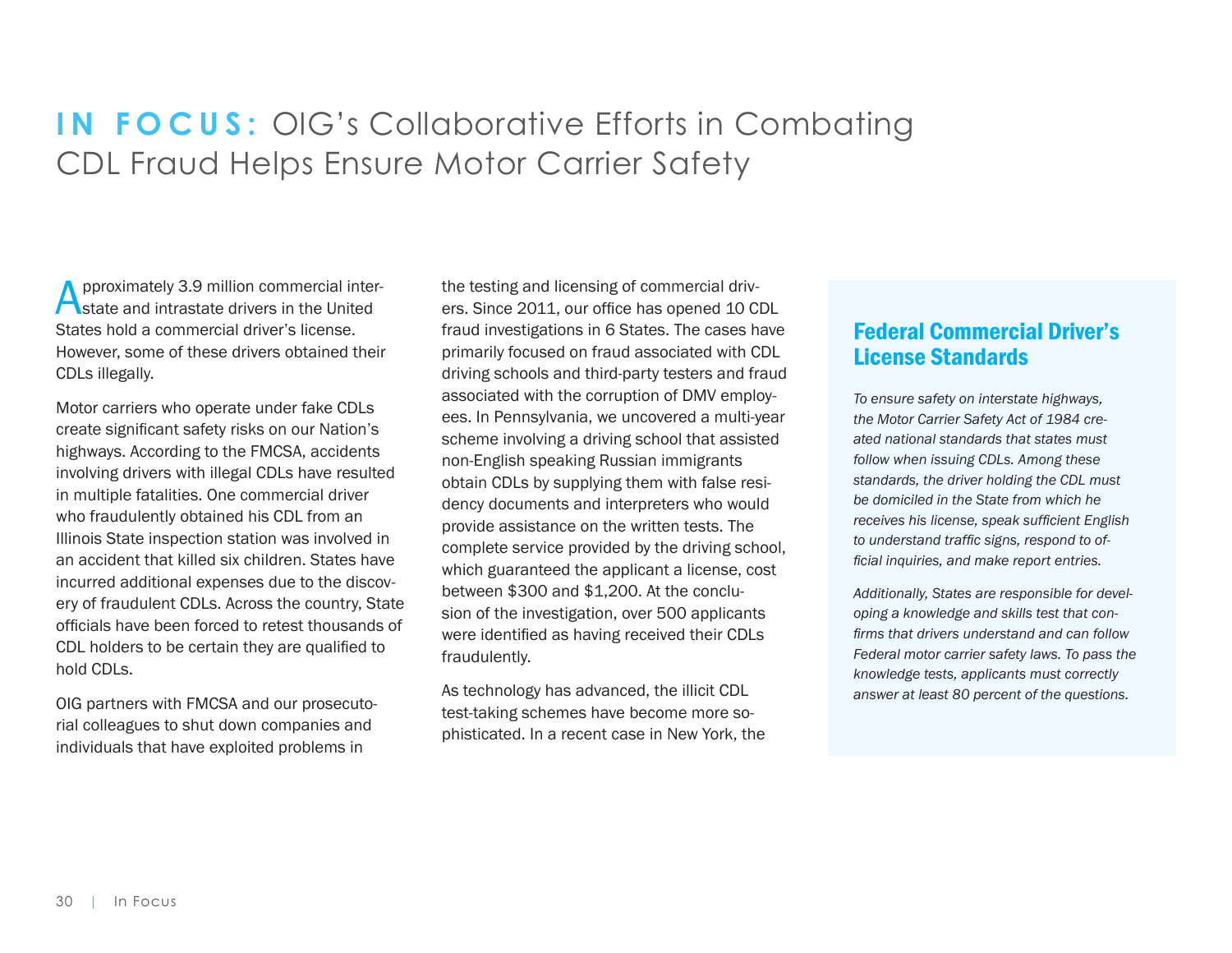# IN FOCUS: OIG's Collaborative Efforts in Combating CDL Fraud Helps Ensure Motor Carrier Safety

Approximately 3.9 million commercial interstate and intrastate drivers in the United States hold a commercial driver's license. However, some of these drivers obtained their CDLs illegally.

Motor carriers who operate under fake CDLs create significant safety risks on our Nation's highways. According to the FMCSA, accidents involving drivers with illegal CDLs have resulted in multiple fatalities. One commercial driver who fraudulently obtained his CDL from an Illinois State inspection station was involved in an accident that killed six children. States have incurred additional expenses due to the discovery of fraudulent CDLs. Across the country, State officials have been forced to retest thousands of CDL holders to be certain they are qualified to hold CDLs.

OIG partners with FMCSA and our prosecutorial colleagues to shut down companies and individuals that have exploited problems in the testing and licensing of commercial drivers. Since 2011, our office has opened 10 CDL fraud investigations in 6 States. The cases have primarily focused on fraud associated with CDL driving schools and third-party testers and fraud associated with the corruption of DMV employees. In Pennsylvania, we uncovered a multi-year scheme involving a driving school that assisted non-English speaking Russian immigrants obtain CDLs by supplying them with false residency documents and interpreters who would provide assistance on the written tests. The complete service provided by the driving school, which guaranteed the applicant a license, cost between $300 and $1,200. At the conclusion of the investigation, over 500 applicants were identified as having received their CDLs fraudulently.

As technology has advanced, the illicit CDL test-taking schemes have become more sophisticated. In a recent case in New York, the

## Federal Commercial Driver's License Standards

*To ensure safety on interstate highways, the Motor Carrier Safety Act of 1984 created national standards that states must follow when issuing CDLs. Among these standards, the driver holding the CDL must be domiciled in the State from which he receives his license, speak sufficient English to understand traffic signs, respond to official inquiries, and make report entries.*

*Additionally, States are responsible for developing a knowledge and skills test that confirms that drivers understand and can follow Federal motor carrier safety laws. To pass the knowledge tests, applicants must correctly answer at least 80 percent of the questions.*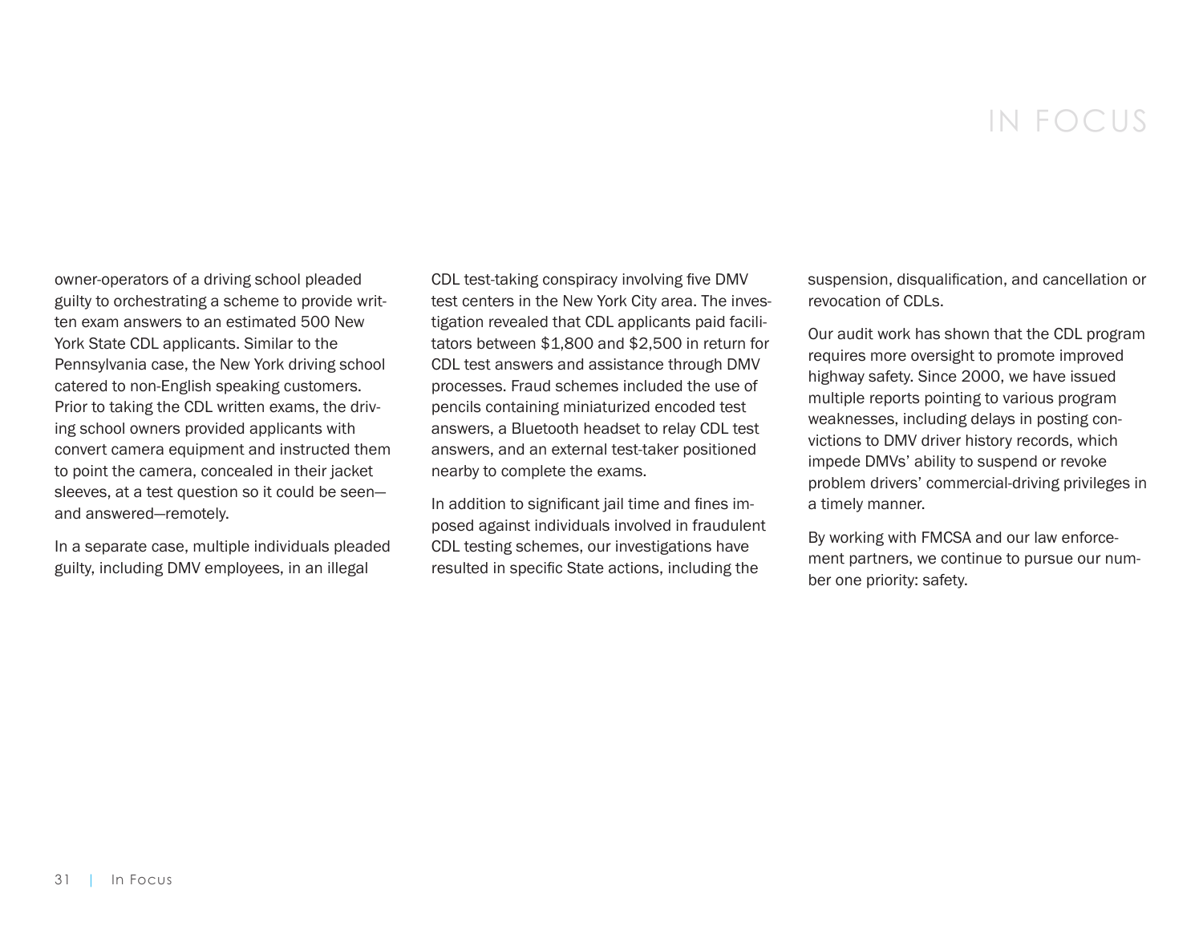owner-operators of a driving school pleaded guilty to orchestrating a scheme to provide written exam answers to an estimated 500 New York State CDL applicants. Similar to the Pennsylvania case, the New York driving school catered to non-English speaking customers. Prior to taking the CDL written exams, the driving school owners provided applicants with convert camera equipment and instructed them to point the camera, concealed in their jacket sleeves, at a test question so it could be seen—and answered—remotely.

In a separate case, multiple individuals pleaded guilty, including DMV employees, in an illegal CDL test-taking conspiracy involving five DMV test centers in the New York City area. The investigation revealed that CDL applicants paid facilitators between $1,800 and $2,500 in return for CDL test answers and assistance through DMV processes. Fraud schemes included the use of pencils containing miniaturized encoded test answers, a Bluetooth headset to relay CDL test answers, and an external test-taker positioned nearby to complete the exams.

In addition to significant jail time and fines imposed against individuals involved in fraudulent CDL testing schemes, our investigations have resulted in specific State actions, including the suspension, disqualification, and cancellation or revocation of CDLs.

Our audit work has shown that the CDL program requires more oversight to promote improved highway safety. Since 2000, we have issued multiple reports pointing to various program weaknesses, including delays in posting convictions to DMV driver history records, which impede DMVs' ability to suspend or revoke problem drivers' commercial-driving privileges in a timely manner.

By working with FMCSA and our law enforcement partners, we continue to pursue our number one priority: safety.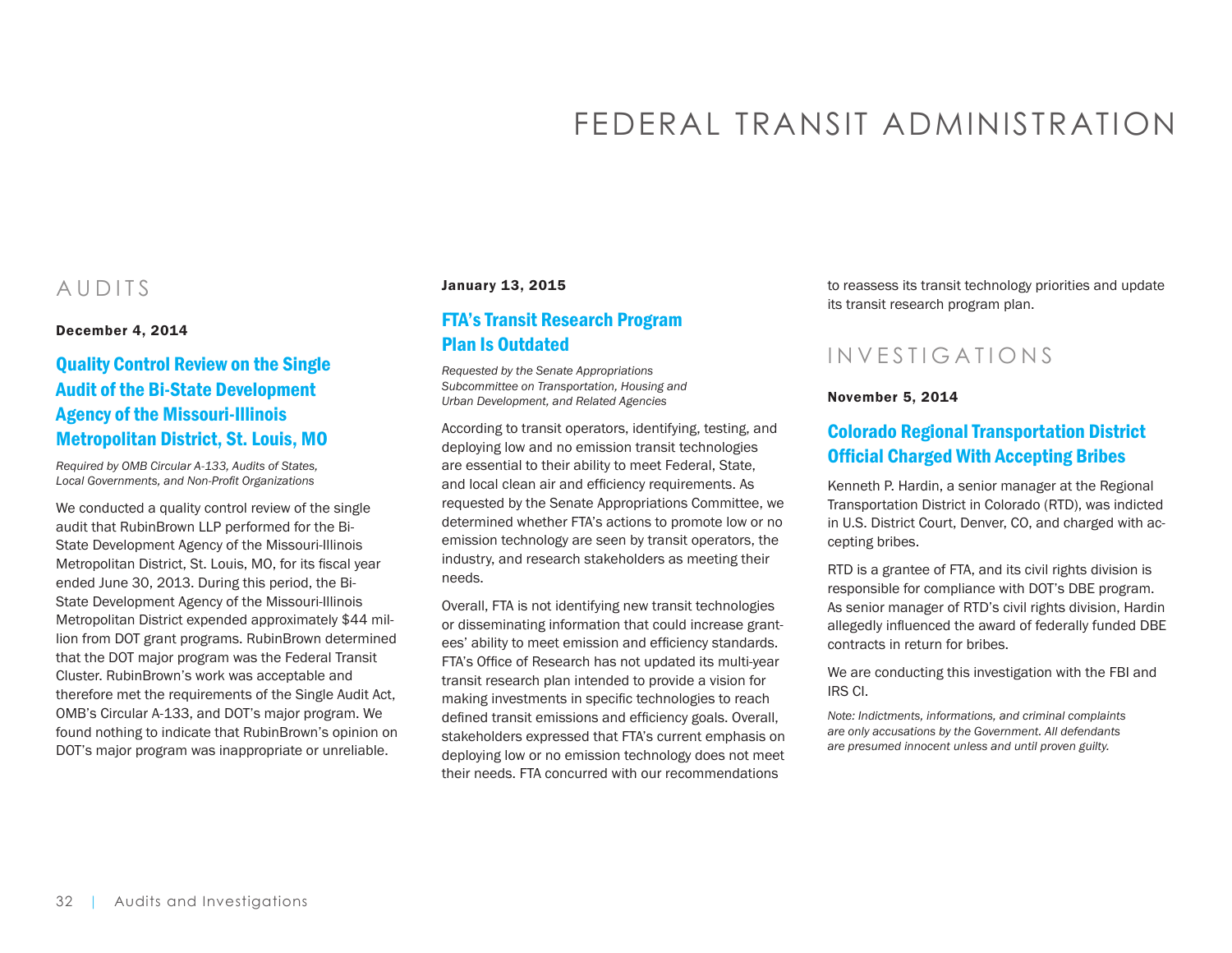# FEDERAL TRANSIT ADMINISTRATION

## AUDITS

**December 4, 2014**

### Quality Control Review on the Single Audit of the Bi-State Development Agency of the Missouri-Illinois Metropolitan District, St. Louis, MO

*Required by OMB Circular A-133, Audits of States, Local Governments, and Non-Profit Organizations*

We conducted a quality control review of the single audit that RubinBrown LLP performed for the Bi-State Development Agency of the Missouri-Illinois Metropolitan District, St. Louis, MO, for its fiscal year ended June 30, 2013. During this period, the Bi-State Development Agency of the Missouri-Illinois Metropolitan District expended approximately $44 million from DOT grant programs. RubinBrown determined that the DOT major program was the Federal Transit Cluster. RubinBrown's work was acceptable and therefore met the requirements of the Single Audit Act, OMB's Circular A-133, and DOT's major program. We found nothing to indicate that RubinBrown's opinion on DOT's major program was inappropriate or unreliable.

**January 13, 2015**

### FTA's Transit Research Program Plan Is Outdated

*Requested by the Senate Appropriations Subcommittee on Transportation, Housing and Urban Development, and Related Agencies*

According to transit operators, identifying, testing, and deploying low and no emission transit technologies are essential to their ability to meet Federal, State, and local clean air and efficiency requirements. As requested by the Senate Appropriations Committee, we determined whether FTA's actions to promote low or no emission technology are seen by transit operators, the industry, and research stakeholders as meeting their needs.

Overall, FTA is not identifying new transit technologies or disseminating information that could increase grantees' ability to meet emission and efficiency standards. FTA's Office of Research has not updated its multi-year transit research plan intended to provide a vision for making investments in specific technologies to reach defined transit emissions and efficiency goals. Overall, stakeholders expressed that FTA's current emphasis on deploying low or no emission technology does not meet their needs. FTA concurred with our recommendations to reassess its transit technology priorities and update its transit research program plan.

## INVESTIGATIONS

**November 5, 2014**

### Colorado Regional Transportation District Official Charged With Accepting Bribes

Kenneth P. Hardin, a senior manager at the Regional Transportation District in Colorado (RTD), was indicted in U.S. District Court, Denver, CO, and charged with accepting bribes.

RTD is a grantee of FTA, and its civil rights division is responsible for compliance with DOT's DBE program. As senior manager of RTD's civil rights division, Hardin allegedly influenced the award of federally funded DBE contracts in return for bribes.

We are conducting this investigation with the FBI and IRS CI.

*Note: Indictments, informations, and criminal complaints are only accusations by the Government. All defendants are presumed innocent unless and until proven guilty.*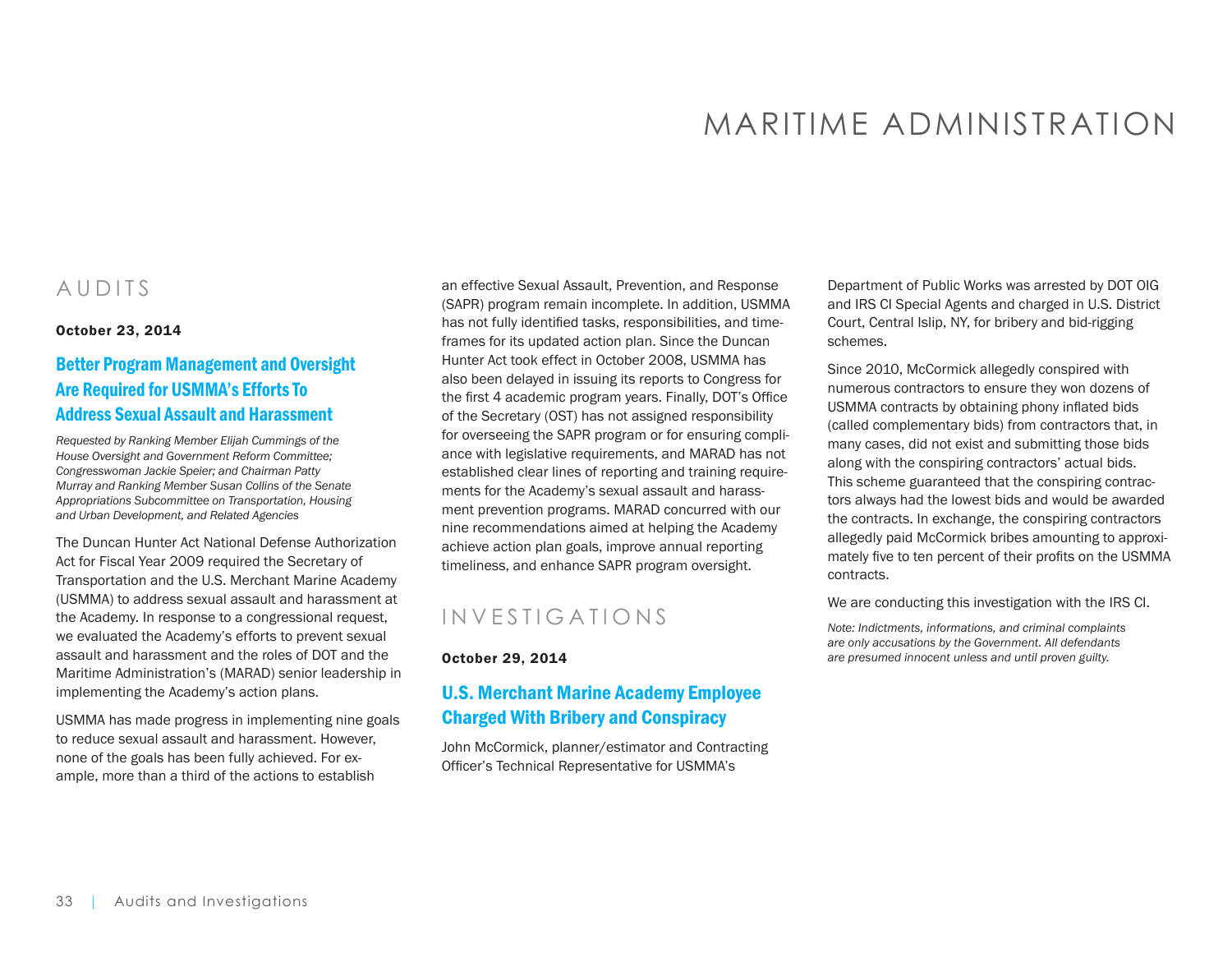# MARITIME ADMINISTRATION

## AUDITS

**October 23, 2014**

### Better Program Management and Oversight Are Required for USMMA's Efforts To Address Sexual Assault and Harassment

*Requested by Ranking Member Elijah Cummings of the House Oversight and Government Reform Committee; Congresswoman Jackie Speier; and Chairman Patty Murray and Ranking Member Susan Collins of the Senate Appropriations Subcommittee on Transportation, Housing and Urban Development, and Related Agencies*

The Duncan Hunter Act National Defense Authorization Act for Fiscal Year 2009 required the Secretary of Transportation and the U.S. Merchant Marine Academy (USMMA) to address sexual assault and harassment at the Academy. In response to a congressional request, we evaluated the Academy's efforts to prevent sexual assault and harassment and the roles of DOT and the Maritime Administration's (MARAD) senior leadership in implementing the Academy's action plans.

USMMA has made progress in implementing nine goals to reduce sexual assault and harassment. However, none of the goals has been fully achieved. For example, more than a third of the actions to establish an effective Sexual Assault, Prevention, and Response (SAPR) program remain incomplete. In addition, USMMA has not fully identified tasks, responsibilities, and timeframes for its updated action plan. Since the Duncan Hunter Act took effect in October 2008, USMMA has also been delayed in issuing its reports to Congress for the first 4 academic program years. Finally, DOT's Office of the Secretary (OST) has not assigned responsibility for overseeing the SAPR program or for ensuring compliance with legislative requirements, and MARAD has not established clear lines of reporting and training requirements for the Academy's sexual assault and harassment prevention programs. MARAD concurred with our nine recommendations aimed at helping the Academy achieve action plan goals, improve annual reporting timeliness, and enhance SAPR program oversight.

## INVESTIGATIONS

**October 29, 2014**

### U.S. Merchant Marine Academy Employee Charged With Bribery and Conspiracy

John McCormick, planner/estimator and Contracting Officer's Technical Representative for USMMA's Department of Public Works was arrested by DOT OIG and IRS CI Special Agents and charged in U.S. District Court, Central Islip, NY, for bribery and bid-rigging schemes.

Since 2010, McCormick allegedly conspired with numerous contractors to ensure they won dozens of USMMA contracts by obtaining phony inflated bids (called complementary bids) from contractors that, in many cases, did not exist and submitting those bids along with the conspiring contractors' actual bids. This scheme guaranteed that the conspiring contractors always had the lowest bids and would be awarded the contracts. In exchange, the conspiring contractors allegedly paid McCormick bribes amounting to approximately five to ten percent of their profits on the USMMA contracts.

We are conducting this investigation with the IRS CI.

*Note: Indictments, informations, and criminal complaints are only accusations by the Government. All defendants are presumed innocent unless and until proven guilty.*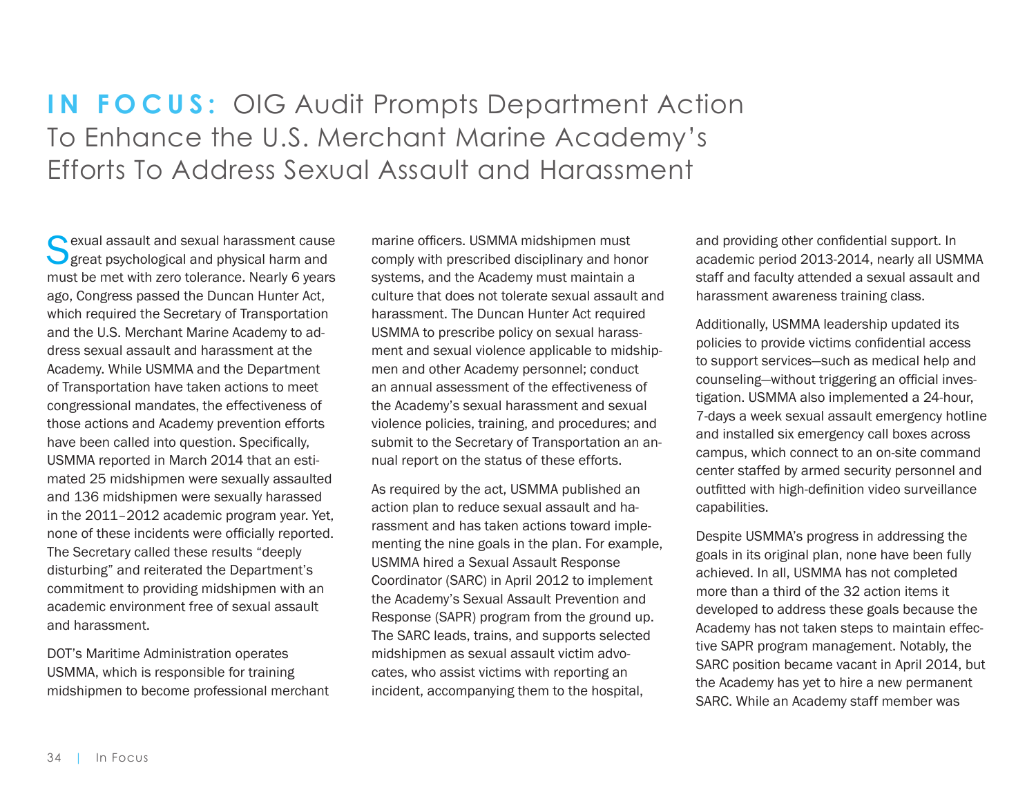# IN FOCUS: OIG Audit Prompts Department Action To Enhance the U.S. Merchant Marine Academy's Efforts To Address Sexual Assault and Harassment

Sexual assault and sexual harassment cause great psychological and physical harm and must be met with zero tolerance. Nearly 6 years ago, Congress passed the Duncan Hunter Act, which required the Secretary of Transportation and the U.S. Merchant Marine Academy to address sexual assault and harassment at the Academy. While USMMA and the Department of Transportation have taken actions to meet congressional mandates, the effectiveness of those actions and Academy prevention efforts have been called into question. Specifically, USMMA reported in March 2014 that an estimated 25 midshipmen were sexually assaulted and 136 midshipmen were sexually harassed in the 2011–2012 academic program year. Yet, none of these incidents were officially reported. The Secretary called these results "deeply disturbing" and reiterated the Department's commitment to providing midshipmen with an academic environment free of sexual assault and harassment.

DOT's Maritime Administration operates USMMA, which is responsible for training midshipmen to become professional merchant marine officers. USMMA midshipmen must comply with prescribed disciplinary and honor systems, and the Academy must maintain a culture that does not tolerate sexual assault and harassment. The Duncan Hunter Act required USMMA to prescribe policy on sexual harassment and sexual violence applicable to midshipmen and other Academy personnel; conduct an annual assessment of the effectiveness of the Academy's sexual harassment and sexual violence policies, training, and procedures; and submit to the Secretary of Transportation an annual report on the status of these efforts.

As required by the act, USMMA published an action plan to reduce sexual assault and harassment and has taken actions toward implementing the nine goals in the plan. For example, USMMA hired a Sexual Assault Response Coordinator (SARC) in April 2012 to implement the Academy's Sexual Assault Prevention and Response (SAPR) program from the ground up. The SARC leads, trains, and supports selected midshipmen as sexual assault victim advocates, who assist victims with reporting an incident, accompanying them to the hospital, and providing other confidential support. In academic period 2013-2014, nearly all USMMA staff and faculty attended a sexual assault and harassment awareness training class.

Additionally, USMMA leadership updated its policies to provide victims confidential access to support services—such as medical help and counseling—without triggering an official investigation. USMMA also implemented a 24-hour, 7-days a week sexual assault emergency hotline and installed six emergency call boxes across campus, which connect to an on-site command center staffed by armed security personnel and outfitted with high-definition video surveillance capabilities.

Despite USMMA's progress in addressing the goals in its original plan, none have been fully achieved. In all, USMMA has not completed more than a third of the 32 action items it developed to address these goals because the Academy has not taken steps to maintain effective SAPR program management. Notably, the SARC position became vacant in April 2014, but the Academy has yet to hire a new permanent SARC. While an Academy staff member was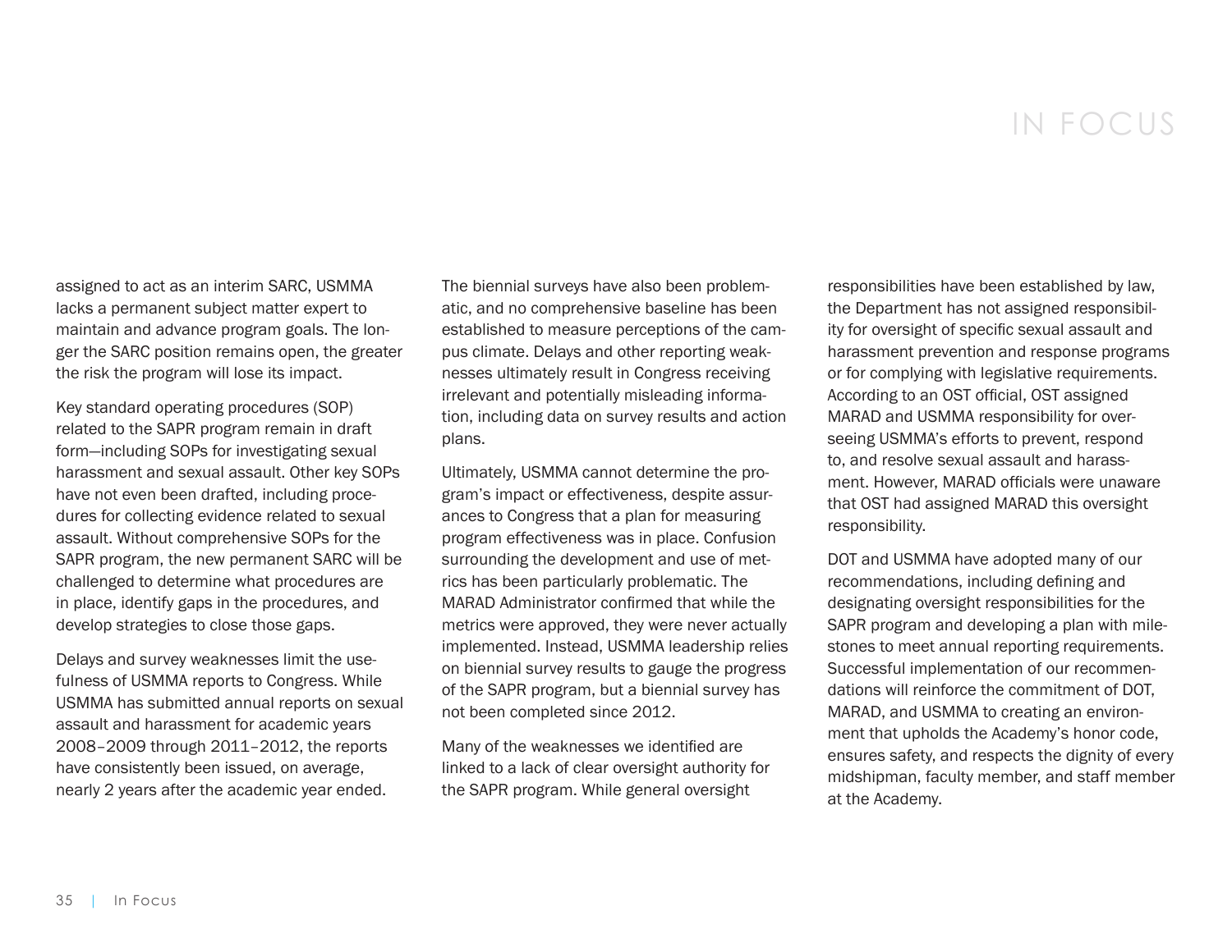assigned to act as an interim SARC, USMMA lacks a permanent subject matter expert to maintain and advance program goals. The longer the SARC position remains open, the greater the risk the program will lose its impact.

Key standard operating procedures (SOP) related to the SAPR program remain in draft form—including SOPs for investigating sexual harassment and sexual assault. Other key SOPs have not even been drafted, including procedures for collecting evidence related to sexual assault. Without comprehensive SOPs for the SAPR program, the new permanent SARC will be challenged to determine what procedures are in place, identify gaps in the procedures, and develop strategies to close those gaps.

Delays and survey weaknesses limit the usefulness of USMMA reports to Congress. While USMMA has submitted annual reports on sexual assault and harassment for academic years 2008–2009 through 2011–2012, the reports have consistently been issued, on average, nearly 2 years after the academic year ended.

The biennial surveys have also been problematic, and no comprehensive baseline has been established to measure perceptions of the campus climate. Delays and other reporting weaknesses ultimately result in Congress receiving irrelevant and potentially misleading information, including data on survey results and action plans.

Ultimately, USMMA cannot determine the program's impact or effectiveness, despite assurances to Congress that a plan for measuring program effectiveness was in place. Confusion surrounding the development and use of metrics has been particularly problematic. The MARAD Administrator confirmed that while the metrics were approved, they were never actually implemented. Instead, USMMA leadership relies on biennial survey results to gauge the progress of the SAPR program, but a biennial survey has not been completed since 2012.

Many of the weaknesses we identified are linked to a lack of clear oversight authority for the SAPR program. While general oversight responsibilities have been established by law, the Department has not assigned responsibility for oversight of specific sexual assault and harassment prevention and response programs or for complying with legislative requirements. According to an OST official, OST assigned MARAD and USMMA responsibility for overseeing USMMA's efforts to prevent, respond to, and resolve sexual assault and harassment. However, MARAD officials were unaware that OST had assigned MARAD this oversight responsibility.

DOT and USMMA have adopted many of our recommendations, including defining and designating oversight responsibilities for the SAPR program and developing a plan with milestones to meet annual reporting requirements. Successful implementation of our recommendations will reinforce the commitment of DOT, MARAD, and USMMA to creating an environment that upholds the Academy's honor code, ensures safety, and respects the dignity of every midshipman, faculty member, and staff member at the Academy.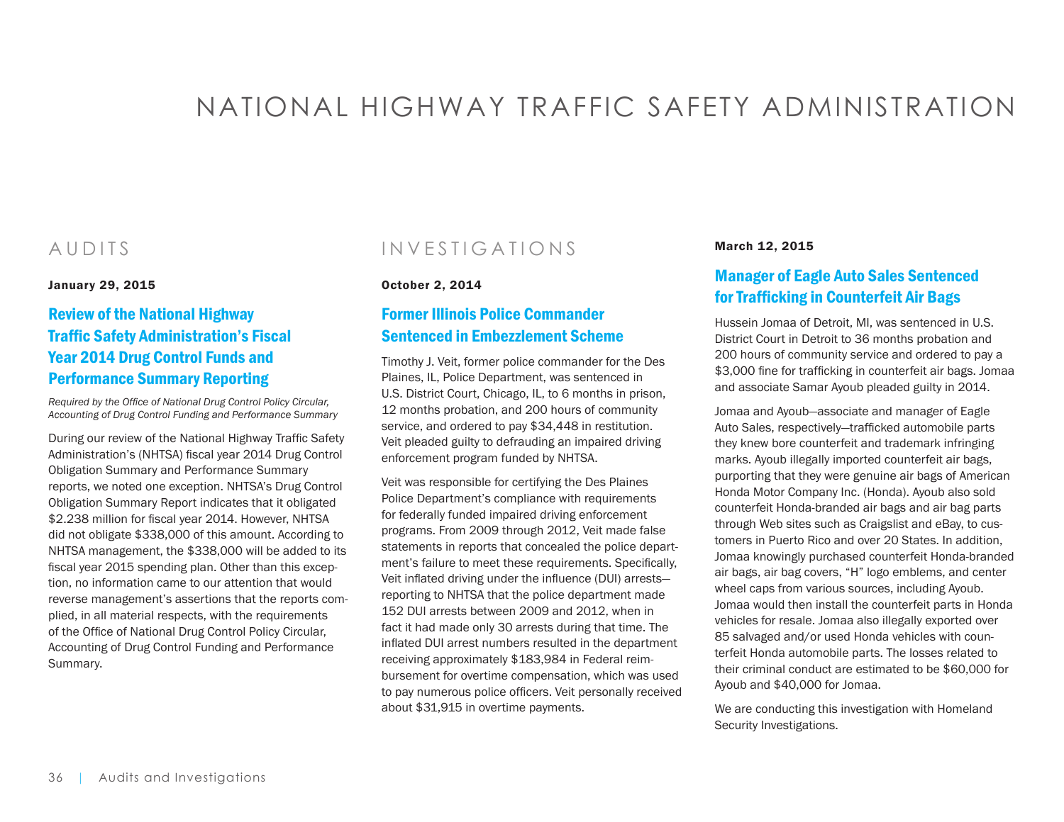# NATIONAL HIGHWAY TRAFFIC SAFETY ADMINISTRATION

## AUDITS

**January 29, 2015**

### Review of the National Highway Traffic Safety Administration's Fiscal Year 2014 Drug Control Funds and Performance Summary Reporting

*Required by the Office of National Drug Control Policy Circular, Accounting of Drug Control Funding and Performance Summary*

During our review of the National Highway Traffic Safety Administration's (NHTSA) fiscal year 2014 Drug Control Obligation Summary and Performance Summary reports, we noted one exception. NHTSA's Drug Control Obligation Summary Report indicates that it obligated $2.238 million for fiscal year 2014. However, NHTSA did not obligate $338,000 of this amount. According to NHTSA management, the $338,000 will be added to its fiscal year 2015 spending plan. Other than this exception, no information came to our attention that would reverse management's assertions that the reports complied, in all material respects, with the requirements of the Office of National Drug Control Policy Circular, Accounting of Drug Control Funding and Performance Summary.

## INVESTIGATIONS

**October 2, 2014**

### Former Illinois Police Commander Sentenced in Embezzlement Scheme

Timothy J. Veit, former police commander for the Des Plaines, IL, Police Department, was sentenced in U.S. District Court, Chicago, IL, to 6 months in prison, 12 months probation, and 200 hours of community service, and ordered to pay $34,448 in restitution. Veit pleaded guilty to defrauding an impaired driving enforcement program funded by NHTSA.

Veit was responsible for certifying the Des Plaines Police Department's compliance with requirements for federally funded impaired driving enforcement programs. From 2009 through 2012, Veit made false statements in reports that concealed the police department's failure to meet these requirements. Specifically, Veit inflated driving under the influence (DUI) arrests—reporting to NHTSA that the police department made 152 DUI arrests between 2009 and 2012, when in fact it had made only 30 arrests during that time. The inflated DUI arrest numbers resulted in the department receiving approximately $183,984 in Federal reimbursement for overtime compensation, which was used to pay numerous police officers. Veit personally received about $31,915 in overtime payments.

**March 12, 2015**

### Manager of Eagle Auto Sales Sentenced for Trafficking in Counterfeit Air Bags

Hussein Jomaa of Detroit, MI, was sentenced in U.S. District Court in Detroit to 36 months probation and 200 hours of community service and ordered to pay a $3,000 fine for trafficking in counterfeit air bags. Jomaa and associate Samar Ayoub pleaded guilty in 2014.

Jomaa and Ayoub—associate and manager of Eagle Auto Sales, respectively—trafficked automobile parts they knew bore counterfeit and trademark infringing marks. Ayoub illegally imported counterfeit air bags, purporting that they were genuine air bags of American Honda Motor Company Inc. (Honda). Ayoub also sold counterfeit Honda-branded air bags and air bag parts through Web sites such as Craigslist and eBay, to customers in Puerto Rico and over 20 States. In addition, Jomaa knowingly purchased counterfeit Honda-branded air bags, air bag covers, "H" logo emblems, and center wheel caps from various sources, including Ayoub. Jomaa would then install the counterfeit parts in Honda vehicles for resale. Jomaa also illegally exported over 85 salvaged and/or used Honda vehicles with counterfeit Honda automobile parts. The losses related to their criminal conduct are estimated to be $60,000 for Ayoub and $40,000 for Jomaa.

We are conducting this investigation with Homeland Security Investigations.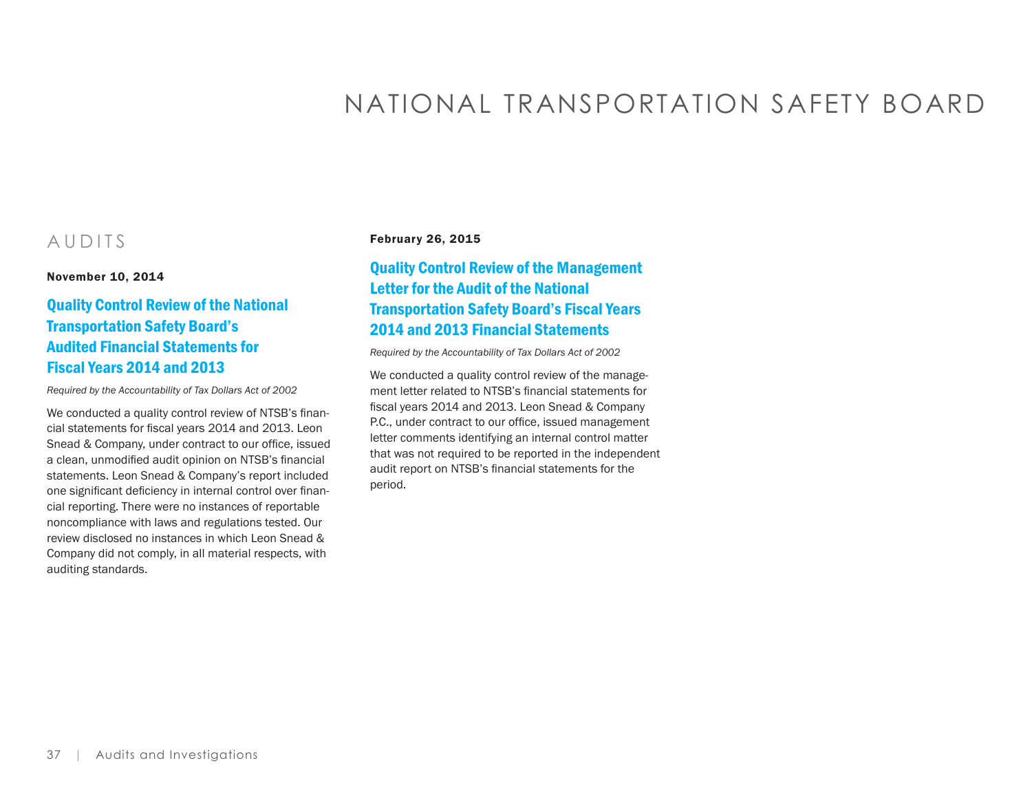# NATIONAL TRANSPORTATION SAFETY BOARD

## AUDITS

**November 10, 2014**

### Quality Control Review of the National Transportation Safety Board's Audited Financial Statements for Fiscal Years 2014 and 2013

*Required by the Accountability of Tax Dollars Act of 2002*

We conducted a quality control review of NTSB's financial statements for fiscal years 2014 and 2013. Leon Snead & Company, under contract to our office, issued a clean, unmodified audit opinion on NTSB's financial statements. Leon Snead & Company's report included one significant deficiency in internal control over financial reporting. There were no instances of reportable noncompliance with laws and regulations tested. Our review disclosed no instances in which Leon Snead & Company did not comply, in all material respects, with auditing standards.

**February 26, 2015**

### Quality Control Review of the Management Letter for the Audit of the National Transportation Safety Board's Fiscal Years 2014 and 2013 Financial Statements

*Required by the Accountability of Tax Dollars Act of 2002*

We conducted a quality control review of the management letter related to NTSB's financial statements for fiscal years 2014 and 2013. Leon Snead & Company P.C., under contract to our office, issued management letter comments identifying an internal control matter that was not required to be reported in the independent audit report on NTSB's financial statements for the period.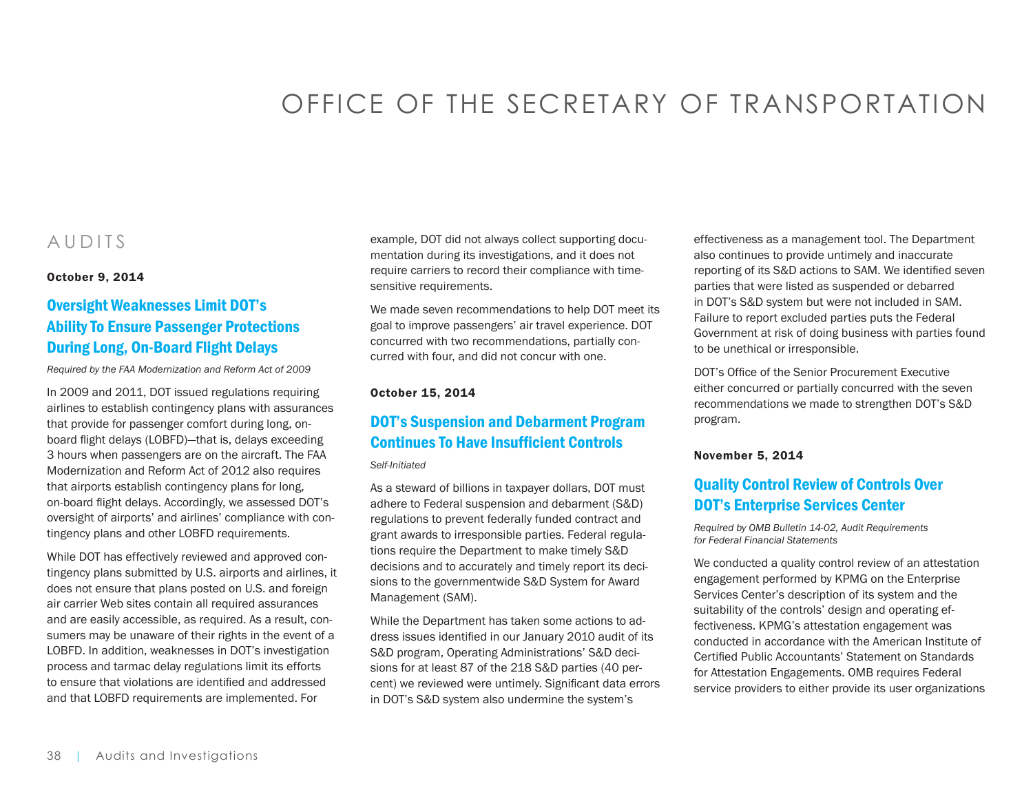# OFFICE OF THE SECRETARY OF TRANSPORTATION

## AUDITS

**October 9, 2014**

### Oversight Weaknesses Limit DOT's Ability To Ensure Passenger Protections During Long, On-Board Flight Delays

*Required by the FAA Modernization and Reform Act of 2009*

In 2009 and 2011, DOT issued regulations requiring airlines to establish contingency plans with assurances that provide for passenger comfort during long, on-board flight delays (LOBFD)—that is, delays exceeding 3 hours when passengers are on the aircraft. The FAA Modernization and Reform Act of 2012 also requires that airports establish contingency plans for long, on-board flight delays. Accordingly, we assessed DOT's oversight of airports' and airlines' compliance with contingency plans and other LOBFD requirements.

While DOT has effectively reviewed and approved contingency plans submitted by U.S. airports and airlines, it does not ensure that plans posted on U.S. and foreign air carrier Web sites contain all required assurances and are easily accessible, as required. As a result, consumers may be unaware of their rights in the event of a LOBFD. In addition, weaknesses in DOT's investigation process and tarmac delay regulations limit its efforts to ensure that violations are identified and addressed and that LOBFD requirements are implemented. For example, DOT did not always collect supporting documentation during its investigations, and it does not require carriers to record their compliance with time-sensitive requirements.

We made seven recommendations to help DOT meet its goal to improve passengers' air travel experience. DOT concurred with two recommendations, partially concurred with four, and did not concur with one.

**October 15, 2014**

### DOT's Suspension and Debarment Program Continues To Have Insufficient Controls

*Self-Initiated*

As a steward of billions in taxpayer dollars, DOT must adhere to Federal suspension and debarment (S&D) regulations to prevent federally funded contract and grant awards to irresponsible parties. Federal regulations require the Department to make timely S&D decisions and to accurately and timely report its decisions to the governmentwide S&D System for Award Management (SAM).

While the Department has taken some actions to address issues identified in our January 2010 audit of its S&D program, Operating Administrations' S&D decisions for at least 87 of the 218 S&D parties (40 percent) we reviewed were untimely. Significant data errors in DOT's S&D system also undermine the system's effectiveness as a management tool. The Department also continues to provide untimely and inaccurate reporting of its S&D actions to SAM. We identified seven parties that were listed as suspended or debarred in DOT's S&D system but were not included in SAM. Failure to report excluded parties puts the Federal Government at risk of doing business with parties found to be unethical or irresponsible.

DOT's Office of the Senior Procurement Executive either concurred or partially concurred with the seven recommendations we made to strengthen DOT's S&D program.

**November 5, 2014**

### Quality Control Review of Controls Over DOT's Enterprise Services Center

*Required by OMB Bulletin 14-02, Audit Requirements for Federal Financial Statements*

We conducted a quality control review of an attestation engagement performed by KPMG on the Enterprise Services Center's description of its system and the suitability of the controls' design and operating effectiveness. KPMG's attestation engagement was conducted in accordance with the American Institute of Certified Public Accountants' Statement on Standards for Attestation Engagements. OMB requires Federal service providers to either provide its user organizations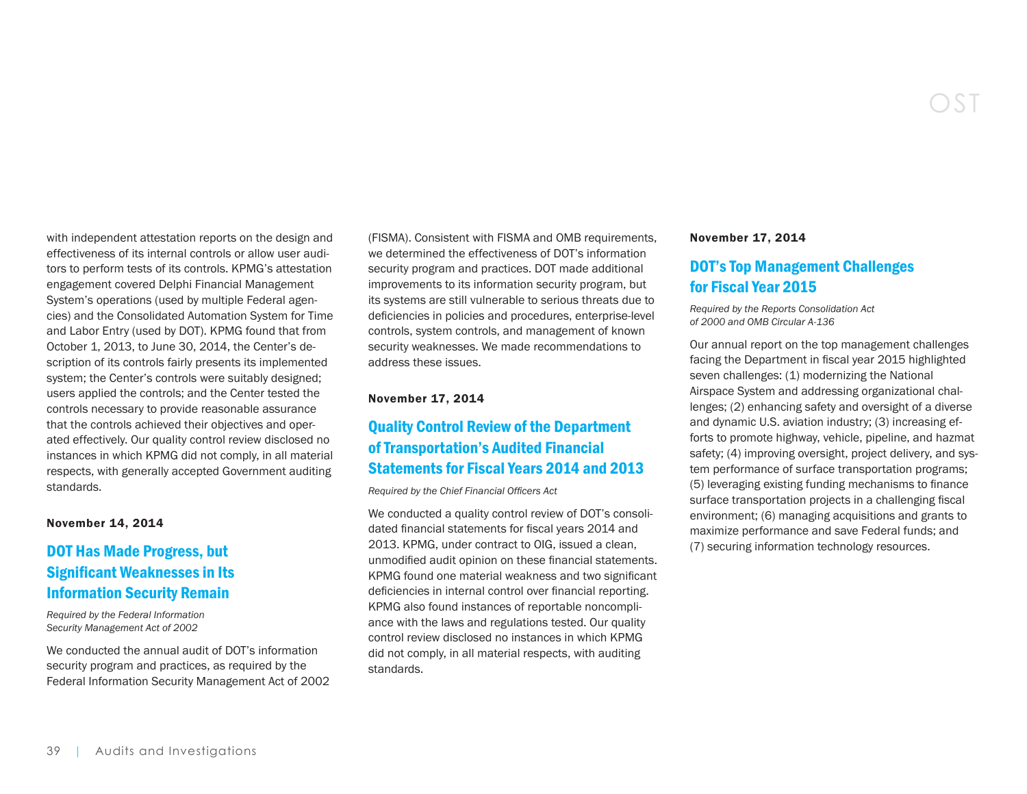with independent attestation reports on the design and effectiveness of its internal controls or allow user auditors to perform tests of its controls. KPMG's attestation engagement covered Delphi Financial Management System's operations (used by multiple Federal agencies) and the Consolidated Automation System for Time and Labor Entry (used by DOT). KPMG found that from October 1, 2013, to June 30, 2014, the Center's description of its controls fairly presents its implemented system; the Center's controls were suitably designed; users applied the controls; and the Center tested the controls necessary to provide reasonable assurance that the controls achieved their objectives and operated effectively. Our quality control review disclosed no instances in which KPMG did not comply, in all material respects, with generally accepted Government auditing standards.

**November 14, 2014**

## DOT Has Made Progress, but Significant Weaknesses in Its Information Security Remain

*Required by the Federal Information Security Management Act of 2002*

We conducted the annual audit of DOT's information security program and practices, as required by the Federal Information Security Management Act of 2002 (FISMA). Consistent with FISMA and OMB requirements, we determined the effectiveness of DOT's information security program and practices. DOT made additional improvements to its information security program, but its systems are still vulnerable to serious threats due to deficiencies in policies and procedures, enterprise-level controls, system controls, and management of known security weaknesses. We made recommendations to address these issues.

**November 17, 2014**

## Quality Control Review of the Department of Transportation's Audited Financial Statements for Fiscal Years 2014 and 2013

*Required by the Chief Financial Officers Act*

We conducted a quality control review of DOT's consolidated financial statements for fiscal years 2014 and 2013. KPMG, under contract to OIG, issued a clean, unmodified audit opinion on these financial statements. KPMG found one material weakness and two significant deficiencies in internal control over financial reporting. KPMG also found instances of reportable noncompliance with the laws and regulations tested. Our quality control review disclosed no instances in which KPMG did not comply, in all material respects, with auditing standards.

**November 17, 2014**

## DOT's Top Management Challenges for Fiscal Year 2015

*Required by the Reports Consolidation Act of 2000 and OMB Circular A-136*

Our annual report on the top management challenges facing the Department in fiscal year 2015 highlighted seven challenges: (1) modernizing the National Airspace System and addressing organizational challenges; (2) enhancing safety and oversight of a diverse and dynamic U.S. aviation industry; (3) increasing efforts to promote highway, vehicle, pipeline, and hazmat safety; (4) improving oversight, project delivery, and system performance of surface transportation programs; (5) leveraging existing funding mechanisms to finance surface transportation projects in a challenging fiscal environment; (6) managing acquisitions and grants to maximize performance and save Federal funds; and (7) securing information technology resources.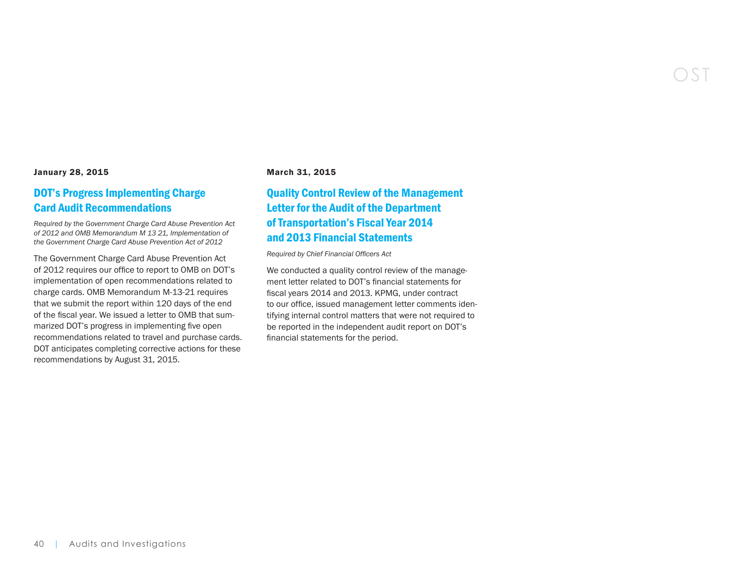January 28, 2015

## DOT's Progress Implementing Charge Card Audit Recommendations

*Required by the Government Charge Card Abuse Prevention Act of 2012 and OMB Memorandum M 13 21, Implementation of the Government Charge Card Abuse Prevention Act of 2012*

The Government Charge Card Abuse Prevention Act of 2012 requires our office to report to OMB on DOT's implementation of open recommendations related to charge cards. OMB Memorandum M-13-21 requires that we submit the report within 120 days of the end of the fiscal year. We issued a letter to OMB that summarized DOT's progress in implementing five open recommendations related to travel and purchase cards. DOT anticipates completing corrective actions for these recommendations by August 31, 2015.

March 31, 2015

## Quality Control Review of the Management Letter for the Audit of the Department of Transportation's Fiscal Year 2014 and 2013 Financial Statements

*Required by Chief Financial Officers Act*

We conducted a quality control review of the management letter related to DOT's financial statements for fiscal years 2014 and 2013. KPMG, under contract to our office, issued management letter comments identifying internal control matters that were not required to be reported in the independent audit report on DOT's financial statements for the period.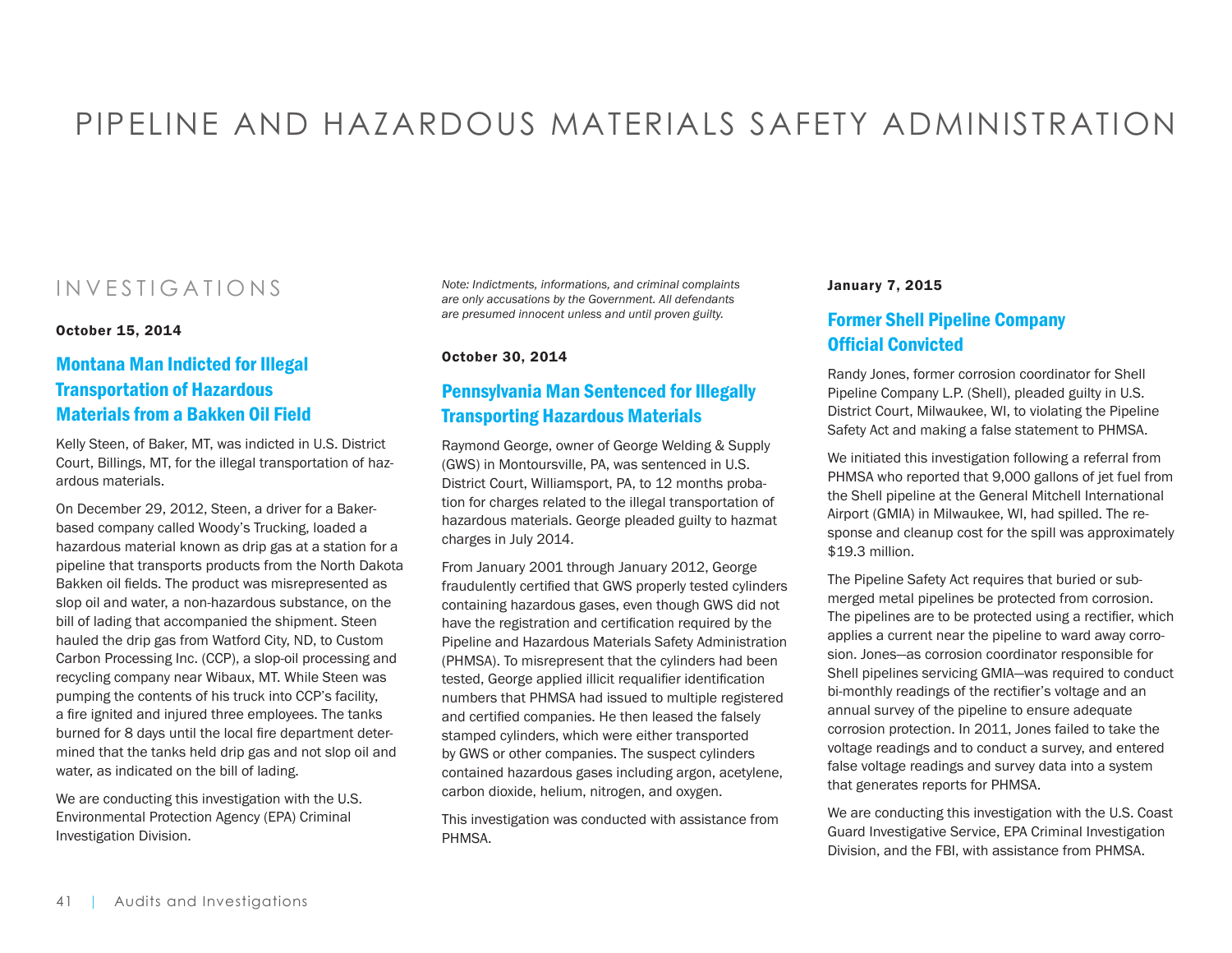# PIPELINE AND HAZARDOUS MATERIALS SAFETY ADMINISTRATION

## INVESTIGATIONS

**October 15, 2014**

### Montana Man Indicted for Illegal Transportation of Hazardous Materials from a Bakken Oil Field

Kelly Steen, of Baker, MT, was indicted in U.S. District Court, Billings, MT, for the illegal transportation of hazardous materials.

On December 29, 2012, Steen, a driver for a Baker-based company called Woody's Trucking, loaded a hazardous material known as drip gas at a station for a pipeline that transports products from the North Dakota Bakken oil fields. The product was misrepresented as slop oil and water, a non-hazardous substance, on the bill of lading that accompanied the shipment. Steen hauled the drip gas from Watford City, ND, to Custom Carbon Processing Inc. (CCP), a slop-oil processing and recycling company near Wibaux, MT. While Steen was pumping the contents of his truck into CCP's facility, a fire ignited and injured three employees. The tanks burned for 8 days until the local fire department determined that the tanks held drip gas and not slop oil and water, as indicated on the bill of lading.

We are conducting this investigation with the U.S. Environmental Protection Agency (EPA) Criminal Investigation Division.

*Note: Indictments, informations, and criminal complaints are only accusations by the Government. All defendants are presumed innocent unless and until proven guilty.*

**October 30, 2014**

### Pennsylvania Man Sentenced for Illegally Transporting Hazardous Materials

Raymond George, owner of George Welding & Supply (GWS) in Montoursville, PA, was sentenced in U.S. District Court, Williamsport, PA, to 12 months probation for charges related to the illegal transportation of hazardous materials. George pleaded guilty to hazmat charges in July 2014.

From January 2001 through January 2012, George fraudulently certified that GWS properly tested cylinders containing hazardous gases, even though GWS did not have the registration and certification required by the Pipeline and Hazardous Materials Safety Administration (PHMSA). To misrepresent that the cylinders had been tested, George applied illicit requalifier identification numbers that PHMSA had issued to multiple registered and certified companies. He then leased the falsely stamped cylinders, which were either transported by GWS or other companies. The suspect cylinders contained hazardous gases including argon, acetylene, carbon dioxide, helium, nitrogen, and oxygen.

This investigation was conducted with assistance from PHMSA.

**January 7, 2015**

### Former Shell Pipeline Company Official Convicted

Randy Jones, former corrosion coordinator for Shell Pipeline Company L.P. (Shell), pleaded guilty in U.S. District Court, Milwaukee, WI, to violating the Pipeline Safety Act and making a false statement to PHMSA.

We initiated this investigation following a referral from PHMSA who reported that 9,000 gallons of jet fuel from the Shell pipeline at the General Mitchell International Airport (GMIA) in Milwaukee, WI, had spilled. The response and cleanup cost for the spill was approximately $19.3 million.

The Pipeline Safety Act requires that buried or submerged metal pipelines be protected from corrosion. The pipelines are to be protected using a rectifier, which applies a current near the pipeline to ward away corrosion. Jones—as corrosion coordinator responsible for Shell pipelines servicing GMIA—was required to conduct bi-monthly readings of the rectifier's voltage and an annual survey of the pipeline to ensure adequate corrosion protection. In 2011, Jones failed to take the voltage readings and to conduct a survey, and entered false voltage readings and survey data into a system that generates reports for PHMSA.

We are conducting this investigation with the U.S. Coast Guard Investigative Service, EPA Criminal Investigation Division, and the FBI, with assistance from PHMSA.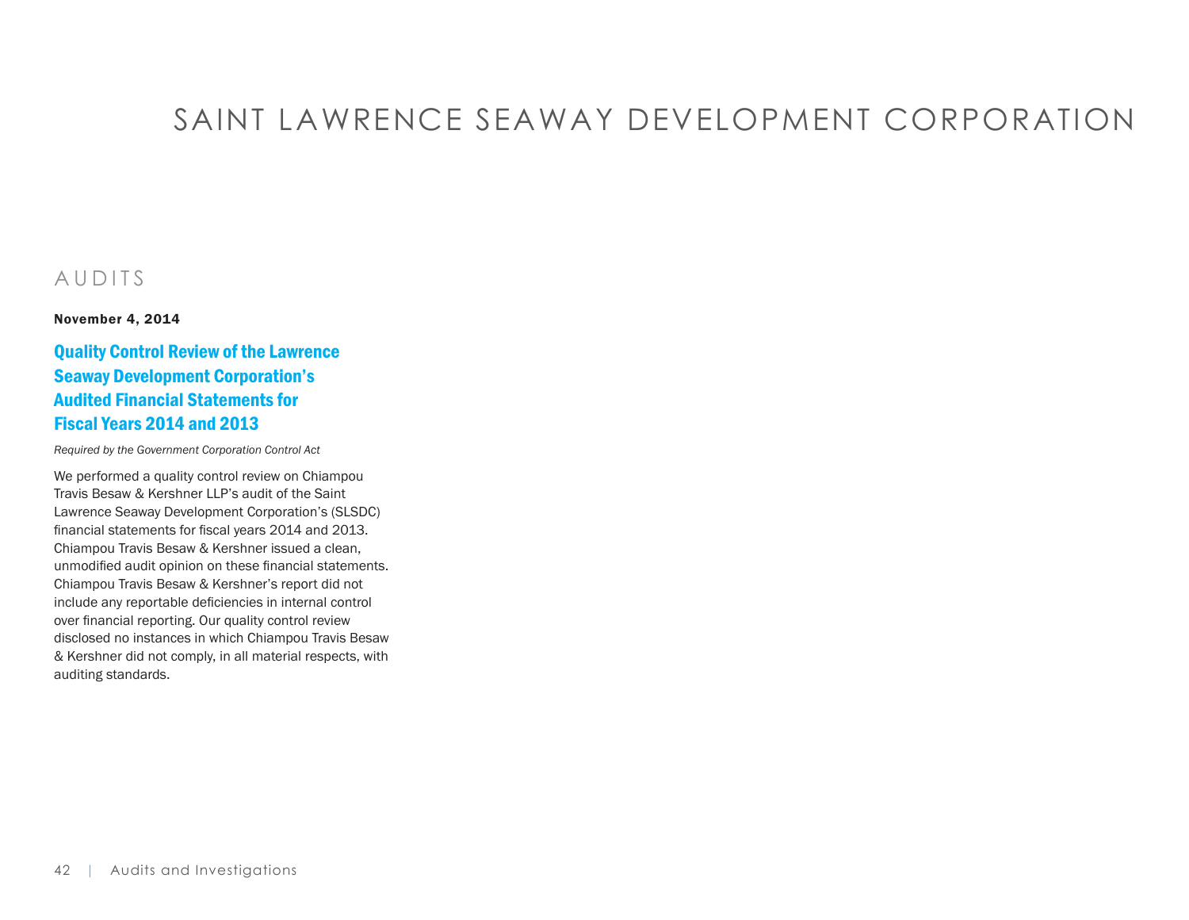# SAINT LAWRENCE SEAWAY DEVELOPMENT CORPORATION

## AUDITS

**November 4, 2014**

### Quality Control Review of the Lawrence Seaway Development Corporation's Audited Financial Statements for Fiscal Years 2014 and 2013

*Required by the Government Corporation Control Act*

We performed a quality control review on Chiampou Travis Besaw & Kershner LLP's audit of the Saint Lawrence Seaway Development Corporation's (SLSDC) financial statements for fiscal years 2014 and 2013. Chiampou Travis Besaw & Kershner issued a clean, unmodified audit opinion on these financial statements. Chiampou Travis Besaw & Kershner's report did not include any reportable deficiencies in internal control over financial reporting. Our quality control review disclosed no instances in which Chiampou Travis Besaw & Kershner did not comply, in all material respects, with auditing standards.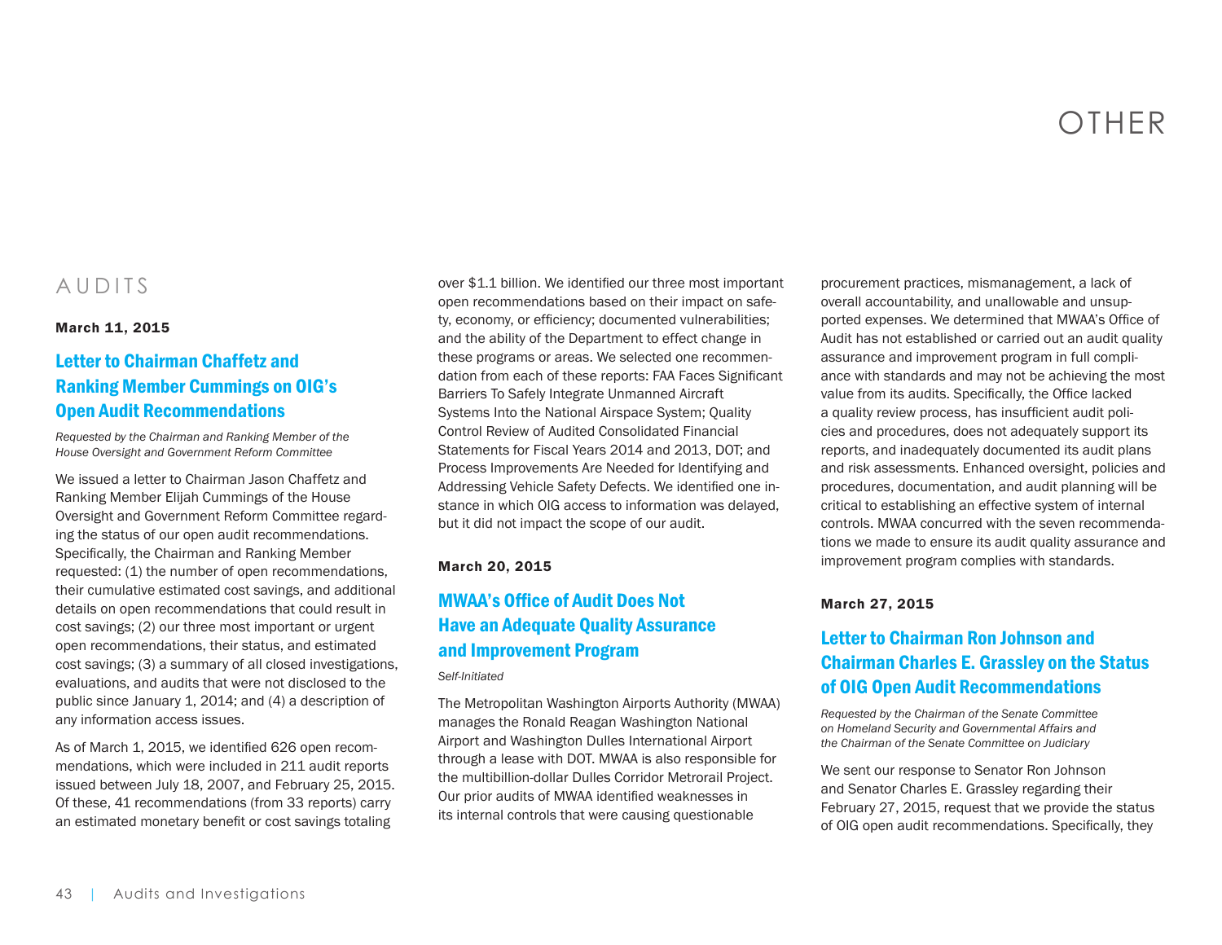# OTHER

## AUDITS

**March 11, 2015**

### Letter to Chairman Chaffetz and Ranking Member Cummings on OIG's Open Audit Recommendations

*Requested by the Chairman and Ranking Member of the House Oversight and Government Reform Committee*

We issued a letter to Chairman Jason Chaffetz and Ranking Member Elijah Cummings of the House Oversight and Government Reform Committee regarding the status of our open audit recommendations. Specifically, the Chairman and Ranking Member requested: (1) the number of open recommendations, their cumulative estimated cost savings, and additional details on open recommendations that could result in cost savings; (2) our three most important or urgent open recommendations, their status, and estimated cost savings; (3) a summary of all closed investigations, evaluations, and audits that were not disclosed to the public since January 1, 2014; and (4) a description of any information access issues.

As of March 1, 2015, we identified 626 open recommendations, which were included in 211 audit reports issued between July 18, 2007, and February 25, 2015. Of these, 41 recommendations (from 33 reports) carry an estimated monetary benefit or cost savings totaling over $1.1 billion. We identified our three most important open recommendations based on their impact on safety, economy, or efficiency; documented vulnerabilities; and the ability of the Department to effect change in these programs or areas. We selected one recommendation from each of these reports: FAA Faces Significant Barriers To Safely Integrate Unmanned Aircraft Systems Into the National Airspace System; Quality Control Review of Audited Consolidated Financial Statements for Fiscal Years 2014 and 2013, DOT; and Process Improvements Are Needed for Identifying and Addressing Vehicle Safety Defects. We identified one instance in which OIG access to information was delayed, but it did not impact the scope of our audit.

**March 20, 2015**

### MWAA's Office of Audit Does Not Have an Adequate Quality Assurance and Improvement Program

*Self-Initiated*

The Metropolitan Washington Airports Authority (MWAA) manages the Ronald Reagan Washington National Airport and Washington Dulles International Airport through a lease with DOT. MWAA is also responsible for the multibillion-dollar Dulles Corridor Metrorail Project. Our prior audits of MWAA identified weaknesses in its internal controls that were causing questionable procurement practices, mismanagement, a lack of overall accountability, and unallowable and unsupported expenses. We determined that MWAA's Office of Audit has not established or carried out an audit quality assurance and improvement program in full compliance with standards and may not be achieving the most value from its audits. Specifically, the Office lacked a quality review process, has insufficient audit policies and procedures, does not adequately support its reports, and inadequately documented its audit plans and risk assessments. Enhanced oversight, policies and procedures, documentation, and audit planning will be critical to establishing an effective system of internal controls. MWAA concurred with the seven recommendations we made to ensure its audit quality assurance and improvement program complies with standards.

**March 27, 2015**

### Letter to Chairman Ron Johnson and Chairman Charles E. Grassley on the Status of OIG Open Audit Recommendations

*Requested by the Chairman of the Senate Committee on Homeland Security and Governmental Affairs and the Chairman of the Senate Committee on Judiciary*

We sent our response to Senator Ron Johnson and Senator Charles E. Grassley regarding their February 27, 2015, request that we provide the status of OIG open audit recommendations. Specifically, they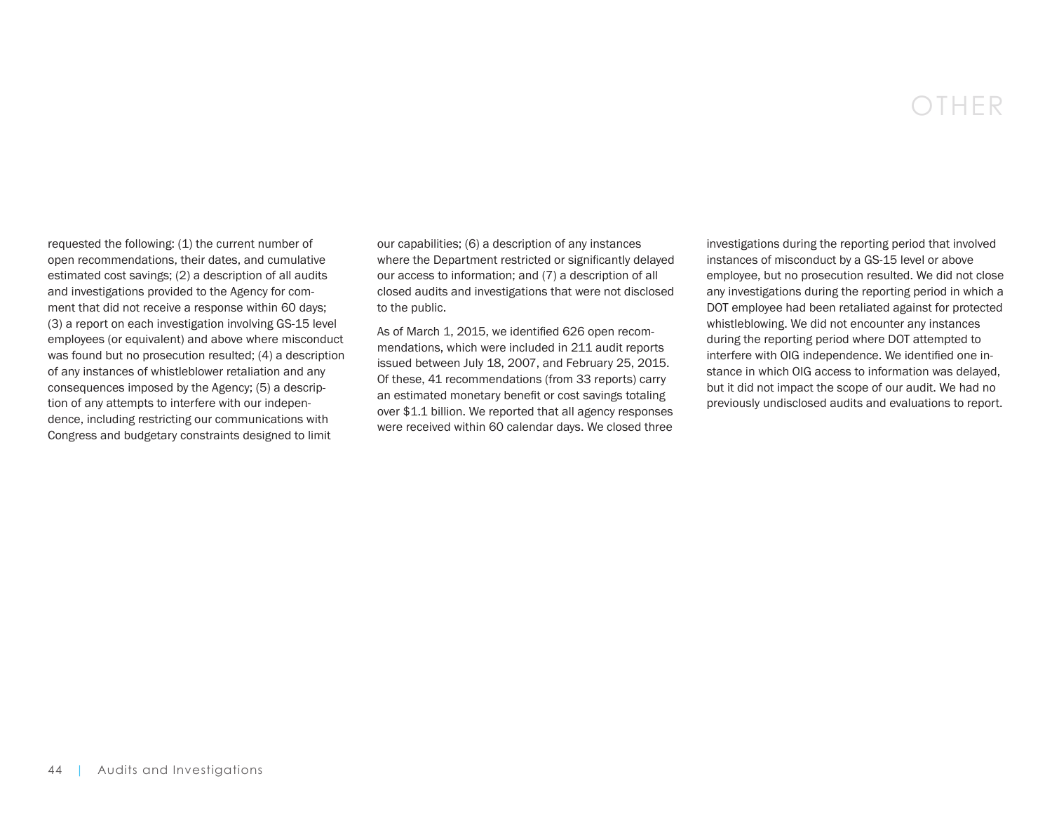# OTHER

requested the following: (1) the current number of open recommendations, their dates, and cumulative estimated cost savings; (2) a description of all audits and investigations provided to the Agency for comment that did not receive a response within 60 days; (3) a report on each investigation involving GS-15 level employees (or equivalent) and above where misconduct was found but no prosecution resulted; (4) a description of any instances of whistleblower retaliation and any consequences imposed by the Agency; (5) a description of any attempts to interfere with our independence, including restricting our communications with Congress and budgetary constraints designed to limit our capabilities; (6) a description of any instances where the Department restricted or significantly delayed our access to information; and (7) a description of all closed audits and investigations that were not disclosed to the public.

As of March 1, 2015, we identified 626 open recommendations, which were included in 211 audit reports issued between July 18, 2007, and February 25, 2015. Of these, 41 recommendations (from 33 reports) carry an estimated monetary benefit or cost savings totaling over $1.1 billion. We reported that all agency responses were received within 60 calendar days. We closed three investigations during the reporting period that involved instances of misconduct by a GS-15 level or above employee, but no prosecution resulted. We did not close any investigations during the reporting period in which a DOT employee had been retaliated against for protected whistleblowing. We did not encounter any instances during the reporting period where DOT attempted to interfere with OIG independence. We identified one instance in which OIG access to information was delayed, but it did not impact the scope of our audit. We had no previously undisclosed audits and evaluations to report.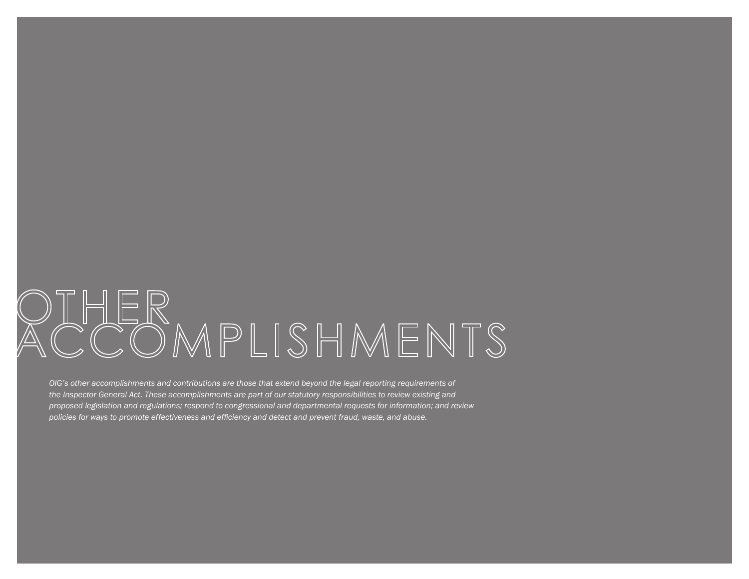# OTHER ACCOMPLISHMENTS

*OIG's other accomplishments and contributions are those that extend beyond the legal reporting requirements of the Inspector General Act. These accomplishments are part of our statutory responsibilities to review existing and proposed legislation and regulations; respond to congressional and departmental requests for information; and review policies for ways to promote effectiveness and efficiency and detect and prevent fraud, waste, and abuse.*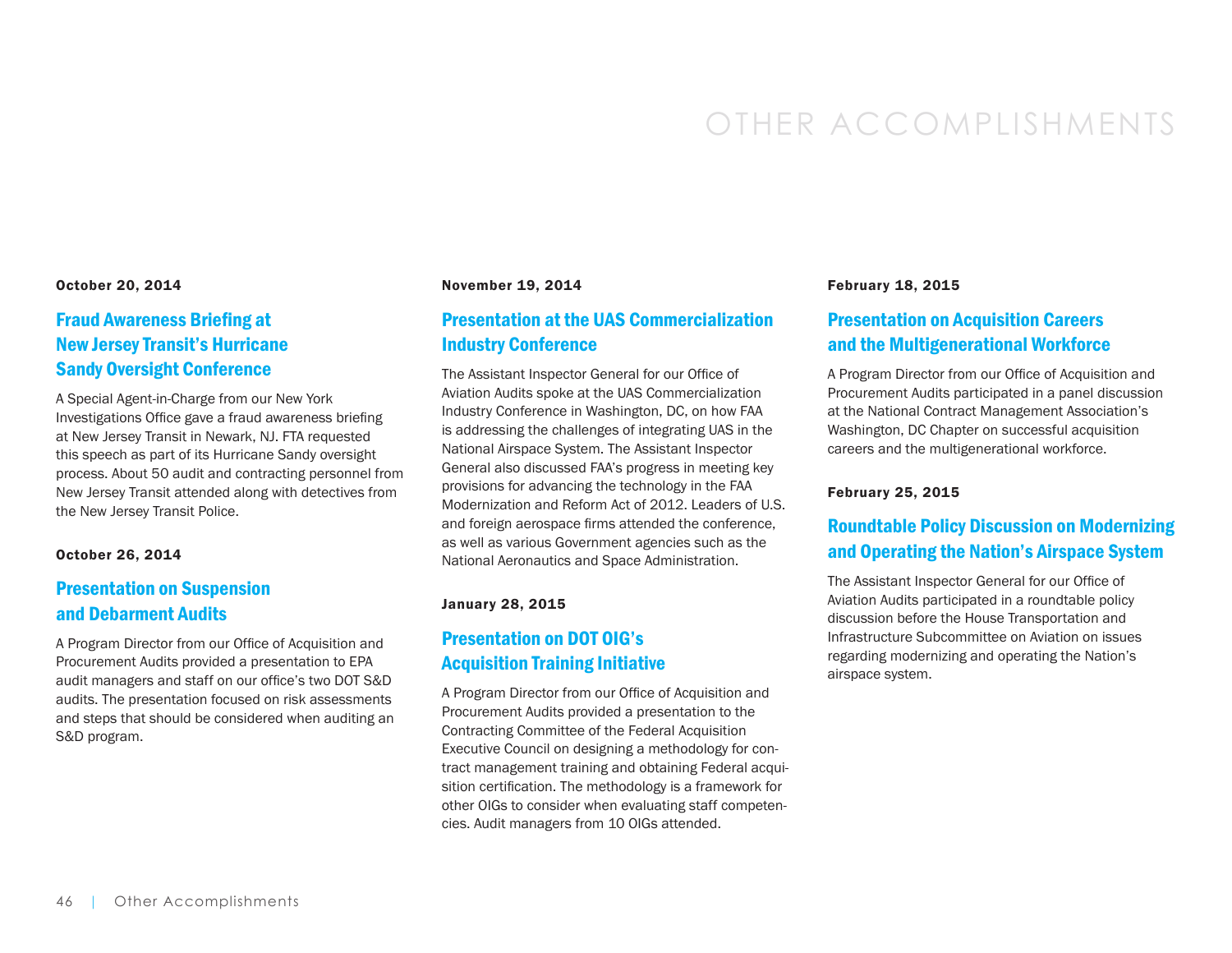# OTHER ACCOMPLISHMENTS

**October 20, 2014**

## Fraud Awareness Briefing at New Jersey Transit's Hurricane Sandy Oversight Conference

A Special Agent-in-Charge from our New York Investigations Office gave a fraud awareness briefing at New Jersey Transit in Newark, NJ. FTA requested this speech as part of its Hurricane Sandy oversight process. About 50 audit and contracting personnel from New Jersey Transit attended along with detectives from the New Jersey Transit Police.

**October 26, 2014**

## Presentation on Suspension and Debarment Audits

A Program Director from our Office of Acquisition and Procurement Audits provided a presentation to EPA audit managers and staff on our office's two DOT S&D audits. The presentation focused on risk assessments and steps that should be considered when auditing an S&D program.

**November 19, 2014**

## Presentation at the UAS Commercialization Industry Conference

The Assistant Inspector General for our Office of Aviation Audits spoke at the UAS Commercialization Industry Conference in Washington, DC, on how FAA is addressing the challenges of integrating UAS in the National Airspace System. The Assistant Inspector General also discussed FAA's progress in meeting key provisions for advancing the technology in the FAA Modernization and Reform Act of 2012. Leaders of U.S. and foreign aerospace firms attended the conference, as well as various Government agencies such as the National Aeronautics and Space Administration.

**January 28, 2015**

## Presentation on DOT OIG's Acquisition Training Initiative

A Program Director from our Office of Acquisition and Procurement Audits provided a presentation to the Contracting Committee of the Federal Acquisition Executive Council on designing a methodology for contract management training and obtaining Federal acquisition certification. The methodology is a framework for other OIGs to consider when evaluating staff competencies. Audit managers from 10 OIGs attended.

**February 18, 2015**

## Presentation on Acquisition Careers and the Multigenerational Workforce

A Program Director from our Office of Acquisition and Procurement Audits participated in a panel discussion at the National Contract Management Association's Washington, DC Chapter on successful acquisition careers and the multigenerational workforce.

**February 25, 2015**

## Roundtable Policy Discussion on Modernizing and Operating the Nation's Airspace System

The Assistant Inspector General for our Office of Aviation Audits participated in a roundtable policy discussion before the House Transportation and Infrastructure Subcommittee on Aviation on issues regarding modernizing and operating the Nation's airspace system.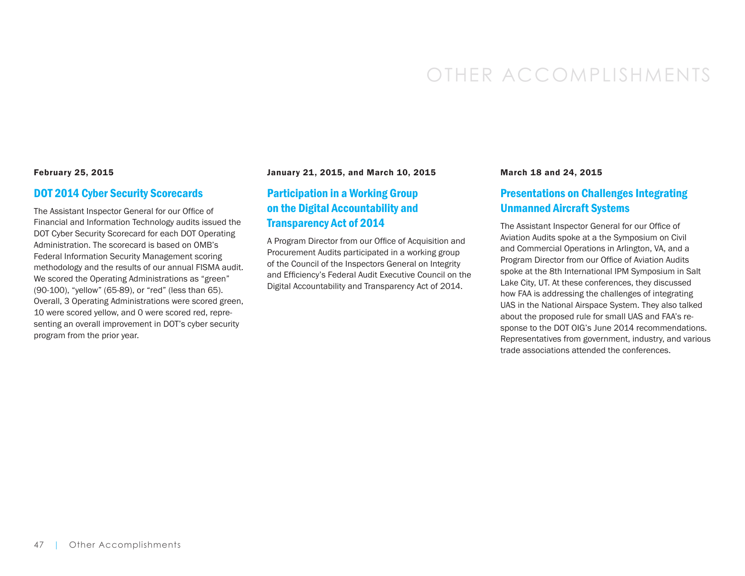# OTHER ACCOMPLISHMENTS

**February 25, 2015**

## DOT 2014 Cyber Security Scorecards

The Assistant Inspector General for our Office of Financial and Information Technology audits issued the DOT Cyber Security Scorecard for each DOT Operating Administration. The scorecard is based on OMB's Federal Information Security Management scoring methodology and the results of our annual FISMA audit. We scored the Operating Administrations as "green" (90-100), "yellow" (65-89), or "red" (less than 65). Overall, 3 Operating Administrations were scored green, 10 were scored yellow, and 0 were scored red, representing an overall improvement in DOT's cyber security program from the prior year.

**January 21, 2015, and March 10, 2015**

## Participation in a Working Group on the Digital Accountability and Transparency Act of 2014

A Program Director from our Office of Acquisition and Procurement Audits participated in a working group of the Council of the Inspectors General on Integrity and Efficiency's Federal Audit Executive Council on the Digital Accountability and Transparency Act of 2014.

**March 18 and 24, 2015**

## Presentations on Challenges Integrating Unmanned Aircraft Systems

The Assistant Inspector General for our Office of Aviation Audits spoke at a the Symposium on Civil and Commercial Operations in Arlington, VA, and a Program Director from our Office of Aviation Audits spoke at the 8th International IPM Symposium in Salt Lake City, UT. At these conferences, they discussed how FAA is addressing the challenges of integrating UAS in the National Airspace System. They also talked about the proposed rule for small UAS and FAA's response to the DOT OIG's June 2014 recommendations. Representatives from government, industry, and various trade associations attended the conferences.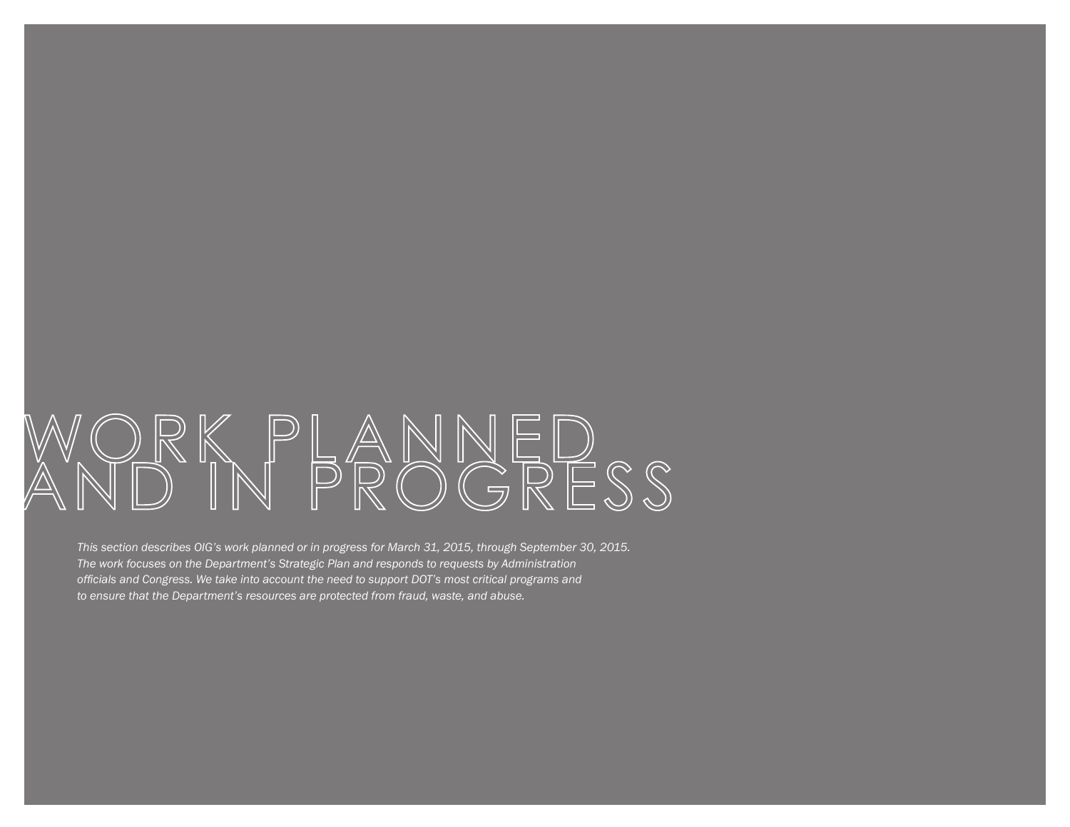# WORK PLANNED AND IN PROGRESS

*This section describes OIG's work planned or in progress for March 31, 2015, through September 30, 2015. The work focuses on the Department's Strategic Plan and responds to requests by Administration officials and Congress. We take into account the need to support DOT's most critical programs and to ensure that the Department's resources are protected from fraud, waste, and abuse.*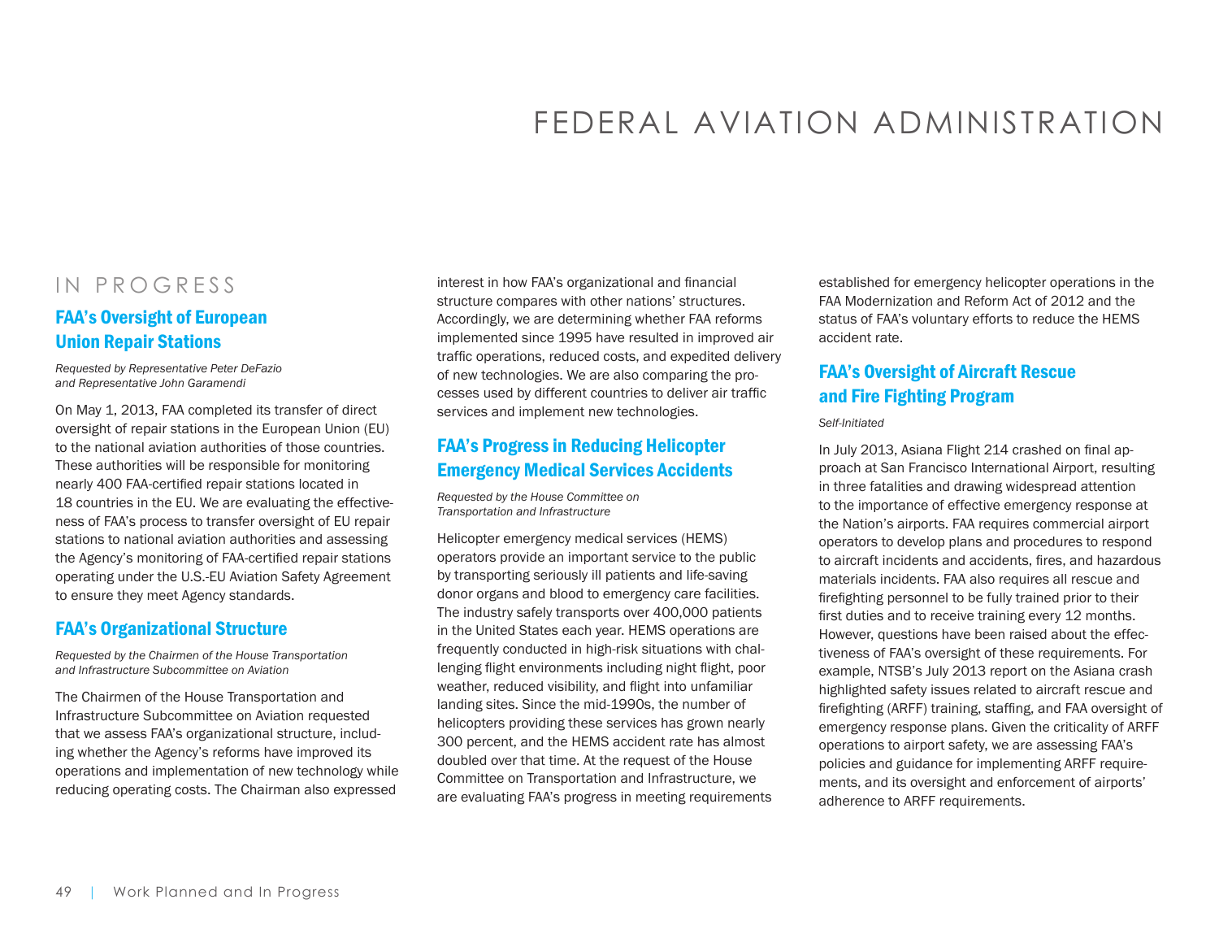# FEDERAL AVIATION ADMINISTRATION

## IN PROGRESS

### FAA's Oversight of European Union Repair Stations

*Requested by Representative Peter DeFazio and Representative John Garamendi*

On May 1, 2013, FAA completed its transfer of direct oversight of repair stations in the European Union (EU) to the national aviation authorities of those countries. These authorities will be responsible for monitoring nearly 400 FAA-certified repair stations located in 18 countries in the EU. We are evaluating the effectiveness of FAA's process to transfer oversight of EU repair stations to national aviation authorities and assessing the Agency's monitoring of FAA-certified repair stations operating under the U.S.-EU Aviation Safety Agreement to ensure they meet Agency standards.

### FAA's Organizational Structure

*Requested by the Chairmen of the House Transportation and Infrastructure Subcommittee on Aviation*

The Chairmen of the House Transportation and Infrastructure Subcommittee on Aviation requested that we assess FAA's organizational structure, including whether the Agency's reforms have improved its operations and implementation of new technology while reducing operating costs. The Chairman also expressed interest in how FAA's organizational and financial structure compares with other nations' structures. Accordingly, we are determining whether FAA reforms implemented since 1995 have resulted in improved air traffic operations, reduced costs, and expedited delivery of new technologies. We are also comparing the processes used by different countries to deliver air traffic services and implement new technologies.

### FAA's Progress in Reducing Helicopter Emergency Medical Services Accidents

*Requested by the House Committee on Transportation and Infrastructure*

Helicopter emergency medical services (HEMS) operators provide an important service to the public by transporting seriously ill patients and life-saving donor organs and blood to emergency care facilities. The industry safely transports over 400,000 patients in the United States each year. HEMS operations are frequently conducted in high-risk situations with challenging flight environments including night flight, poor weather, reduced visibility, and flight into unfamiliar landing sites. Since the mid-1990s, the number of helicopters providing these services has grown nearly 300 percent, and the HEMS accident rate has almost doubled over that time. At the request of the House Committee on Transportation and Infrastructure, we are evaluating FAA's progress in meeting requirements established for emergency helicopter operations in the FAA Modernization and Reform Act of 2012 and the status of FAA's voluntary efforts to reduce the HEMS accident rate.

### FAA's Oversight of Aircraft Rescue and Fire Fighting Program

*Self-Initiated*

In July 2013, Asiana Flight 214 crashed on final approach at San Francisco International Airport, resulting in three fatalities and drawing widespread attention to the importance of effective emergency response at the Nation's airports. FAA requires commercial airport operators to develop plans and procedures to respond to aircraft incidents and accidents, fires, and hazardous materials incidents. FAA also requires all rescue and firefighting personnel to be fully trained prior to their first duties and to receive training every 12 months. However, questions have been raised about the effectiveness of FAA's oversight of these requirements. For example, NTSB's July 2013 report on the Asiana crash highlighted safety issues related to aircraft rescue and firefighting (ARFF) training, staffing, and FAA oversight of emergency response plans. Given the criticality of ARFF operations to airport safety, we are assessing FAA's policies and guidance for implementing ARFF requirements, and its oversight and enforcement of airports' adherence to ARFF requirements.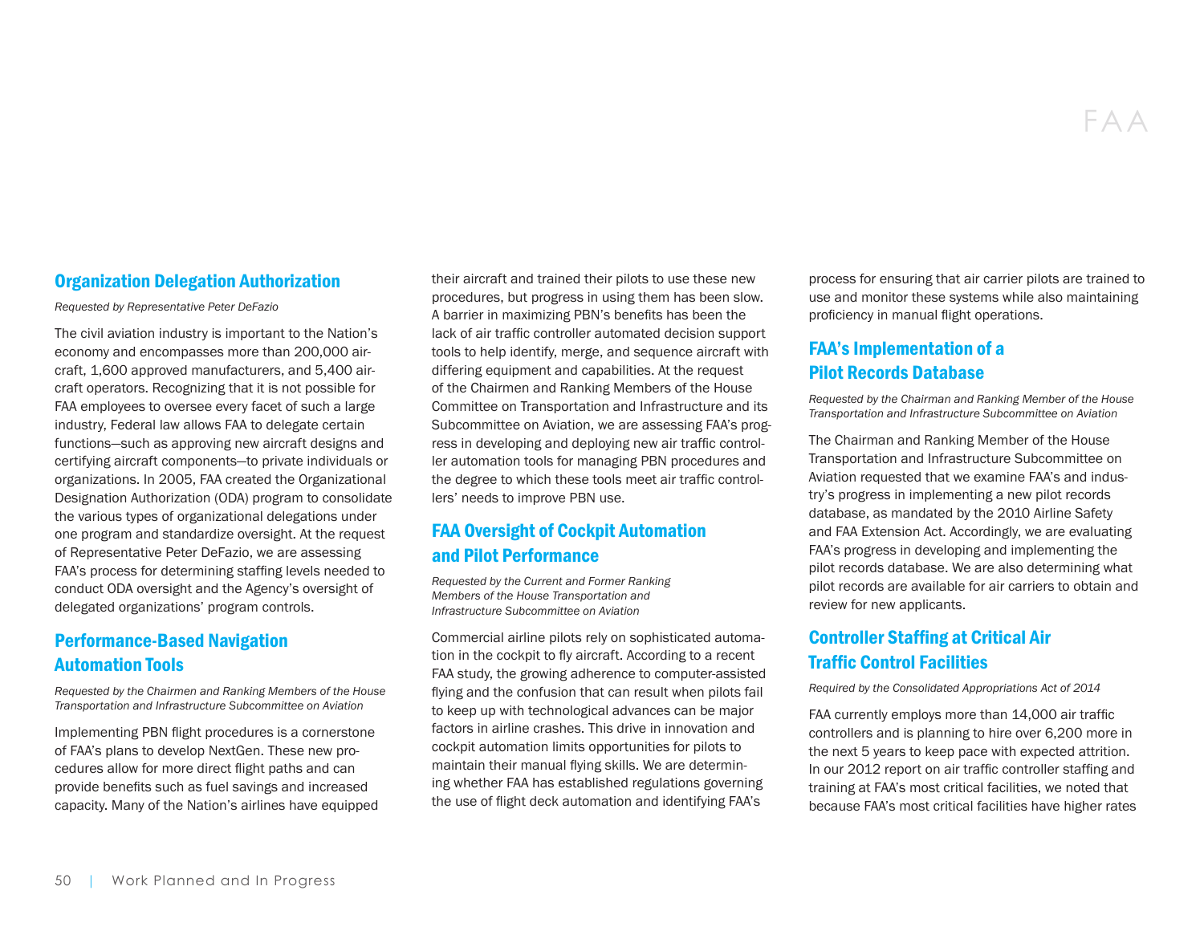## Organization Delegation Authorization

*Requested by Representative Peter DeFazio*

The civil aviation industry is important to the Nation's economy and encompasses more than 200,000 aircraft, 1,600 approved manufacturers, and 5,400 aircraft operators. Recognizing that it is not possible for FAA employees to oversee every facet of such a large industry, Federal law allows FAA to delegate certain functions—such as approving new aircraft designs and certifying aircraft components—to private individuals or organizations. In 2005, FAA created the Organizational Designation Authorization (ODA) program to consolidate the various types of organizational delegations under one program and standardize oversight. At the request of Representative Peter DeFazio, we are assessing FAA's process for determining staffing levels needed to conduct ODA oversight and the Agency's oversight of delegated organizations' program controls.

## Performance-Based Navigation Automation Tools

*Requested by the Chairmen and Ranking Members of the House Transportation and Infrastructure Subcommittee on Aviation*

Implementing PBN flight procedures is a cornerstone of FAA's plans to develop NextGen. These new procedures allow for more direct flight paths and can provide benefits such as fuel savings and increased capacity. Many of the Nation's airlines have equipped their aircraft and trained their pilots to use these new procedures, but progress in using them has been slow. A barrier in maximizing PBN's benefits has been the lack of air traffic controller automated decision support tools to help identify, merge, and sequence aircraft with differing equipment and capabilities. At the request of the Chairmen and Ranking Members of the House Committee on Transportation and Infrastructure and its Subcommittee on Aviation, we are assessing FAA's progress in developing and deploying new air traffic controller automation tools for managing PBN procedures and the degree to which these tools meet air traffic controllers' needs to improve PBN use.

## FAA Oversight of Cockpit Automation and Pilot Performance

*Requested by the Current and Former Ranking Members of the House Transportation and Infrastructure Subcommittee on Aviation*

Commercial airline pilots rely on sophisticated automation in the cockpit to fly aircraft. According to a recent FAA study, the growing adherence to computer-assisted flying and the confusion that can result when pilots fail to keep up with technological advances can be major factors in airline crashes. This drive in innovation and cockpit automation limits opportunities for pilots to maintain their manual flying skills. We are determining whether FAA has established regulations governing the use of flight deck automation and identifying FAA's process for ensuring that air carrier pilots are trained to use and monitor these systems while also maintaining proficiency in manual flight operations.

## FAA's Implementation of a Pilot Records Database

*Requested by the Chairman and Ranking Member of the House Transportation and Infrastructure Subcommittee on Aviation*

The Chairman and Ranking Member of the House Transportation and Infrastructure Subcommittee on Aviation requested that we examine FAA's and industry's progress in implementing a new pilot records database, as mandated by the 2010 Airline Safety and FAA Extension Act. Accordingly, we are evaluating FAA's progress in developing and implementing the pilot records database. We are also determining what pilot records are available for air carriers to obtain and review for new applicants.

## Controller Staffing at Critical Air Traffic Control Facilities

*Required by the Consolidated Appropriations Act of 2014*

FAA currently employs more than 14,000 air traffic controllers and is planning to hire over 6,200 more in the next 5 years to keep pace with expected attrition. In our 2012 report on air traffic controller staffing and training at FAA's most critical facilities, we noted that because FAA's most critical facilities have higher rates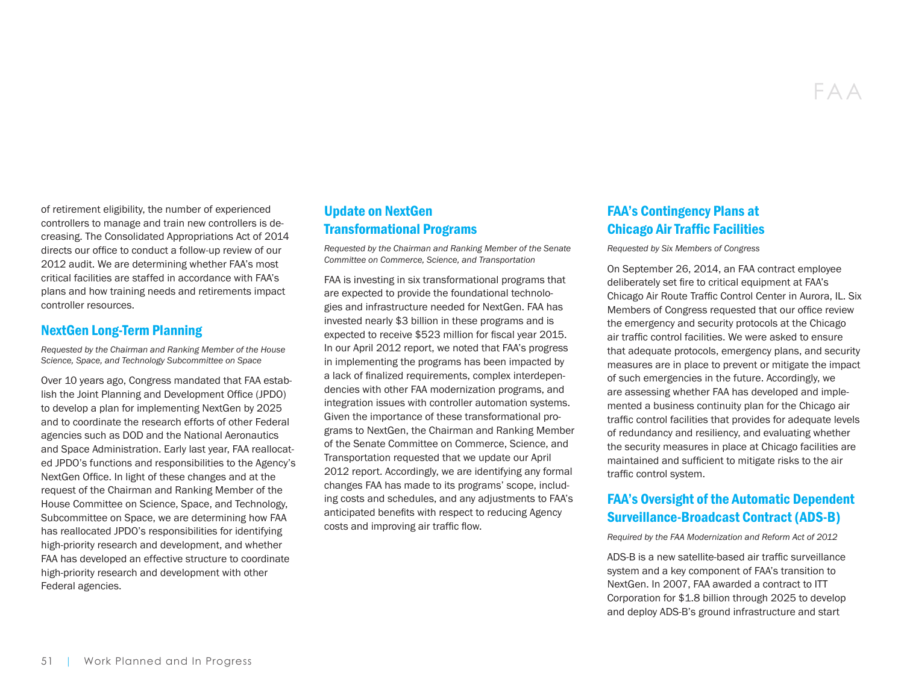of retirement eligibility, the number of experienced controllers to manage and train new controllers is decreasing. The Consolidated Appropriations Act of 2014 directs our office to conduct a follow-up review of our 2012 audit. We are determining whether FAA's most critical facilities are staffed in accordance with FAA's plans and how training needs and retirements impact controller resources.

## NextGen Long-Term Planning

*Requested by the Chairman and Ranking Member of the House Science, Space, and Technology Subcommittee on Space*

Over 10 years ago, Congress mandated that FAA establish the Joint Planning and Development Office (JPDO) to develop a plan for implementing NextGen by 2025 and to coordinate the research efforts of other Federal agencies such as DOD and the National Aeronautics and Space Administration. Early last year, FAA reallocated JPDO's functions and responsibilities to the Agency's NextGen Office. In light of these changes and at the request of the Chairman and Ranking Member of the House Committee on Science, Space, and Technology, Subcommittee on Space, we are determining how FAA has reallocated JPDO's responsibilities for identifying high-priority research and development, and whether FAA has developed an effective structure to coordinate high-priority research and development with other Federal agencies.

## Update on NextGen Transformational Programs

*Requested by the Chairman and Ranking Member of the Senate Committee on Commerce, Science, and Transportation*

FAA is investing in six transformational programs that are expected to provide the foundational technologies and infrastructure needed for NextGen. FAA has invested nearly $3 billion in these programs and is expected to receive $523 million for fiscal year 2015. In our April 2012 report, we noted that FAA's progress in implementing the programs has been impacted by a lack of finalized requirements, complex interdependencies with other FAA modernization programs, and integration issues with controller automation systems. Given the importance of these transformational programs to NextGen, the Chairman and Ranking Member of the Senate Committee on Commerce, Science, and Transportation requested that we update our April 2012 report. Accordingly, we are identifying any formal changes FAA has made to its programs' scope, including costs and schedules, and any adjustments to FAA's anticipated benefits with respect to reducing Agency costs and improving air traffic flow.

## FAA's Contingency Plans at Chicago Air Traffic Facilities

*Requested by Six Members of Congress*

On September 26, 2014, an FAA contract employee deliberately set fire to critical equipment at FAA's Chicago Air Route Traffic Control Center in Aurora, IL. Six Members of Congress requested that our office review the emergency and security protocols at the Chicago air traffic control facilities. We were asked to ensure that adequate protocols, emergency plans, and security measures are in place to prevent or mitigate the impact of such emergencies in the future. Accordingly, we are assessing whether FAA has developed and implemented a business continuity plan for the Chicago air traffic control facilities that provides for adequate levels of redundancy and resiliency, and evaluating whether the security measures in place at Chicago facilities are maintained and sufficient to mitigate risks to the air traffic control system.

## FAA's Oversight of the Automatic Dependent Surveillance-Broadcast Contract (ADS-B)

*Required by the FAA Modernization and Reform Act of 2012*

ADS-B is a new satellite-based air traffic surveillance system and a key component of FAA's transition to NextGen. In 2007, FAA awarded a contract to ITT Corporation for $1.8 billion through 2025 to develop and deploy ADS-B's ground infrastructure and start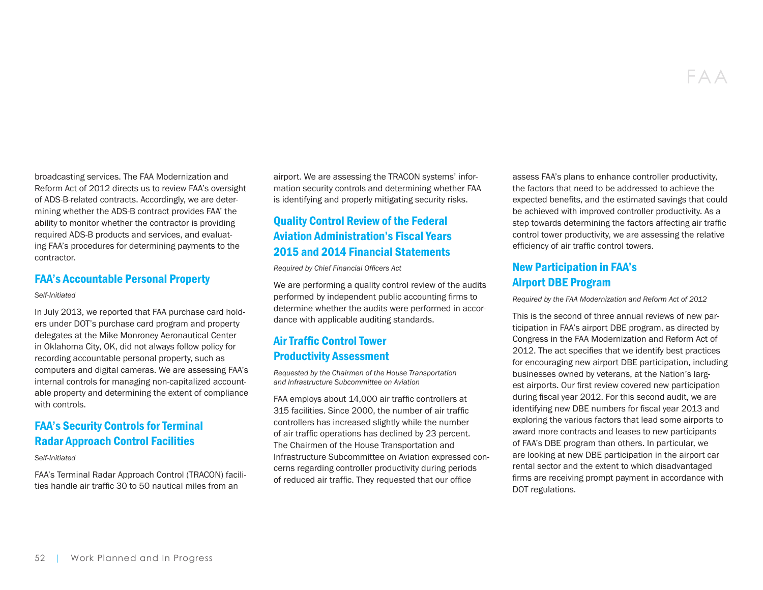broadcasting services. The FAA Modernization and Reform Act of 2012 directs us to review FAA's oversight of ADS-B-related contracts. Accordingly, we are determining whether the ADS-B contract provides FAA' the ability to monitor whether the contractor is providing required ADS-B products and services, and evaluating FAA's procedures for determining payments to the contractor.

## FAA's Accountable Personal Property

*Self-Initiated*

In July 2013, we reported that FAA purchase card holders under DOT's purchase card program and property delegates at the Mike Monroney Aeronautical Center in Oklahoma City, OK, did not always follow policy for recording accountable personal property, such as computers and digital cameras. We are assessing FAA's internal controls for managing non-capitalized accountable property and determining the extent of compliance with controls.

## FAA's Security Controls for Terminal Radar Approach Control Facilities

*Self-Initiated*

FAA's Terminal Radar Approach Control (TRACON) facilities handle air traffic 30 to 50 nautical miles from an airport. We are assessing the TRACON systems' information security controls and determining whether FAA is identifying and properly mitigating security risks.

## Quality Control Review of the Federal Aviation Administration's Fiscal Years 2015 and 2014 Financial Statements

*Required by Chief Financial Officers Act*

We are performing a quality control review of the audits performed by independent public accounting firms to determine whether the audits were performed in accordance with applicable auditing standards.

## Air Traffic Control Tower Productivity Assessment

*Requested by the Chairmen of the House Transportation and Infrastructure Subcommittee on Aviation*

FAA employs about 14,000 air traffic controllers at 315 facilities. Since 2000, the number of air traffic controllers has increased slightly while the number of air traffic operations has declined by 23 percent. The Chairmen of the House Transportation and Infrastructure Subcommittee on Aviation expressed concerns regarding controller productivity during periods of reduced air traffic. They requested that our office assess FAA's plans to enhance controller productivity, the factors that need to be addressed to achieve the expected benefits, and the estimated savings that could be achieved with improved controller productivity. As a step towards determining the factors affecting air traffic control tower productivity, we are assessing the relative efficiency of air traffic control towers.

## New Participation in FAA's Airport DBE Program

*Required by the FAA Modernization and Reform Act of 2012*

This is the second of three annual reviews of new participation in FAA's airport DBE program, as directed by Congress in the FAA Modernization and Reform Act of 2012. The act specifies that we identify best practices for encouraging new airport DBE participation, including businesses owned by veterans, at the Nation's largest airports. Our first review covered new participation during fiscal year 2012. For this second audit, we are identifying new DBE numbers for fiscal year 2013 and exploring the various factors that lead some airports to award more contracts and leases to new participants of FAA's DBE program than others. In particular, we are looking at new DBE participation in the airport car rental sector and the extent to which disadvantaged firms are receiving prompt payment in accordance with DOT regulations.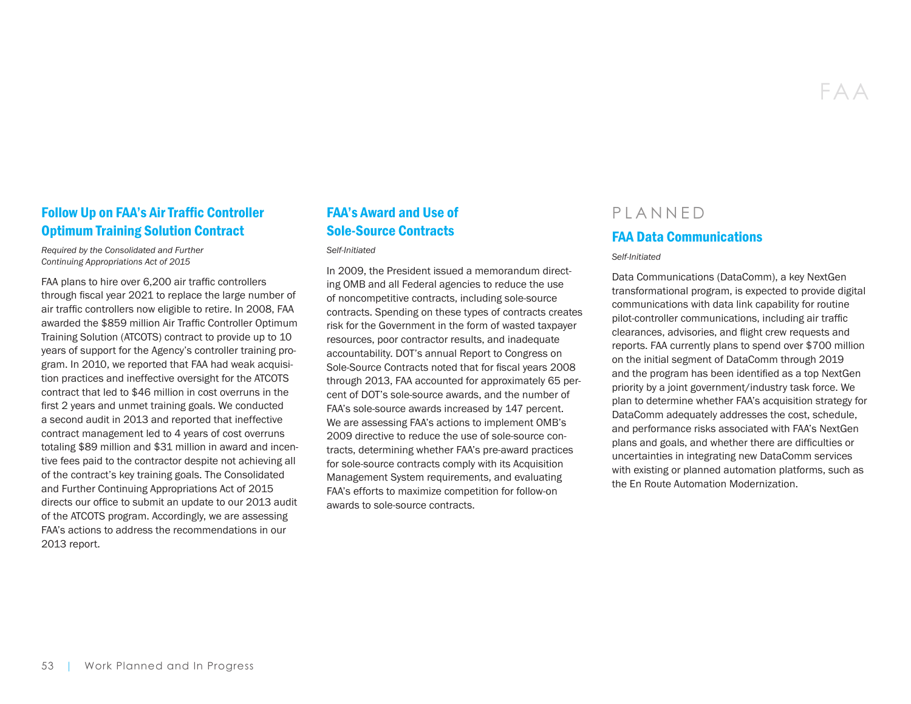## Follow Up on FAA's Air Traffic Controller Optimum Training Solution Contract

*Required by the Consolidated and Further Continuing Appropriations Act of 2015*

FAA plans to hire over 6,200 air traffic controllers through fiscal year 2021 to replace the large number of air traffic controllers now eligible to retire. In 2008, FAA awarded the $859 million Air Traffic Controller Optimum Training Solution (ATCOTS) contract to provide up to 10 years of support for the Agency's controller training program. In 2010, we reported that FAA had weak acquisition practices and ineffective oversight for the ATCOTS contract that led to $46 million in cost overruns in the first 2 years and unmet training goals. We conducted a second audit in 2013 and reported that ineffective contract management led to 4 years of cost overruns totaling $89 million and $31 million in award and incentive fees paid to the contractor despite not achieving all of the contract's key training goals. The Consolidated and Further Continuing Appropriations Act of 2015 directs our office to submit an update to our 2013 audit of the ATCOTS program. Accordingly, we are assessing FAA's actions to address the recommendations in our 2013 report.

## FAA's Award and Use of Sole-Source Contracts

*Self-Initiated*

In 2009, the President issued a memorandum directing OMB and all Federal agencies to reduce the use of noncompetitive contracts, including sole-source contracts. Spending on these types of contracts creates risk for the Government in the form of wasted taxpayer resources, poor contractor results, and inadequate accountability. DOT's annual Report to Congress on Sole-Source Contracts noted that for fiscal years 2008 through 2013, FAA accounted for approximately 65 percent of DOT's sole-source awards, and the number of FAA's sole-source awards increased by 147 percent. We are assessing FAA's actions to implement OMB's 2009 directive to reduce the use of sole-source contracts, determining whether FAA's pre-award practices for sole-source contracts comply with its Acquisition Management System requirements, and evaluating FAA's efforts to maximize competition for follow-on awards to sole-source contracts.

# PLANNED

## FAA Data Communications

*Self-Initiated*

Data Communications (DataComm), a key NextGen transformational program, is expected to provide digital communications with data link capability for routine pilot-controller communications, including air traffic clearances, advisories, and flight crew requests and reports. FAA currently plans to spend over $700 million on the initial segment of DataComm through 2019 and the program has been identified as a top NextGen priority by a joint government/industry task force. We plan to determine whether FAA's acquisition strategy for DataComm adequately addresses the cost, schedule, and performance risks associated with FAA's NextGen plans and goals, and whether there are difficulties or uncertainties in integrating new DataComm services with existing or planned automation platforms, such as the En Route Automation Modernization.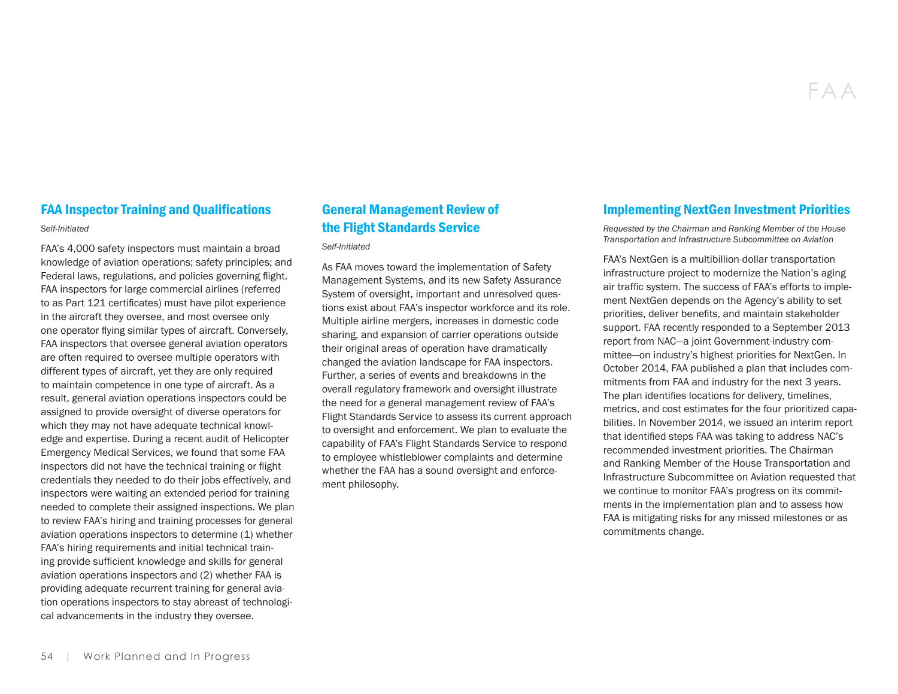## FAA Inspector Training and Qualifications

*Self-Initiated*

FAA's 4,000 safety inspectors must maintain a broad knowledge of aviation operations; safety principles; and Federal laws, regulations, and policies governing flight. FAA inspectors for large commercial airlines (referred to as Part 121 certificates) must have pilot experience in the aircraft they oversee, and most oversee only one operator flying similar types of aircraft. Conversely, FAA inspectors that oversee general aviation operators are often required to oversee multiple operators with different types of aircraft, yet they are only required to maintain competence in one type of aircraft. As a result, general aviation operations inspectors could be assigned to provide oversight of diverse operators for which they may not have adequate technical knowledge and expertise. During a recent audit of Helicopter Emergency Medical Services, we found that some FAA inspectors did not have the technical training or flight credentials they needed to do their jobs effectively, and inspectors were waiting an extended period for training needed to complete their assigned inspections. We plan to review FAA's hiring and training processes for general aviation operations inspectors to determine (1) whether FAA's hiring requirements and initial technical training provide sufficient knowledge and skills for general aviation operations inspectors and (2) whether FAA is providing adequate recurrent training for general aviation operations inspectors to stay abreast of technological advancements in the industry they oversee.

## General Management Review of the Flight Standards Service

*Self-Initiated*

As FAA moves toward the implementation of Safety Management Systems, and its new Safety Assurance System of oversight, important and unresolved questions exist about FAA's inspector workforce and its role. Multiple airline mergers, increases in domestic code sharing, and expansion of carrier operations outside their original areas of operation have dramatically changed the aviation landscape for FAA inspectors. Further, a series of events and breakdowns in the overall regulatory framework and oversight illustrate the need for a general management review of FAA's Flight Standards Service to assess its current approach to oversight and enforcement. We plan to evaluate the capability of FAA's Flight Standards Service to respond to employee whistleblower complaints and determine whether the FAA has a sound oversight and enforcement philosophy.

## Implementing NextGen Investment Priorities

*Requested by the Chairman and Ranking Member of the House Transportation and Infrastructure Subcommittee on Aviation*

FAA's NextGen is a multibillion-dollar transportation infrastructure project to modernize the Nation's aging air traffic system. The success of FAA's efforts to implement NextGen depends on the Agency's ability to set priorities, deliver benefits, and maintain stakeholder support. FAA recently responded to a September 2013 report from NAC—a joint Government-industry committee—on industry's highest priorities for NextGen. In October 2014, FAA published a plan that includes commitments from FAA and industry for the next 3 years. The plan identifies locations for delivery, timelines, metrics, and cost estimates for the four prioritized capabilities. In November 2014, we issued an interim report that identified steps FAA was taking to address NAC's recommended investment priorities. The Chairman and Ranking Member of the House Transportation and Infrastructure Subcommittee on Aviation requested that we continue to monitor FAA's progress on its commitments in the implementation plan and to assess how FAA is mitigating risks for any missed milestones or as commitments change.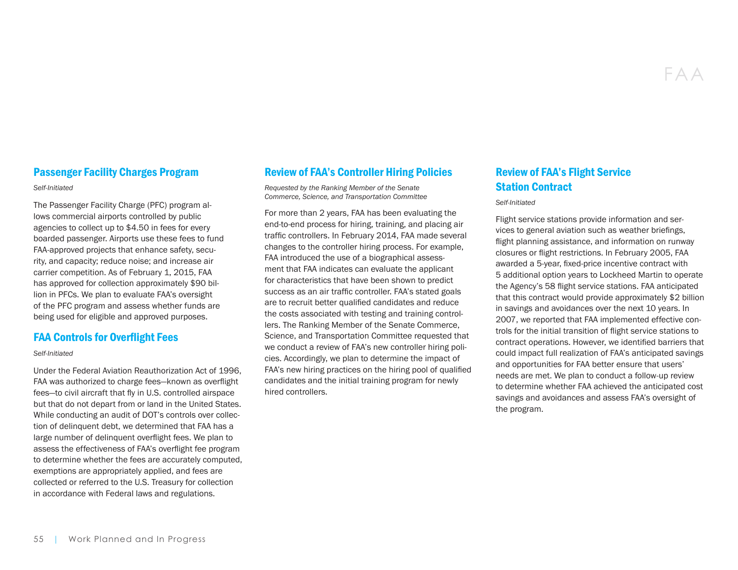## Passenger Facility Charges Program

*Self-Initiated*

The Passenger Facility Charge (PFC) program allows commercial airports controlled by public agencies to collect up to $4.50 in fees for every boarded passenger. Airports use these fees to fund FAA-approved projects that enhance safety, security, and capacity; reduce noise; and increase air carrier competition. As of February 1, 2015, FAA has approved for collection approximately $90 billion in PFCs. We plan to evaluate FAA's oversight of the PFC program and assess whether funds are being used for eligible and approved purposes.

## FAA Controls for Overflight Fees

*Self-Initiated*

Under the Federal Aviation Reauthorization Act of 1996, FAA was authorized to charge fees—known as overflight fees—to civil aircraft that fly in U.S. controlled airspace but that do not depart from or land in the United States. While conducting an audit of DOT's controls over collection of delinquent debt, we determined that FAA has a large number of delinquent overflight fees. We plan to assess the effectiveness of FAA's overflight fee program to determine whether the fees are accurately computed, exemptions are appropriately applied, and fees are collected or referred to the U.S. Treasury for collection in accordance with Federal laws and regulations.

## Review of FAA's Controller Hiring Policies

*Requested by the Ranking Member of the Senate Commerce, Science, and Transportation Committee*

For more than 2 years, FAA has been evaluating the end-to-end process for hiring, training, and placing air traffic controllers. In February 2014, FAA made several changes to the controller hiring process. For example, FAA introduced the use of a biographical assessment that FAA indicates can evaluate the applicant for characteristics that have been shown to predict success as an air traffic controller. FAA's stated goals are to recruit better qualified candidates and reduce the costs associated with testing and training controllers. The Ranking Member of the Senate Commerce, Science, and Transportation Committee requested that we conduct a review of FAA's new controller hiring policies. Accordingly, we plan to determine the impact of FAA's new hiring practices on the hiring pool of qualified candidates and the initial training program for newly hired controllers.

## Review of FAA's Flight Service Station Contract

*Self-Initiated*

Flight service stations provide information and services to general aviation such as weather briefings, flight planning assistance, and information on runway closures or flight restrictions. In February 2005, FAA awarded a 5-year, fixed-price incentive contract with 5 additional option years to Lockheed Martin to operate the Agency's 58 flight service stations. FAA anticipated that this contract would provide approximately $2 billion in savings and avoidances over the next 10 years. In 2007, we reported that FAA implemented effective controls for the initial transition of flight service stations to contract operations. However, we identified barriers that could impact full realization of FAA's anticipated savings and opportunities for FAA better ensure that users' needs are met. We plan to conduct a follow-up review to determine whether FAA achieved the anticipated cost savings and avoidances and assess FAA's oversight of the program.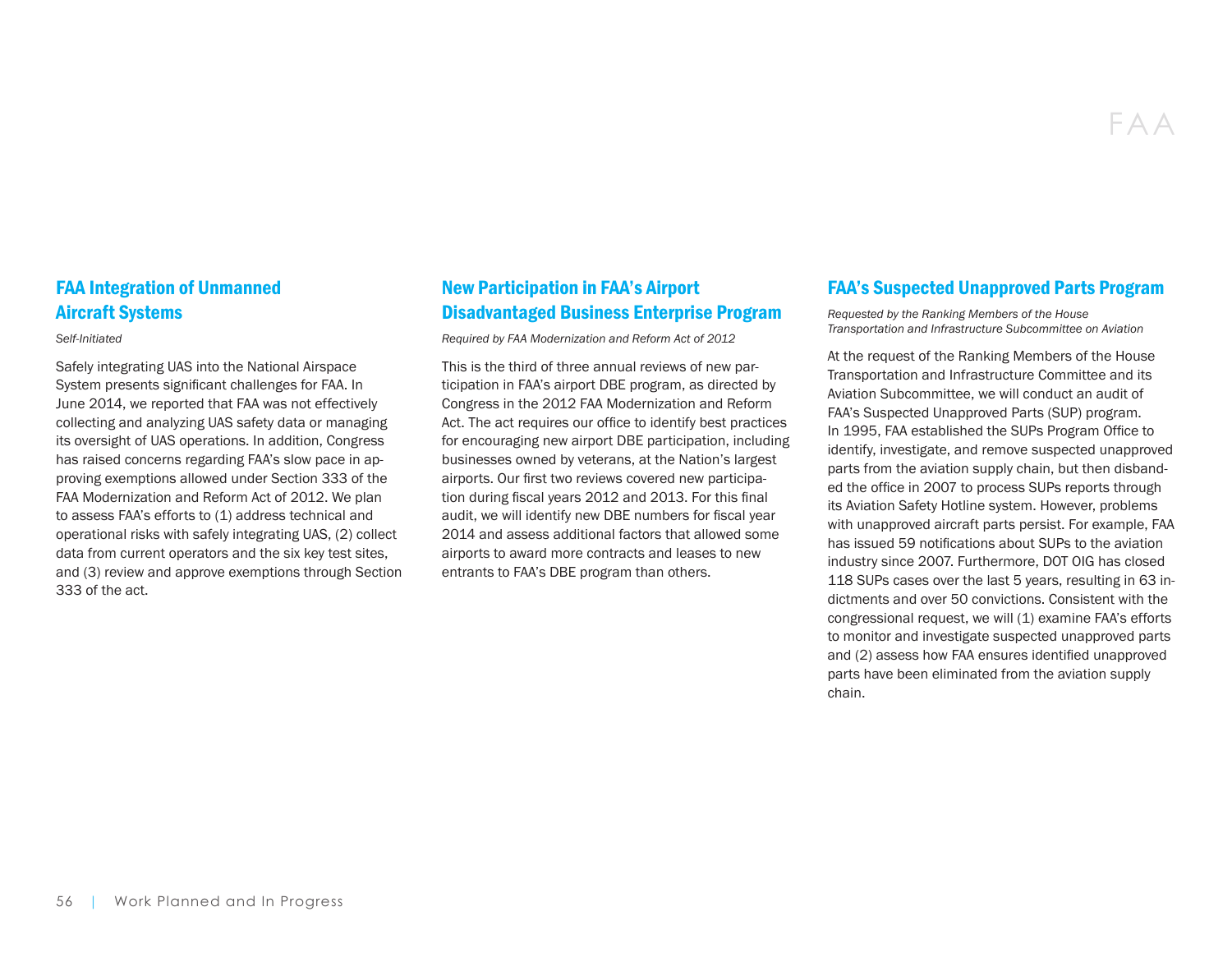## FAA Integration of Unmanned Aircraft Systems

*Self-Initiated*

Safely integrating UAS into the National Airspace System presents significant challenges for FAA. In June 2014, we reported that FAA was not effectively collecting and analyzing UAS safety data or managing its oversight of UAS operations. In addition, Congress has raised concerns regarding FAA's slow pace in approving exemptions allowed under Section 333 of the FAA Modernization and Reform Act of 2012. We plan to assess FAA's efforts to (1) address technical and operational risks with safely integrating UAS, (2) collect data from current operators and the six key test sites, and (3) review and approve exemptions through Section 333 of the act.

## New Participation in FAA's Airport Disadvantaged Business Enterprise Program

*Required by FAA Modernization and Reform Act of 2012*

This is the third of three annual reviews of new participation in FAA's airport DBE program, as directed by Congress in the 2012 FAA Modernization and Reform Act. The act requires our office to identify best practices for encouraging new airport DBE participation, including businesses owned by veterans, at the Nation's largest airports. Our first two reviews covered new participation during fiscal years 2012 and 2013. For this final audit, we will identify new DBE numbers for fiscal year 2014 and assess additional factors that allowed some airports to award more contracts and leases to new entrants to FAA's DBE program than others.

## FAA's Suspected Unapproved Parts Program

*Requested by the Ranking Members of the House Transportation and Infrastructure Subcommittee on Aviation*

At the request of the Ranking Members of the House Transportation and Infrastructure Committee and its Aviation Subcommittee, we will conduct an audit of FAA's Suspected Unapproved Parts (SUP) program. In 1995, FAA established the SUPs Program Office to identify, investigate, and remove suspected unapproved parts from the aviation supply chain, but then disbanded the office in 2007 to process SUPs reports through its Aviation Safety Hotline system. However, problems with unapproved aircraft parts persist. For example, FAA has issued 59 notifications about SUPs to the aviation industry since 2007. Furthermore, DOT OIG has closed 118 SUPs cases over the last 5 years, resulting in 63 indictments and over 50 convictions. Consistent with the congressional request, we will (1) examine FAA's efforts to monitor and investigate suspected unapproved parts and (2) assess how FAA ensures identified unapproved parts have been eliminated from the aviation supply chain.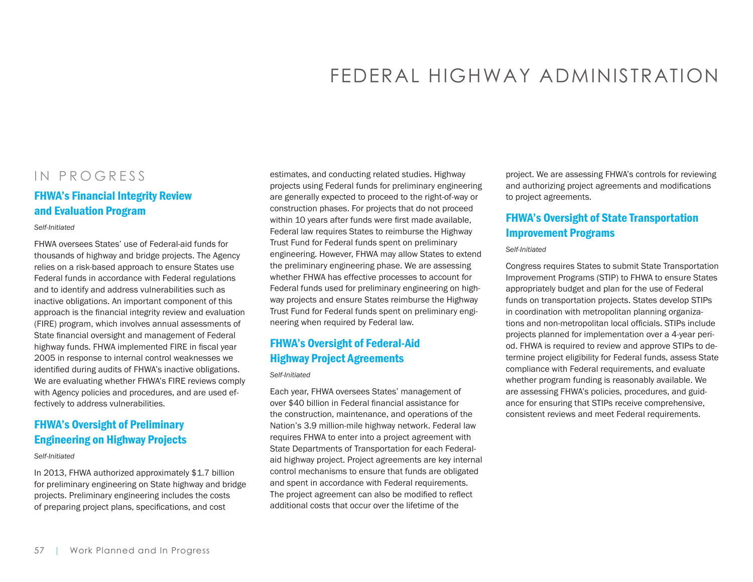# FEDERAL HIGHWAY ADMINISTRATION

## IN PROGRESS

### FHWA's Financial Integrity Review and Evaluation Program

*Self-Initiated*

FHWA oversees States' use of Federal-aid funds for thousands of highway and bridge projects. The Agency relies on a risk-based approach to ensure States use Federal funds in accordance with Federal regulations and to identify and address vulnerabilities such as inactive obligations. An important component of this approach is the financial integrity review and evaluation (FIRE) program, which involves annual assessments of State financial oversight and management of Federal highway funds. FHWA implemented FIRE in fiscal year 2005 in response to internal control weaknesses we identified during audits of FHWA's inactive obligations. We are evaluating whether FHWA's FIRE reviews comply with Agency policies and procedures, and are used effectively to address vulnerabilities.

### FHWA's Oversight of Preliminary Engineering on Highway Projects

*Self-Initiated*

In 2013, FHWA authorized approximately $1.7 billion for preliminary engineering on State highway and bridge projects. Preliminary engineering includes the costs of preparing project plans, specifications, and cost estimates, and conducting related studies. Highway projects using Federal funds for preliminary engineering are generally expected to proceed to the right-of-way or construction phases. For projects that do not proceed within 10 years after funds were first made available, Federal law requires States to reimburse the Highway Trust Fund for Federal funds spent on preliminary engineering. However, FHWA may allow States to extend the preliminary engineering phase. We are assessing whether FHWA has effective processes to account for Federal funds used for preliminary engineering on highway projects and ensure States reimburse the Highway Trust Fund for Federal funds spent on preliminary engineering when required by Federal law.

### FHWA's Oversight of Federal-Aid Highway Project Agreements

*Self-Initiated*

Each year, FHWA oversees States' management of over $40 billion in Federal financial assistance for the construction, maintenance, and operations of the Nation's 3.9 million-mile highway network. Federal law requires FHWA to enter into a project agreement with State Departments of Transportation for each Federal-aid highway project. Project agreements are key internal control mechanisms to ensure that funds are obligated and spent in accordance with Federal requirements. The project agreement can also be modified to reflect additional costs that occur over the lifetime of the project. We are assessing FHWA's controls for reviewing and authorizing project agreements and modifications to project agreements.

### FHWA's Oversight of State Transportation Improvement Programs

*Self-Initiated*

Congress requires States to submit State Transportation Improvement Programs (STIP) to FHWA to ensure States appropriately budget and plan for the use of Federal funds on transportation projects. States develop STIPs in coordination with metropolitan planning organizations and non-metropolitan local officials. STIPs include projects planned for implementation over a 4-year period. FHWA is required to review and approve STIPs to determine project eligibility for Federal funds, assess State compliance with Federal requirements, and evaluate whether program funding is reasonably available. We are assessing FHWA's policies, procedures, and guidance for ensuring that STIPs receive comprehensive, consistent reviews and meet Federal requirements.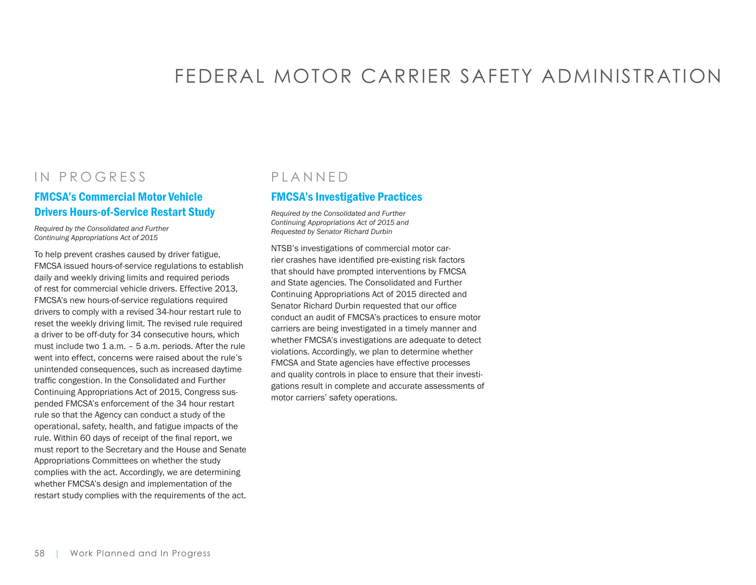# FEDERAL MOTOR CARRIER SAFETY ADMINISTRATION

## IN PROGRESS

### FMCSA's Commercial Motor Vehicle Drivers Hours-of-Service Restart Study

*Required by the Consolidated and Further Continuing Appropriations Act of 2015*

To help prevent crashes caused by driver fatigue, FMCSA issued hours-of-service regulations to establish daily and weekly driving limits and required periods of rest for commercial vehicle drivers. Effective 2013, FMCSA's new hours-of-service regulations required drivers to comply with a revised 34-hour restart rule to reset the weekly driving limit. The revised rule required a driver to be off-duty for 34 consecutive hours, which must include two 1 a.m. – 5 a.m. periods. After the rule went into effect, concerns were raised about the rule's unintended consequences, such as increased daytime traffic congestion. In the Consolidated and Further Continuing Appropriations Act of 2015, Congress suspended FMCSA's enforcement of the 34 hour restart rule so that the Agency can conduct a study of the operational, safety, health, and fatigue impacts of the rule. Within 60 days of receipt of the final report, we must report to the Secretary and the House and Senate Appropriations Committees on whether the study complies with the act. Accordingly, we are determining whether FMCSA's design and implementation of the restart study complies with the requirements of the act.

## PLANNED

### FMCSA's Investigative Practices

*Required by the Consolidated and Further Continuing Appropriations Act of 2015 and Requested by Senator Richard Durbin*

NTSB's investigations of commercial motor carrier crashes have identified pre-existing risk factors that should have prompted interventions by FMCSA and State agencies. The Consolidated and Further Continuing Appropriations Act of 2015 directed and Senator Richard Durbin requested that our office conduct an audit of FMCSA's practices to ensure motor carriers are being investigated in a timely manner and whether FMCSA's investigations are adequate to detect violations. Accordingly, we plan to determine whether FMCSA and State agencies have effective processes and quality controls in place to ensure that their investigations result in complete and accurate assessments of motor carriers' safety operations.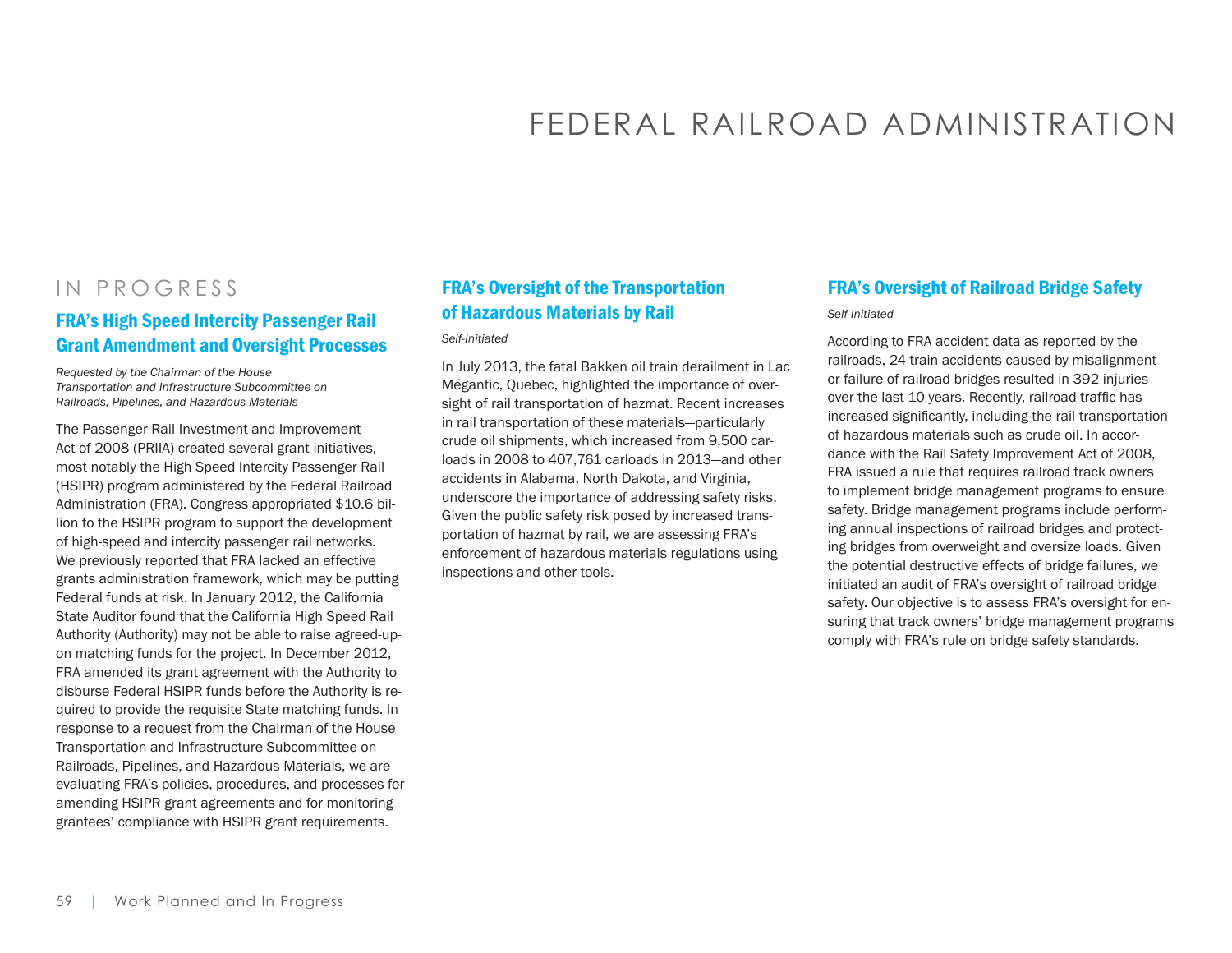# FEDERAL RAILROAD ADMINISTRATION

## IN PROGRESS

### FRA's High Speed Intercity Passenger Rail Grant Amendment and Oversight Processes

*Requested by the Chairman of the House Transportation and Infrastructure Subcommittee on Railroads, Pipelines, and Hazardous Materials*

The Passenger Rail Investment and Improvement Act of 2008 (PRIIA) created several grant initiatives, most notably the High Speed Intercity Passenger Rail (HSIPR) program administered by the Federal Railroad Administration (FRA). Congress appropriated $10.6 billion to the HSIPR program to support the development of high-speed and intercity passenger rail networks. We previously reported that FRA lacked an effective grants administration framework, which may be putting Federal funds at risk. In January 2012, the California State Auditor found that the California High Speed Rail Authority (Authority) may not be able to raise agreed-upon matching funds for the project. In December 2012, FRA amended its grant agreement with the Authority to disburse Federal HSIPR funds before the Authority is required to provide the requisite State matching funds. In response to a request from the Chairman of the House Transportation and Infrastructure Subcommittee on Railroads, Pipelines, and Hazardous Materials, we are evaluating FRA's policies, procedures, and processes for amending HSIPR grant agreements and for monitoring grantees' compliance with HSIPR grant requirements.

### FRA's Oversight of the Transportation of Hazardous Materials by Rail

*Self-Initiated*

In July 2013, the fatal Bakken oil train derailment in Lac Mégantic, Quebec, highlighted the importance of oversight of rail transportation of hazmat. Recent increases in rail transportation of these materials—particularly crude oil shipments, which increased from 9,500 carloads in 2008 to 407,761 carloads in 2013—and other accidents in Alabama, North Dakota, and Virginia, underscore the importance of addressing safety risks. Given the public safety risk posed by increased transportation of hazmat by rail, we are assessing FRA's enforcement of hazardous materials regulations using inspections and other tools.

### FRA's Oversight of Railroad Bridge Safety

*Self-Initiated*

According to FRA accident data as reported by the railroads, 24 train accidents caused by misalignment or failure of railroad bridges resulted in 392 injuries over the last 10 years. Recently, railroad traffic has increased significantly, including the rail transportation of hazardous materials such as crude oil. In accordance with the Rail Safety Improvement Act of 2008, FRA issued a rule that requires railroad track owners to implement bridge management programs to ensure safety. Bridge management programs include performing annual inspections of railroad bridges and protecting bridges from overweight and oversize loads. Given the potential destructive effects of bridge failures, we initiated an audit of FRA's oversight of railroad bridge safety. Our objective is to assess FRA's oversight for ensuring that track owners' bridge management programs comply with FRA's rule on bridge safety standards.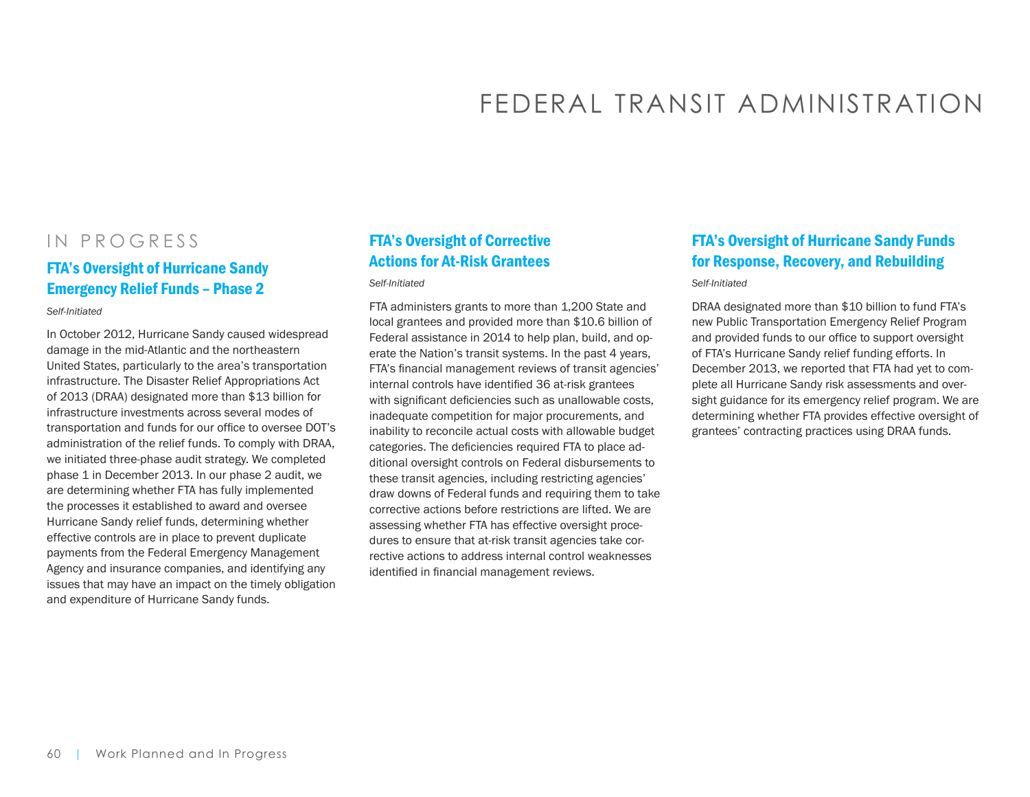# FEDERAL TRANSIT ADMINISTRATION

## IN PROGRESS

### FTA's Oversight of Hurricane Sandy Emergency Relief Funds – Phase 2

*Self-Initiated*

In October 2012, Hurricane Sandy caused widespread damage in the mid-Atlantic and the northeastern United States, particularly to the area's transportation infrastructure. The Disaster Relief Appropriations Act of 2013 (DRAA) designated more than $13 billion for infrastructure investments across several modes of transportation and funds for our office to oversee DOT's administration of the relief funds. To comply with DRAA, we initiated three-phase audit strategy. We completed phase 1 in December 2013. In our phase 2 audit, we are determining whether FTA has fully implemented the processes it established to award and oversee Hurricane Sandy relief funds, determining whether effective controls are in place to prevent duplicate payments from the Federal Emergency Management Agency and insurance companies, and identifying any issues that may have an impact on the timely obligation and expenditure of Hurricane Sandy funds.

### FTA's Oversight of Corrective Actions for At-Risk Grantees

*Self-Initiated*

FTA administers grants to more than 1,200 State and local grantees and provided more than $10.6 billion of Federal assistance in 2014 to help plan, build, and operate the Nation's transit systems. In the past 4 years, FTA's financial management reviews of transit agencies' internal controls have identified 36 at-risk grantees with significant deficiencies such as unallowable costs, inadequate competition for major procurements, and inability to reconcile actual costs with allowable budget categories. The deficiencies required FTA to place additional oversight controls on Federal disbursements to these transit agencies, including restricting agencies' draw downs of Federal funds and requiring them to take corrective actions before restrictions are lifted. We are assessing whether FTA has effective oversight procedures to ensure that at-risk transit agencies take corrective actions to address internal control weaknesses identified in financial management reviews.

### FTA's Oversight of Hurricane Sandy Funds for Response, Recovery, and Rebuilding

*Self-Initiated*

DRAA designated more than $10 billion to fund FTA's new Public Transportation Emergency Relief Program and provided funds to our office to support oversight of FTA's Hurricane Sandy relief funding efforts. In December 2013, we reported that FTA had yet to complete all Hurricane Sandy risk assessments and oversight guidance for its emergency relief program. We are determining whether FTA provides effective oversight of grantees' contracting practices using DRAA funds.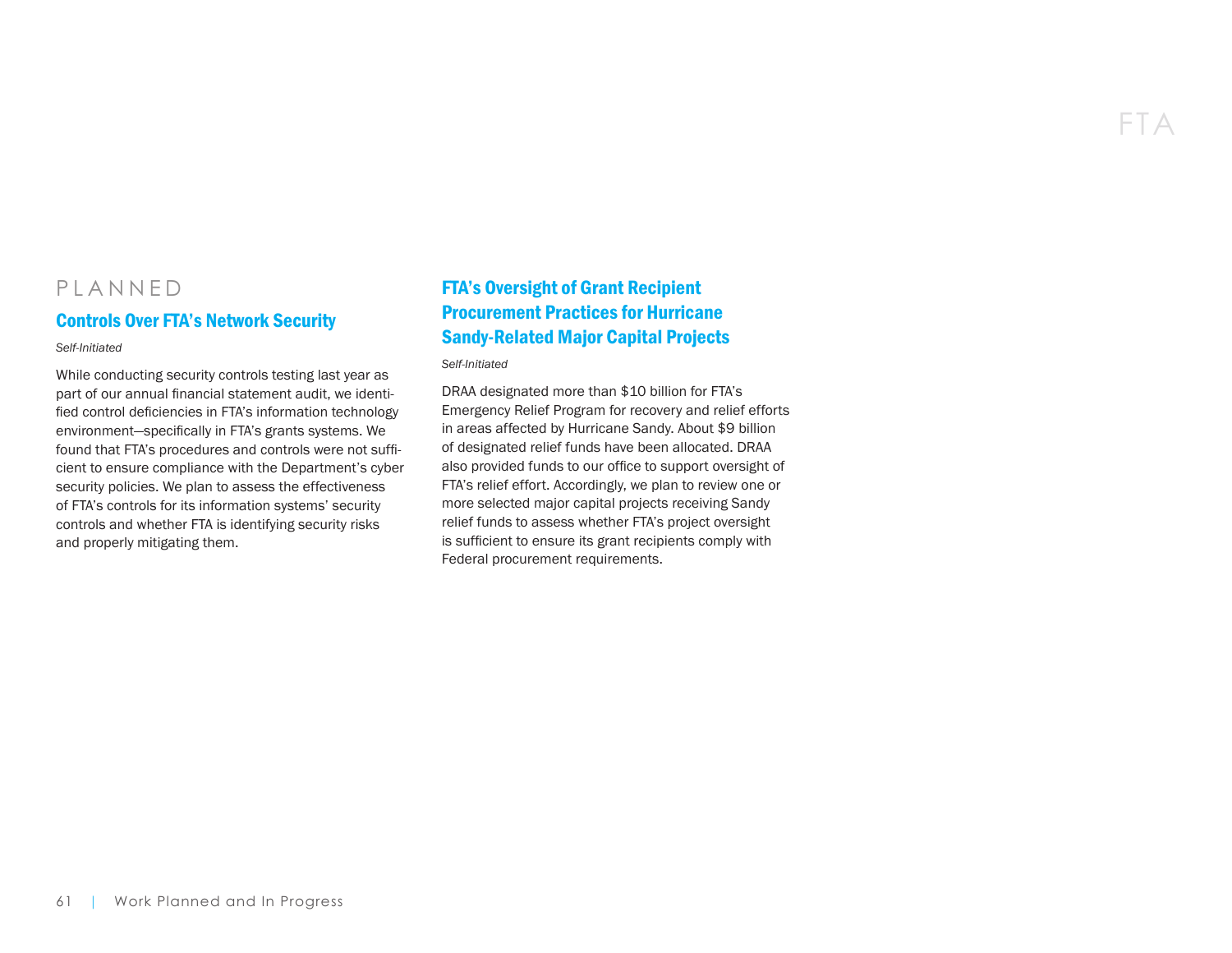## PLANNED

### Controls Over FTA's Network Security

*Self-Initiated*

While conducting security controls testing last year as part of our annual financial statement audit, we identified control deficiencies in FTA's information technology environment—specifically in FTA's grants systems. We found that FTA's procedures and controls were not sufficient to ensure compliance with the Department's cyber security policies. We plan to assess the effectiveness of FTA's controls for its information systems' security controls and whether FTA is identifying security risks and properly mitigating them.

### FTA's Oversight of Grant Recipient Procurement Practices for Hurricane Sandy-Related Major Capital Projects

*Self-Initiated*

DRAA designated more than $10 billion for FTA's Emergency Relief Program for recovery and relief efforts in areas affected by Hurricane Sandy. About $9 billion of designated relief funds have been allocated. DRAA also provided funds to our office to support oversight of FTA's relief effort. Accordingly, we plan to review one or more selected major capital projects receiving Sandy relief funds to assess whether FTA's project oversight is sufficient to ensure its grant recipients comply with Federal procurement requirements.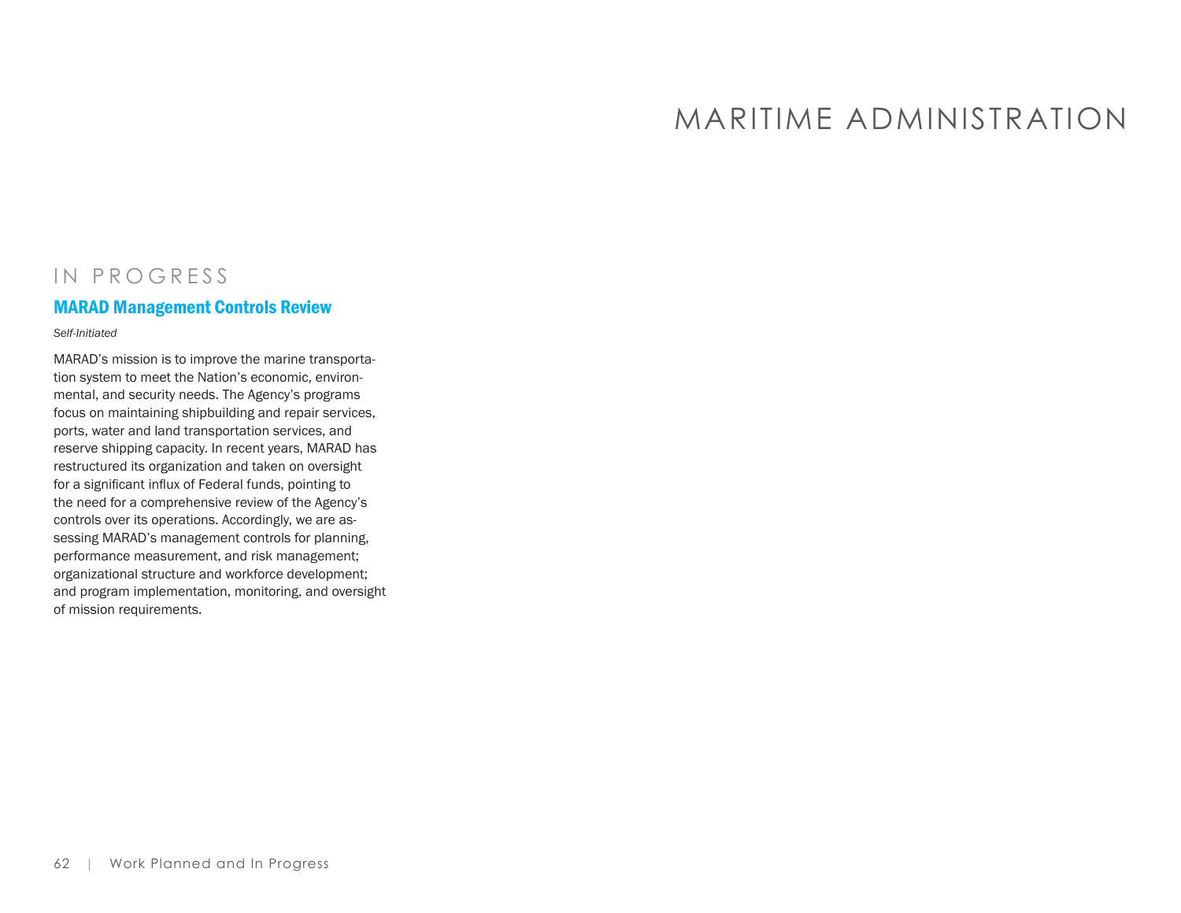# MARITIME ADMINISTRATION

## IN PROGRESS

### MARAD Management Controls Review

*Self-Initiated*

MARAD's mission is to improve the marine transportation system to meet the Nation's economic, environmental, and security needs. The Agency's programs focus on maintaining shipbuilding and repair services, ports, water and land transportation services, and reserve shipping capacity. In recent years, MARAD has restructured its organization and taken on oversight for a significant influx of Federal funds, pointing to the need for a comprehensive review of the Agency's controls over its operations. Accordingly, we are assessing MARAD's management controls for planning, performance measurement, and risk management; organizational structure and workforce development; and program implementation, monitoring, and oversight of mission requirements.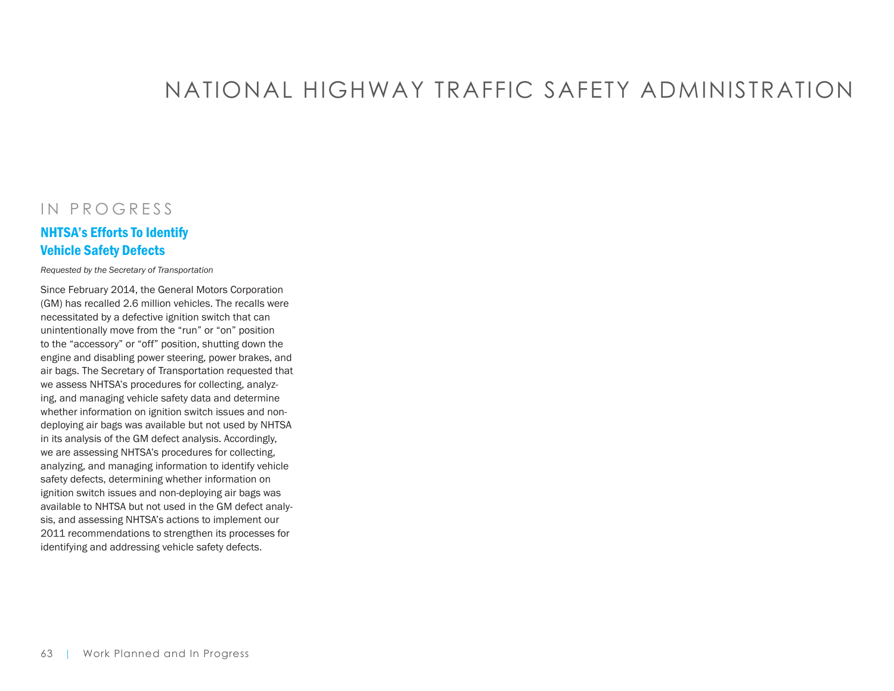# NATIONAL HIGHWAY TRAFFIC SAFETY ADMINISTRATION

## IN PROGRESS

### NHTSA's Efforts To Identify Vehicle Safety Defects

*Requested by the Secretary of Transportation*

Since February 2014, the General Motors Corporation (GM) has recalled 2.6 million vehicles. The recalls were necessitated by a defective ignition switch that can unintentionally move from the "run" or "on" position to the "accessory" or "off" position, shutting down the engine and disabling power steering, power brakes, and air bags. The Secretary of Transportation requested that we assess NHTSA's procedures for collecting, analyzing, and managing vehicle safety data and determine whether information on ignition switch issues and non-deploying air bags was available but not used by NHTSA in its analysis of the GM defect analysis. Accordingly, we are assessing NHTSA's procedures for collecting, analyzing, and managing information to identify vehicle safety defects, determining whether information on ignition switch issues and non-deploying air bags was available to NHTSA but not used in the GM defect analysis, and assessing NHTSA's actions to implement our 2011 recommendations to strengthen its processes for identifying and addressing vehicle safety defects.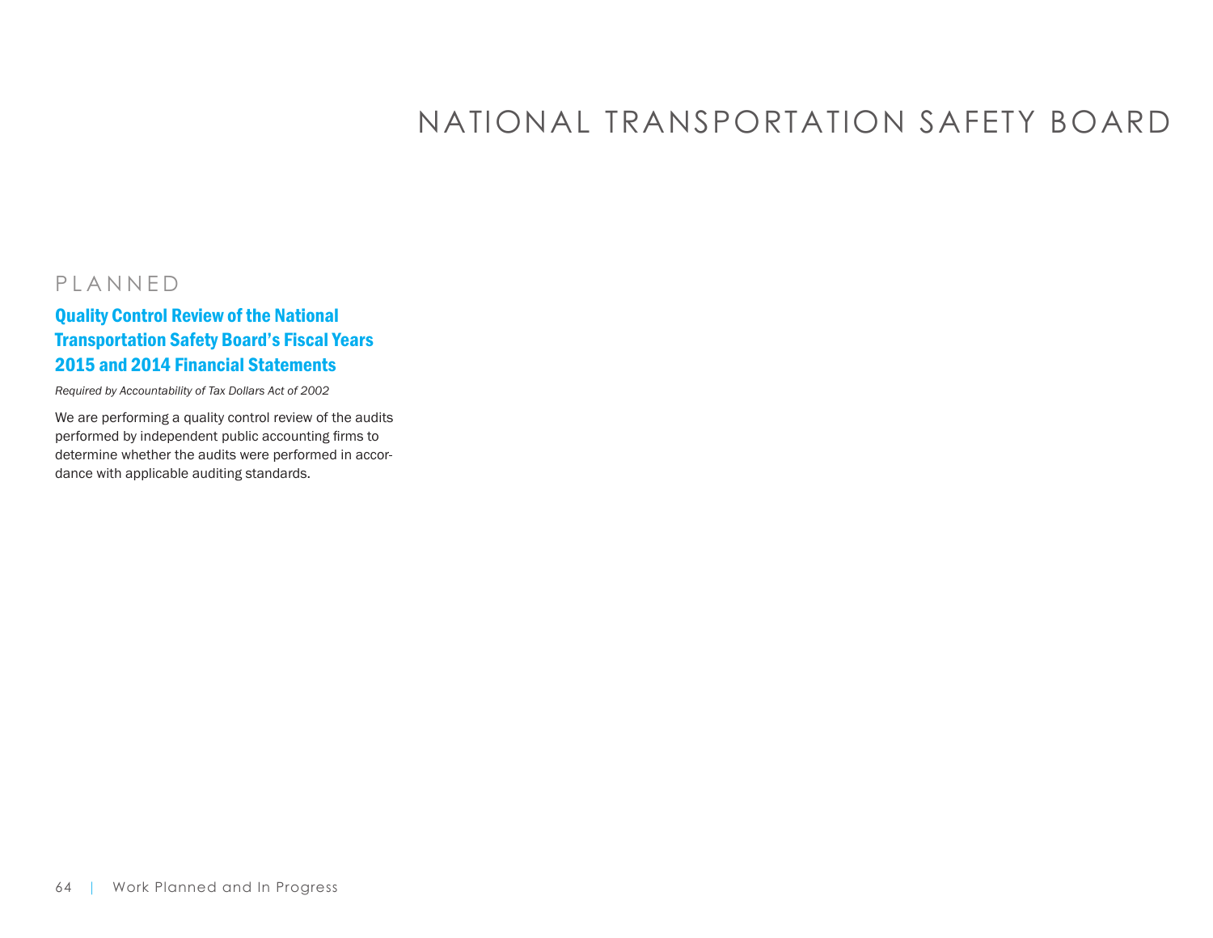# NATIONAL TRANSPORTATION SAFETY BOARD

## PLANNED

### Quality Control Review of the National Transportation Safety Board's Fiscal Years 2015 and 2014 Financial Statements

*Required by Accountability of Tax Dollars Act of 2002*

We are performing a quality control review of the audits performed by independent public accounting firms to determine whether the audits were performed in accordance with applicable auditing standards.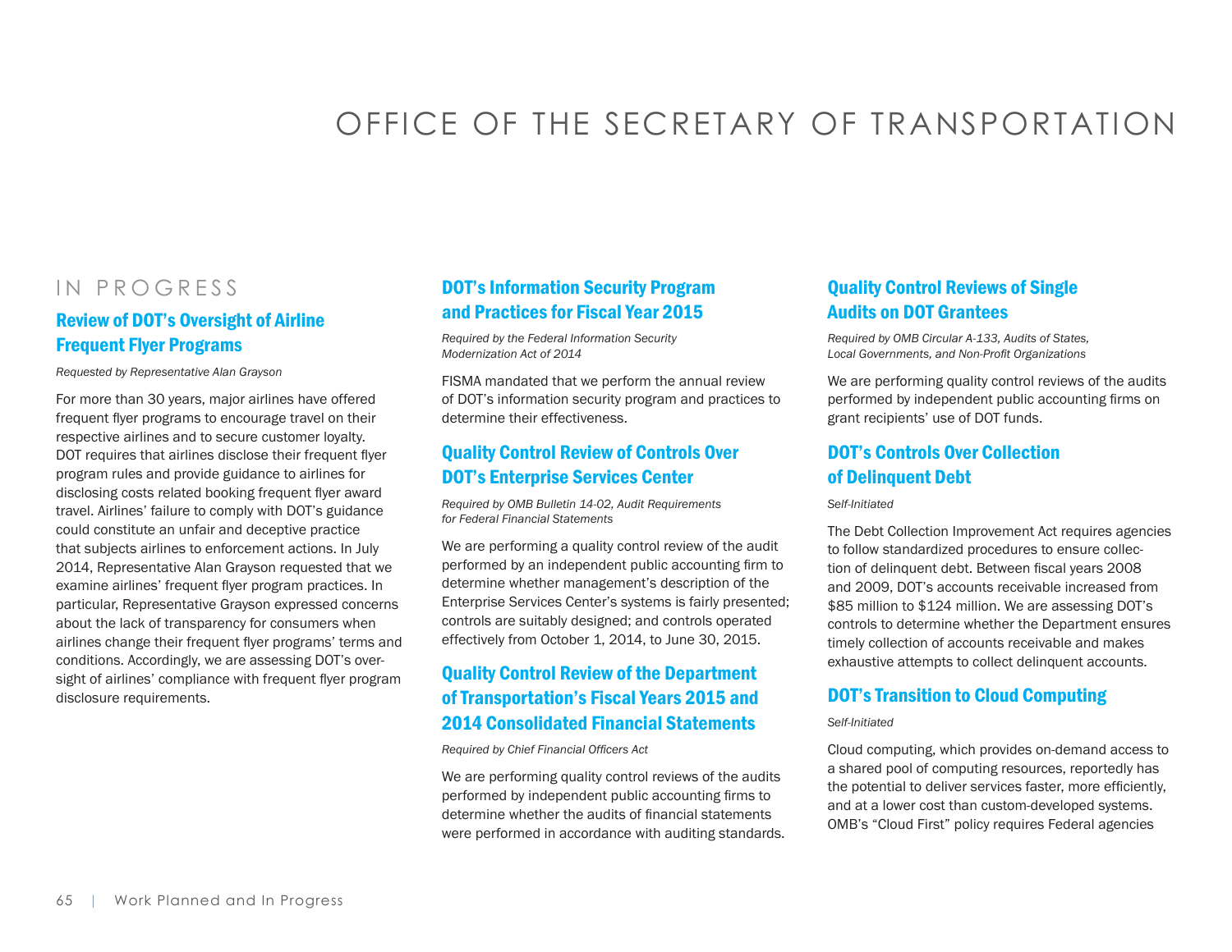# OFFICE OF THE SECRETARY OF TRANSPORTATION

## IN PROGRESS

### Review of DOT's Oversight of Airline Frequent Flyer Programs

*Requested by Representative Alan Grayson*

For more than 30 years, major airlines have offered frequent flyer programs to encourage travel on their respective airlines and to secure customer loyalty. DOT requires that airlines disclose their frequent flyer program rules and provide guidance to airlines for disclosing costs related booking frequent flyer award travel. Airlines' failure to comply with DOT's guidance could constitute an unfair and deceptive practice that subjects airlines to enforcement actions. In July 2014, Representative Alan Grayson requested that we examine airlines' frequent flyer program practices. In particular, Representative Grayson expressed concerns about the lack of transparency for consumers when airlines change their frequent flyer programs' terms and conditions. Accordingly, we are assessing DOT's oversight of airlines' compliance with frequent flyer program disclosure requirements.

### DOT's Information Security Program and Practices for Fiscal Year 2015

*Required by the Federal Information Security Modernization Act of 2014*

FISMA mandated that we perform the annual review of DOT's information security program and practices to determine their effectiveness.

### Quality Control Review of Controls Over DOT's Enterprise Services Center

*Required by OMB Bulletin 14-02, Audit Requirements for Federal Financial Statements*

We are performing a quality control review of the audit performed by an independent public accounting firm to determine whether management's description of the Enterprise Services Center's systems is fairly presented; controls are suitably designed; and controls operated effectively from October 1, 2014, to June 30, 2015.

### Quality Control Review of the Department of Transportation's Fiscal Years 2015 and 2014 Consolidated Financial Statements

*Required by Chief Financial Officers Act*

We are performing quality control reviews of the audits performed by independent public accounting firms to determine whether the audits of financial statements were performed in accordance with auditing standards.

### Quality Control Reviews of Single Audits on DOT Grantees

*Required by OMB Circular A-133, Audits of States, Local Governments, and Non-Profit Organizations*

We are performing quality control reviews of the audits performed by independent public accounting firms on grant recipients' use of DOT funds.

### DOT's Controls Over Collection of Delinquent Debt

*Self-Initiated*

The Debt Collection Improvement Act requires agencies to follow standardized procedures to ensure collection of delinquent debt. Between fiscal years 2008 and 2009, DOT's accounts receivable increased from $85 million to $124 million. We are assessing DOT's controls to determine whether the Department ensures timely collection of accounts receivable and makes exhaustive attempts to collect delinquent accounts.

### DOT's Transition to Cloud Computing

*Self-Initiated*

Cloud computing, which provides on-demand access to a shared pool of computing resources, reportedly has the potential to deliver services faster, more efficiently, and at a lower cost than custom-developed systems. OMB's "Cloud First" policy requires Federal agencies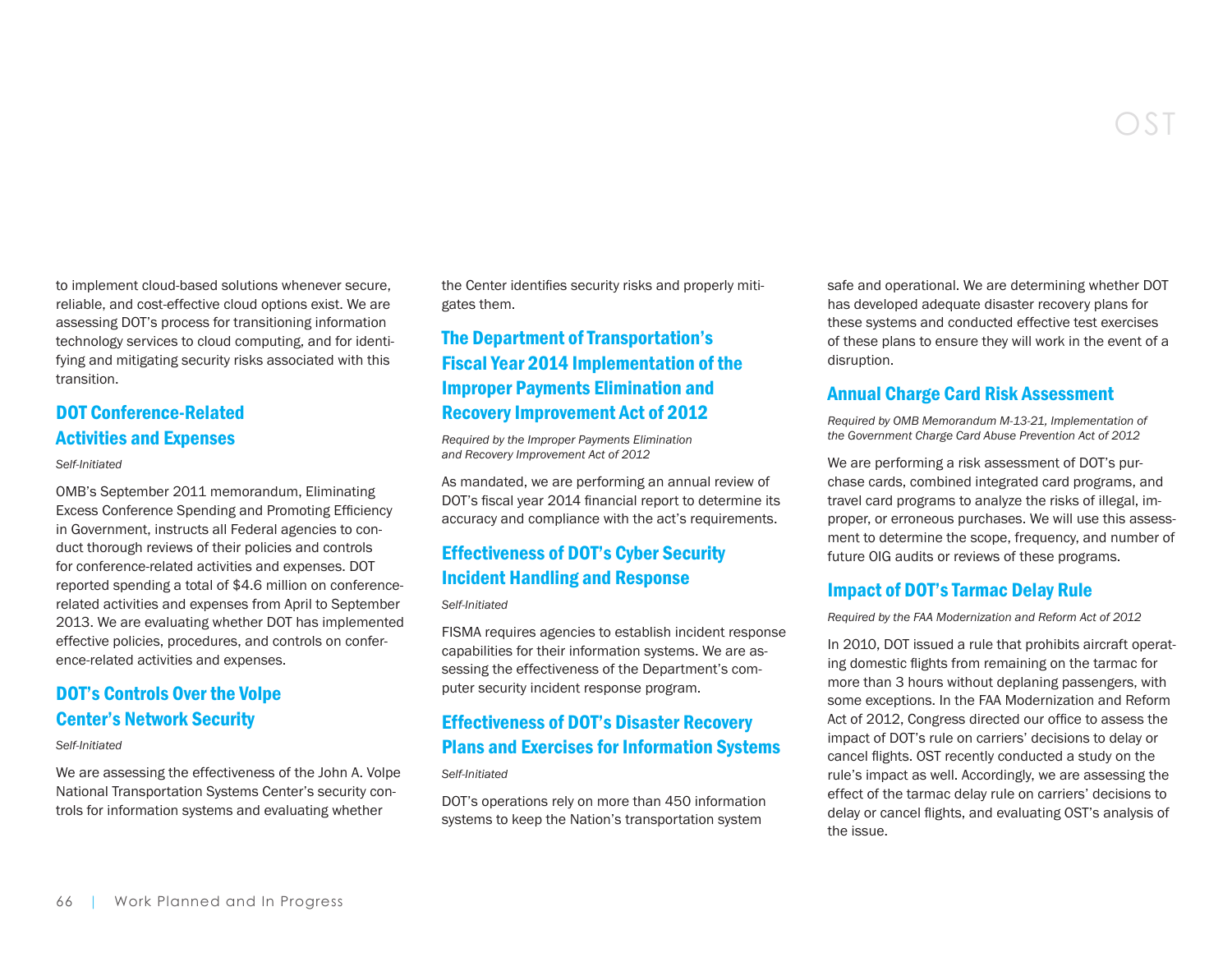to implement cloud-based solutions whenever secure, reliable, and cost-effective cloud options exist. We are assessing DOT's process for transitioning information technology services to cloud computing, and for identifying and mitigating security risks associated with this transition.

## DOT Conference-Related Activities and Expenses

*Self-Initiated*

OMB's September 2011 memorandum, Eliminating Excess Conference Spending and Promoting Efficiency in Government, instructs all Federal agencies to conduct thorough reviews of their policies and controls for conference-related activities and expenses. DOT reported spending a total of $4.6 million on conference-related activities and expenses from April to September 2013. We are evaluating whether DOT has implemented effective policies, procedures, and controls on conference-related activities and expenses.

## DOT's Controls Over the Volpe Center's Network Security

*Self-Initiated*

We are assessing the effectiveness of the John A. Volpe National Transportation Systems Center's security controls for information systems and evaluating whether the Center identifies security risks and properly mitigates them.

## The Department of Transportation's Fiscal Year 2014 Implementation of the Improper Payments Elimination and Recovery Improvement Act of 2012

*Required by the Improper Payments Elimination and Recovery Improvement Act of 2012*

As mandated, we are performing an annual review of DOT's fiscal year 2014 financial report to determine its accuracy and compliance with the act's requirements.

## Effectiveness of DOT's Cyber Security Incident Handling and Response

*Self-Initiated*

FISMA requires agencies to establish incident response capabilities for their information systems. We are assessing the effectiveness of the Department's computer security incident response program.

## Effectiveness of DOT's Disaster Recovery Plans and Exercises for Information Systems

*Self-Initiated*

DOT's operations rely on more than 450 information systems to keep the Nation's transportation system safe and operational. We are determining whether DOT has developed adequate disaster recovery plans for these systems and conducted effective test exercises of these plans to ensure they will work in the event of a disruption.

## Annual Charge Card Risk Assessment

*Required by OMB Memorandum M-13-21, Implementation of the Government Charge Card Abuse Prevention Act of 2012*

We are performing a risk assessment of DOT's purchase cards, combined integrated card programs, and travel card programs to analyze the risks of illegal, improper, or erroneous purchases. We will use this assessment to determine the scope, frequency, and number of future OIG audits or reviews of these programs.

## Impact of DOT's Tarmac Delay Rule

*Required by the FAA Modernization and Reform Act of 2012*

In 2010, DOT issued a rule that prohibits aircraft operating domestic flights from remaining on the tarmac for more than 3 hours without deplaning passengers, with some exceptions. In the FAA Modernization and Reform Act of 2012, Congress directed our office to assess the impact of DOT's rule on carriers' decisions to delay or cancel flights. OST recently conducted a study on the rule's impact as well. Accordingly, we are assessing the effect of the tarmac delay rule on carriers' decisions to delay or cancel flights, and evaluating OST's analysis of the issue.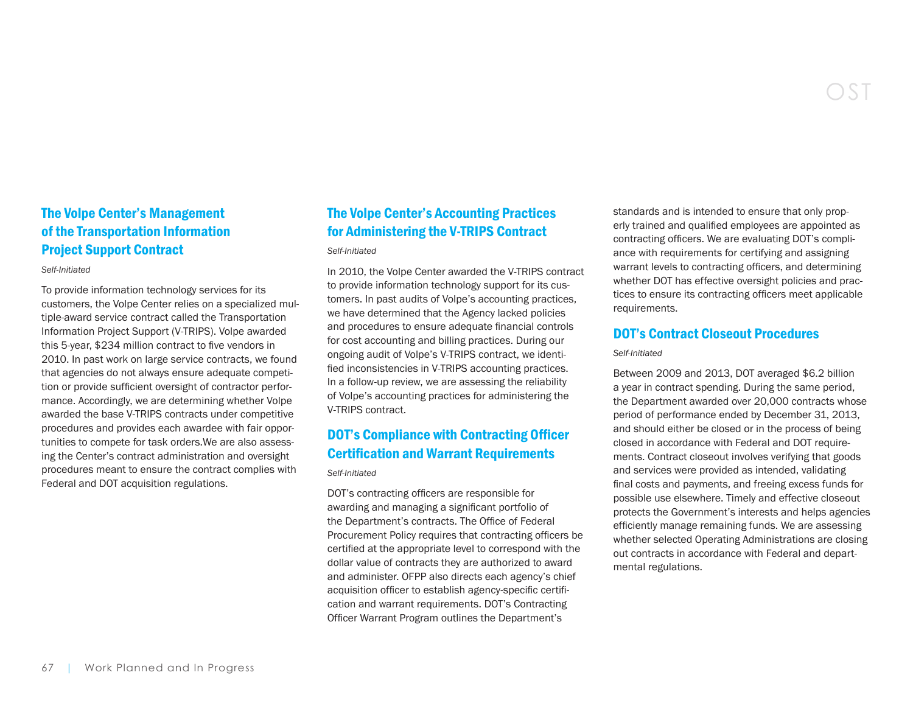## The Volpe Center's Management of the Transportation Information Project Support Contract

*Self-Initiated*

To provide information technology services for its customers, the Volpe Center relies on a specialized multiple-award service contract called the Transportation Information Project Support (V-TRIPS). Volpe awarded this 5-year, $234 million contract to five vendors in 2010. In past work on large service contracts, we found that agencies do not always ensure adequate competition or provide sufficient oversight of contractor performance. Accordingly, we are determining whether Volpe awarded the base V-TRIPS contracts under competitive procedures and provides each awardee with fair opportunities to compete for task orders.We are also assessing the Center's contract administration and oversight procedures meant to ensure the contract complies with Federal and DOT acquisition regulations.

## The Volpe Center's Accounting Practices for Administering the V-TRIPS Contract

*Self-Initiated*

In 2010, the Volpe Center awarded the V-TRIPS contract to provide information technology support for its customers. In past audits of Volpe's accounting practices, we have determined that the Agency lacked policies and procedures to ensure adequate financial controls for cost accounting and billing practices. During our ongoing audit of Volpe's V-TRIPS contract, we identified inconsistencies in V-TRIPS accounting practices. In a follow-up review, we are assessing the reliability of Volpe's accounting practices for administering the V-TRIPS contract.

## DOT's Compliance with Contracting Officer Certification and Warrant Requirements

*Self-Initiated*

DOT's contracting officers are responsible for awarding and managing a significant portfolio of the Department's contracts. The Office of Federal Procurement Policy requires that contracting officers be certified at the appropriate level to correspond with the dollar value of contracts they are authorized to award and administer. OFPP also directs each agency's chief acquisition officer to establish agency-specific certification and warrant requirements. DOT's Contracting Officer Warrant Program outlines the Department's standards and is intended to ensure that only properly trained and qualified employees are appointed as contracting officers. We are evaluating DOT's compliance with requirements for certifying and assigning warrant levels to contracting officers, and determining whether DOT has effective oversight policies and practices to ensure its contracting officers meet applicable requirements.

## DOT's Contract Closeout Procedures

*Self-Initiated*

Between 2009 and 2013, DOT averaged $6.2 billion a year in contract spending. During the same period, the Department awarded over 20,000 contracts whose period of performance ended by December 31, 2013, and should either be closed or in the process of being closed in accordance with Federal and DOT requirements. Contract closeout involves verifying that goods and services were provided as intended, validating final costs and payments, and freeing excess funds for possible use elsewhere. Timely and effective closeout protects the Government's interests and helps agencies efficiently manage remaining funds. We are assessing whether selected Operating Administrations are closing out contracts in accordance with Federal and departmental regulations.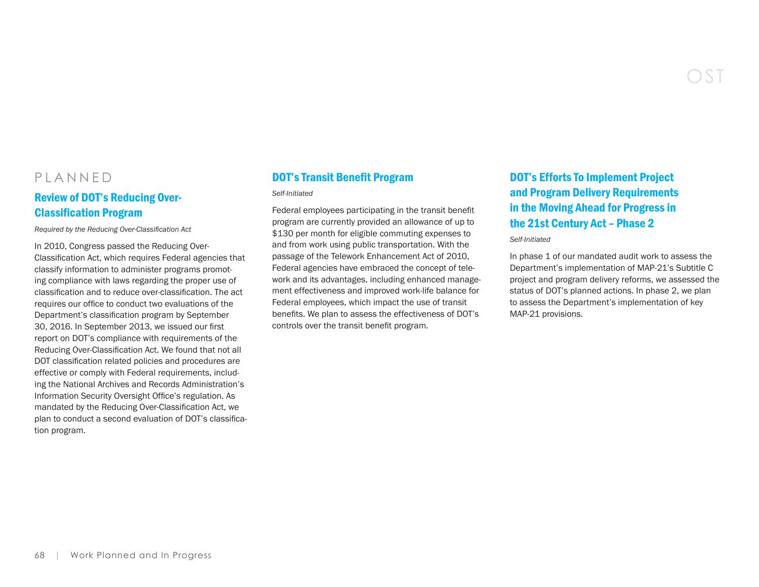## PLANNED

### Review of DOT's Reducing Over-Classification Program

*Required by the Reducing Over-Classification Act*

In 2010, Congress passed the Reducing Over-Classification Act, which requires Federal agencies that classify information to administer programs promoting compliance with laws regarding the proper use of classification and to reduce over-classification. The act requires our office to conduct two evaluations of the Department's classification program by September 30, 2016. In September 2013, we issued our first report on DOT's compliance with requirements of the Reducing Over-Classification Act. We found that not all DOT classification related policies and procedures are effective or comply with Federal requirements, including the National Archives and Records Administration's Information Security Oversight Office's regulation. As mandated by the Reducing Over-Classification Act, we plan to conduct a second evaluation of DOT's classification program.

### DOT's Transit Benefit Program

*Self-Initiated*

Federal employees participating in the transit benefit program are currently provided an allowance of up to $130 per month for eligible commuting expenses to and from work using public transportation. With the passage of the Telework Enhancement Act of 2010, Federal agencies have embraced the concept of telework and its advantages, including enhanced management effectiveness and improved work-life balance for Federal employees, which impact the use of transit benefits. We plan to assess the effectiveness of DOT's controls over the transit benefit program.

### DOT's Efforts To Implement Project and Program Delivery Requirements in the Moving Ahead for Progress in the 21st Century Act – Phase 2

*Self-Initiated*

In phase 1 of our mandated audit work to assess the Department's implementation of MAP-21's Subtitle C project and program delivery reforms, we assessed the status of DOT's planned actions. In phase 2, we plan to assess the Department's implementation of key MAP-21 provisions.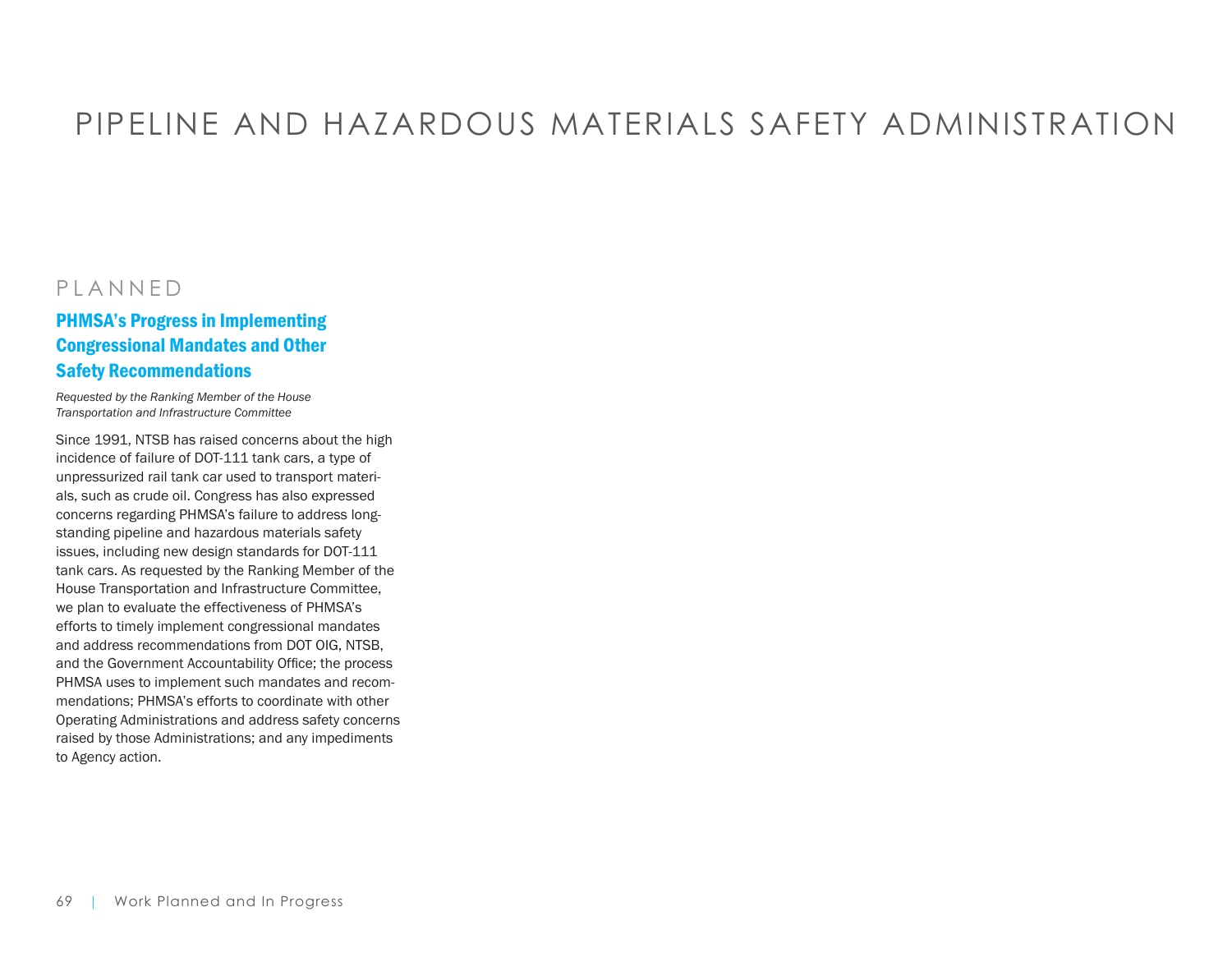# PIPELINE AND HAZARDOUS MATERIALS SAFETY ADMINISTRATION

## PLANNED

### PHMSA's Progress in Implementing Congressional Mandates and Other Safety Recommendations

*Requested by the Ranking Member of the House Transportation and Infrastructure Committee*

Since 1991, NTSB has raised concerns about the high incidence of failure of DOT-111 tank cars, a type of unpressurized rail tank car used to transport materials, such as crude oil. Congress has also expressed concerns regarding PHMSA's failure to address long-standing pipeline and hazardous materials safety issues, including new design standards for DOT-111 tank cars. As requested by the Ranking Member of the House Transportation and Infrastructure Committee, we plan to evaluate the effectiveness of PHMSA's efforts to timely implement congressional mandates and address recommendations from DOT OIG, NTSB, and the Government Accountability Office; the process PHMSA uses to implement such mandates and recommendations; PHMSA's efforts to coordinate with other Operating Administrations and address safety concerns raised by those Administrations; and any impediments to Agency action.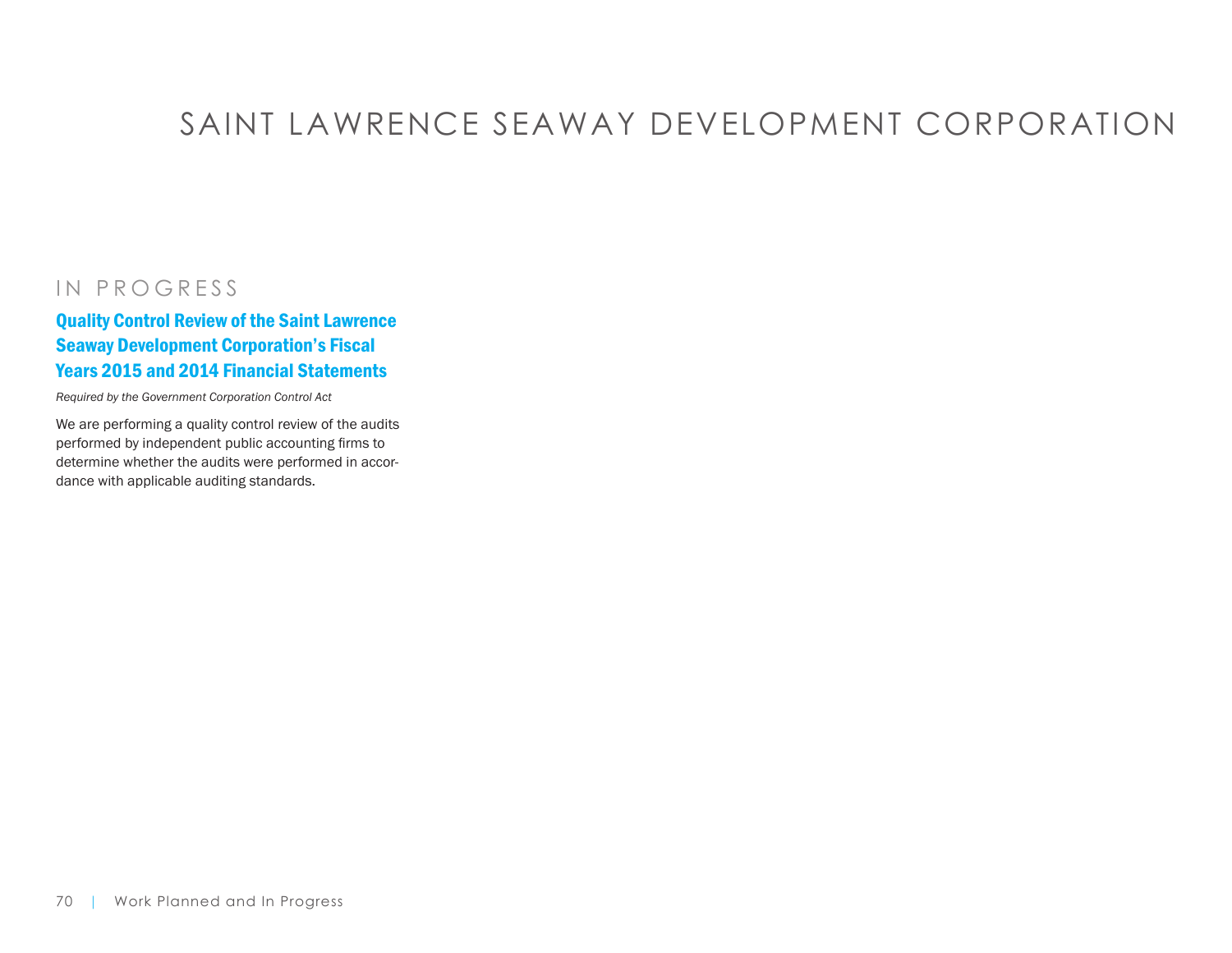# SAINT LAWRENCE SEAWAY DEVELOPMENT CORPORATION

## IN PROGRESS

### Quality Control Review of the Saint Lawrence Seaway Development Corporation's Fiscal Years 2015 and 2014 Financial Statements

*Required by the Government Corporation Control Act*

We are performing a quality control review of the audits performed by independent public accounting firms to determine whether the audits were performed in accordance with applicable auditing standards.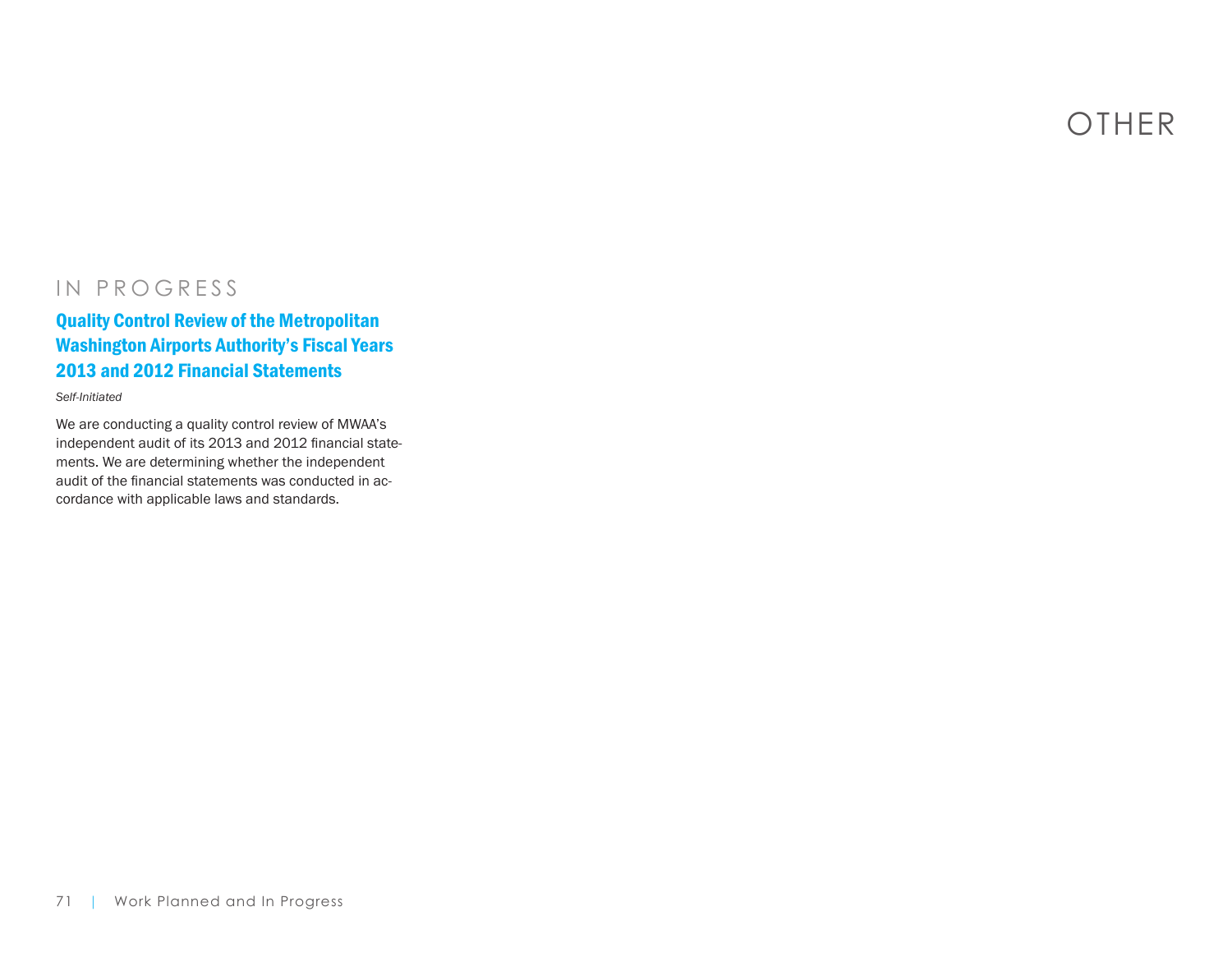# OTHER

## IN PROGRESS

### Quality Control Review of the Metropolitan Washington Airports Authority's Fiscal Years 2013 and 2012 Financial Statements

*Self-Initiated*

We are conducting a quality control review of MWAA's independent audit of its 2013 and 2012 financial statements. We are determining whether the independent audit of the financial statements was conducted in accordance with applicable laws and standards.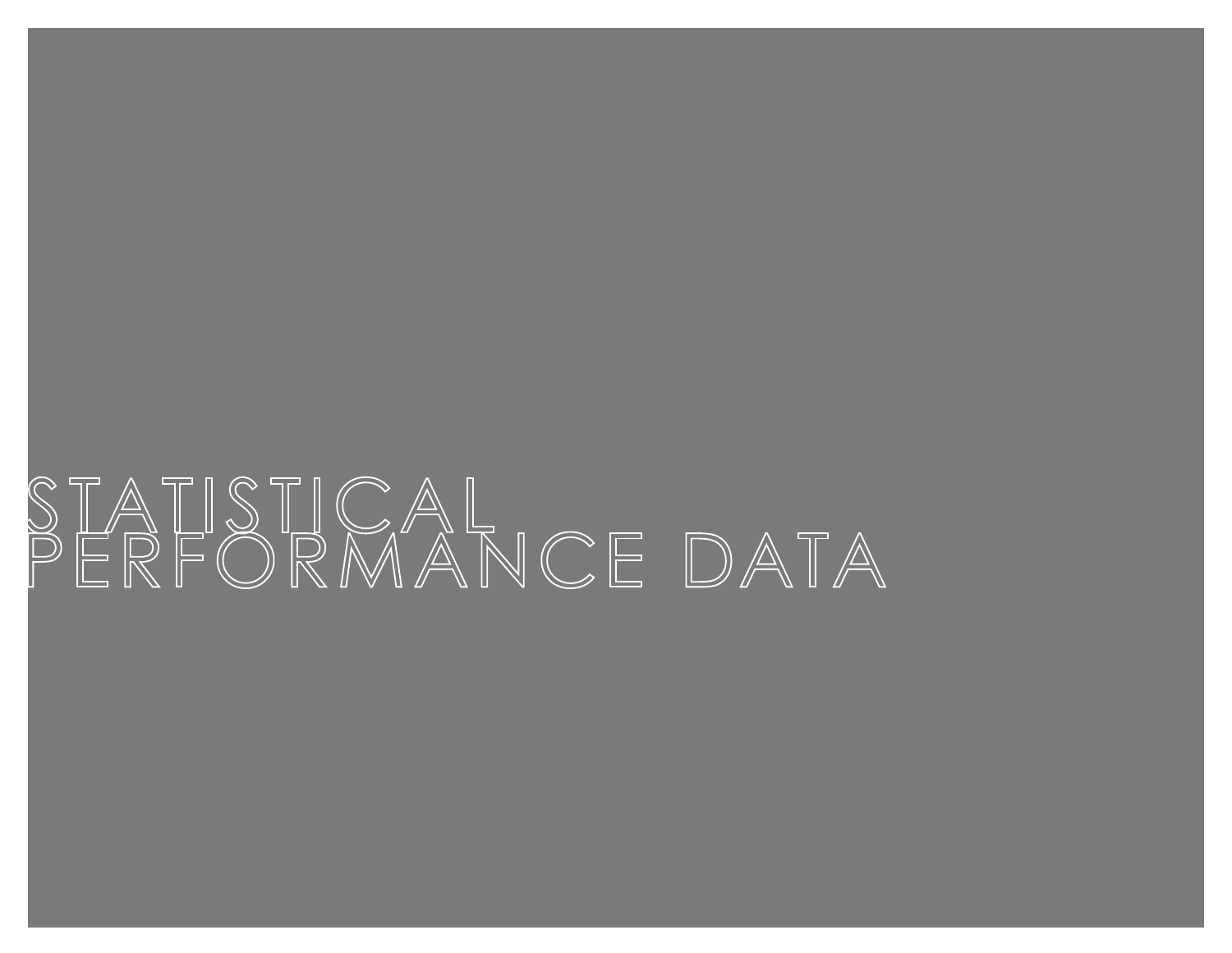# STATISTICAL PERFORMANCE DATA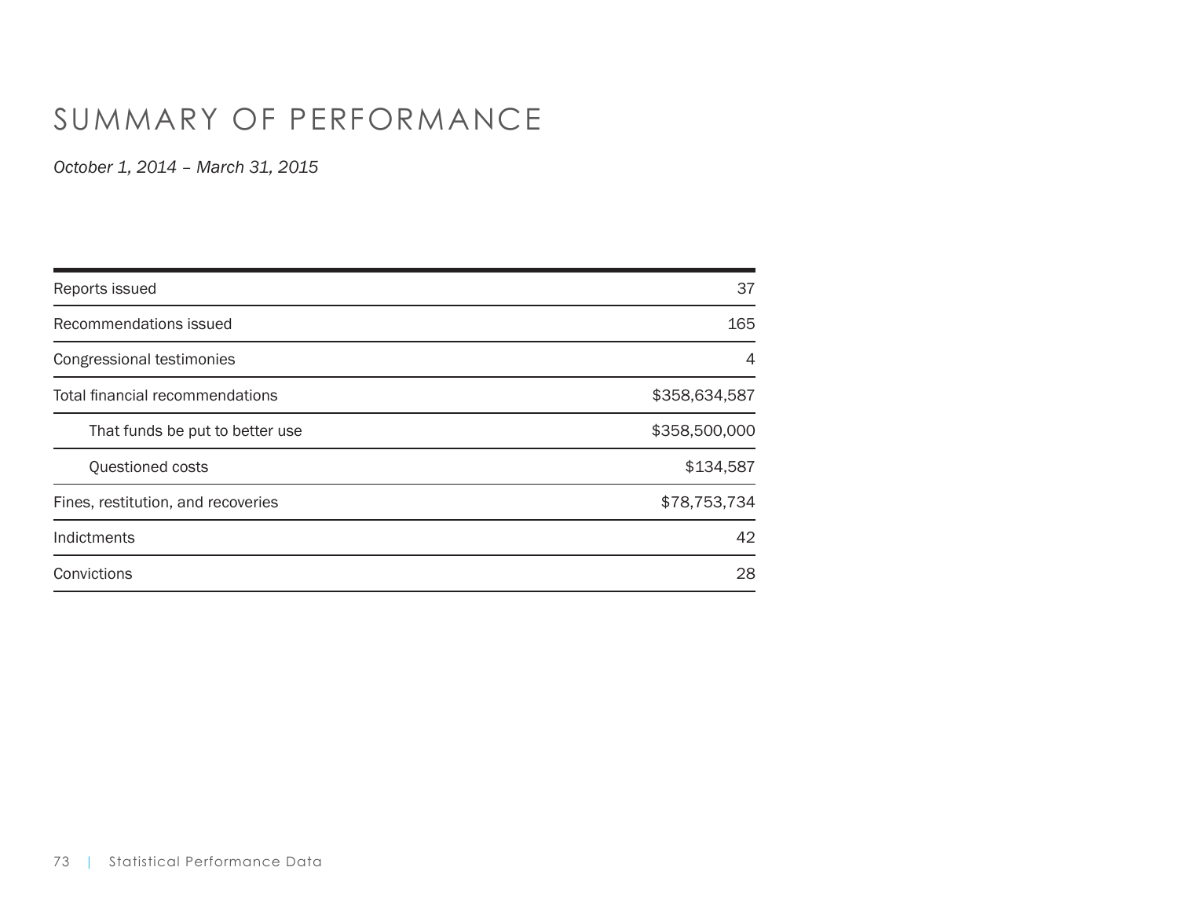# SUMMARY OF PERFORMANCE

*October 1, 2014 – March 31, 2015*

| | |
|---|---|
| Reports issued | 37 |
| Recommendations issued | 165 |
| Congressional testimonies | 4 |
| Total financial recommendations | $358,634,587 |
| That funds be put to better use | $358,500,000 |
| Questioned costs | $134,587 |
| Fines, restitution, and recoveries | $78,753,734 |
| Indictments | 42 |
| Convictions | 28 |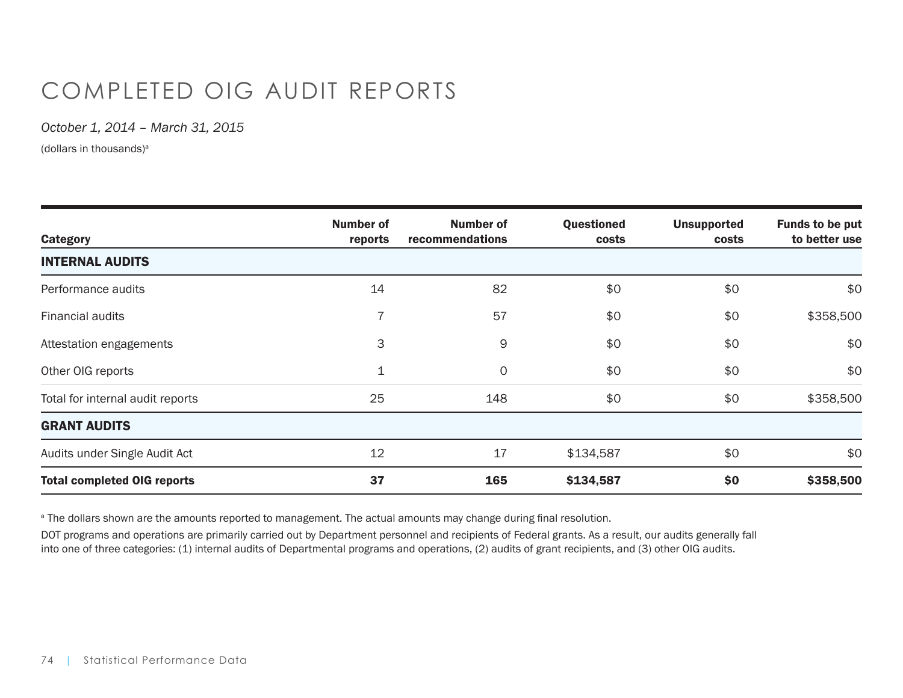# COMPLETED OIG AUDIT REPORTS

*October 1, 2014 – March 31, 2015*

(dollars in thousands)[a]

| Category | Number of reports | Number of recommendations | Questioned costs | Unsupported costs | Funds to be put to better use |
|---|---|---|---|---|---|
| **INTERNAL AUDITS** | | | | | |
| Performance audits | 14 | 82 | $0 | $0 | $0 |
| Financial audits | 7 | 57 | $0 | $0 | $358,500 |
| Attestation engagements | 3 | 9 | $0 | $0 | $0 |
| Other OIG reports | 1 | 0 | $0 | $0 | $0 |
| Total for internal audit reports | 25 | 148 | $0 | $0 | $358,500 |
| **GRANT AUDITS** | | | | | |
| Audits under Single Audit Act | 12 | 17 | $134,587 | $0 | $0 |
| **Total completed OIG reports** | **37** | **165** | **$134,587** | **$0** | **$358,500** |

[a] The dollars shown are the amounts reported to management. The actual amounts may change during final resolution.

DOT programs and operations are primarily carried out by Department personnel and recipients of Federal grants. As a result, our audits generally fall into one of three categories: (1) internal audits of Departmental programs and operations, (2) audits of grant recipients, and (3) other OIG audits.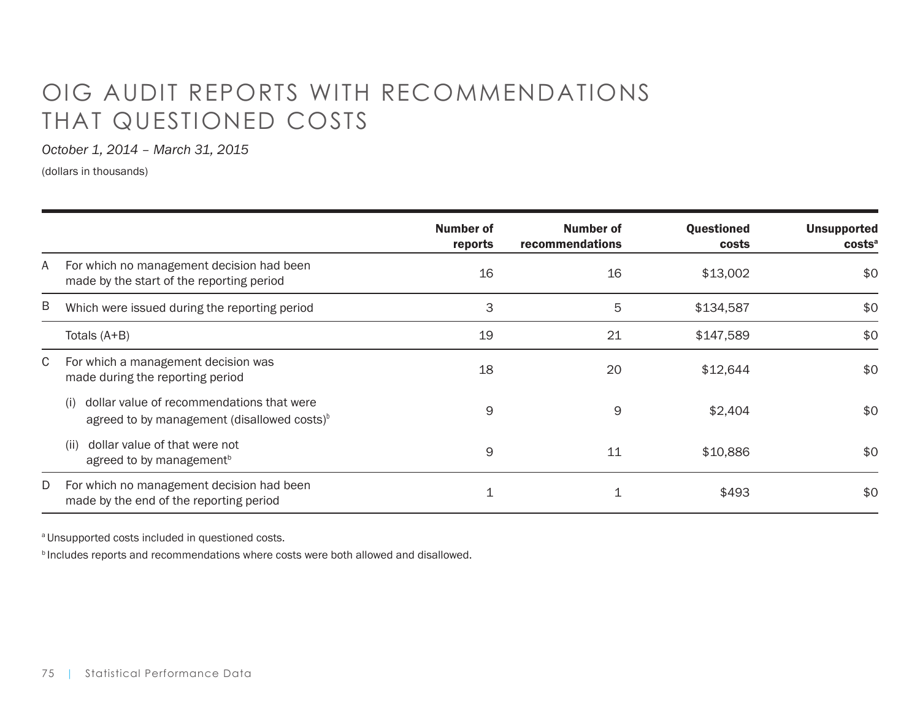# OIG AUDIT REPORTS WITH RECOMMENDATIONS THAT QUESTIONED COSTS

*October 1, 2014 – March 31, 2015*

(dollars in thousands)

| | | Number of reports | Number of recommendations | Questioned costs | Unsupported costs[a] |
|---|---|---|---|---|---|
| A | For which no management decision had been made by the start of the reporting period | 16 | 16 | $13,002 | $0 |
| B | Which were issued during the reporting period | 3 | 5 | $134,587 | $0 |
| | Totals (A+B) | 19 | 21 | $147,589 | $0 |
| C | For which a management decision was made during the reporting period | 18 | 20 | $12,644 | $0 |
| | (i) dollar value of recommendations that were agreed to by management (disallowed costs)[b] | 9 | 9 | $2,404 | $0 |
| | (ii) dollar value of that were not agreed to by management[b] | 9 | 11 | $10,886 | $0 |
| D | For which no management decision had been made by the end of the reporting period | 1 | 1 | $493 | $0 |

[a] Unsupported costs included in questioned costs.

[b] Includes reports and recommendations where costs were both allowed and disallowed.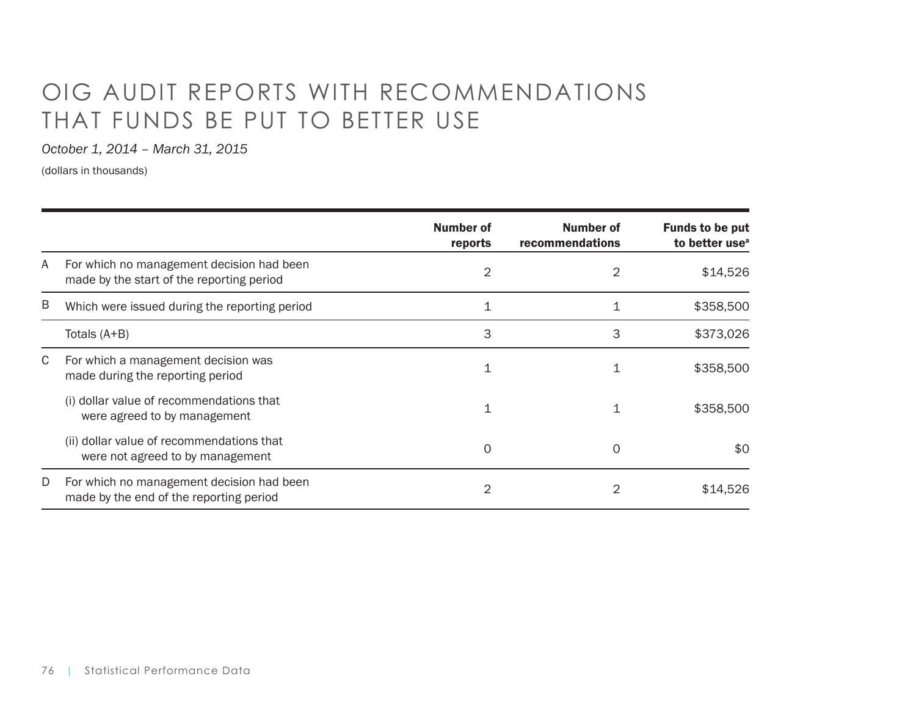# OIG AUDIT REPORTS WITH RECOMMENDATIONS THAT FUNDS BE PUT TO BETTER USE

*October 1, 2014 – March 31, 2015*

(dollars in thousands)

| | | Number of reports | Number of recommendations | Funds to be put to better use[a] |
|---|---|---|---|---|
| A | For which no management decision had been made by the start of the reporting period | 2 | 2 | $14,526 |
| B | Which were issued during the reporting period | 1 | 1 | $358,500 |
| | Totals (A+B) | 3 | 3 | $373,026 |
| C | For which a management decision was made during the reporting period | 1 | 1 | $358,500 |
| | (i) dollar value of recommendations that were agreed to by management | 1 | 1 | $358,500 |
| | (ii) dollar value of recommendations that were not agreed to by management | 0 | 0 | $0 |
| D | For which no management decision had been made by the end of the reporting period | 2 | 2 | $14,526 |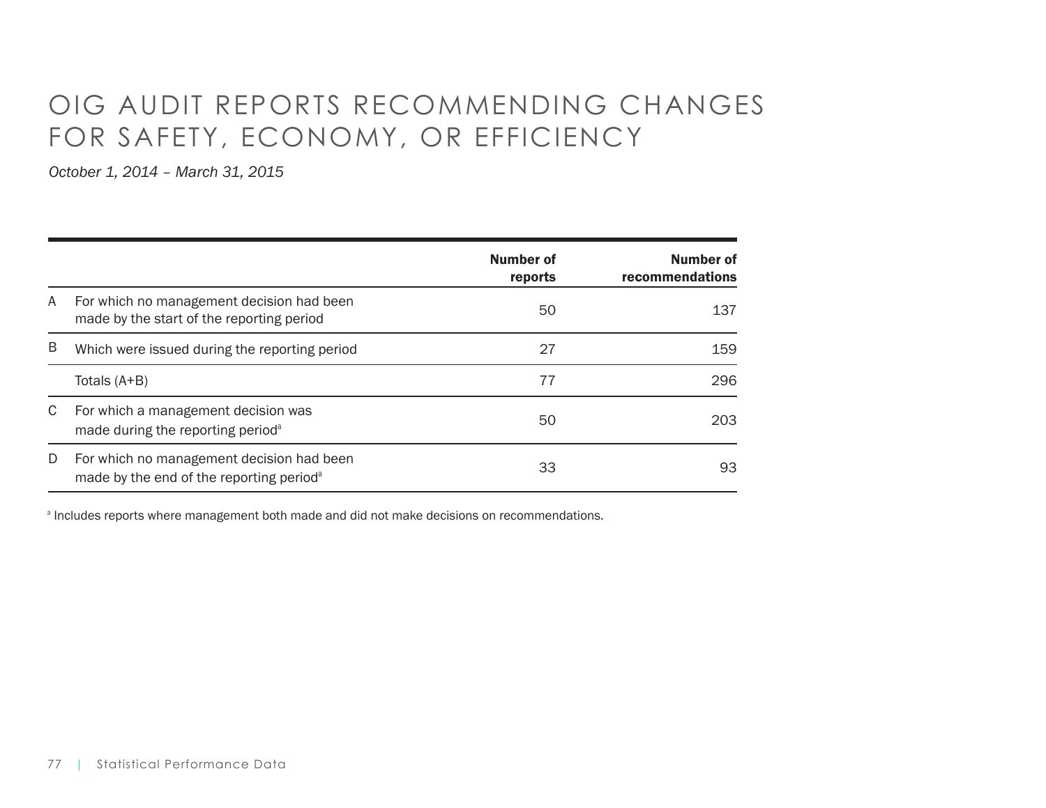# OIG AUDIT REPORTS RECOMMENDING CHANGES FOR SAFETY, ECONOMY, OR EFFICIENCY

*October 1, 2014 – March 31, 2015*

| | | Number of reports | Number of recommendations |
|---|---|---|---|
| A | For which no management decision had been made by the start of the reporting period | 50 | 137 |
| B | Which were issued during the reporting period | 27 | 159 |
| | Totals (A+B) | 77 | 296 |
| C | For which a management decision was made during the reporting period[a] | 50 | 203 |
| D | For which no management decision had been made by the end of the reporting period[a] | 33 | 93 |

[a] Includes reports where management both made and did not make decisions on recommendations.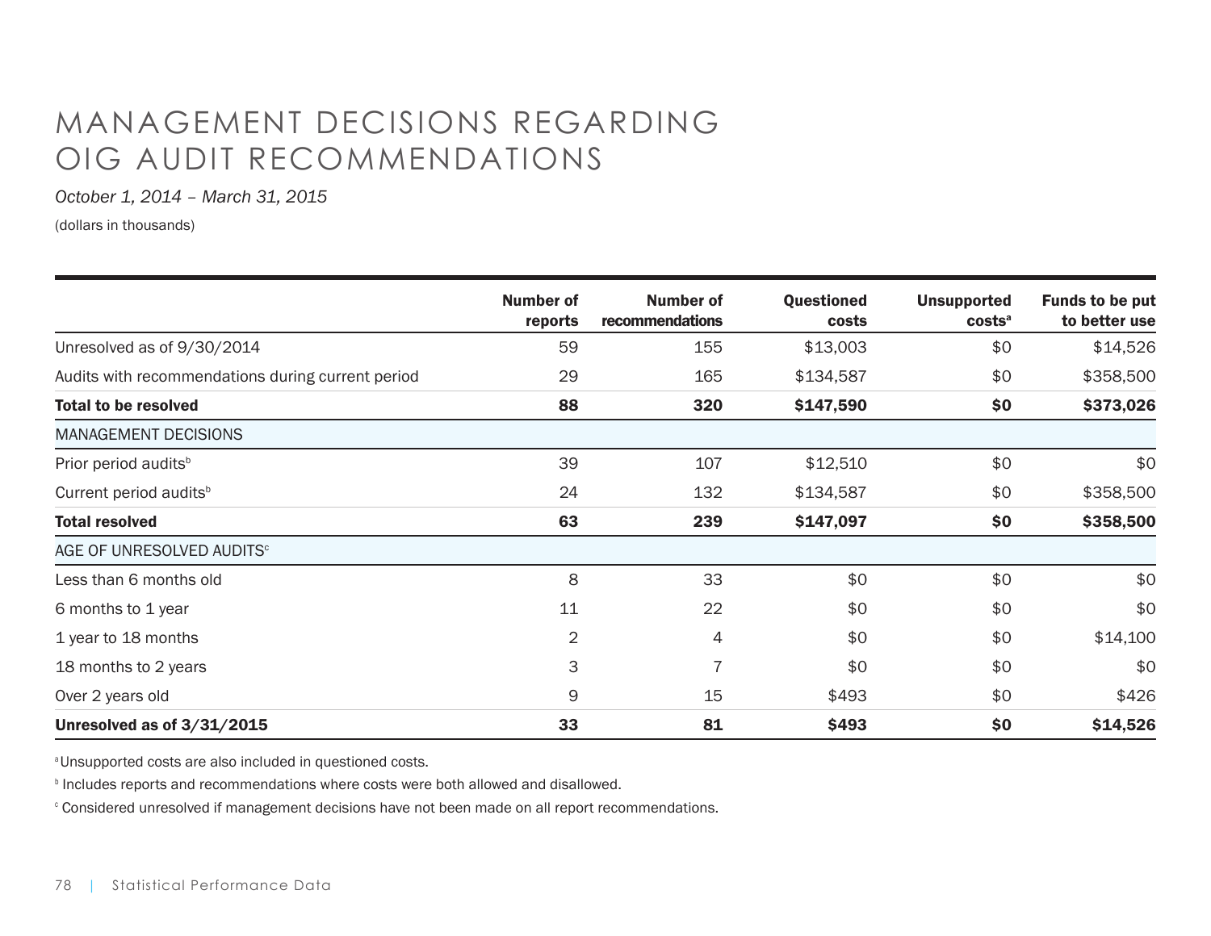# MANAGEMENT DECISIONS REGARDING OIG AUDIT RECOMMENDATIONS

*October 1, 2014 – March 31, 2015*

(dollars in thousands)

| | Number of reports | Number of recommendations | Questioned costs | Unsupported costs[a] | Funds to be put to better use |
|---|---|---|---|---|---|
| Unresolved as of 9/30/2014 | 59 | 155 | $13,003 | $0 | $14,526 |
| Audits with recommendations during current period | 29 | 165 | $134,587 | $0 | $358,500 |
| **Total to be resolved** | **88** | **320** | **$147,590** | **$0** | **$373,026** |
| MANAGEMENT DECISIONS | | | | | |
| Prior period audits[b] | 39 | 107 | $12,510 | $0 | $0 |
| Current period audits[b] | 24 | 132 | $134,587 | $0 | $358,500 |
| **Total resolved** | **63** | **239** | **$147,097** | **$0** | **$358,500** |
| AGE OF UNRESOLVED AUDITS[c] | | | | | |
| Less than 6 months old | 8 | 33 | $0 | $0 | $0 |
| 6 months to 1 year | 11 | 22 | $0 | $0 | $0 |
| 1 year to 18 months | 2 | 4 | $0 | $0 | $14,100 |
| 18 months to 2 years | 3 | 7 | $0 | $0 | $0 |
| Over 2 years old | 9 | 15 | $493 | $0 | $426 |
| **Unresolved as of 3/31/2015** | **33** | **81** | **$493** | **$0** | **$14,526** |

[a] Unsupported costs are also included in questioned costs.

[b] Includes reports and recommendations where costs were both allowed and disallowed.

[c] Considered unresolved if management decisions have not been made on all report recommendations.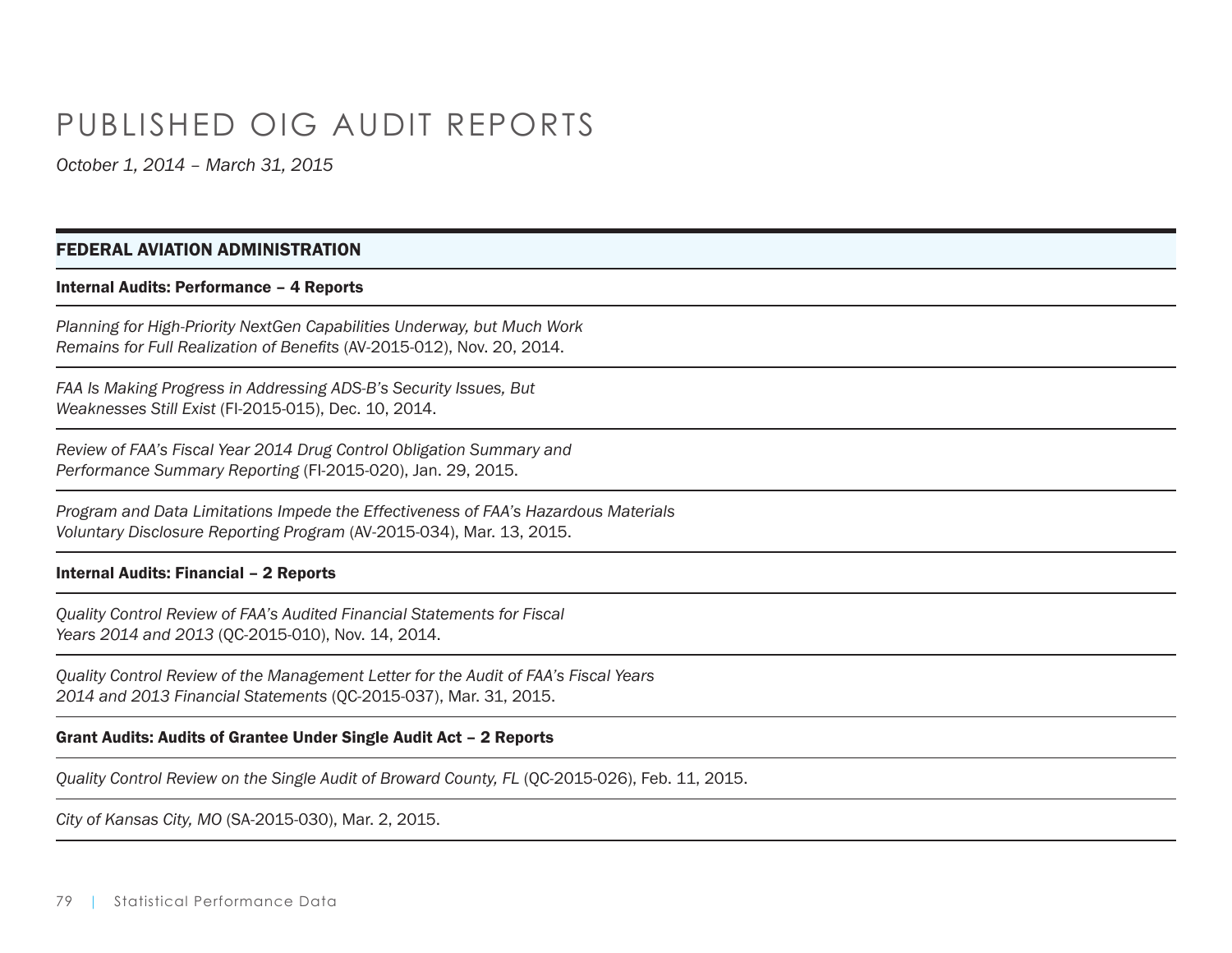# PUBLISHED OIG AUDIT REPORTS

*October 1, 2014 – March 31, 2015*

## FEDERAL AVIATION ADMINISTRATION

### Internal Audits: Performance – 4 Reports

*Planning for High-Priority NextGen Capabilities Underway, but Much Work Remains for Full Realization of Benefits* (AV-2015-012), Nov. 20, 2014.

*FAA Is Making Progress in Addressing ADS-B's Security Issues, But Weaknesses Still Exist* (FI-2015-015), Dec. 10, 2014.

*Review of FAA's Fiscal Year 2014 Drug Control Obligation Summary and Performance Summary Reporting* (FI-2015-020), Jan. 29, 2015.

*Program and Data Limitations Impede the Effectiveness of FAA's Hazardous Materials Voluntary Disclosure Reporting Program* (AV-2015-034), Mar. 13, 2015.

### Internal Audits: Financial – 2 Reports

*Quality Control Review of FAA's Audited Financial Statements for Fiscal Years 2014 and 2013* (QC-2015-010), Nov. 14, 2014.

*Quality Control Review of the Management Letter for the Audit of FAA's Fiscal Years 2014 and 2013 Financial Statements* (QC-2015-037), Mar. 31, 2015.

### Grant Audits: Audits of Grantee Under Single Audit Act – 2 Reports

*Quality Control Review on the Single Audit of Broward County, FL* (QC-2015-026), Feb. 11, 2015.

*City of Kansas City, MO* (SA-2015-030), Mar. 2, 2015.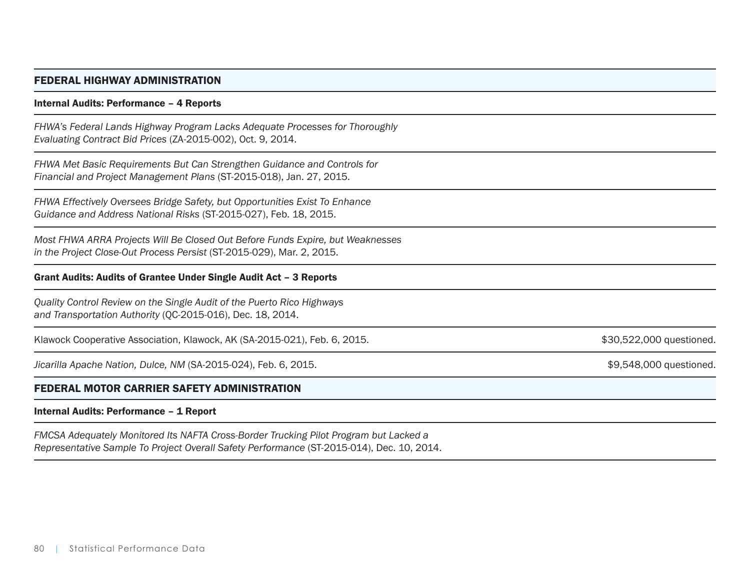## FEDERAL HIGHWAY ADMINISTRATION

**Internal Audits: Performance – 4 Reports**

*FHWA's Federal Lands Highway Program Lacks Adequate Processes for Thoroughly Evaluating Contract Bid Prices* (ZA-2015-002), Oct. 9, 2014.

*FHWA Met Basic Requirements But Can Strengthen Guidance and Controls for Financial and Project Management Plans* (ST-2015-018), Jan. 27, 2015.

*FHWA Effectively Oversees Bridge Safety, but Opportunities Exist To Enhance Guidance and Address National Risks* (ST-2015-027), Feb. 18, 2015.

*Most FHWA ARRA Projects Will Be Closed Out Before Funds Expire, but Weaknesses in the Project Close-Out Process Persist* (ST-2015-029), Mar. 2, 2015.

**Grant Audits: Audits of Grantee Under Single Audit Act – 3 Reports**

*Quality Control Review on the Single Audit of the Puerto Rico Highways and Transportation Authority* (QC-2015-016), Dec. 18, 2014.

| | |
|---|---|
| Klawock Cooperative Association, Klawock, AK (SA-2015-021), Feb. 6, 2015. | $30,522,000 questioned. |
| *Jicarilla Apache Nation, Dulce, NM* (SA-2015-024), Feb. 6, 2015. | $9,548,000 questioned. |

## FEDERAL MOTOR CARRIER SAFETY ADMINISTRATION

**Internal Audits: Performance – 1 Report**

*FMCSA Adequately Monitored Its NAFTA Cross-Border Trucking Pilot Program but Lacked a Representative Sample To Project Overall Safety Performance* (ST-2015-014), Dec. 10, 2014.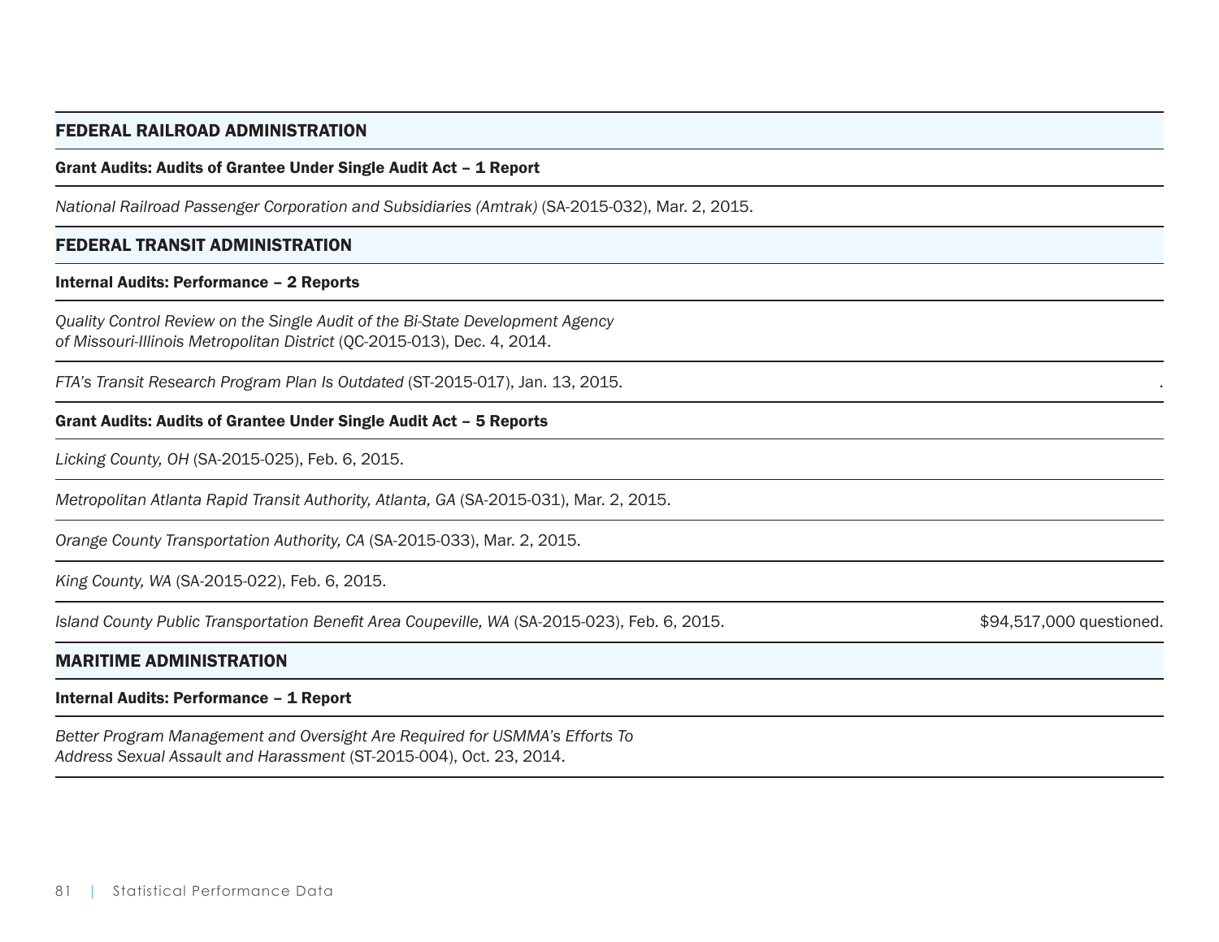## FEDERAL RAILROAD ADMINISTRATION

**Grant Audits: Audits of Grantee Under Single Audit Act – 1 Report**

*National Railroad Passenger Corporation and Subsidiaries (Amtrak)* (SA-2015-032), Mar. 2, 2015.

## FEDERAL TRANSIT ADMINISTRATION

**Internal Audits: Performance – 2 Reports**

*Quality Control Review on the Single Audit of the Bi-State Development Agency of Missouri-Illinois Metropolitan District* (QC-2015-013), Dec. 4, 2014.

*FTA's Transit Research Program Plan Is Outdated* (ST-2015-017), Jan. 13, 2015.

**Grant Audits: Audits of Grantee Under Single Audit Act – 5 Reports**

*Licking County, OH* (SA-2015-025), Feb. 6, 2015.

*Metropolitan Atlanta Rapid Transit Authority, Atlanta, GA* (SA-2015-031), Mar. 2, 2015.

*Orange County Transportation Authority, CA* (SA-2015-033), Mar. 2, 2015.

*King County, WA* (SA-2015-022), Feb. 6, 2015.

*Island County Public Transportation Benefit Area Coupeville, WA* (SA-2015-023), Feb. 6, 2015. $94,517,000 questioned.

## MARITIME ADMINISTRATION

**Internal Audits: Performance – 1 Report**

*Better Program Management and Oversight Are Required for USMMA's Efforts To Address Sexual Assault and Harassment* (ST-2015-004), Oct. 23, 2014.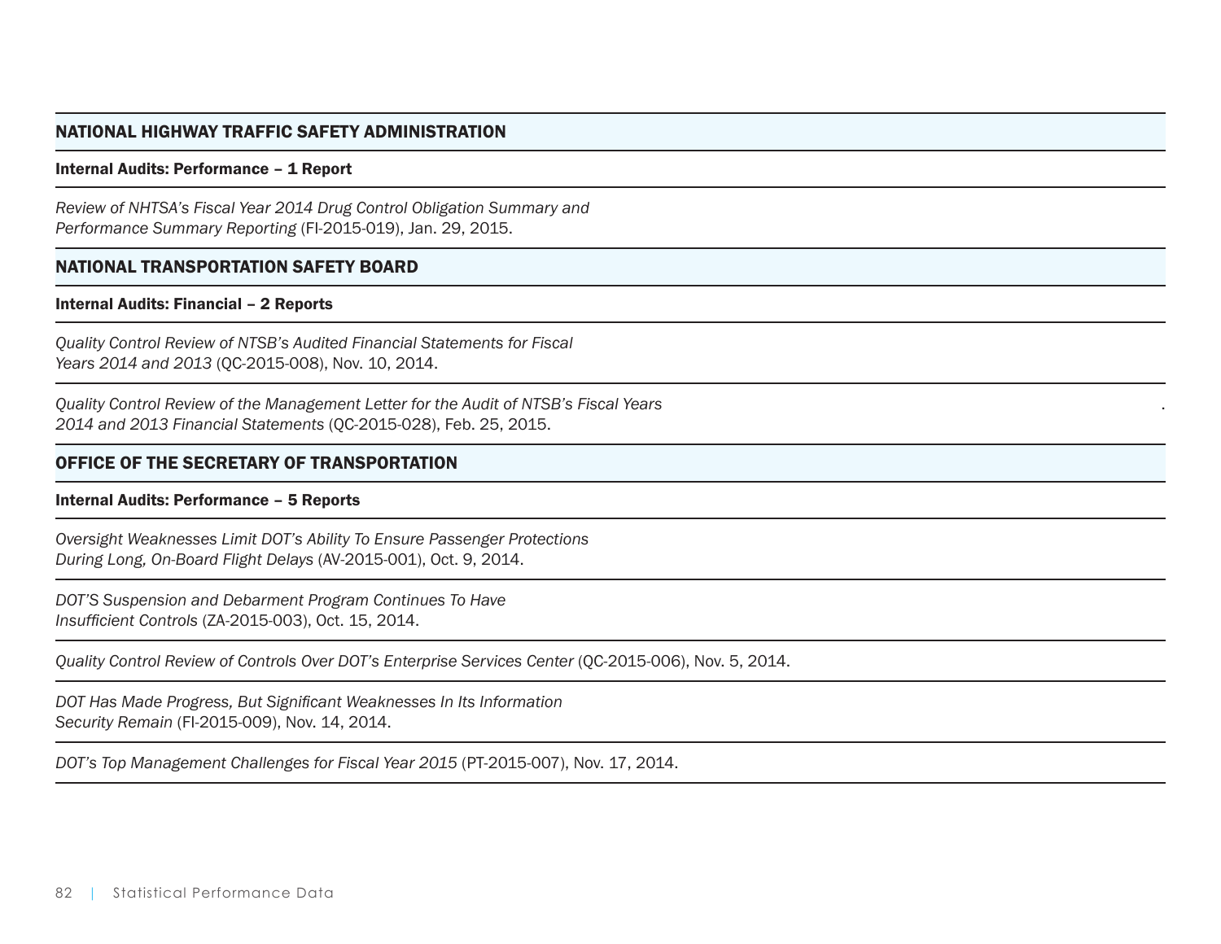## NATIONAL HIGHWAY TRAFFIC SAFETY ADMINISTRATION

**Internal Audits: Performance – 1 Report**

*Review of NHTSA's Fiscal Year 2014 Drug Control Obligation Summary and Performance Summary Reporting* (FI-2015-019), Jan. 29, 2015.

## NATIONAL TRANSPORTATION SAFETY BOARD

**Internal Audits: Financial – 2 Reports**

*Quality Control Review of NTSB's Audited Financial Statements for Fiscal Years 2014 and 2013* (QC-2015-008), Nov. 10, 2014.

*Quality Control Review of the Management Letter for the Audit of NTSB's Fiscal Years 2014 and 2013 Financial Statements* (QC-2015-028), Feb. 25, 2015.

## OFFICE OF THE SECRETARY OF TRANSPORTATION

**Internal Audits: Performance – 5 Reports**

*Oversight Weaknesses Limit DOT's Ability To Ensure Passenger Protections During Long, On-Board Flight Delays* (AV-2015-001), Oct. 9, 2014.

*DOT'S Suspension and Debarment Program Continues To Have Insufficient Controls* (ZA-2015-003), Oct. 15, 2014.

*Quality Control Review of Controls Over DOT's Enterprise Services Center* (QC-2015-006), Nov. 5, 2014.

*DOT Has Made Progress, But Significant Weaknesses In Its Information Security Remain* (FI-2015-009), Nov. 14, 2014.

*DOT's Top Management Challenges for Fiscal Year 2015* (PT-2015-007), Nov. 17, 2014.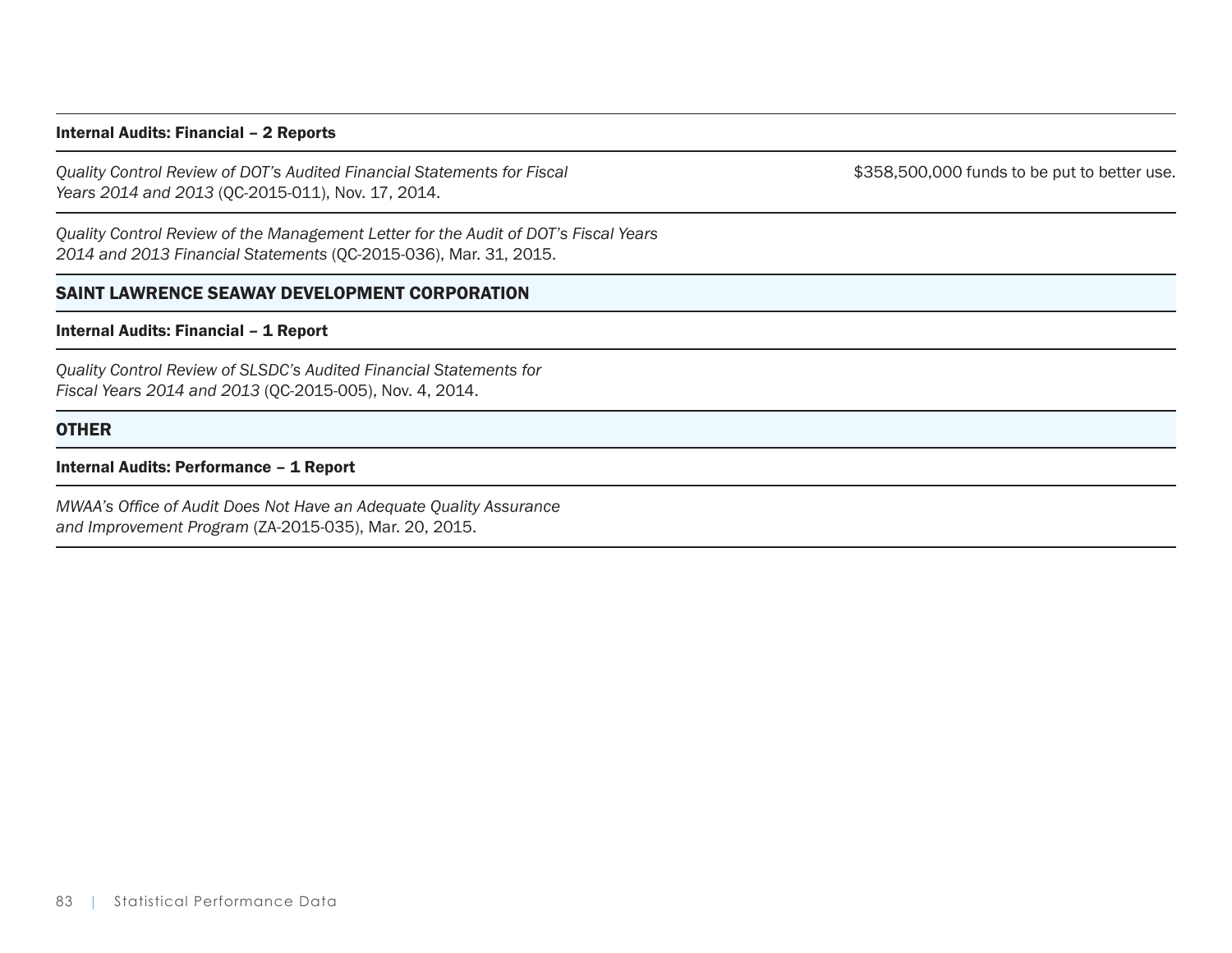| | |
|---|---|
| **Internal Audits: Financial – 2 Reports** | |
| *Quality Control Review of DOT's Audited Financial Statements for Fiscal Years 2014 and 2013* (QC-2015-011), Nov. 17, 2014. | $358,500,000 funds to be put to better use. |
| *Quality Control Review of the Management Letter for the Audit of DOT's Fiscal Years 2014 and 2013 Financial Statements* (QC-2015-036), Mar. 31, 2015. | |
| **SAINT LAWRENCE SEAWAY DEVELOPMENT CORPORATION** | |
| **Internal Audits: Financial – 1 Report** | |
| *Quality Control Review of SLSDC's Audited Financial Statements for Fiscal Years 2014 and 2013* (QC-2015-005), Nov. 4, 2014. | |
| **OTHER** | |
| **Internal Audits: Performance – 1 Report** | |
| *MWAA's Office of Audit Does Not Have an Adequate Quality Assurance and Improvement Program* (ZA-2015-035), Mar. 20, 2015. | |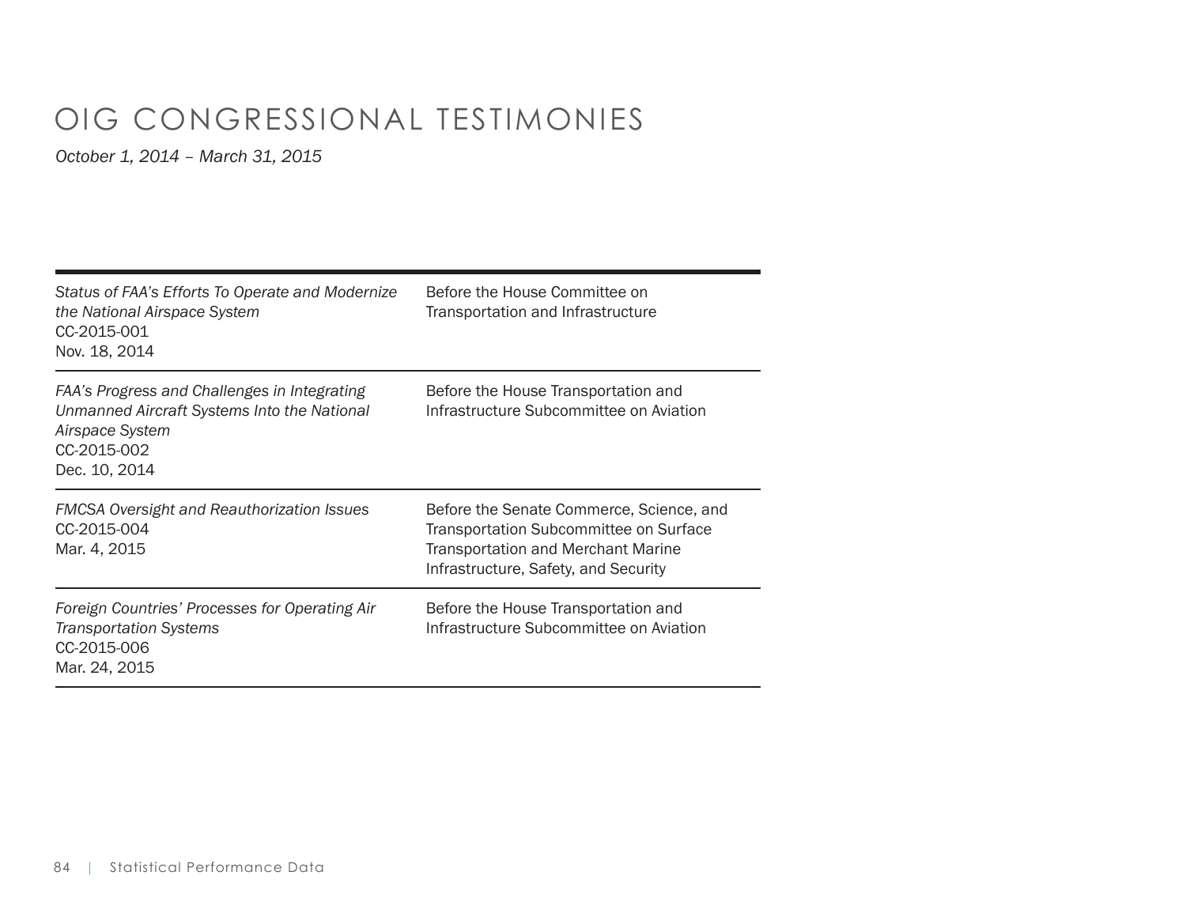# OIG CONGRESSIONAL TESTIMONIES

*October 1, 2014 – March 31, 2015*

| | |
|---|---|
| *Status of FAA's Efforts To Operate and Modernize the National Airspace System*<br>CC-2015-001<br>Nov. 18, 2014 | Before the House Committee on Transportation and Infrastructure |
| *FAA's Progress and Challenges in Integrating Unmanned Aircraft Systems Into the National Airspace System*<br>CC-2015-002<br>Dec. 10, 2014 | Before the House Transportation and Infrastructure Subcommittee on Aviation |
| *FMCSA Oversight and Reauthorization Issues*<br>CC-2015-004<br>Mar. 4, 2015 | Before the Senate Commerce, Science, and Transportation Subcommittee on Surface Transportation and Merchant Marine Infrastructure, Safety, and Security |
| *Foreign Countries' Processes for Operating Air Transportation Systems*<br>CC-2015-006<br>Mar. 24, 2015 | Before the House Transportation and Infrastructure Subcommittee on Aviation |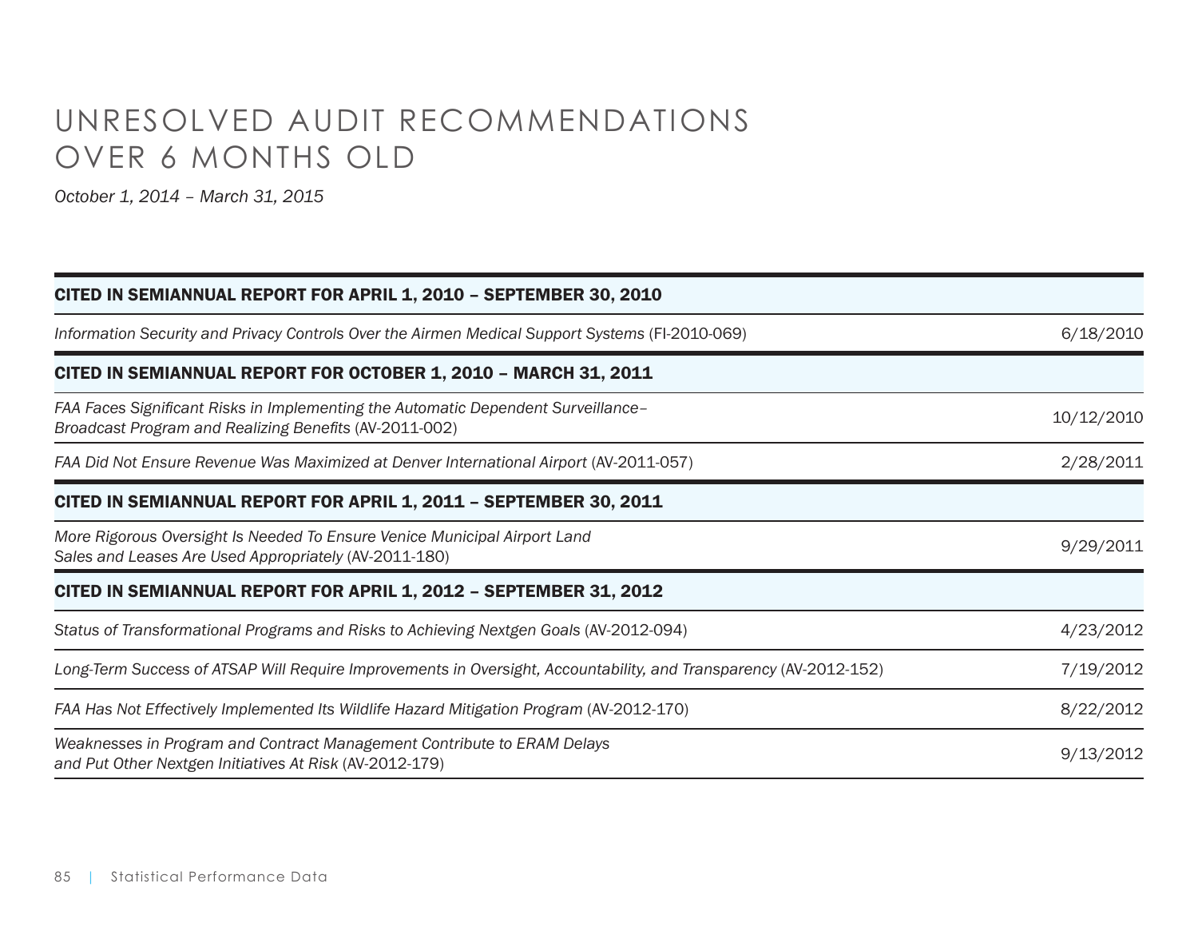# UNRESOLVED AUDIT RECOMMENDATIONS OVER 6 MONTHS OLD

*October 1, 2014 – March 31, 2015*

| | |
|---|---|
| **CITED IN SEMIANNUAL REPORT FOR APRIL 1, 2010 – SEPTEMBER 30, 2010** | |
| *Information Security and Privacy Controls Over the Airmen Medical Support Systems* (FI-2010-069) | 6/18/2010 |
| **CITED IN SEMIANNUAL REPORT FOR OCTOBER 1, 2010 – MARCH 31, 2011** | |
| *FAA Faces Significant Risks in Implementing the Automatic Dependent Surveillance–Broadcast Program and Realizing Benefits* (AV-2011-002) | 10/12/2010 |
| *FAA Did Not Ensure Revenue Was Maximized at Denver International Airport* (AV-2011-057) | 2/28/2011 |
| **CITED IN SEMIANNUAL REPORT FOR APRIL 1, 2011 – SEPTEMBER 30, 2011** | |
| *More Rigorous Oversight Is Needed To Ensure Venice Municipal Airport Land Sales and Leases Are Used Appropriately* (AV-2011-180) | 9/29/2011 |
| **CITED IN SEMIANNUAL REPORT FOR APRIL 1, 2012 – SEPTEMBER 31, 2012** | |
| *Status of Transformational Programs and Risks to Achieving Nextgen Goals* (AV-2012-094) | 4/23/2012 |
| *Long-Term Success of ATSAP Will Require Improvements in Oversight, Accountability, and Transparency* (AV-2012-152) | 7/19/2012 |
| *FAA Has Not Effectively Implemented Its Wildlife Hazard Mitigation Program* (AV-2012-170) | 8/22/2012 |
| *Weaknesses in Program and Contract Management Contribute to ERAM Delays and Put Other Nextgen Initiatives At Risk* (AV-2012-179) | 9/13/2012 |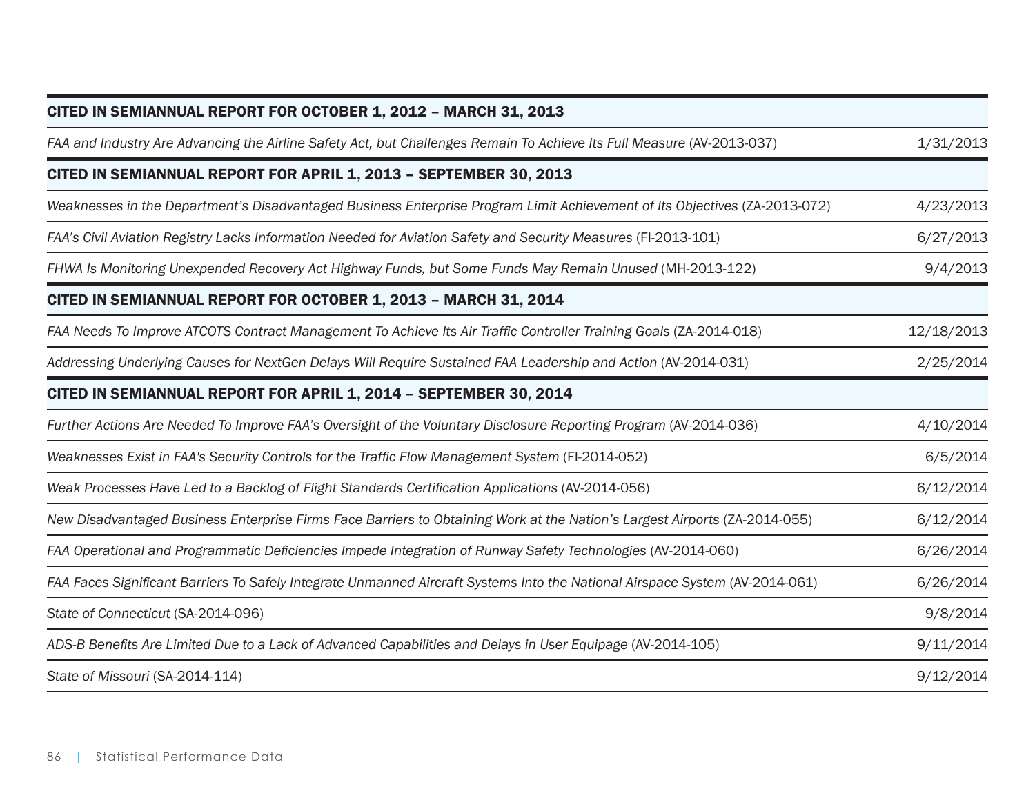| | |
|---|---|
| **CITED IN SEMIANNUAL REPORT FOR OCTOBER 1, 2012 – MARCH 31, 2013** | |
| *FAA and Industry Are Advancing the Airline Safety Act, but Challenges Remain To Achieve Its Full Measure* (AV-2013-037) | 1/31/2013 |
| **CITED IN SEMIANNUAL REPORT FOR APRIL 1, 2013 – SEPTEMBER 30, 2013** | |
| *Weaknesses in the Department's Disadvantaged Business Enterprise Program Limit Achievement of Its Objectives* (ZA-2013-072) | 4/23/2013 |
| *FAA's Civil Aviation Registry Lacks Information Needed for Aviation Safety and Security Measures* (FI-2013-101) | 6/27/2013 |
| *FHWA Is Monitoring Unexpended Recovery Act Highway Funds, but Some Funds May Remain Unused* (MH-2013-122) | 9/4/2013 |
| **CITED IN SEMIANNUAL REPORT FOR OCTOBER 1, 2013 – MARCH 31, 2014** | |
| *FAA Needs To Improve ATCOTS Contract Management To Achieve Its Air Traffic Controller Training Goals* (ZA-2014-018) | 12/18/2013 |
| *Addressing Underlying Causes for NextGen Delays Will Require Sustained FAA Leadership and Action* (AV-2014-031) | 2/25/2014 |
| **CITED IN SEMIANNUAL REPORT FOR APRIL 1, 2014 – SEPTEMBER 30, 2014** | |
| *Further Actions Are Needed To Improve FAA's Oversight of the Voluntary Disclosure Reporting Program* (AV-2014-036) | 4/10/2014 |
| *Weaknesses Exist in FAA's Security Controls for the Traffic Flow Management System* (FI-2014-052) | 6/5/2014 |
| *Weak Processes Have Led to a Backlog of Flight Standards Certification Applications* (AV-2014-056) | 6/12/2014 |
| *New Disadvantaged Business Enterprise Firms Face Barriers to Obtaining Work at the Nation's Largest Airports* (ZA-2014-055) | 6/12/2014 |
| *FAA Operational and Programmatic Deficiencies Impede Integration of Runway Safety Technologies* (AV-2014-060) | 6/26/2014 |
| *FAA Faces Significant Barriers To Safely Integrate Unmanned Aircraft Systems Into the National Airspace System* (AV-2014-061) | 6/26/2014 |
| *State of Connecticut* (SA-2014-096) | 9/8/2014 |
| *ADS-B Benefits Are Limited Due to a Lack of Advanced Capabilities and Delays in User Equipage* (AV-2014-105) | 9/11/2014 |
| *State of Missouri* (SA-2014-114) | 9/12/2014 |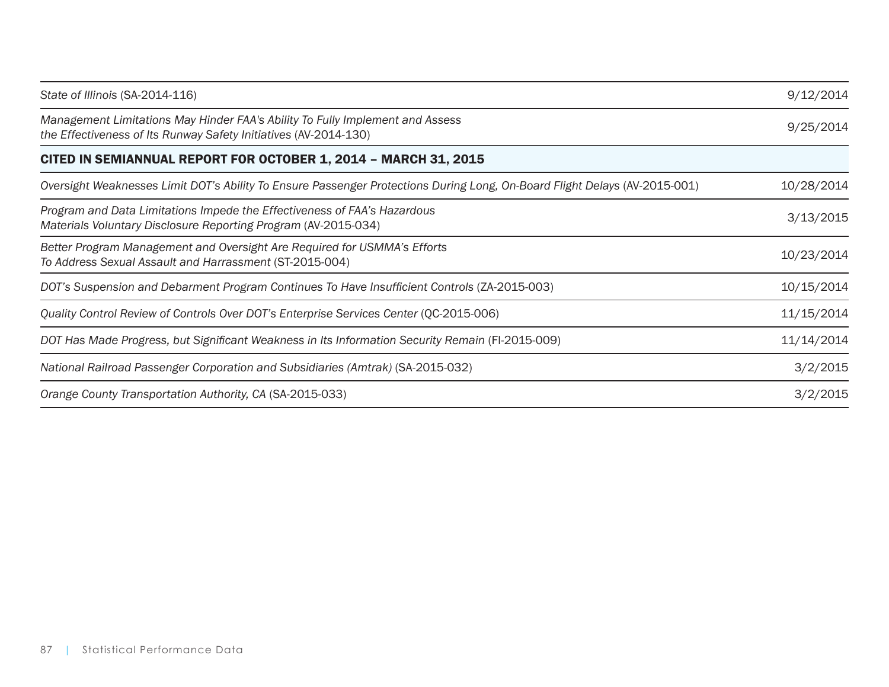| | |
|---|---|
| *State of Illinois* (SA-2014-116) | 9/12/2014 |
| *Management Limitations May Hinder FAA's Ability To Fully Implement and Assess the Effectiveness of Its Runway Safety Initiatives* (AV-2014-130) | 9/25/2014 |
| **CITED IN SEMIANNUAL REPORT FOR OCTOBER 1, 2014 – MARCH 31, 2015** | |
| *Oversight Weaknesses Limit DOT's Ability To Ensure Passenger Protections During Long, On-Board Flight Delays* (AV-2015-001) | 10/28/2014 |
| *Program and Data Limitations Impede the Effectiveness of FAA's Hazardous Materials Voluntary Disclosure Reporting Program* (AV-2015-034) | 3/13/2015 |
| *Better Program Management and Oversight Are Required for USMMA's Efforts To Address Sexual Assault and Harrassment* (ST-2015-004) | 10/23/2014 |
| *DOT's Suspension and Debarment Program Continues To Have Insufficient Controls* (ZA-2015-003) | 10/15/2014 |
| *Quality Control Review of Controls Over DOT's Enterprise Services Center* (QC-2015-006) | 11/15/2014 |
| *DOT Has Made Progress, but Significant Weakness in Its Information Security Remain* (FI-2015-009) | 11/14/2014 |
| *National Railroad Passenger Corporation and Subsidiaries (Amtrak)* (SA-2015-032) | 3/2/2015 |
| *Orange County Transportation Authority, CA* (SA-2015-033) | 3/2/2015 |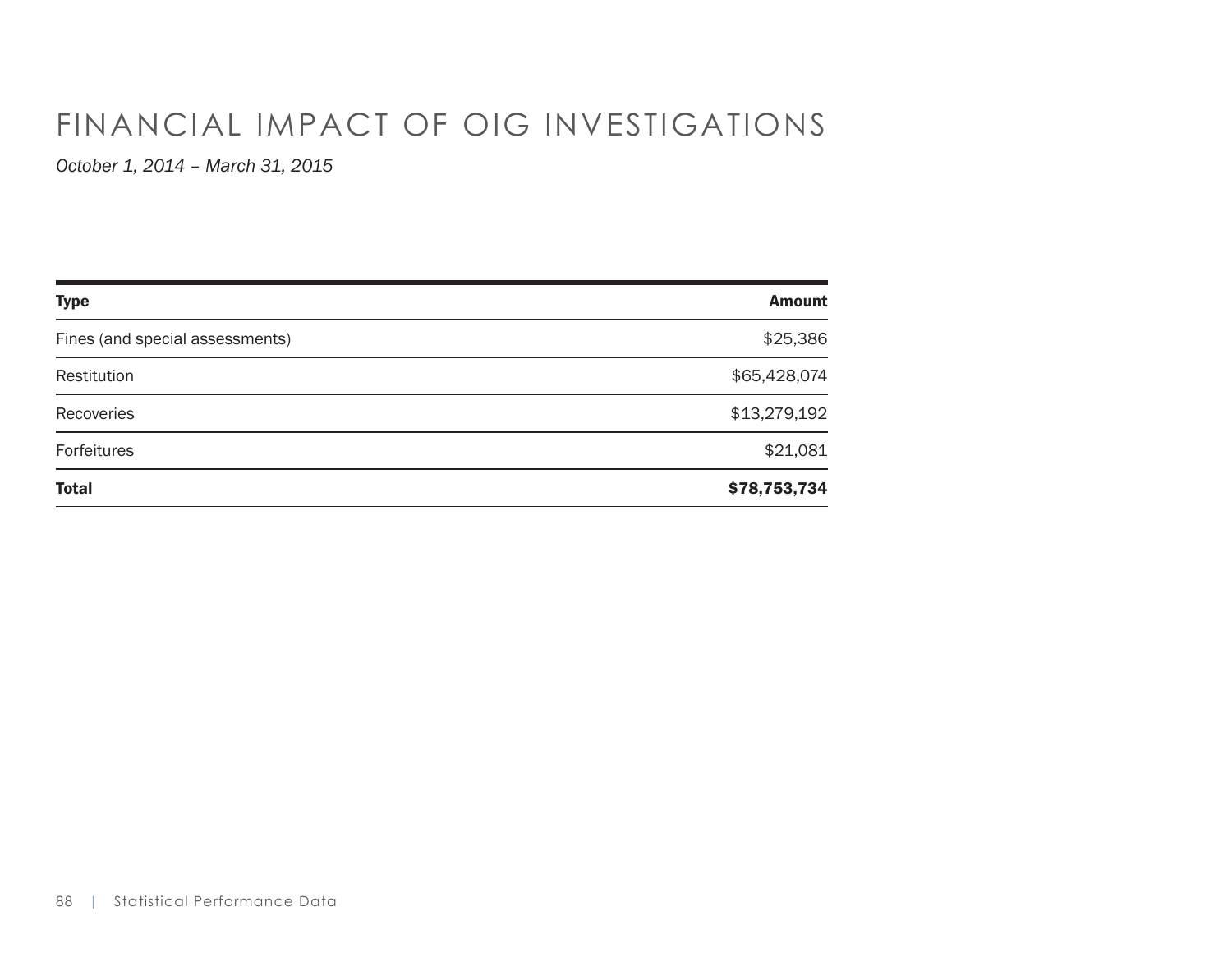# FINANCIAL IMPACT OF OIG INVESTIGATIONS

*October 1, 2014 – March 31, 2015*

| Type | Amount |
|---|---:|
| Fines (and special assessments) | $25,386 |
| Restitution | $65,428,074 |
| Recoveries | $13,279,192 |
| Forfeitures | $21,081 |
| **Total** | **$78,753,734** |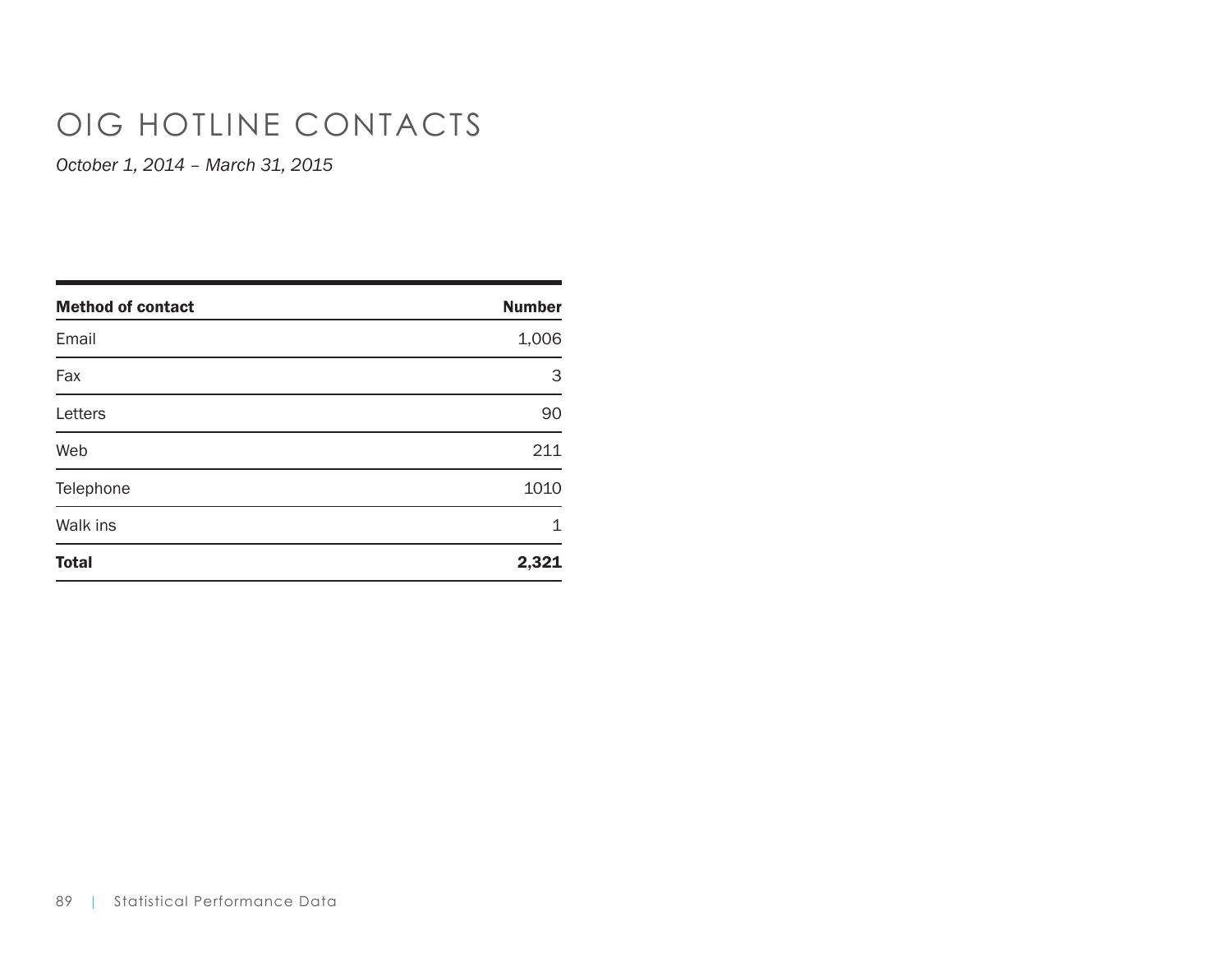# OIG HOTLINE CONTACTS

*October 1, 2014 – March 31, 2015*

| Method of contact | Number |
|---|---:|
| Email | 1,006 |
| Fax | 3 |
| Letters | 90 |
| Web | 211 |
| Telephone | 1010 |
| Walk ins | 1 |
| **Total** | **2,321** |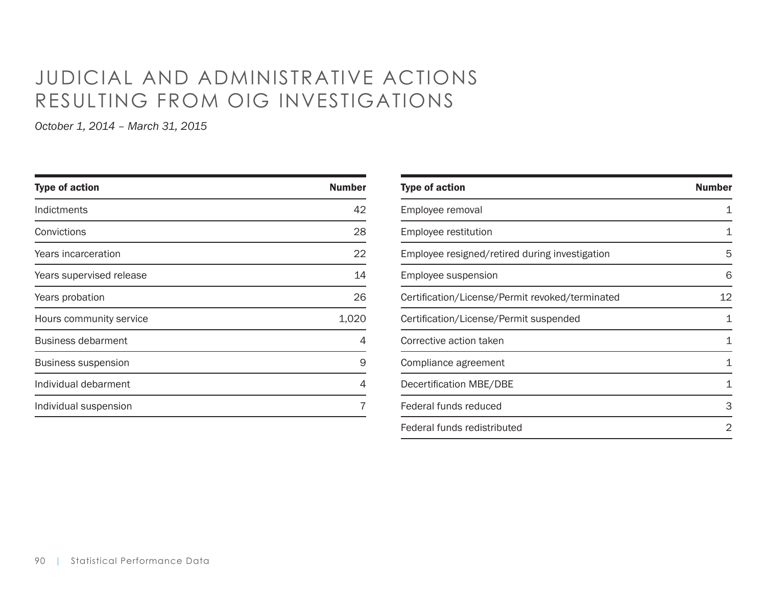# JUDICIAL AND ADMINISTRATIVE ACTIONS RESULTING FROM OIG INVESTIGATIONS

*October 1, 2014 – March 31, 2015*

| Type of action | Number |
|---|---|
| Indictments | 42 |
| Convictions | 28 |
| Years incarceration | 22 |
| Years supervised release | 14 |
| Years probation | 26 |
| Hours community service | 1,020 |
| Business debarment | 4 |
| Business suspension | 9 |
| Individual debarment | 4 |
| Individual suspension | 7 |

| Type of action | Number |
|---|---|
| Employee removal | 1 |
| Employee restitution | 1 |
| Employee resigned/retired during investigation | 5 |
| Employee suspension | 6 |
| Certification/License/Permit revoked/terminated | 12 |
| Certification/License/Permit suspended | 1 |
| Corrective action taken | 1 |
| Compliance agreement | 1 |
| Decertification MBE/DBE | 1 |
| Federal funds reduced | 3 |
| Federal funds redistributed | 2 |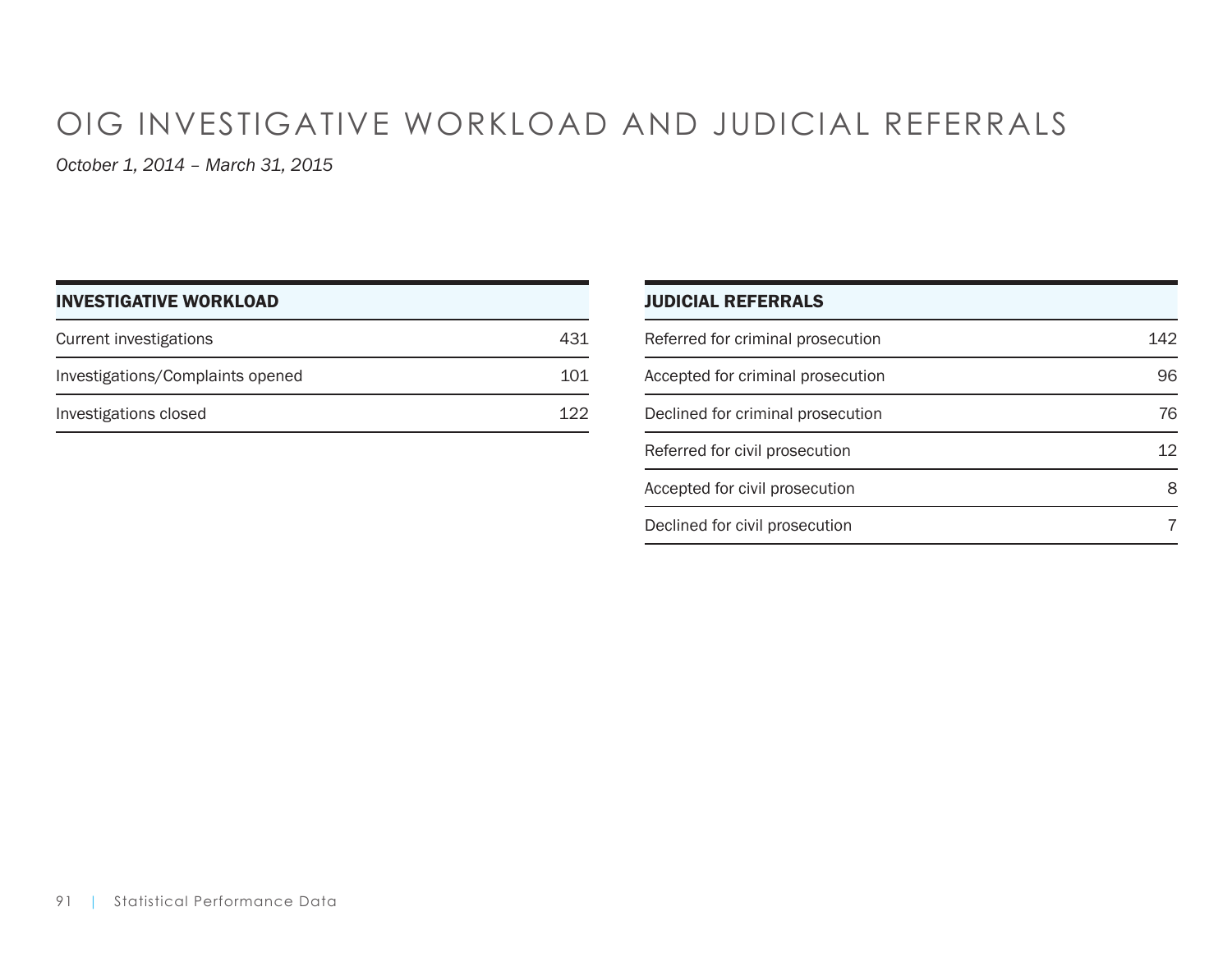# OIG INVESTIGATIVE WORKLOAD AND JUDICIAL REFERRALS

*October 1, 2014 – March 31, 2015*

| INVESTIGATIVE WORKLOAD | |
|---|---|
| Current investigations | 431 |
| Investigations/Complaints opened | 101 |
| Investigations closed | 122 |

| JUDICIAL REFERRALS | |
|---|---|
| Referred for criminal prosecution | 142 |
| Accepted for criminal prosecution | 96 |
| Declined for criminal prosecution | 76 |
| Referred for civil prosecution | 12 |
| Accepted for civil prosecution | 8 |
| Declined for civil prosecution | 7 |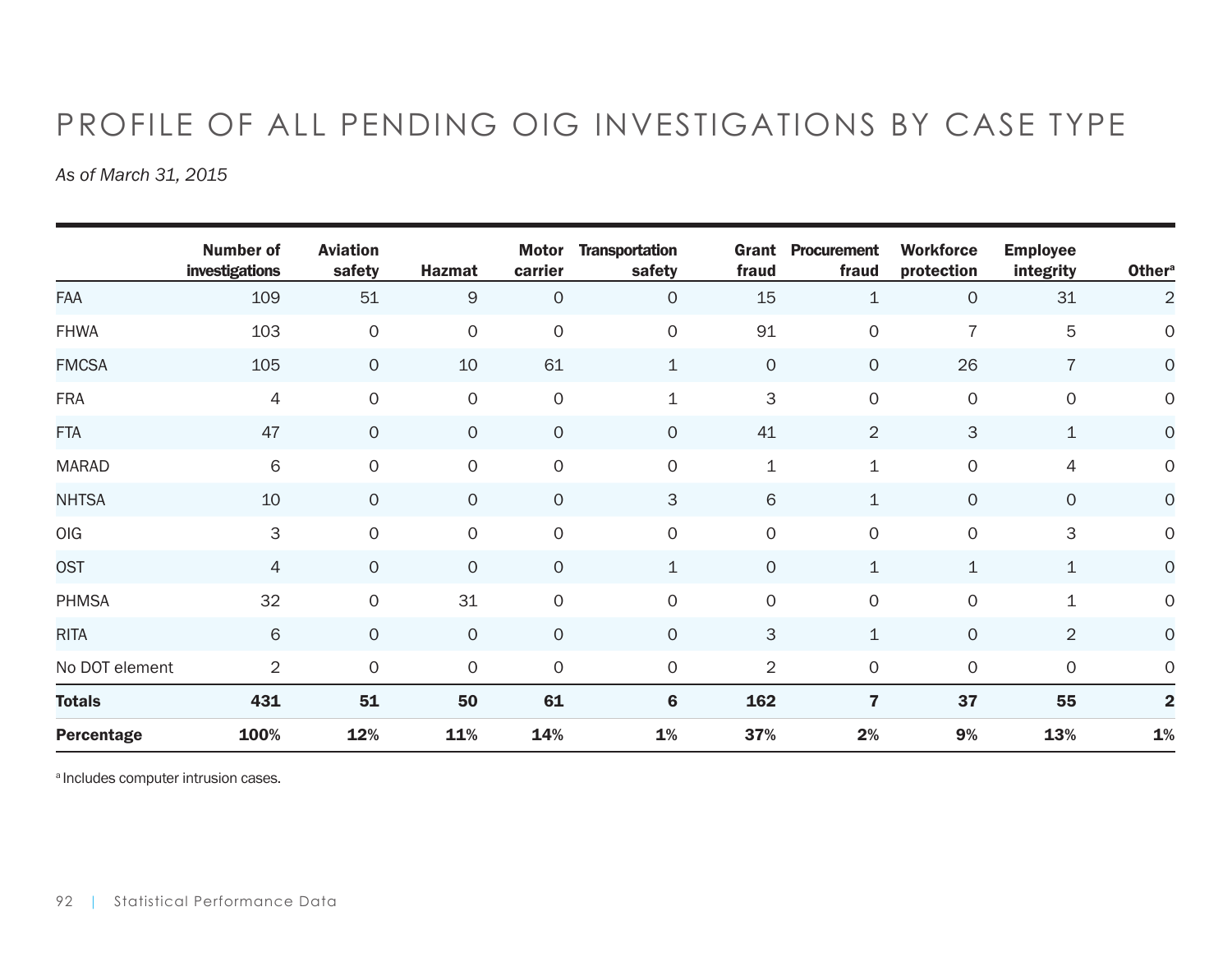# PROFILE OF ALL PENDING OIG INVESTIGATIONS BY CASE TYPE

*As of March 31, 2015*

| | Number of investigations | Aviation safety | Hazmat | Motor carrier | Transportation safety | Grant fraud | Procurement fraud | Workforce protection | Employee integrity | Other[a] |
|---|---|---|---|---|---|---|---|---|---|---|
| FAA | 109 | 51 | 9 | 0 | 0 | 15 | 1 | 0 | 31 | 2 |
| FHWA | 103 | 0 | 0 | 0 | 0 | 91 | 0 | 7 | 5 | 0 |
| FMCSA | 105 | 0 | 10 | 61 | 1 | 0 | 0 | 26 | 7 | 0 |
| FRA | 4 | 0 | 0 | 0 | 1 | 3 | 0 | 0 | 0 | 0 |
| FTA | 47 | 0 | 0 | 0 | 0 | 41 | 2 | 3 | 1 | 0 |
| MARAD | 6 | 0 | 0 | 0 | 0 | 1 | 1 | 0 | 4 | 0 |
| NHTSA | 10 | 0 | 0 | 0 | 3 | 6 | 1 | 0 | 0 | 0 |
| OIG | 3 | 0 | 0 | 0 | 0 | 0 | 0 | 0 | 3 | 0 |
| OST | 4 | 0 | 0 | 0 | 1 | 0 | 1 | 1 | 1 | 0 |
| PHMSA | 32 | 0 | 31 | 0 | 0 | 0 | 0 | 0 | 1 | 0 |
| RITA | 6 | 0 | 0 | 0 | 0 | 3 | 1 | 0 | 2 | 0 |
| No DOT element | 2 | 0 | 0 | 0 | 0 | 2 | 0 | 0 | 0 | 0 |
| **Totals** | **431** | **51** | **50** | **61** | **6** | **162** | **7** | **37** | **55** | **2** |
| **Percentage** | **100%** | **12%** | **11%** | **14%** | **1%** | **37%** | **2%** | **9%** | **13%** | **1%** |

[a] Includes computer intrusion cases.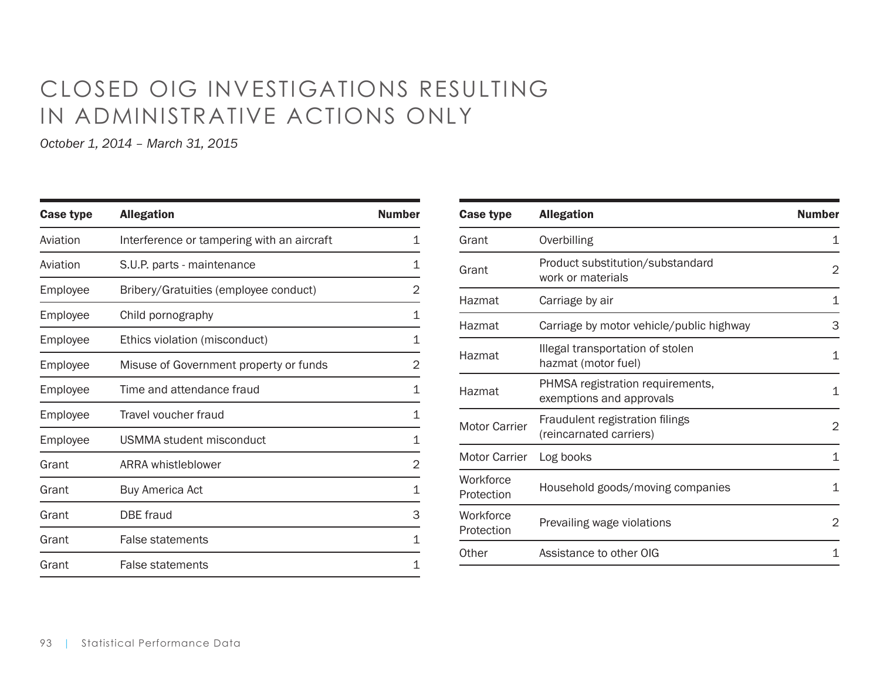# CLOSED OIG INVESTIGATIONS RESULTING IN ADMINISTRATIVE ACTIONS ONLY

*October 1, 2014 – March 31, 2015*

| Case type | Allegation | Number |
|---|---|---|
| Aviation | Interference or tampering with an aircraft | 1 |
| Aviation | S.U.P. parts - maintenance | 1 |
| Employee | Bribery/Gratuities (employee conduct) | 2 |
| Employee | Child pornography | 1 |
| Employee | Ethics violation (misconduct) | 1 |
| Employee | Misuse of Government property or funds | 2 |
| Employee | Time and attendance fraud | 1 |
| Employee | Travel voucher fraud | 1 |
| Employee | USMMA student misconduct | 1 |
| Grant | ARRA whistleblower | 2 |
| Grant | Buy America Act | 1 |
| Grant | DBE fraud | 3 |
| Grant | False statements | 1 |
| Grant | False statements | 1 |
| Grant | Overbilling | 1 |
| Grant | Product substitution/substandard work or materials | 2 |
| Hazmat | Carriage by air | 1 |
| Hazmat | Carriage by motor vehicle/public highway | 3 |
| Hazmat | Illegal transportation of stolen hazmat (motor fuel) | 1 |
| Hazmat | PHMSA registration requirements, exemptions and approvals | 1 |
| Motor Carrier | Fraudulent registration filings (reincarnated carriers) | 2 |
| Motor Carrier | Log books | 1 |
| Workforce Protection | Household goods/moving companies | 1 |
| Workforce Protection | Prevailing wage violations | 2 |
| Other | Assistance to other OIG | 1 |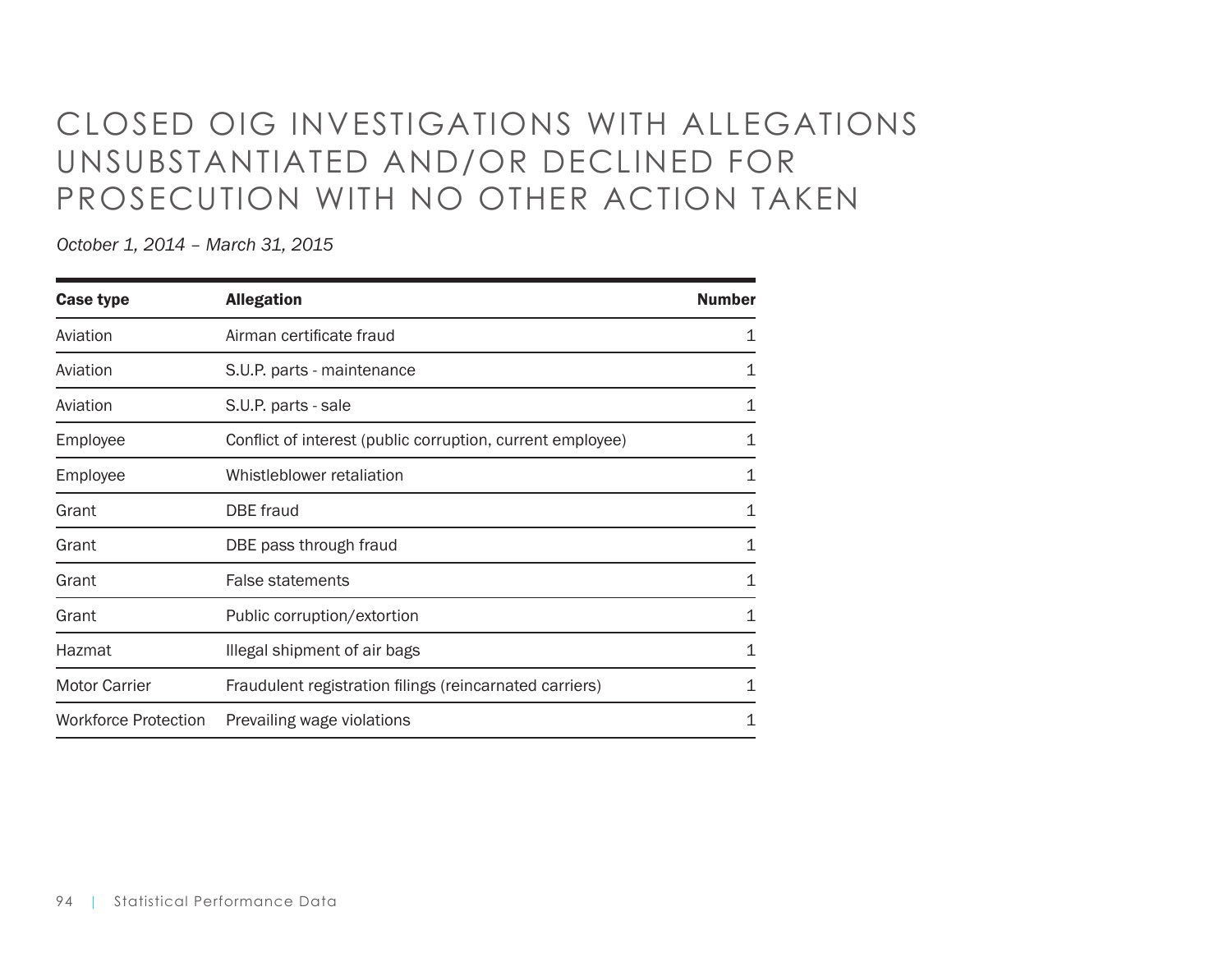# CLOSED OIG INVESTIGATIONS WITH ALLEGATIONS UNSUBSTANTIATED AND/OR DECLINED FOR PROSECUTION WITH NO OTHER ACTION TAKEN

*October 1, 2014 – March 31, 2015*

| Case type | Allegation | Number |
|---|---|---|
| Aviation | Airman certificate fraud | 1 |
| Aviation | S.U.P. parts - maintenance | 1 |
| Aviation | S.U.P. parts - sale | 1 |
| Employee | Conflict of interest (public corruption, current employee) | 1 |
| Employee | Whistleblower retaliation | 1 |
| Grant | DBE fraud | 1 |
| Grant | DBE pass through fraud | 1 |
| Grant | False statements | 1 |
| Grant | Public corruption/extortion | 1 |
| Hazmat | Illegal shipment of air bags | 1 |
| Motor Carrier | Fraudulent registration filings (reincarnated carriers) | 1 |
| Workforce Protection | Prevailing wage violations | 1 |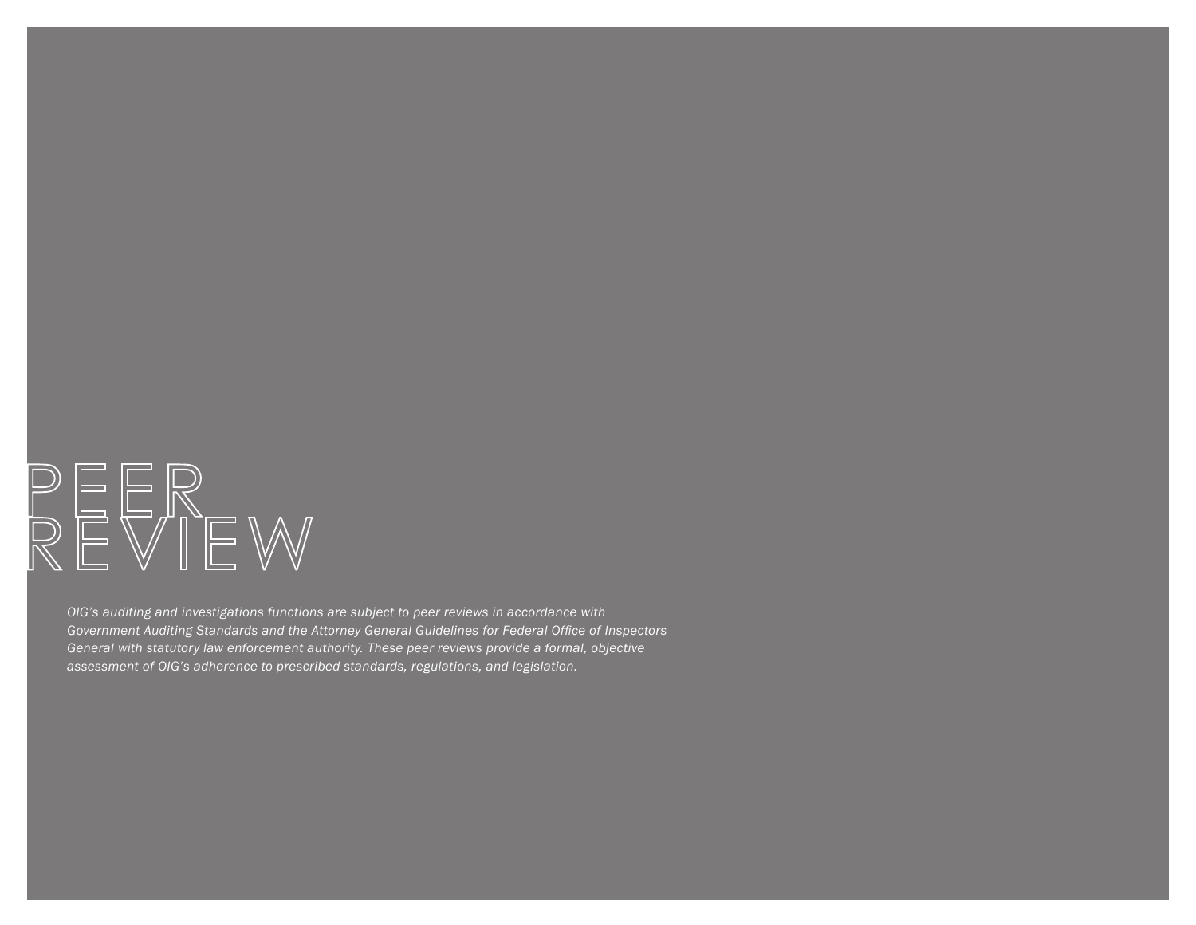# PEER REVIEW

*OIG's auditing and investigations functions are subject to peer reviews in accordance with Government Auditing Standards and the Attorney General Guidelines for Federal Office of Inspectors General with statutory law enforcement authority. These peer reviews provide a formal, objective assessment of OIG's adherence to prescribed standards, regulations, and legislation.*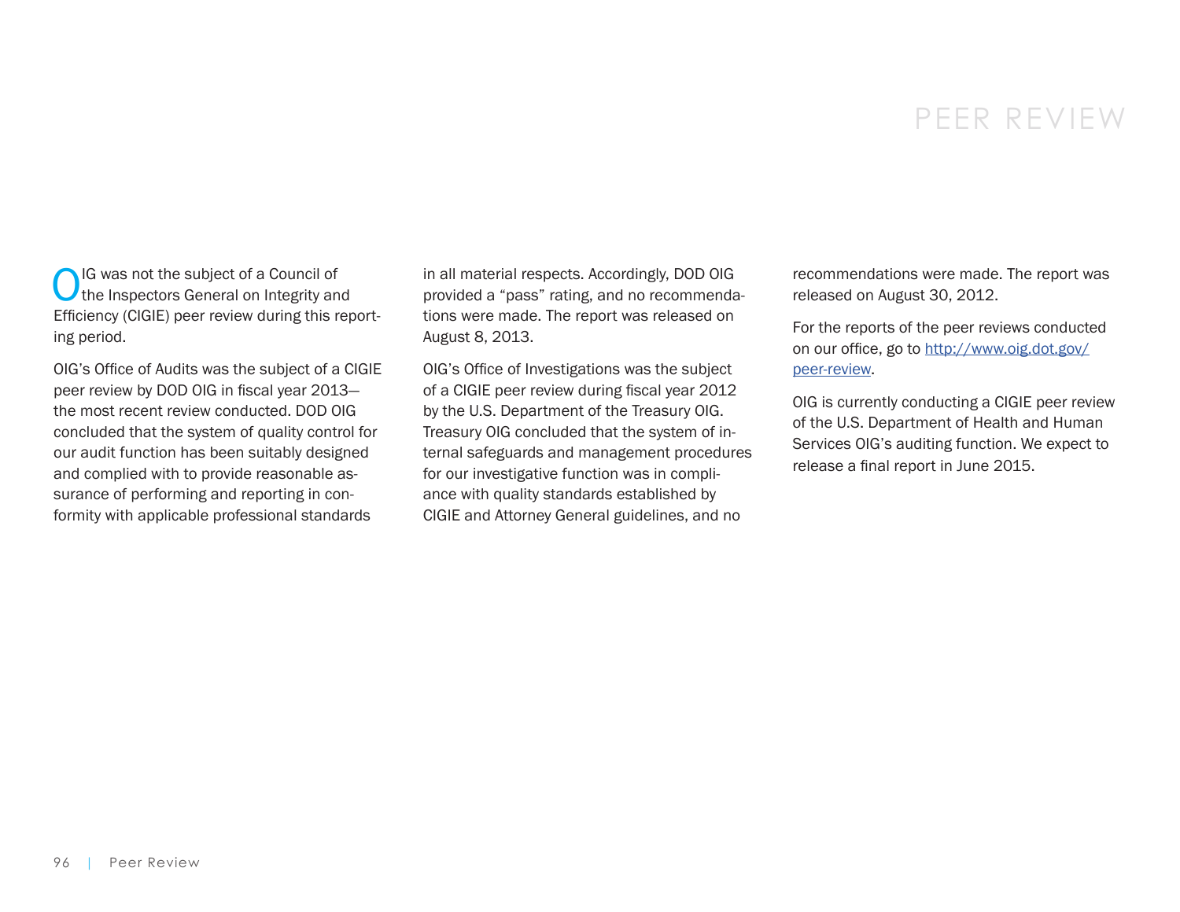# PEER REVIEW

OIG was not the subject of a Council of the Inspectors General on Integrity and Efficiency (CIGIE) peer review during this reporting period.

OIG's Office of Audits was the subject of a CIGIE peer review by DOD OIG in fiscal year 2013—the most recent review conducted. DOD OIG concluded that the system of quality control for our audit function has been suitably designed and complied with to provide reasonable assurance of performing and reporting in conformity with applicable professional standards in all material respects. Accordingly, DOD OIG provided a "pass" rating, and no recommendations were made. The report was released on August 8, 2013.

OIG's Office of Investigations was the subject of a CIGIE peer review during fiscal year 2012 by the U.S. Department of the Treasury OIG. Treasury OIG concluded that the system of internal safeguards and management procedures for our investigative function was in compliance with quality standards established by CIGIE and Attorney General guidelines, and no recommendations were made. The report was released on August 30, 2012.

For the reports of the peer reviews conducted on our office, go to [http://www.oig.dot.gov/peer-review](http://www.oig.dot.gov/peer-review).

OIG is currently conducting a CIGIE peer review of the U.S. Department of Health and Human Services OIG's auditing function. We expect to release a final report in June 2015.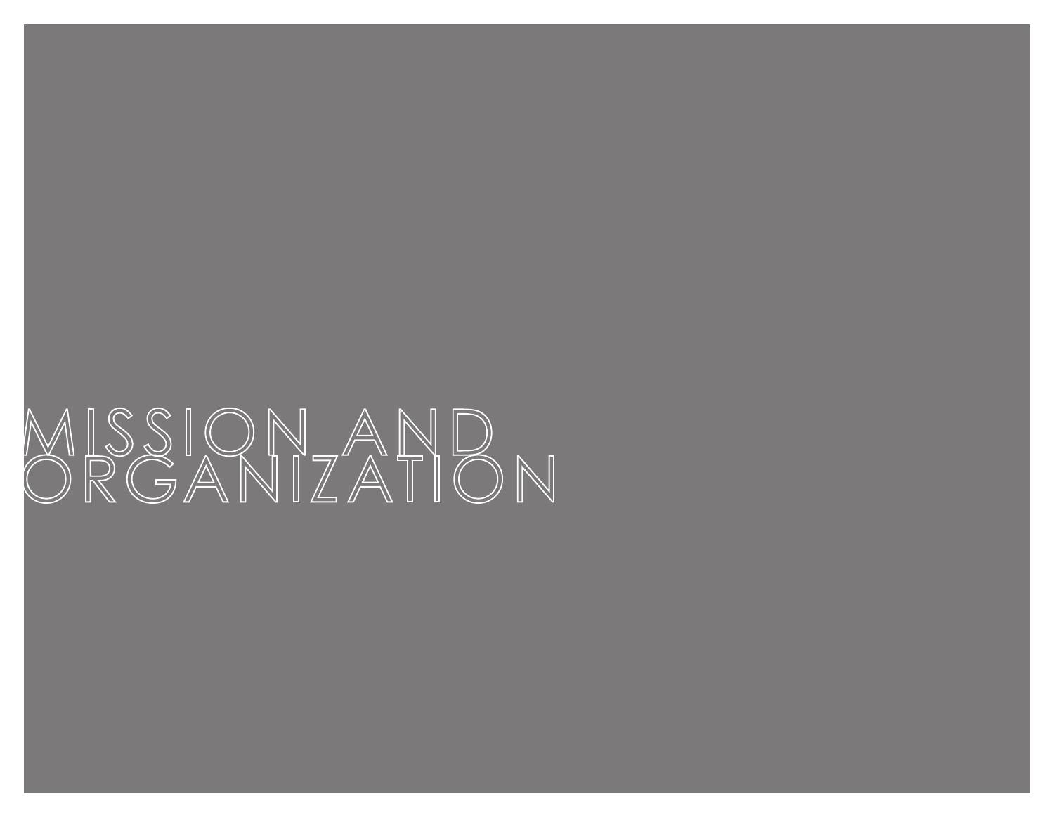# MISSION AND ORGANIZATION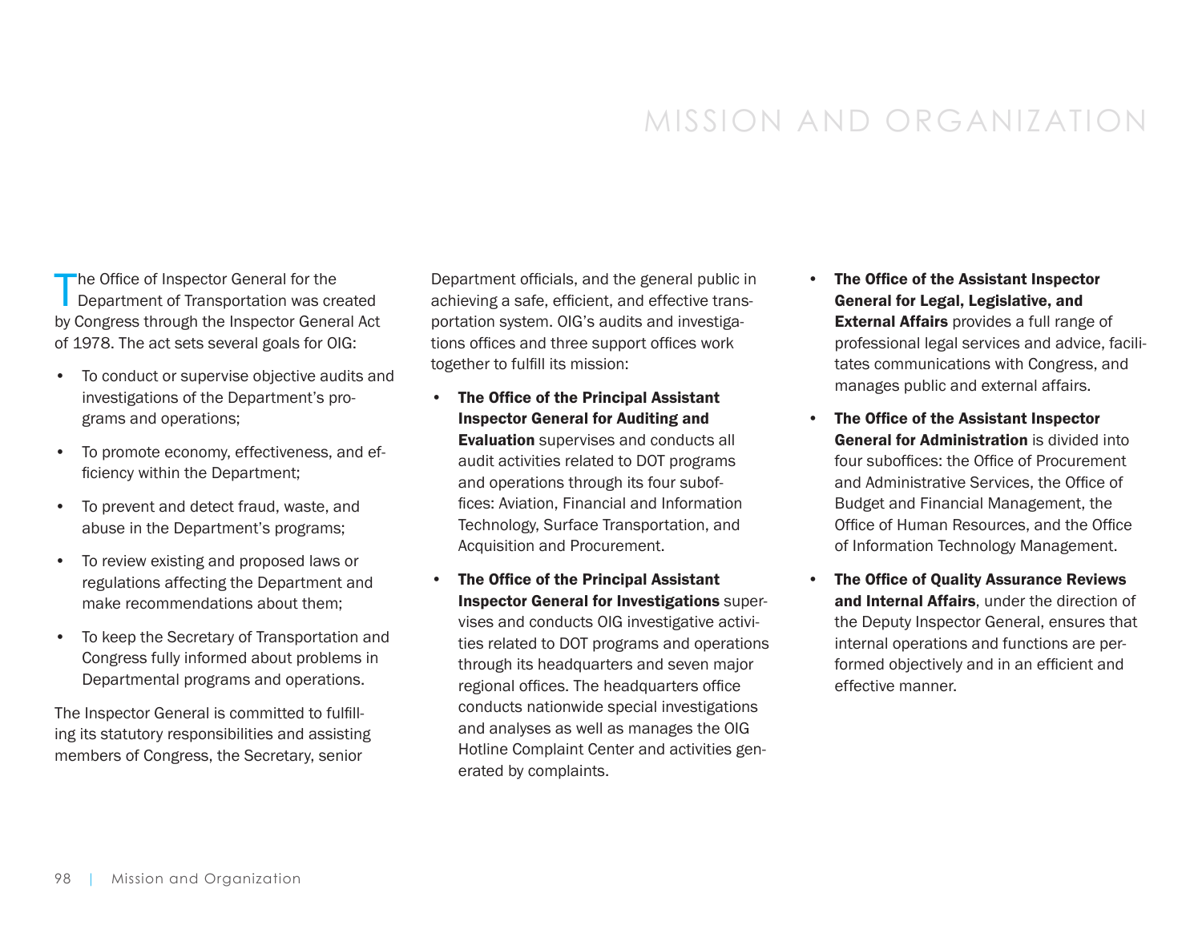# MISSION AND ORGANIZATION

The Office of Inspector General for the Department of Transportation was created by Congress through the Inspector General Act of 1978. The act sets several goals for OIG:

- To conduct or supervise objective audits and investigations of the Department's programs and operations;
- To promote economy, effectiveness, and efficiency within the Department;
- To prevent and detect fraud, waste, and abuse in the Department's programs;
- To review existing and proposed laws or regulations affecting the Department and make recommendations about them;
- To keep the Secretary of Transportation and Congress fully informed about problems in Departmental programs and operations.

The Inspector General is committed to fulfilling its statutory responsibilities and assisting members of Congress, the Secretary, senior Department officials, and the general public in achieving a safe, efficient, and effective transportation system. OIG's audits and investigations offices and three support offices work together to fulfill its mission:

- **The Office of the Principal Assistant Inspector General for Auditing and Evaluation** supervises and conducts all audit activities related to DOT programs and operations through its four suboffices: Aviation, Financial and Information Technology, Surface Transportation, and Acquisition and Procurement.
- **The Office of the Principal Assistant Inspector General for Investigations** supervises and conducts OIG investigative activities related to DOT programs and operations through its headquarters and seven major regional offices. The headquarters office conducts nationwide special investigations and analyses as well as manages the OIG Hotline Complaint Center and activities generated by complaints.
- **The Office of the Assistant Inspector General for Legal, Legislative, and External Affairs** provides a full range of professional legal services and advice, facilitates communications with Congress, and manages public and external affairs.
- **The Office of the Assistant Inspector General for Administration** is divided into four suboffices: the Office of Procurement and Administrative Services, the Office of Budget and Financial Management, the Office of Human Resources, and the Office of Information Technology Management.
- **The Office of Quality Assurance Reviews and Internal Affairs**, under the direction of the Deputy Inspector General, ensures that internal operations and functions are performed objectively and in an efficient and effective manner.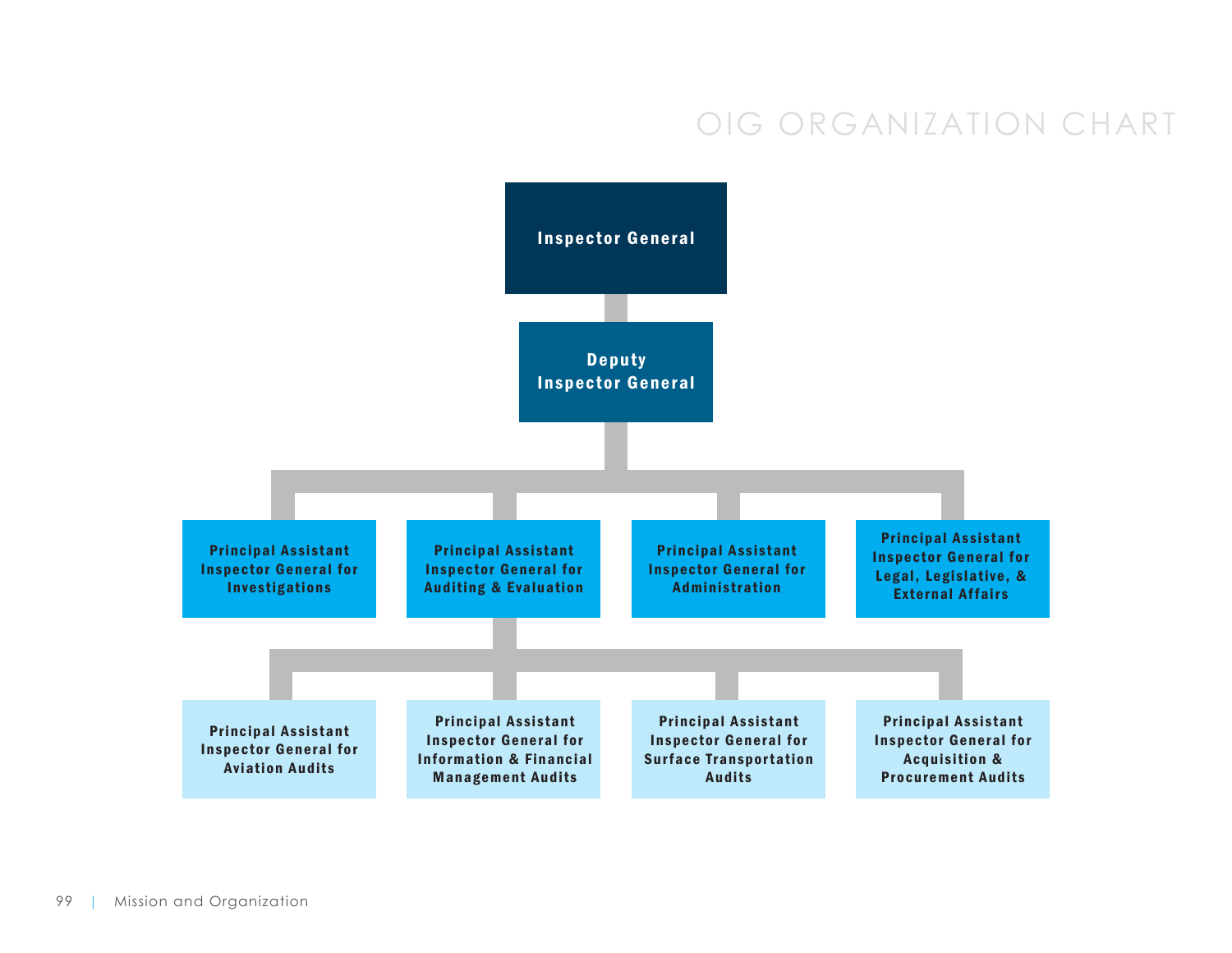# OIG ORGANIZATION CHART

- **Inspector General**
  - **Deputy Inspector General**
    - **Principal Assistant Inspector General for Investigations**
    - **Principal Assistant Inspector General for Auditing & Evaluation**
      - **Principal Assistant Inspector General for Aviation Audits**
      - **Principal Assistant Inspector General for Information & Financial Management Audits**
      - **Principal Assistant Inspector General for Surface Transportation Audits**
      - **Principal Assistant Inspector General for Acquisition & Procurement Audits**
    - **Principal Assistant Inspector General for Administration**
    - **Principal Assistant Inspector General for Legal, Legislative, & External Affairs**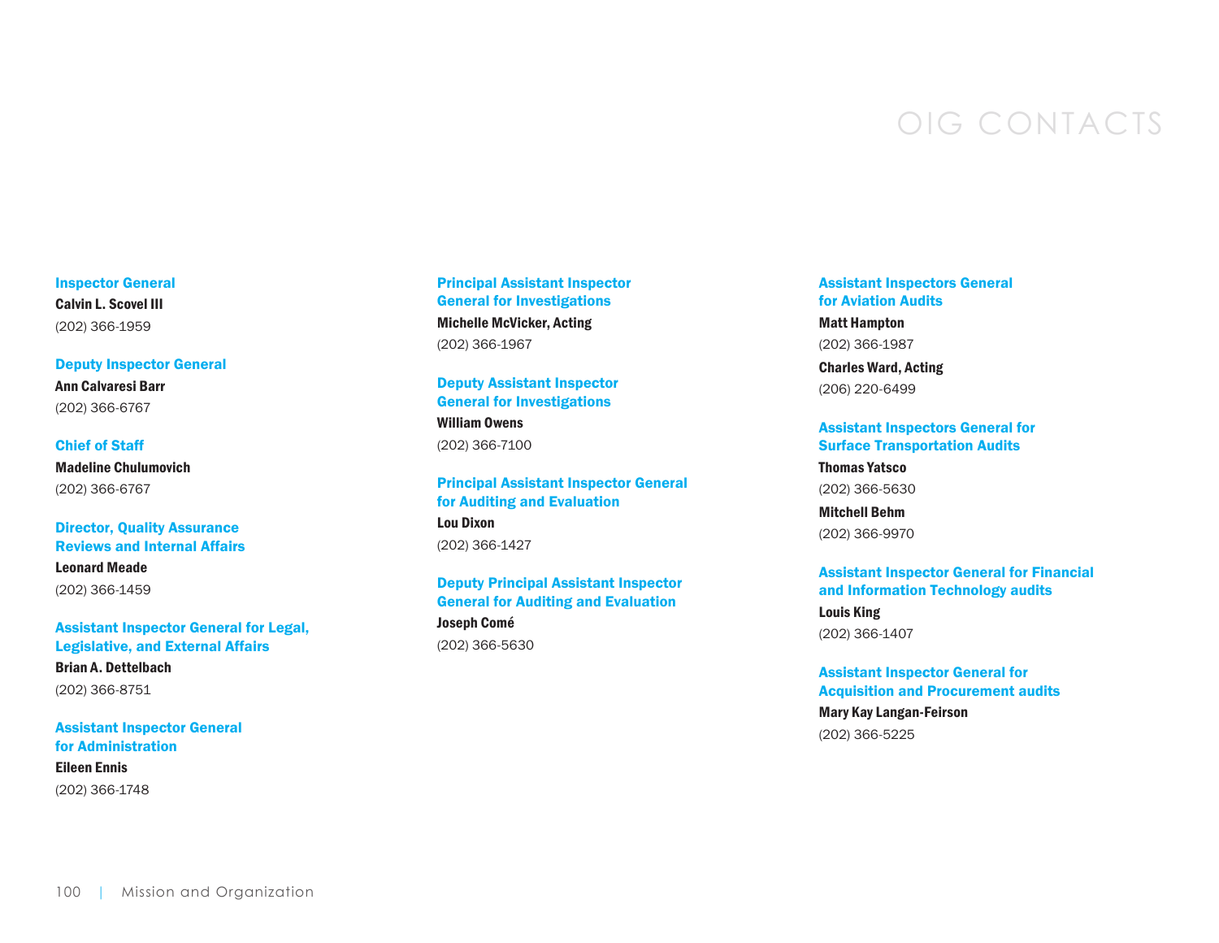# OIG CONTACTS

**Inspector General**
**Calvin L. Scovel III**
(202) 366-1959

**Deputy Inspector General**
**Ann Calvaresi Barr**
(202) 366-6767

**Chief of Staff**
**Madeline Chulumovich**
(202) 366-6767

**Director, Quality Assurance Reviews and Internal Affairs**
**Leonard Meade**
(202) 366-1459

**Assistant Inspector General for Legal, Legislative, and External Affairs**
**Brian A. Dettelbach**
(202) 366-8751

**Assistant Inspector General for Administration**
**Eileen Ennis**
(202) 366-1748

**Principal Assistant Inspector General for Investigations**
**Michelle McVicker, Acting**
(202) 366-1967

**Deputy Assistant Inspector General for Investigations**
**William Owens**
(202) 366-7100

**Principal Assistant Inspector General for Auditing and Evaluation**
**Lou Dixon**
(202) 366-1427

**Deputy Principal Assistant Inspector General for Auditing and Evaluation**
**Joseph Comé**
(202) 366-5630

**Assistant Inspectors General for Aviation Audits**
**Matt Hampton**
(202) 366-1987
**Charles Ward, Acting**
(206) 220-6499

**Assistant Inspectors General for Surface Transportation Audits**
**Thomas Yatsco**
(202) 366-5630
**Mitchell Behm**
(202) 366-9970

**Assistant Inspector General for Financial and Information Technology audits**
**Louis King**
(202) 366-1407

**Assistant Inspector General for Acquisition and Procurement audits**
**Mary Kay Langan-Feirson**
(202) 366-5225